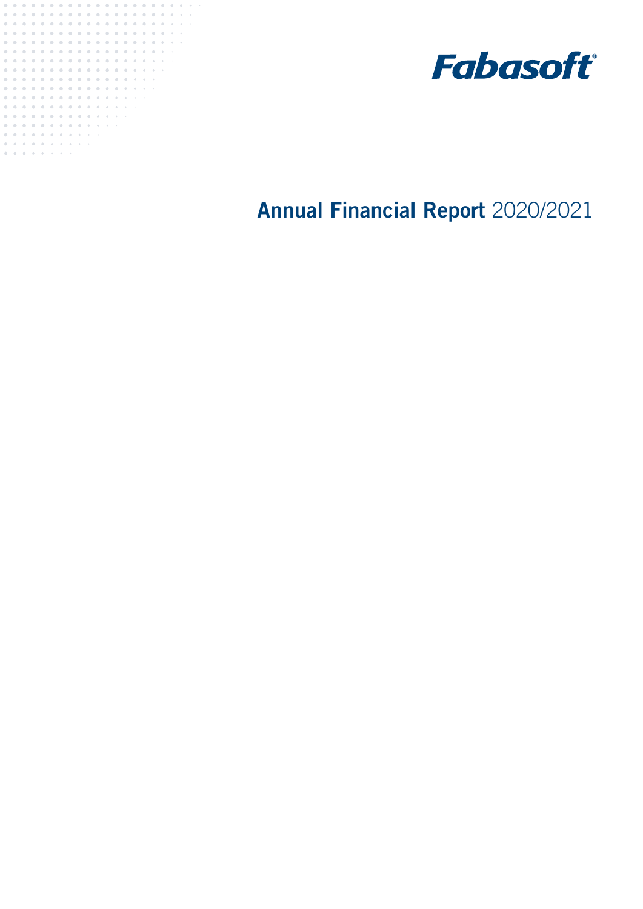Fabasoft®

# Annual Financial Report 2020/2021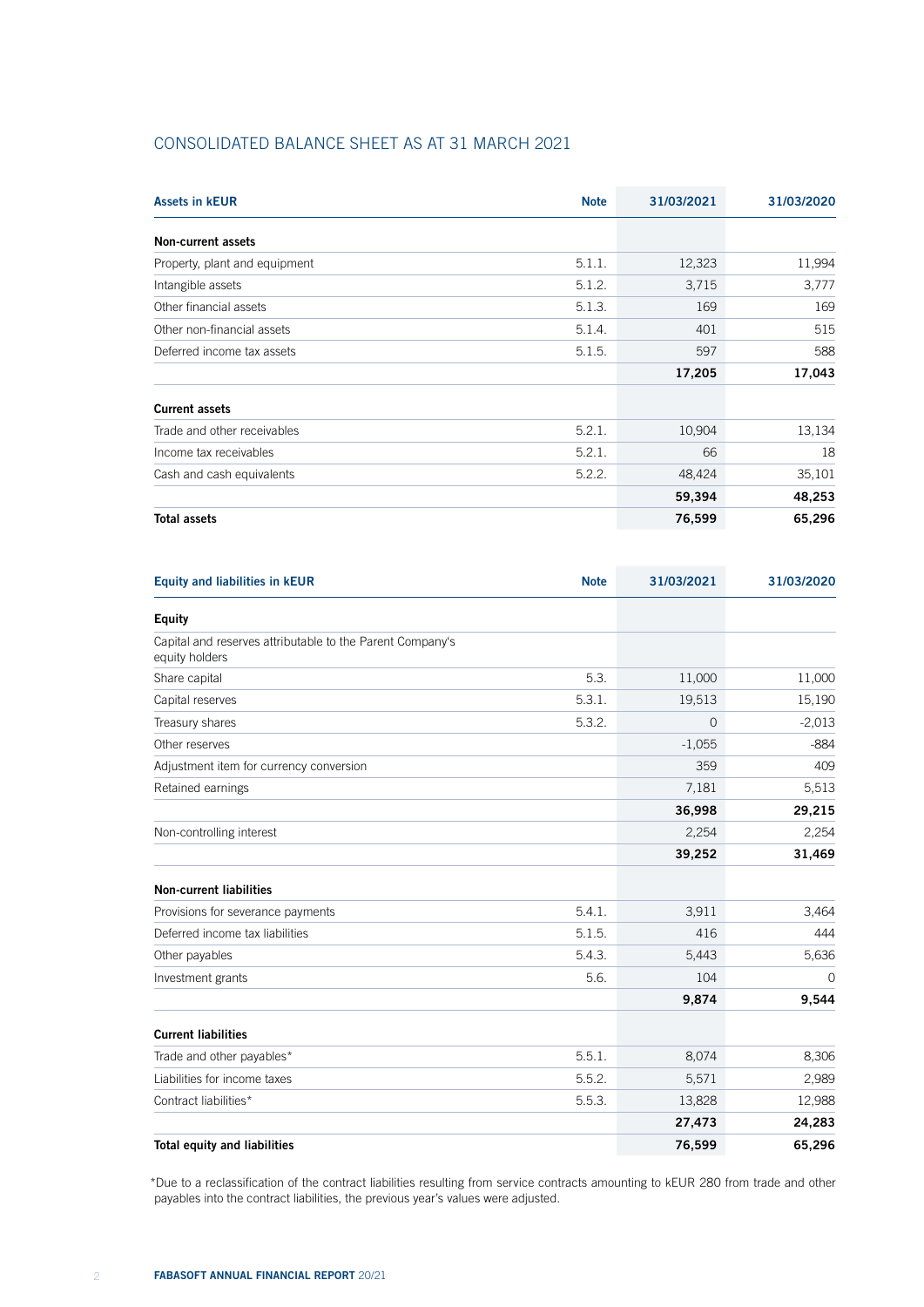## CONSOLIDATED BALANCE SHEET AS AT 31 MARCH 2021

| Assets in kEUR | Note | 31/03/2021 | 31/03/2020 |
|---|---|---|---|
| **Non-current assets** | | | |
| Property, plant and equipment | 5.1.1. | 12,323 | 11,994 |
| Intangible assets | 5.1.2. | 3,715 | 3,777 |
| Other financial assets | 5.1.3. | 169 | 169 |
| Other non-financial assets | 5.1.4. | 401 | 515 |
| Deferred income tax assets | 5.1.5. | 597 | 588 |
| | | **17,205** | **17,043** |
| **Current assets** | | | |
| Trade and other receivables | 5.2.1. | 10,904 | 13,134 |
| Income tax receivables | 5.2.1. | 66 | 18 |
| Cash and cash equivalents | 5.2.2. | 48,424 | 35,101 |
| | | **59,394** | **48,253** |
| **Total assets** | | **76,599** | **65,296** |

| Equity and liabilities in kEUR | Note | 31/03/2021 | 31/03/2020 |
|---|---|---|---|
| **Equity** | | | |
| Capital and reserves attributable to the Parent Company's equity holders | | | |
| Share capital | 5.3. | 11,000 | 11,000 |
| Capital reserves | 5.3.1. | 19,513 | 15,190 |
| Treasury shares | 5.3.2. | 0 | -2,013 |
| Other reserves | | -1,055 | -884 |
| Adjustment item for currency conversion | | 359 | 409 |
| Retained earnings | | 7,181 | 5,513 |
| | | **36,998** | **29,215** |
| Non-controlling interest | | 2,254 | 2,254 |
| | | **39,252** | **31,469** |
| **Non-current liabilities** | | | |
| Provisions for severance payments | 5.4.1. | 3,911 | 3,464 |
| Deferred income tax liabilities | 5.1.5. | 416 | 444 |
| Other payables | 5.4.3. | 5,443 | 5,636 |
| Investment grants | 5.6. | 104 | 0 |
| | | **9,874** | **9,544** |
| **Current liabilities** | | | |
| Trade and other payables* | 5.5.1. | 8,074 | 8,306 |
| Liabilities for income taxes | 5.5.2. | 5,571 | 2,989 |
| Contract liabilities* | 5.5.3. | 13,828 | 12,988 |
| | | **27,473** | **24,283** |
| **Total equity and liabilities** | | **76,599** | **65,296** |

*Due to a reclassification of the contract liabilities resulting from service contracts amounting to kEUR 280 from trade and other payables into the contract liabilities, the previous year's values were adjusted.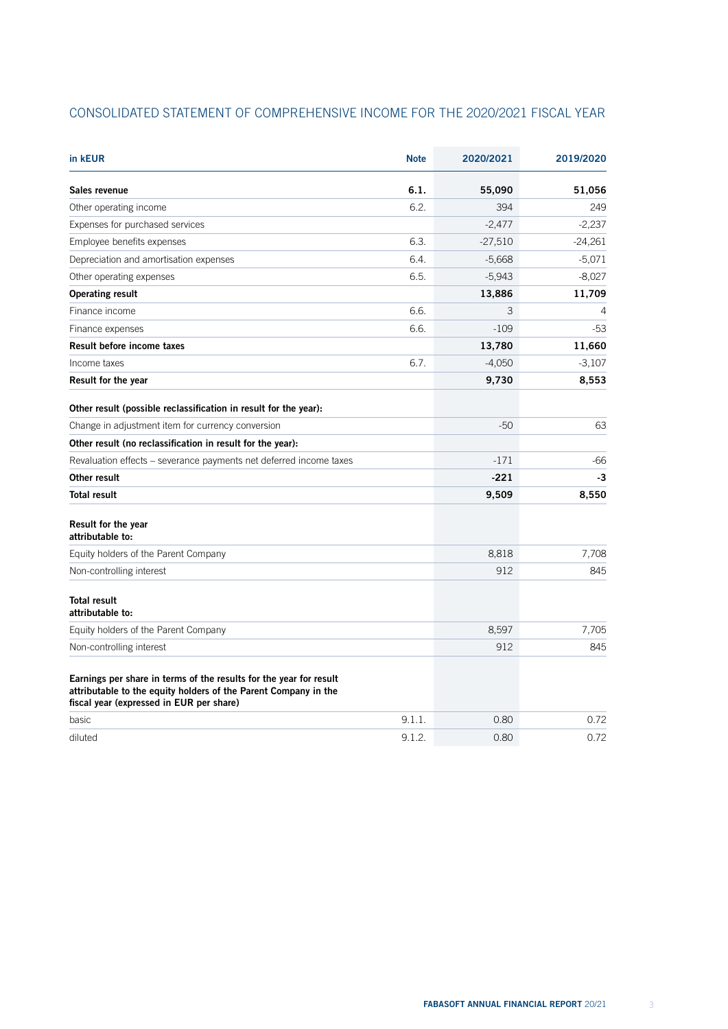## CONSOLIDATED STATEMENT OF COMPREHENSIVE INCOME FOR THE 2020/2021 FISCAL YEAR

| in kEUR | Note | 2020/2021 | 2019/2020 |
|---|---|---|---|
| **Sales revenue** | **6.1.** | **55,090** | **51,056** |
| Other operating income | 6.2. | 394 | 249 |
| Expenses for purchased services | | -2,477 | -2,237 |
| Employee benefits expenses | 6.3. | -27,510 | -24,261 |
| Depreciation and amortisation expenses | 6.4. | -5,668 | -5,071 |
| Other operating expenses | 6.5. | -5,943 | -8,027 |
| **Operating result** | | **13,886** | **11,709** |
| Finance income | 6.6. | 3 | 4 |
| Finance expenses | 6.6. | -109 | -53 |
| **Result before income taxes** | | **13,780** | **11,660** |
| Income taxes | 6.7. | -4,050 | -3,107 |
| **Result for the year** | | **9,730** | **8,553** |
| **Other result (possible reclassification in result for the year):** | | | |
| Change in adjustment item for currency conversion | | -50 | 63 |
| **Other result (no reclassification in result for the year):** | | | |
| Revaluation effects – severance payments net deferred income taxes | | -171 | -66 |
| **Other result** | | **-221** | **-3** |
| **Total result** | | **9,509** | **8,550** |
| **Result for the year attributable to:** | | | |
| Equity holders of the Parent Company | | 8,818 | 7,708 |
| Non-controlling interest | | 912 | 845 |
| **Total result attributable to:** | | | |
| Equity holders of the Parent Company | | 8,597 | 7,705 |
| Non-controlling interest | | 912 | 845 |
| **Earnings per share in terms of the results for the year for result attributable to the equity holders of the Parent Company in the fiscal year (expressed in EUR per share)** | | | |
| basic | 9.1.1. | 0.80 | 0.72 |
| diluted | 9.1.2. | 0.80 | 0.72 |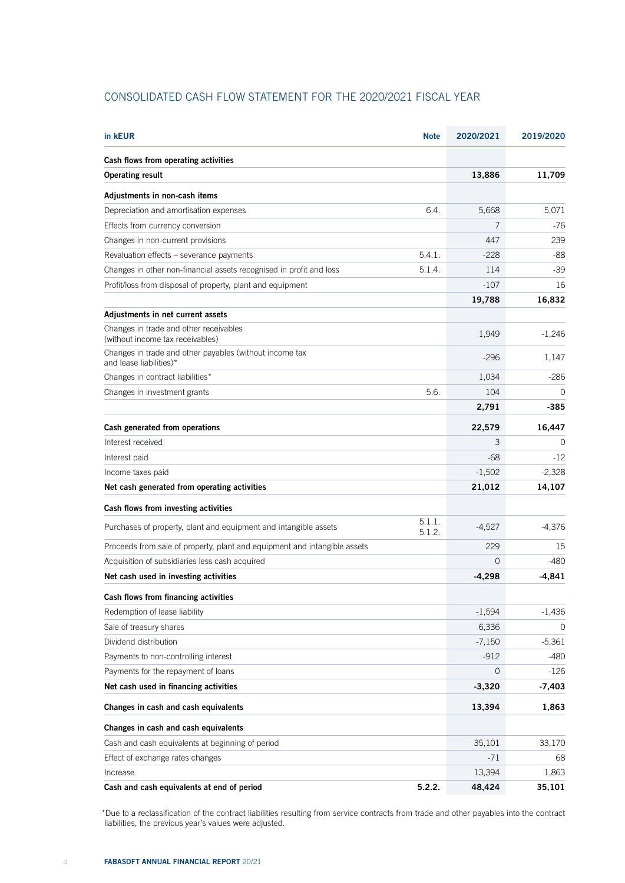## CONSOLIDATED CASH FLOW STATEMENT FOR THE 2020/2021 FISCAL YEAR

| in kEUR | Note | 2020/2021 | 2019/2020 |
|---|---|---|---|
| **Cash flows from operating activities** | | | |
| **Operating result** | | **13,886** | **11,709** |
| **Adjustments in non-cash items** | | | |
| Depreciation and amortisation expenses | 6.4. | 5,668 | 5,071 |
| Effects from currency conversion | | 7 | -76 |
| Changes in non-current provisions | | 447 | 239 |
| Revaluation effects – severance payments | 5.4.1. | -228 | -88 |
| Changes in other non-financial assets recognised in profit and loss | 5.1.4. | 114 | -39 |
| Profit/loss from disposal of property, plant and equipment | | -107 | 16 |
| | | **19,788** | **16,832** |
| **Adjustments in net current assets** | | | |
| Changes in trade and other receivables (without income tax receivables) | | 1,949 | -1,246 |
| Changes in trade and other payables (without income tax and lease liabilities)* | | -296 | 1,147 |
| Changes in contract liabilities* | | 1,034 | -286 |
| Changes in investment grants | 5.6. | 104 | 0 |
| | | **2,791** | **-385** |
| **Cash generated from operations** | | **22,579** | **16,447** |
| Interest received | | 3 | 0 |
| Interest paid | | -68 | -12 |
| Income taxes paid | | -1,502 | -2,328 |
| **Net cash generated from operating activities** | | **21,012** | **14,107** |
| **Cash flows from investing activities** | | | |
| Purchases of property, plant and equipment and intangible assets | 5.1.1. 5.1.2. | -4,527 | -4,376 |
| Proceeds from sale of property, plant and equipment and intangible assets | | 229 | 15 |
| Acquisition of subsidiaries less cash acquired | | 0 | -480 |
| **Net cash used in investing activities** | | **-4,298** | **-4,841** |
| **Cash flows from financing activities** | | | |
| Redemption of lease liability | | -1,594 | -1,436 |
| Sale of treasury shares | | 6,336 | 0 |
| Dividend distribution | | -7,150 | -5,361 |
| Payments to non-controlling interest | | -912 | -480 |
| Payments for the repayment of loans | | 0 | -126 |
| **Net cash used in financing activities** | | **-3,320** | **-7,403** |
| **Changes in cash and cash equivalents** | | **13,394** | **1,863** |
| **Changes in cash and cash equivalents** | | | |
| Cash and cash equivalents at beginning of period | | 35,101 | 33,170 |
| Effect of exchange rates changes | | -71 | 68 |
| Increase | | 13,394 | 1,863 |
| **Cash and cash equivalents at end of period** | **5.2.2.** | **48,424** | **35,101** |

*Due to a reclassification of the contract liabilities resulting from service contracts from trade and other payables into the contract liabilities, the previous year's values were adjusted.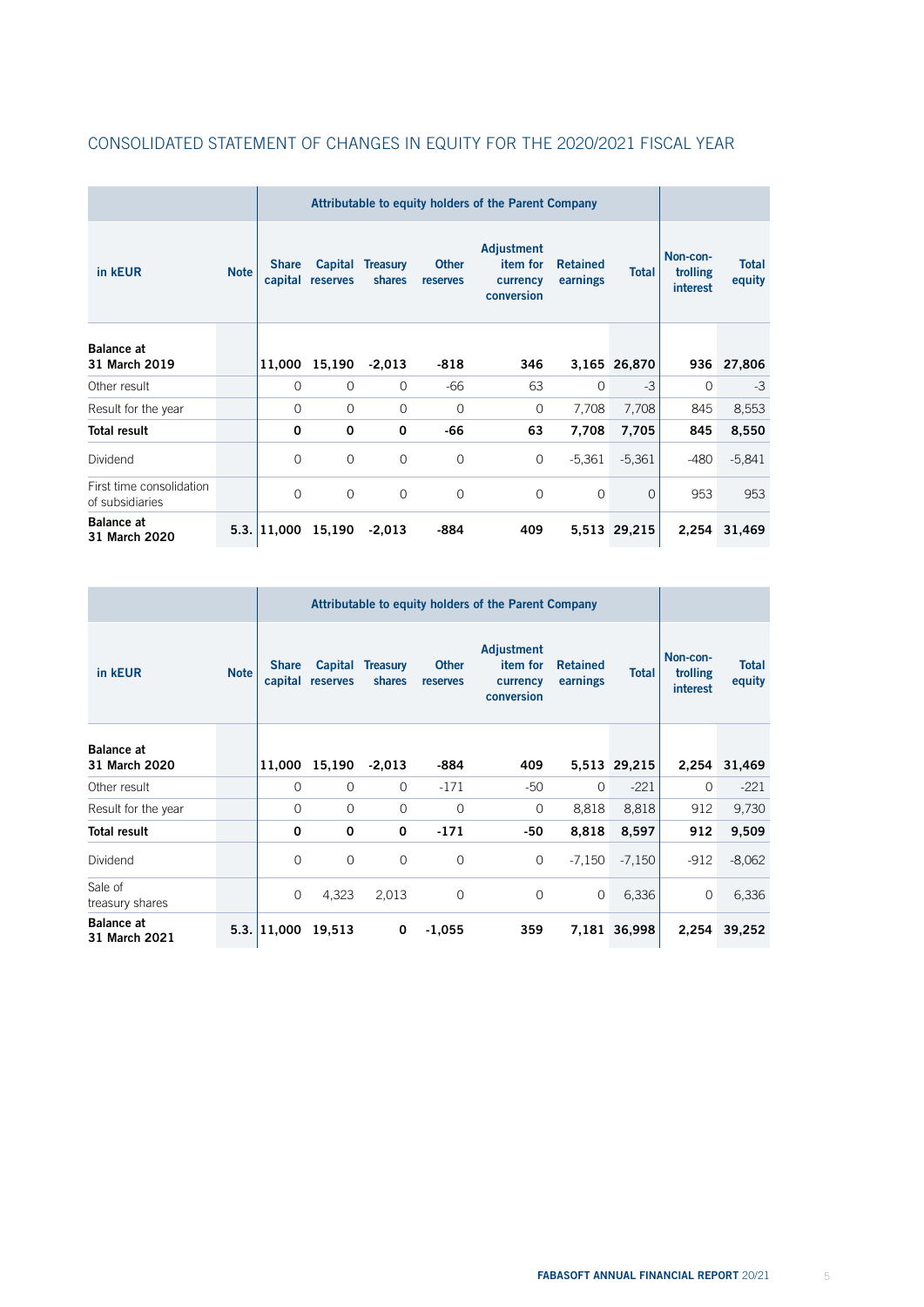## CONSOLIDATED STATEMENT OF CHANGES IN EQUITY FOR THE 2020/2021 FISCAL YEAR

| in kEUR | Note | Attributable to equity holders of the Parent Company | | | | | | | | |
|---|---|---|---|---|---|---|---|---|---|---|
| | | Share capital | Capital reserves | Treasury shares | Other reserves | Adjustment item for currency conversion | Retained earnings | Total | Non-controlling interest | Total equity |
| **Balance at 31 March 2019** | | **11,000** | **15,190** | **-2,013** | **-818** | **346** | **3,165** | **26,870** | **936** | **27,806** |
| Other result | | 0 | 0 | 0 | -66 | 63 | 0 | -3 | 0 | -3 |
| Result for the year | | 0 | 0 | 0 | 0 | 0 | 7,708 | 7,708 | 845 | 8,553 |
| **Total result** | | **0** | **0** | **0** | **-66** | **63** | **7,708** | **7,705** | **845** | **8,550** |
| Dividend | | 0 | 0 | 0 | 0 | 0 | -5,361 | -5,361 | -480 | -5,841 |
| First time consolidation of subsidiaries | | 0 | 0 | 0 | 0 | 0 | 0 | 0 | 953 | 953 |
| **Balance at 31 March 2020** | **5.3.** | **11,000** | **15,190** | **-2,013** | **-884** | **409** | **5,513** | **29,215** | **2,254** | **31,469** |

| in kEUR | Note | Attributable to equity holders of the Parent Company | | | | | | | | |
|---|---|---|---|---|---|---|---|---|---|---|
| | | Share capital | Capital reserves | Treasury shares | Other reserves | Adjustment item for currency conversion | Retained earnings | Total | Non-controlling interest | Total equity |
| **Balance at 31 March 2020** | | **11,000** | **15,190** | **-2,013** | **-884** | **409** | **5,513** | **29,215** | **2,254** | **31,469** |
| Other result | | 0 | 0 | 0 | -171 | -50 | 0 | -221 | 0 | -221 |
| Result for the year | | 0 | 0 | 0 | 0 | 0 | 8,818 | 8,818 | 912 | 9,730 |
| **Total result** | | **0** | **0** | **0** | **-171** | **-50** | **8,818** | **8,597** | **912** | **9,509** |
| Dividend | | 0 | 0 | 0 | 0 | 0 | -7,150 | -7,150 | -912 | -8,062 |
| Sale of treasury shares | | 0 | 4,323 | 2,013 | 0 | 0 | 0 | 6,336 | 0 | 6,336 |
| **Balance at 31 March 2021** | **5.3.** | **11,000** | **19,513** | **0** | **-1,055** | **359** | **7,181** | **36,998** | **2,254** | **39,252** |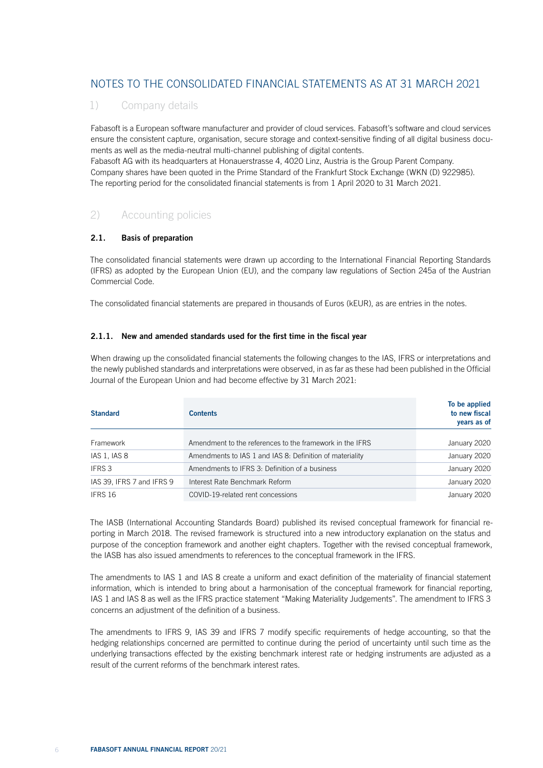# NOTES TO THE CONSOLIDATED FINANCIAL STATEMENTS AS AT 31 MARCH 2021

## 1) Company details

Fabasoft is a European software manufacturer and provider of cloud services. Fabasoft's software and cloud services ensure the consistent capture, organisation, secure storage and context-sensitive finding of all digital business documents as well as the media-neutral multi-channel publishing of digital contents.
Fabasoft AG with its headquarters at Honauerstrasse 4, 4020 Linz, Austria is the Group Parent Company.
Company shares have been quoted in the Prime Standard of the Frankfurt Stock Exchange (WKN (D) 922985).
The reporting period for the consolidated financial statements is from 1 April 2020 to 31 March 2021.

## 2) Accounting policies

### 2.1. Basis of preparation

The consolidated financial statements were drawn up according to the International Financial Reporting Standards (IFRS) as adopted by the European Union (EU), and the company law regulations of Section 245a of the Austrian Commercial Code.

The consolidated financial statements are prepared in thousands of Euros (kEUR), as are entries in the notes.

#### 2.1.1. New and amended standards used for the first time in the fiscal year

When drawing up the consolidated financial statements the following changes to the IAS, IFRS or interpretations and the newly published standards and interpretations were observed, in as far as these had been published in the Official Journal of the European Union and had become effective by 31 March 2021:

| Standard | Contents | To be applied to new fiscal years as of |
|---|---|---|
| Framework | Amendment to the references to the framework in the IFRS | January 2020 |
| IAS 1, IAS 8 | Amendments to IAS 1 and IAS 8: Definition of materiality | January 2020 |
| IFRS 3 | Amendments to IFRS 3: Definition of a business | January 2020 |
| IAS 39, IFRS 7 and IFRS 9 | Interest Rate Benchmark Reform | January 2020 |
| IFRS 16 | COVID-19-related rent concessions | January 2020 |

The IASB (International Accounting Standards Board) published its revised conceptual framework for financial reporting in March 2018. The revised framework is structured into a new introductory explanation on the status and purpose of the conception framework and another eight chapters. Together with the revised conceptual framework, the IASB has also issued amendments to references to the conceptual framework in the IFRS.

The amendments to IAS 1 and IAS 8 create a uniform and exact definition of the materiality of financial statement information, which is intended to bring about a harmonisation of the conceptual framework for financial reporting, IAS 1 and IAS 8 as well as the IFRS practice statement "Making Materiality Judgements". The amendment to IFRS 3 concerns an adjustment of the definition of a business.

The amendments to IFRS 9, IAS 39 and IFRS 7 modify specific requirements of hedge accounting, so that the hedging relationships concerned are permitted to continue during the period of uncertainty until such time as the underlying transactions effected by the existing benchmark interest rate or hedging instruments are adjusted as a result of the current reforms of the benchmark interest rates.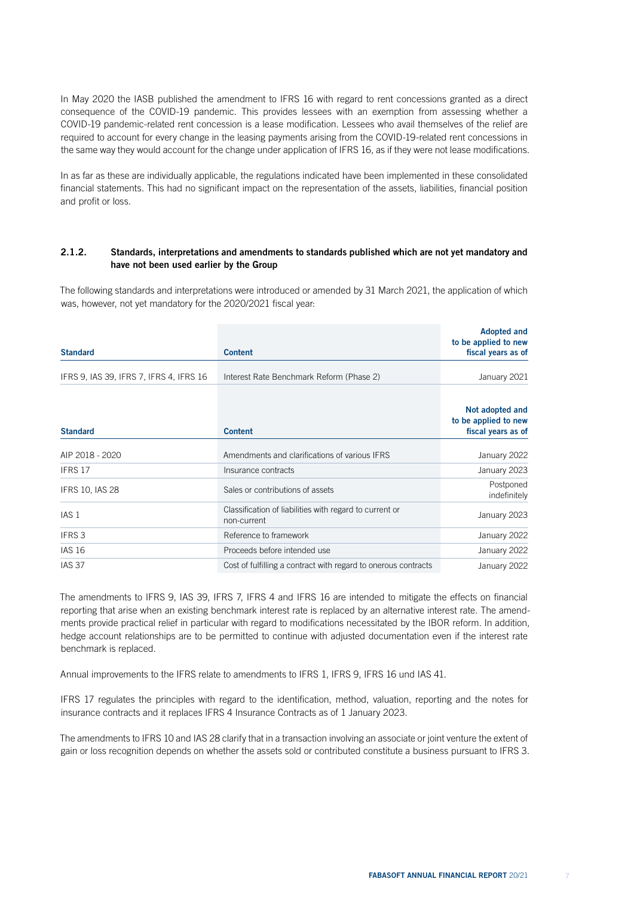In May 2020 the IASB published the amendment to IFRS 16 with regard to rent concessions granted as a direct consequence of the COVID-19 pandemic. This provides lessees with an exemption from assessing whether a COVID-19 pandemic-related rent concession is a lease modification. Lessees who avail themselves of the relief are required to account for every change in the leasing payments arising from the COVID-19-related rent concessions in the same way they would account for the change under application of IFRS 16, as if they were not lease modifications.

In as far as these are individually applicable, the regulations indicated have been implemented in these consolidated financial statements. This had no significant impact on the representation of the assets, liabilities, financial position and profit or loss.

### 2.1.2. Standards, interpretations and amendments to standards published which are not yet mandatory and have not been used earlier by the Group

The following standards and interpretations were introduced or amended by 31 March 2021, the application of which was, however, not yet mandatory for the 2020/2021 fiscal year:

| Standard | Content | Adopted and to be applied to new fiscal years as of |
|---|---|---|
| IFRS 9, IAS 39, IFRS 7, IFRS 4, IFRS 16 | Interest Rate Benchmark Reform (Phase 2) | January 2021 |

| Standard | Content | Not adopted and to be applied to new fiscal years as of |
|---|---|---|
| AIP 2018 - 2020 | Amendments and clarifications of various IFRS | January 2022 |
| IFRS 17 | Insurance contracts | January 2023 |
| IFRS 10, IAS 28 | Sales or contributions of assets | Postponed indefinitely |
| IAS 1 | Classification of liabilities with regard to current or non-current | January 2023 |
| IFRS 3 | Reference to framework | January 2022 |
| IAS 16 | Proceeds before intended use | January 2022 |
| IAS 37 | Cost of fulfilling a contract with regard to onerous contracts | January 2022 |

The amendments to IFRS 9, IAS 39, IFRS 7, IFRS 4 and IFRS 16 are intended to mitigate the effects on financial reporting that arise when an existing benchmark interest rate is replaced by an alternative interest rate. The amendments provide practical relief in particular with regard to modifications necessitated by the IBOR reform. In addition, hedge account relationships are to be permitted to continue with adjusted documentation even if the interest rate benchmark is replaced.

Annual improvements to the IFRS relate to amendments to IFRS 1, IFRS 9, IFRS 16 und IAS 41.

IFRS 17 regulates the principles with regard to the identification, method, valuation, reporting and the notes for insurance contracts and it replaces IFRS 4 Insurance Contracts as of 1 January 2023.

The amendments to IFRS 10 and IAS 28 clarify that in a transaction involving an associate or joint venture the extent of gain or loss recognition depends on whether the assets sold or contributed constitute a business pursuant to IFRS 3.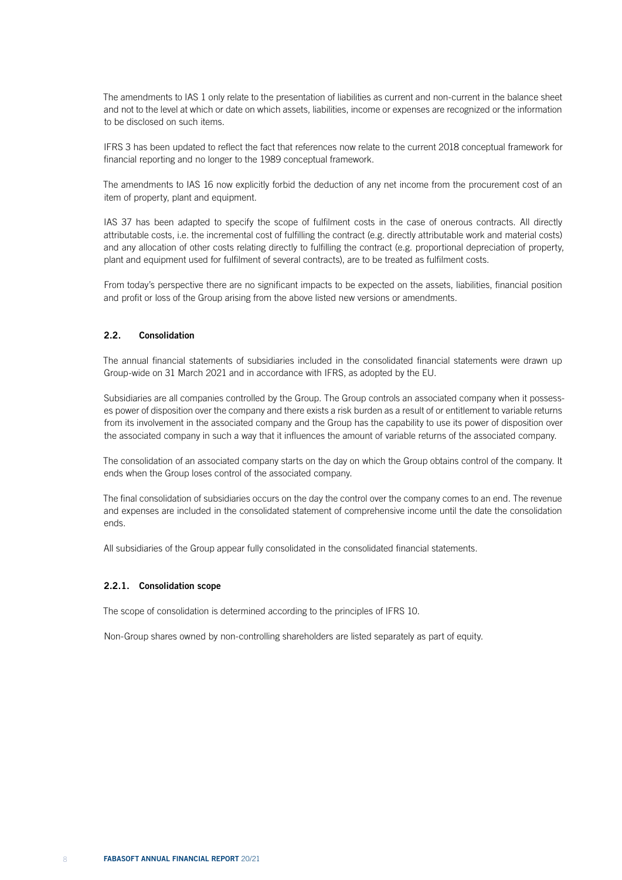The amendments to IAS 1 only relate to the presentation of liabilities as current and non-current in the balance sheet and not to the level at which or date on which assets, liabilities, income or expenses are recognized or the information to be disclosed on such items.

IFRS 3 has been updated to reflect the fact that references now relate to the current 2018 conceptual framework for financial reporting and no longer to the 1989 conceptual framework.

The amendments to IAS 16 now explicitly forbid the deduction of any net income from the procurement cost of an item of property, plant and equipment.

IAS 37 has been adapted to specify the scope of fulfilment costs in the case of onerous contracts. All directly attributable costs, i.e. the incremental cost of fulfilling the contract (e.g. directly attributable work and material costs) and any allocation of other costs relating directly to fulfilling the contract (e.g. proportional depreciation of property, plant and equipment used for fulfilment of several contracts), are to be treated as fulfilment costs.

From today's perspective there are no significant impacts to be expected on the assets, liabilities, financial position and profit or loss of the Group arising from the above listed new versions or amendments.

## 2.2. Consolidation

The annual financial statements of subsidiaries included in the consolidated financial statements were drawn up Group-wide on 31 March 2021 and in accordance with IFRS, as adopted by the EU.

Subsidiaries are all companies controlled by the Group. The Group controls an associated company when it possesses power of disposition over the company and there exists a risk burden as a result of or entitlement to variable returns from its involvement in the associated company and the Group has the capability to use its power of disposition over the associated company in such a way that it influences the amount of variable returns of the associated company.

The consolidation of an associated company starts on the day on which the Group obtains control of the company. It ends when the Group loses control of the associated company.

The final consolidation of subsidiaries occurs on the day the control over the company comes to an end. The revenue and expenses are included in the consolidated statement of comprehensive income until the date the consolidation ends.

All subsidiaries of the Group appear fully consolidated in the consolidated financial statements.

### 2.2.1. Consolidation scope

The scope of consolidation is determined according to the principles of IFRS 10.

Non-Group shares owned by non-controlling shareholders are listed separately as part of equity.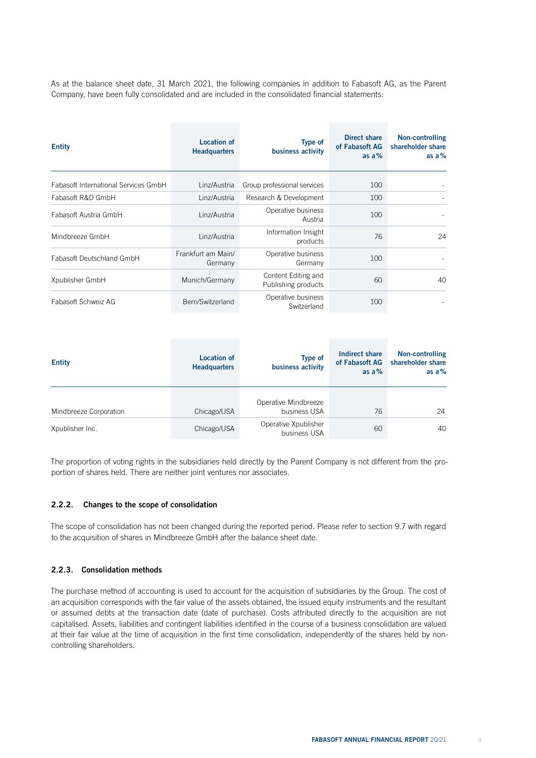As at the balance sheet date, 31 March 2021, the following companies in addition to Fabasoft AG, as the Parent Company, have been fully consolidated and are included in the consolidated financial statements:

| Entity | Location of Headquarters | Type of business activity | Direct share of Fabasoft AG as a% | Non-controlling shareholder share as a% |
|---|---|---|---|---|
| Fabasoft International Services GmbH | Linz/Austria | Group professional services | 100 | - |
| Fabasoft R&D GmbH | Linz/Austria | Research & Development | 100 | - |
| Fabasoft Austria GmbH | Linz/Austria | Operative business Austria | 100 | - |
| Mindbreeze GmbH | Linz/Austria | Information Insight products | 76 | 24 |
| Fabasoft Deutschland GmbH | Frankfurt am Main/ Germany | Operative business Germany | 100 | - |
| Xpublisher GmbH | Munich/Germany | Content Editing and Publishing products | 60 | 40 |
| Fabasoft Schweiz AG | Bern/Switzerland | Operative business Switzerland | 100 | - |

| Entity | Location of Headquarters | Type of business activity | Indirect share of Fabasoft AG as a% | Non-controlling shareholder share as a% |
|---|---|---|---|---|
| Mindbreeze Corporation | Chicago/USA | Operative Mindbreeze business USA | 76 | 24 |
| Xpublisher Inc. | Chicago/USA | Operative Xpublisher business USA | 60 | 40 |

The proportion of voting rights in the subsidiaries held directly by the Parent Company is not different from the proportion of shares held. There are neither joint ventures nor associates.

### 2.2.2. Changes to the scope of consolidation

The scope of consolidation has not been changed during the reported period. Please refer to section 9.7 with regard to the acquisition of shares in Mindbreeze GmbH after the balance sheet date.

### 2.2.3. Consolidation methods

The purchase method of accounting is used to account for the acquisition of subsidiaries by the Group. The cost of an acquisition corresponds with the fair value of the assets obtained, the issued equity instruments and the resultant or assumed debts at the transaction date (date of purchase). Costs attributed directly to the acquisition are not capitalised. Assets, liabilities and contingent liabilities identified in the course of a business consolidation are valued at their fair value at the time of acquisition in the first time consolidation, independently of the shares held by non-controlling shareholders.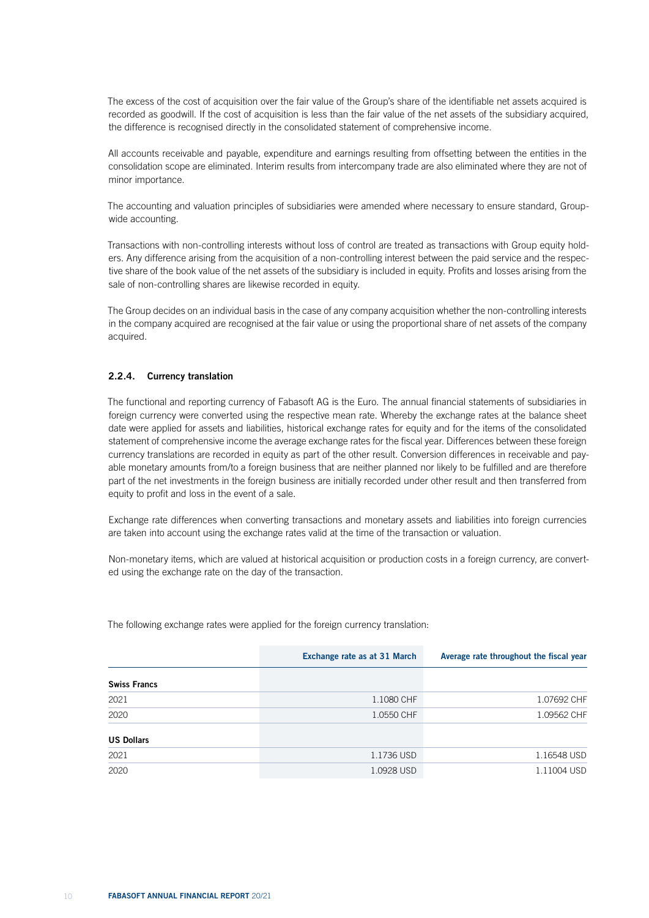The excess of the cost of acquisition over the fair value of the Group's share of the identifiable net assets acquired is recorded as goodwill. If the cost of acquisition is less than the fair value of the net assets of the subsidiary acquired, the difference is recognised directly in the consolidated statement of comprehensive income.

All accounts receivable and payable, expenditure and earnings resulting from offsetting between the entities in the consolidation scope are eliminated. Interim results from intercompany trade are also eliminated where they are not of minor importance.

The accounting and valuation principles of subsidiaries were amended where necessary to ensure standard, Group-wide accounting.

Transactions with non-controlling interests without loss of control are treated as transactions with Group equity holders. Any difference arising from the acquisition of a non-controlling interest between the paid service and the respective share of the book value of the net assets of the subsidiary is included in equity. Profits and losses arising from the sale of non-controlling shares are likewise recorded in equity.

The Group decides on an individual basis in the case of any company acquisition whether the non-controlling interests in the company acquired are recognised at the fair value or using the proportional share of net assets of the company acquired.

### 2.2.4. Currency translation

The functional and reporting currency of Fabasoft AG is the Euro. The annual financial statements of subsidiaries in foreign currency were converted using the respective mean rate. Whereby the exchange rates at the balance sheet date were applied for assets and liabilities, historical exchange rates for equity and for the items of the consolidated statement of comprehensive income the average exchange rates for the fiscal year. Differences between these foreign currency translations are recorded in equity as part of the other result. Conversion differences in receivable and payable monetary amounts from/to a foreign business that are neither planned nor likely to be fulfilled and are therefore part of the net investments in the foreign business are initially recorded under other result and then transferred from equity to profit and loss in the event of a sale.

Exchange rate differences when converting transactions and monetary assets and liabilities into foreign currencies are taken into account using the exchange rates valid at the time of the transaction or valuation.

Non-monetary items, which are valued at historical acquisition or production costs in a foreign currency, are converted using the exchange rate on the day of the transaction.

The following exchange rates were applied for the foreign currency translation:

| | Exchange rate as at 31 March | Average rate throughout the fiscal year |
|---|---|---|
| **Swiss Francs** | | |
| 2021 | 1.1080 CHF | 1.07692 CHF |
| 2020 | 1.0550 CHF | 1.09562 CHF |
| **US Dollars** | | |
| 2021 | 1.1736 USD | 1.16548 USD |
| 2020 | 1.0928 USD | 1.11004 USD |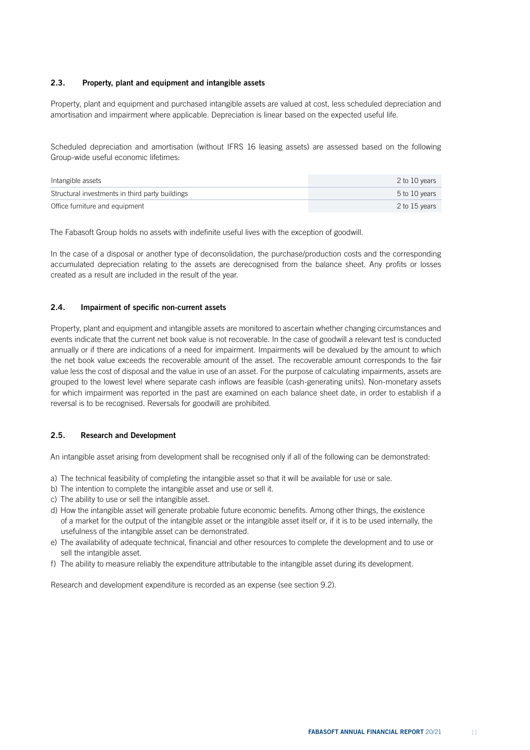### 2.3. Property, plant and equipment and intangible assets

Property, plant and equipment and purchased intangible assets are valued at cost, less scheduled depreciation and amortisation and impairment where applicable. Depreciation is linear based on the expected useful life.

Scheduled depreciation and amortisation (without IFRS 16 leasing assets) are assessed based on the following Group-wide useful economic lifetimes:

| | |
|---|---|
| Intangible assets | 2 to 10 years |
| Structural investments in third party buildings | 5 to 10 years |
| Office furniture and equipment | 2 to 15 years |

The Fabasoft Group holds no assets with indefinite useful lives with the exception of goodwill.

In the case of a disposal or another type of deconsolidation, the purchase/production costs and the corresponding accumulated depreciation relating to the assets are derecognised from the balance sheet. Any profits or losses created as a result are included in the result of the year.

### 2.4. Impairment of specific non-current assets

Property, plant and equipment and intangible assets are monitored to ascertain whether changing circumstances and events indicate that the current net book value is not recoverable. In the case of goodwill a relevant test is conducted annually or if there are indications of a need for impairment. Impairments will be devalued by the amount to which the net book value exceeds the recoverable amount of the asset. The recoverable amount corresponds to the fair value less the cost of disposal and the value in use of an asset. For the purpose of calculating impairments, assets are grouped to the lowest level where separate cash inflows are feasible (cash-generating units). Non-monetary assets for which impairment was reported in the past are examined on each balance sheet date, in order to establish if a reversal is to be recognised. Reversals for goodwill are prohibited.

### 2.5. Research and Development

An intangible asset arising from development shall be recognised only if all of the following can be demonstrated:

a) The technical feasibility of completing the intangible asset so that it will be available for use or sale.
b) The intention to complete the intangible asset and use or sell it.
c) The ability to use or sell the intangible asset.
d) How the intangible asset will generate probable future economic benefits. Among other things, the existence of a market for the output of the intangible asset or the intangible asset itself or, if it is to be used internally, the usefulness of the intangible asset can be demonstrated.
e) The availability of adequate technical, financial and other resources to complete the development and to use or sell the intangible asset.
f) The ability to measure reliably the expenditure attributable to the intangible asset during its development.

Research and development expenditure is recorded as an expense (see section 9.2).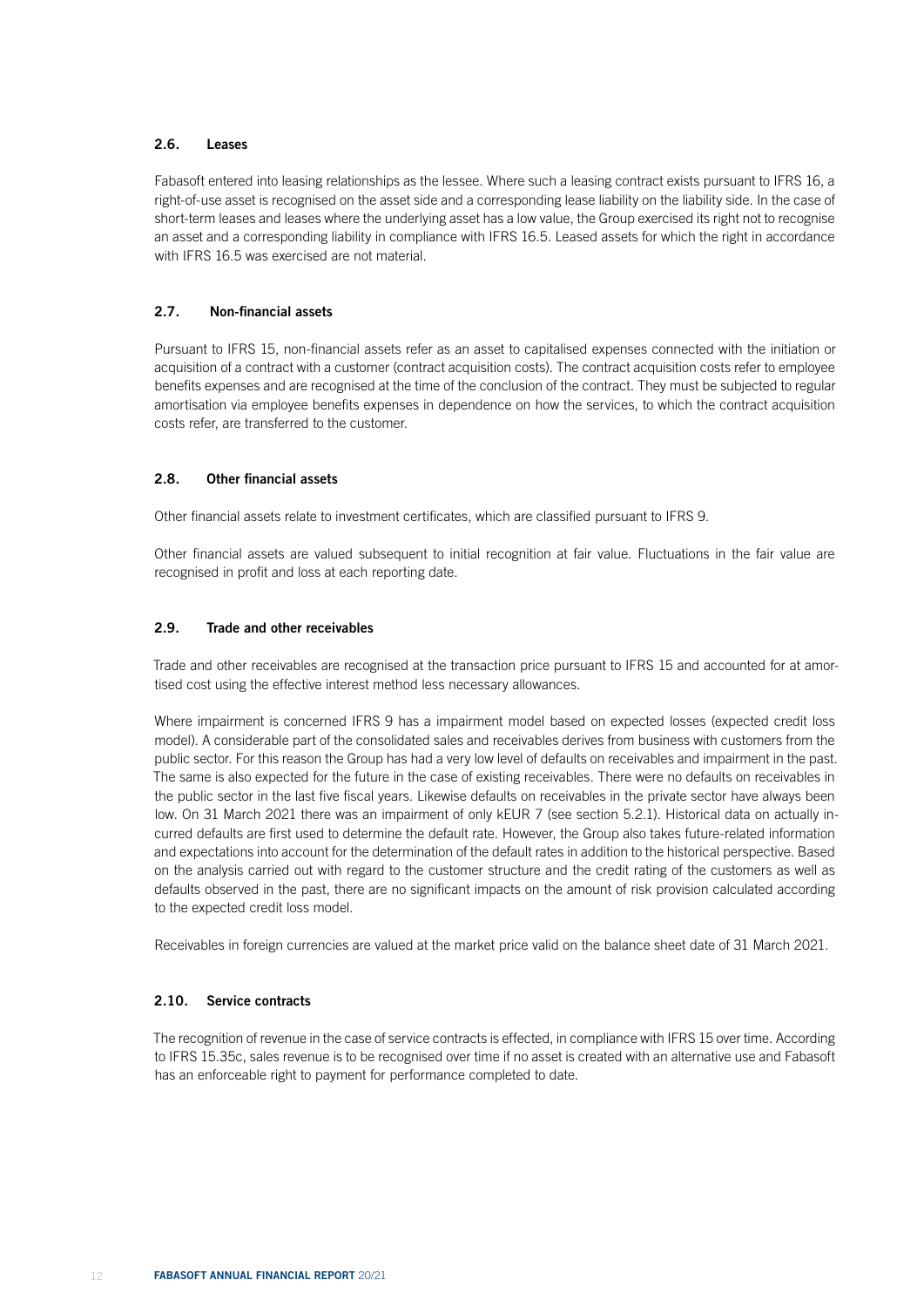### 2.6. Leases

Fabasoft entered into leasing relationships as the lessee. Where such a leasing contract exists pursuant to IFRS 16, a right-of-use asset is recognised on the asset side and a corresponding lease liability on the liability side. In the case of short-term leases and leases where the underlying asset has a low value, the Group exercised its right not to recognise an asset and a corresponding liability in compliance with IFRS 16.5. Leased assets for which the right in accordance with IFRS 16.5 was exercised are not material.

### 2.7. Non-financial assets

Pursuant to IFRS 15, non-financial assets refer as an asset to capitalised expenses connected with the initiation or acquisition of a contract with a customer (contract acquisition costs). The contract acquisition costs refer to employee benefits expenses and are recognised at the time of the conclusion of the contract. They must be subjected to regular amortisation via employee benefits expenses in dependence on how the services, to which the contract acquisition costs refer, are transferred to the customer.

### 2.8. Other financial assets

Other financial assets relate to investment certificates, which are classified pursuant to IFRS 9.

Other financial assets are valued subsequent to initial recognition at fair value. Fluctuations in the fair value are recognised in profit and loss at each reporting date.

### 2.9. Trade and other receivables

Trade and other receivables are recognised at the transaction price pursuant to IFRS 15 and accounted for at amortised cost using the effective interest method less necessary allowances.

Where impairment is concerned IFRS 9 has a impairment model based on expected losses (expected credit loss model). A considerable part of the consolidated sales and receivables derives from business with customers from the public sector. For this reason the Group has had a very low level of defaults on receivables and impairment in the past. The same is also expected for the future in the case of existing receivables. There were no defaults on receivables in the public sector in the last five fiscal years. Likewise defaults on receivables in the private sector have always been low. On 31 March 2021 there was an impairment of only kEUR 7 (see section 5.2.1). Historical data on actually incurred defaults are first used to determine the default rate. However, the Group also takes future-related information and expectations into account for the determination of the default rates in addition to the historical perspective. Based on the analysis carried out with regard to the customer structure and the credit rating of the customers as well as defaults observed in the past, there are no significant impacts on the amount of risk provision calculated according to the expected credit loss model.

Receivables in foreign currencies are valued at the market price valid on the balance sheet date of 31 March 2021.

### 2.10. Service contracts

The recognition of revenue in the case of service contracts is effected, in compliance with IFRS 15 over time. According to IFRS 15.35c, sales revenue is to be recognised over time if no asset is created with an alternative use and Fabasoft has an enforceable right to payment for performance completed to date.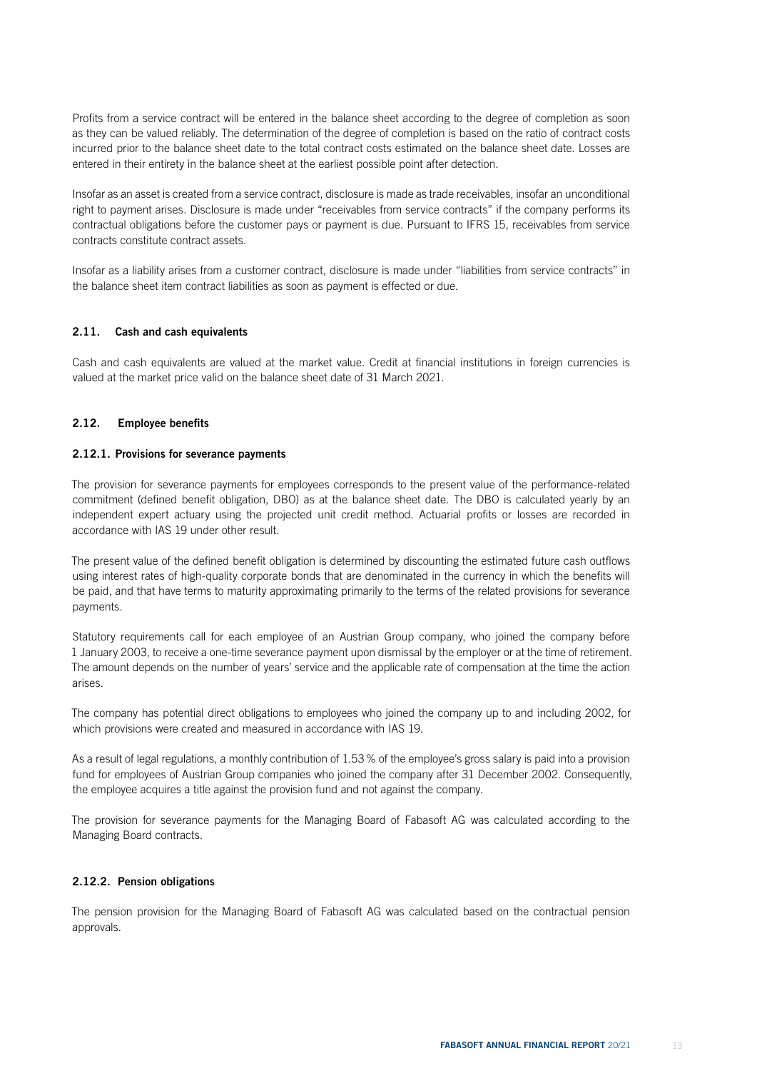Profits from a service contract will be entered in the balance sheet according to the degree of completion as soon as they can be valued reliably. The determination of the degree of completion is based on the ratio of contract costs incurred prior to the balance sheet date to the total contract costs estimated on the balance sheet date. Losses are entered in their entirety in the balance sheet at the earliest possible point after detection.

Insofar as an asset is created from a service contract, disclosure is made as trade receivables, insofar an unconditional right to payment arises. Disclosure is made under "receivables from service contracts" if the company performs its contractual obligations before the customer pays or payment is due. Pursuant to IFRS 15, receivables from service contracts constitute contract assets.

Insofar as a liability arises from a customer contract, disclosure is made under "liabilities from service contracts" in the balance sheet item contract liabilities as soon as payment is effected or due.

### 2.11. Cash and cash equivalents

Cash and cash equivalents are valued at the market value. Credit at financial institutions in foreign currencies is valued at the market price valid on the balance sheet date of 31 March 2021.

### 2.12. Employee benefits

#### 2.12.1. Provisions for severance payments

The provision for severance payments for employees corresponds to the present value of the performance-related commitment (defined benefit obligation, DBO) as at the balance sheet date. The DBO is calculated yearly by an independent expert actuary using the projected unit credit method. Actuarial profits or losses are recorded in accordance with IAS 19 under other result.

The present value of the defined benefit obligation is determined by discounting the estimated future cash outflows using interest rates of high-quality corporate bonds that are denominated in the currency in which the benefits will be paid, and that have terms to maturity approximating primarily to the terms of the related provisions for severance payments.

Statutory requirements call for each employee of an Austrian Group company, who joined the company before 1 January 2003, to receive a one-time severance payment upon dismissal by the employer or at the time of retirement. The amount depends on the number of years' service and the applicable rate of compensation at the time the action arises.

The company has potential direct obligations to employees who joined the company up to and including 2002, for which provisions were created and measured in accordance with IAS 19.

As a result of legal regulations, a monthly contribution of 1.53 % of the employee's gross salary is paid into a provision fund for employees of Austrian Group companies who joined the company after 31 December 2002. Consequently, the employee acquires a title against the provision fund and not against the company.

The provision for severance payments for the Managing Board of Fabasoft AG was calculated according to the Managing Board contracts.

#### 2.12.2. Pension obligations

The pension provision for the Managing Board of Fabasoft AG was calculated based on the contractual pension approvals.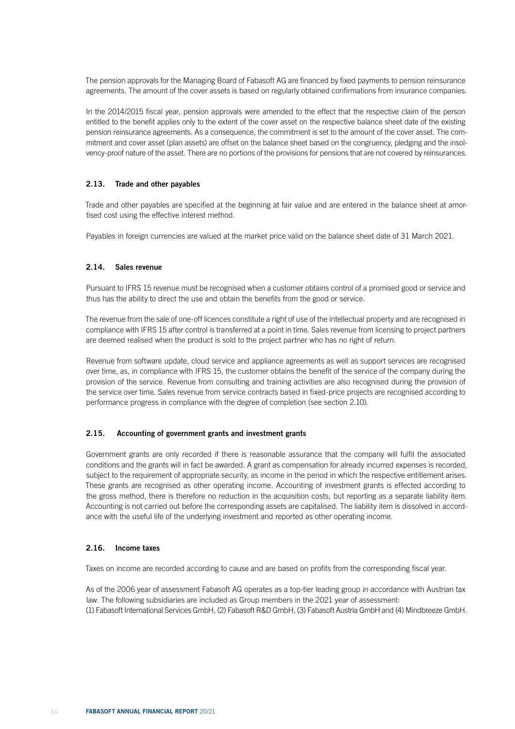The pension approvals for the Managing Board of Fabasoft AG are financed by fixed payments to pension reinsurance agreements. The amount of the cover assets is based on regularly obtained confirmations from insurance companies.

In the 2014/2015 fiscal year, pension approvals were amended to the effect that the respective claim of the person entitled to the benefit applies only to the extent of the cover asset on the respective balance sheet date of the existing pension reinsurance agreements. As a consequence, the commitment is set to the amount of the cover asset. The commitment and cover asset (plan assets) are offset on the balance sheet based on the congruency, pledging and the insolvency-proof nature of the asset. There are no portions of the provisions for pensions that are not covered by reinsurances.

### 2.13. Trade and other payables

Trade and other payables are specified at the beginning at fair value and are entered in the balance sheet at amortised cost using the effective interest method.

Payables in foreign currencies are valued at the market price valid on the balance sheet date of 31 March 2021.

### 2.14. Sales revenue

Pursuant to IFRS 15 revenue must be recognised when a customer obtains control of a promised good or service and thus has the ability to direct the use and obtain the benefits from the good or service.

The revenue from the sale of one-off licences constitute a right of use of the intellectual property and are recognised in compliance with IFRS 15 after control is transferred at a point in time. Sales revenue from licensing to project partners are deemed realised when the product is sold to the project partner who has no right of return.

Revenue from software update, cloud service and appliance agreements as well as support services are recognised over time, as, in compliance with IFRS 15, the customer obtains the benefit of the service of the company during the provision of the service. Revenue from consulting and training activities are also recognised during the provision of the service over time. Sales revenue from service contracts based in fixed-price projects are recognised according to performance progress in compliance with the degree of completion (see section 2.10).

### 2.15. Accounting of government grants and investment grants

Government grants are only recorded if there is reasonable assurance that the company will fulfil the associated conditions and the grants will in fact be awarded. A grant as compensation for already incurred expenses is recorded, subject to the requirement of appropriate security, as income in the period in which the respective entitlement arises. These grants are recognised as other operating income. Accounting of investment grants is effected according to the gross method, there is therefore no reduction in the acquisition costs, but reporting as a separate liability item. Accounting is not carried out before the corresponding assets are capitalised. The liability item is dissolved in accordance with the useful life of the underlying investment and reported as other operating income.

### 2.16. Income taxes

Taxes on income are recorded according to cause and are based on profits from the corresponding fiscal year.

As of the 2006 year of assessment Fabasoft AG operates as a top-tier leading group in accordance with Austrian tax law. The following subsidiaries are included as Group members in the 2021 year of assessment:
(1) Fabasoft International Services GmbH, (2) Fabasoft R&D GmbH, (3) Fabasoft Austria GmbH and (4) Mindbreeze GmbH.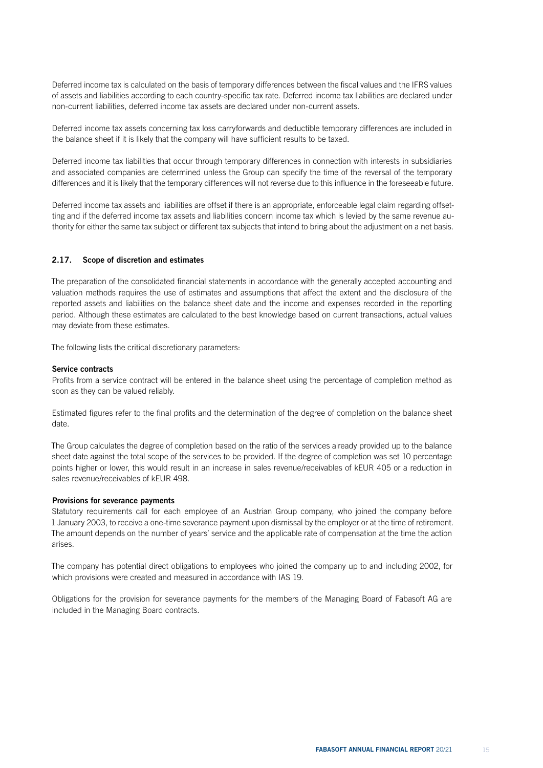Deferred income tax is calculated on the basis of temporary differences between the fiscal values and the IFRS values of assets and liabilities according to each country-specific tax rate. Deferred income tax liabilities are declared under non-current liabilities, deferred income tax assets are declared under non-current assets.

Deferred income tax assets concerning tax loss carryforwards and deductible temporary differences are included in the balance sheet if it is likely that the company will have sufficient results to be taxed.

Deferred income tax liabilities that occur through temporary differences in connection with interests in subsidiaries and associated companies are determined unless the Group can specify the time of the reversal of the temporary differences and it is likely that the temporary differences will not reverse due to this influence in the foreseeable future.

Deferred income tax assets and liabilities are offset if there is an appropriate, enforceable legal claim regarding offsetting and if the deferred income tax assets and liabilities concern income tax which is levied by the same revenue authority for either the same tax subject or different tax subjects that intend to bring about the adjustment on a net basis.

## 2.17. Scope of discretion and estimates

The preparation of the consolidated financial statements in accordance with the generally accepted accounting and valuation methods requires the use of estimates and assumptions that affect the extent and the disclosure of the reported assets and liabilities on the balance sheet date and the income and expenses recorded in the reporting period. Although these estimates are calculated to the best knowledge based on current transactions, actual values may deviate from these estimates.

The following lists the critical discretionary parameters:

**Service contracts**

Profits from a service contract will be entered in the balance sheet using the percentage of completion method as soon as they can be valued reliably.

Estimated figures refer to the final profits and the determination of the degree of completion on the balance sheet date.

The Group calculates the degree of completion based on the ratio of the services already provided up to the balance sheet date against the total scope of the services to be provided. If the degree of completion was set 10 percentage points higher or lower, this would result in an increase in sales revenue/receivables of kEUR 405 or a reduction in sales revenue/receivables of kEUR 498.

**Provisions for severance payments**

Statutory requirements call for each employee of an Austrian Group company, who joined the company before 1 January 2003, to receive a one-time severance payment upon dismissal by the employer or at the time of retirement. The amount depends on the number of years' service and the applicable rate of compensation at the time the action arises.

The company has potential direct obligations to employees who joined the company up to and including 2002, for which provisions were created and measured in accordance with IAS 19.

Obligations for the provision for severance payments for the members of the Managing Board of Fabasoft AG are included in the Managing Board contracts.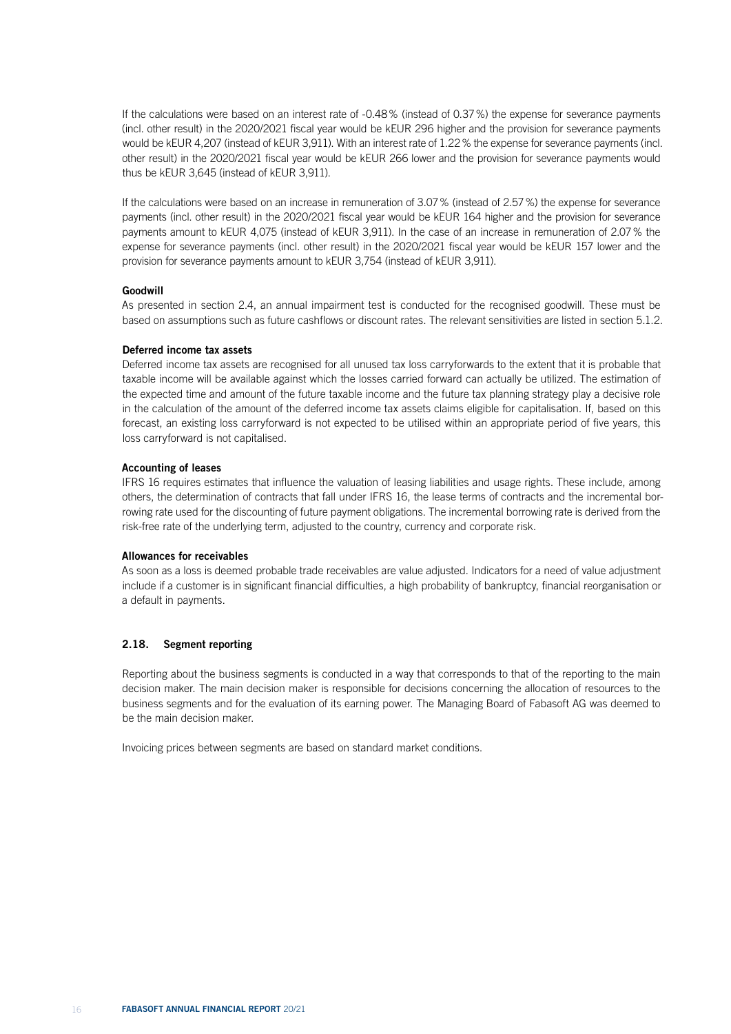If the calculations were based on an interest rate of -0.48 % (instead of 0.37 %) the expense for severance payments (incl. other result) in the 2020/2021 fiscal year would be kEUR 296 higher and the provision for severance payments would be kEUR 4,207 (instead of kEUR 3,911). With an interest rate of 1.22 % the expense for severance payments (incl. other result) in the 2020/2021 fiscal year would be kEUR 266 lower and the provision for severance payments would thus be kEUR 3,645 (instead of kEUR 3,911).

If the calculations were based on an increase in remuneration of 3.07 % (instead of 2.57 %) the expense for severance payments (incl. other result) in the 2020/2021 fiscal year would be kEUR 164 higher and the provision for severance payments amount to kEUR 4,075 (instead of kEUR 3,911). In the case of an increase in remuneration of 2.07 % the expense for severance payments (incl. other result) in the 2020/2021 fiscal year would be kEUR 157 lower and the provision for severance payments amount to kEUR 3,754 (instead of kEUR 3,911).

**Goodwill**

As presented in section 2.4, an annual impairment test is conducted for the recognised goodwill. These must be based on assumptions such as future cashflows or discount rates. The relevant sensitivities are listed in section 5.1.2.

**Deferred income tax assets**

Deferred income tax assets are recognised for all unused tax loss carryforwards to the extent that it is probable that taxable income will be available against which the losses carried forward can actually be utilized. The estimation of the expected time and amount of the future taxable income and the future tax planning strategy play a decisive role in the calculation of the amount of the deferred income tax assets claims eligible for capitalisation. If, based on this forecast, an existing loss carryforward is not expected to be utilised within an appropriate period of five years, this loss carryforward is not capitalised.

**Accounting of leases**

IFRS 16 requires estimates that influence the valuation of leasing liabilities and usage rights. These include, among others, the determination of contracts that fall under IFRS 16, the lease terms of contracts and the incremental borrowing rate used for the discounting of future payment obligations. The incremental borrowing rate is derived from the risk-free rate of the underlying term, adjusted to the country, currency and corporate risk.

**Allowances for receivables**

As soon as a loss is deemed probable trade receivables are value adjusted. Indicators for a need of value adjustment include if a customer is in significant financial difficulties, a high probability of bankruptcy, financial reorganisation or a default in payments.

### 2.18. Segment reporting

Reporting about the business segments is conducted in a way that corresponds to that of the reporting to the main decision maker. The main decision maker is responsible for decisions concerning the allocation of resources to the business segments and for the evaluation of its earning power. The Managing Board of Fabasoft AG was deemed to be the main decision maker.

Invoicing prices between segments are based on standard market conditions.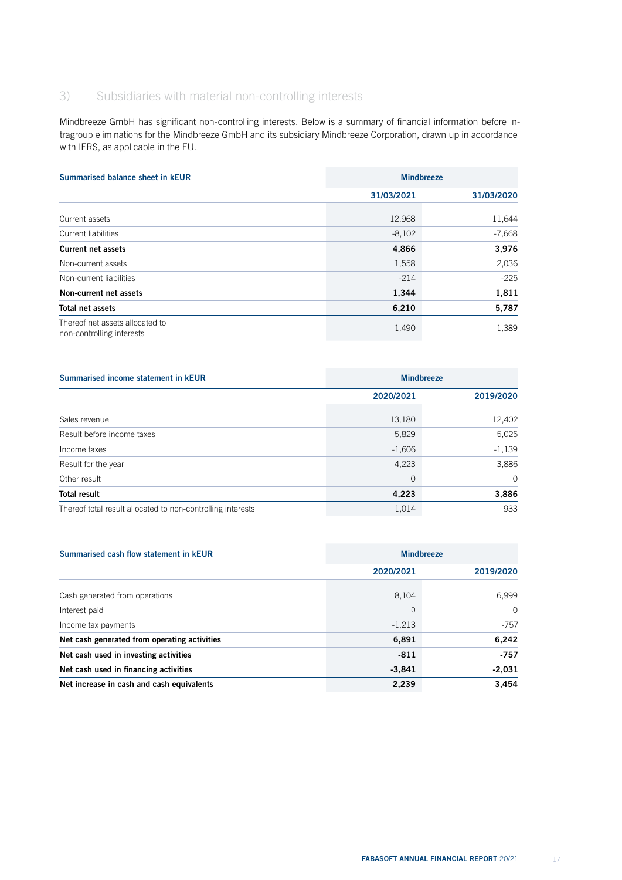## 3) Subsidiaries with material non-controlling interests

Mindbreeze GmbH has significant non-controlling interests. Below is a summary of financial information before intragroup eliminations for the Mindbreeze GmbH and its subsidiary Mindbreeze Corporation, drawn up in accordance with IFRS, as applicable in the EU.

| Summarised balance sheet in kEUR | Mindbreeze | |
|---|---|---|
| | **31/03/2021** | **31/03/2020** |
| Current assets | 12,968 | 11,644 |
| Current liabilities | -8,102 | -7,668 |
| **Current net assets** | **4,866** | **3,976** |
| Non-current assets | 1,558 | 2,036 |
| Non-current liabilities | -214 | -225 |
| **Non-current net assets** | **1,344** | **1,811** |
| **Total net assets** | **6,210** | **5,787** |
| Thereof net assets allocated to non-controlling interests | 1,490 | 1,389 |

| Summarised income statement in kEUR | Mindbreeze | |
|---|---|---|
| | **2020/2021** | **2019/2020** |
| Sales revenue | 13,180 | 12,402 |
| Result before income taxes | 5,829 | 5,025 |
| Income taxes | -1,606 | -1,139 |
| Result for the year | 4,223 | 3,886 |
| Other result | 0 | 0 |
| **Total result** | **4,223** | **3,886** |
| Thereof total result allocated to non-controlling interests | 1,014 | 933 |

| Summarised cash flow statement in kEUR | Mindbreeze | |
|---|---|---|
| | **2020/2021** | **2019/2020** |
| Cash generated from operations | 8,104 | 6,999 |
| Interest paid | 0 | 0 |
| Income tax payments | -1,213 | -757 |
| **Net cash generated from operating activities** | **6,891** | **6,242** |
| **Net cash used in investing activities** | **-811** | **-757** |
| **Net cash used in financing activities** | **-3,841** | **-2,031** |
| **Net increase in cash and cash equivalents** | **2,239** | **3,454** |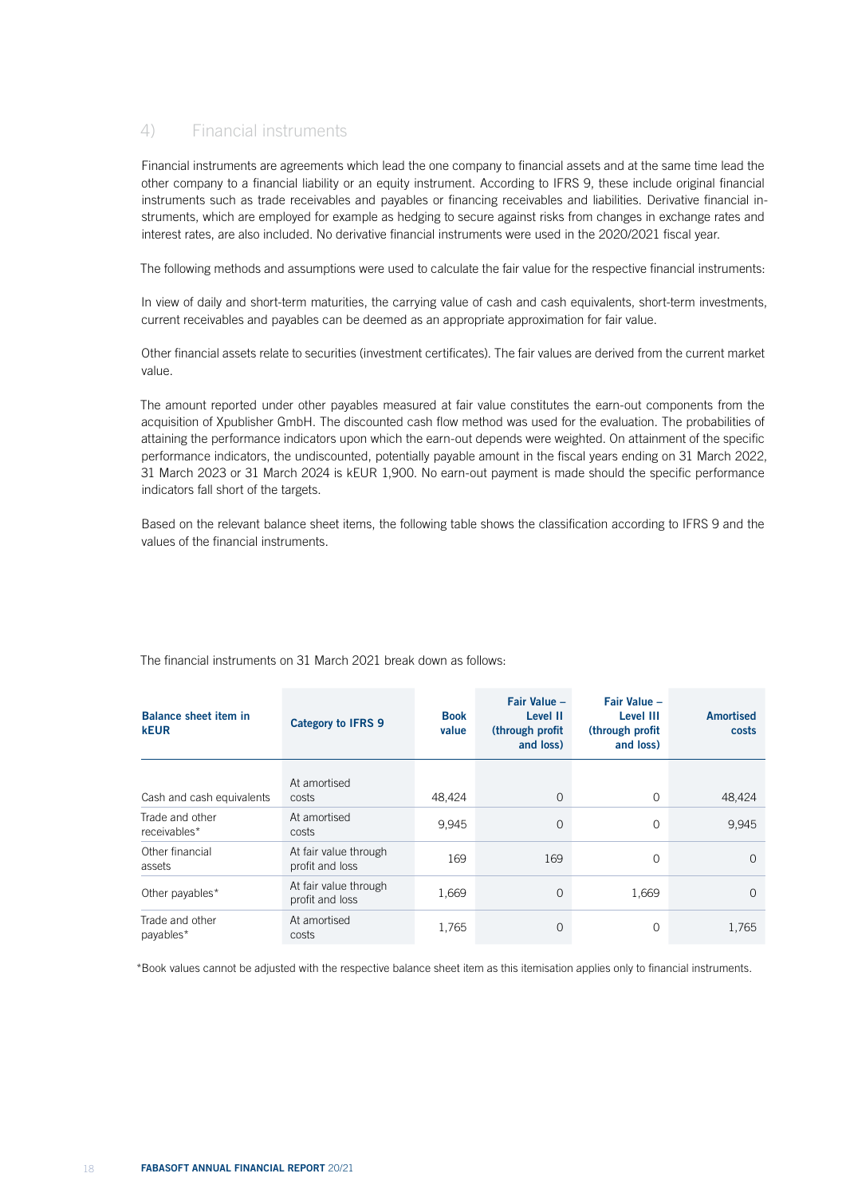## 4) Financial instruments

Financial instruments are agreements which lead the one company to financial assets and at the same time lead the other company to a financial liability or an equity instrument. According to IFRS 9, these include original financial instruments such as trade receivables and payables or financing receivables and liabilities. Derivative financial instruments, which are employed for example as hedging to secure against risks from changes in exchange rates and interest rates, are also included. No derivative financial instruments were used in the 2020/2021 fiscal year.

The following methods and assumptions were used to calculate the fair value for the respective financial instruments:

In view of daily and short-term maturities, the carrying value of cash and cash equivalents, short-term investments, current receivables and payables can be deemed as an appropriate approximation for fair value.

Other financial assets relate to securities (investment certificates). The fair values are derived from the current market value.

The amount reported under other payables measured at fair value constitutes the earn-out components from the acquisition of Xpublisher GmbH. The discounted cash flow method was used for the evaluation. The probabilities of attaining the performance indicators upon which the earn-out depends were weighted. On attainment of the specific performance indicators, the undiscounted, potentially payable amount in the fiscal years ending on 31 March 2022, 31 March 2023 or 31 March 2024 is kEUR 1,900. No earn-out payment is made should the specific performance indicators fall short of the targets.

Based on the relevant balance sheet items, the following table shows the classification according to IFRS 9 and the values of the financial instruments.

The financial instruments on 31 March 2021 break down as follows:

| Balance sheet item in kEUR | Category to IFRS 9 | Book value | Fair Value – Level II (through profit and loss) | Fair Value – Level III (through profit and loss) | Amortised costs |
|---|---|---|---|---|---|
| Cash and cash equivalents | At amortised costs | 48,424 | 0 | 0 | 48,424 |
| Trade and other receivables* | At amortised costs | 9,945 | 0 | 0 | 9,945 |
| Other financial assets | At fair value through profit and loss | 169 | 169 | 0 | 0 |
| Other payables* | At fair value through profit and loss | 1,669 | 0 | 1,669 | 0 |
| Trade and other payables* | At amortised costs | 1,765 | 0 | 0 | 1,765 |

*Book values cannot be adjusted with the respective balance sheet item as this itemisation applies only to financial instruments.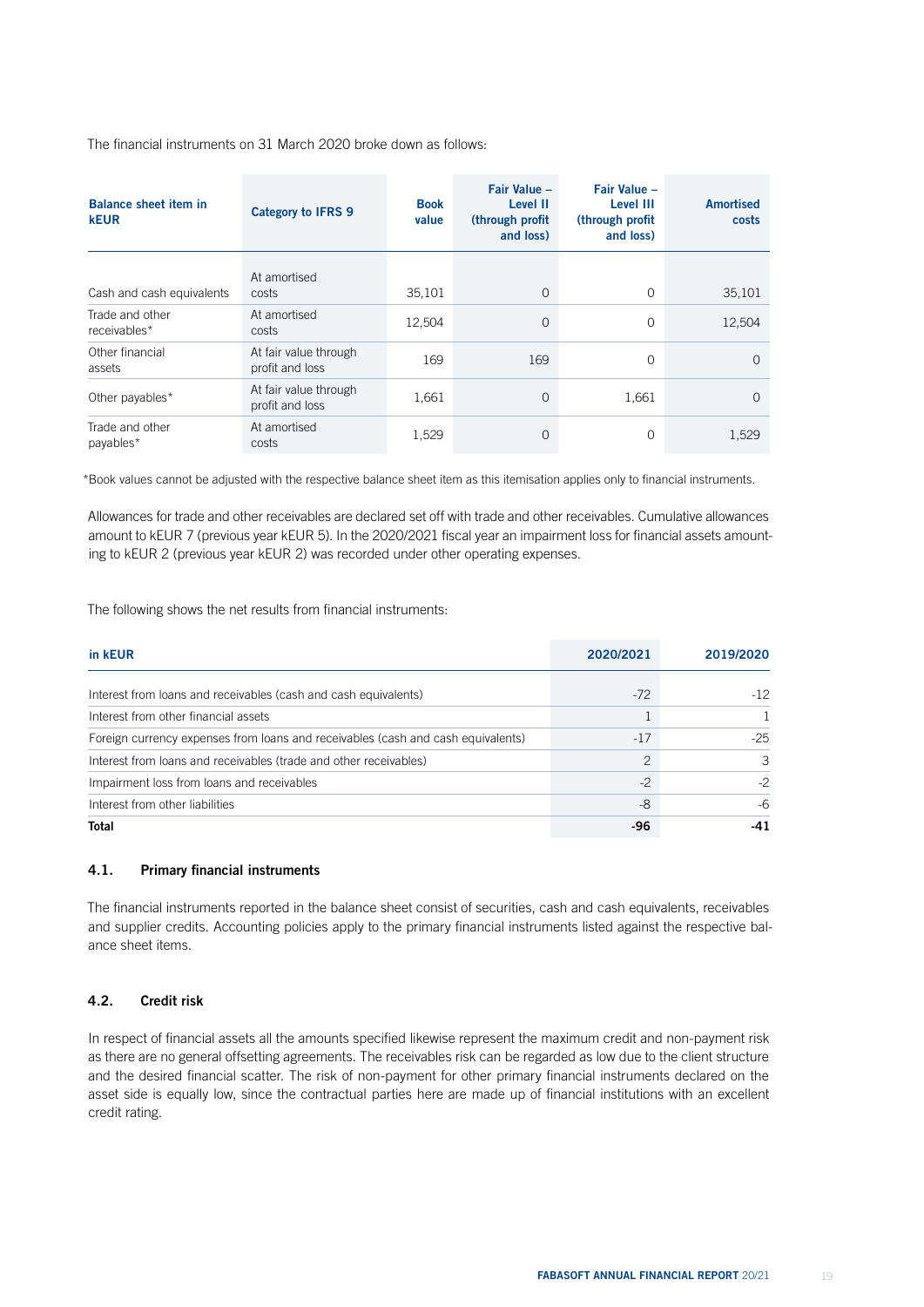The financial instruments on 31 March 2020 broke down as follows:

| Balance sheet item in kEUR | Category to IFRS 9 | Book value | Fair Value – Level II (through profit and loss) | Fair Value – Level III (through profit and loss) | Amortised costs |
|---|---|---|---|---|---|
| Cash and cash equivalents | At amortised costs | 35,101 | 0 | 0 | 35,101 |
| Trade and other receivables* | At amortised costs | 12,504 | 0 | 0 | 12,504 |
| Other financial assets | At fair value through profit and loss | 169 | 169 | 0 | 0 |
| Other payables* | At fair value through profit and loss | 1,661 | 0 | 1,661 | 0 |
| Trade and other payables* | At amortised costs | 1,529 | 0 | 0 | 1,529 |

*Book values cannot be adjusted with the respective balance sheet item as this itemisation applies only to financial instruments.

Allowances for trade and other receivables are declared set off with trade and other receivables. Cumulative allowances amount to kEUR 7 (previous year kEUR 5). In the 2020/2021 fiscal year an impairment loss for financial assets amounting to kEUR 2 (previous year kEUR 2) was recorded under other operating expenses.

The following shows the net results from financial instruments:

| in kEUR | 2020/2021 | 2019/2020 |
|---|---|---|
| Interest from loans and receivables (cash and cash equivalents) | -72 | -12 |
| Interest from other financial assets | 1 | 1 |
| Foreign currency expenses from loans and receivables (cash and cash equivalents) | -17 | -25 |
| Interest from loans and receivables (trade and other receivables) | 2 | 3 |
| Impairment loss from loans and receivables | -2 | -2 |
| Interest from other liabilities | -8 | -6 |
| **Total** | **-96** | **-41** |

### 4.1. Primary financial instruments

The financial instruments reported in the balance sheet consist of securities, cash and cash equivalents, receivables and supplier credits. Accounting policies apply to the primary financial instruments listed against the respective balance sheet items.

### 4.2. Credit risk

In respect of financial assets all the amounts specified likewise represent the maximum credit and non-payment risk as there are no general offsetting agreements. The receivables risk can be regarded as low due to the client structure and the desired financial scatter. The risk of non-payment for other primary financial instruments declared on the asset side is equally low, since the contractual parties here are made up of financial institutions with an excellent credit rating.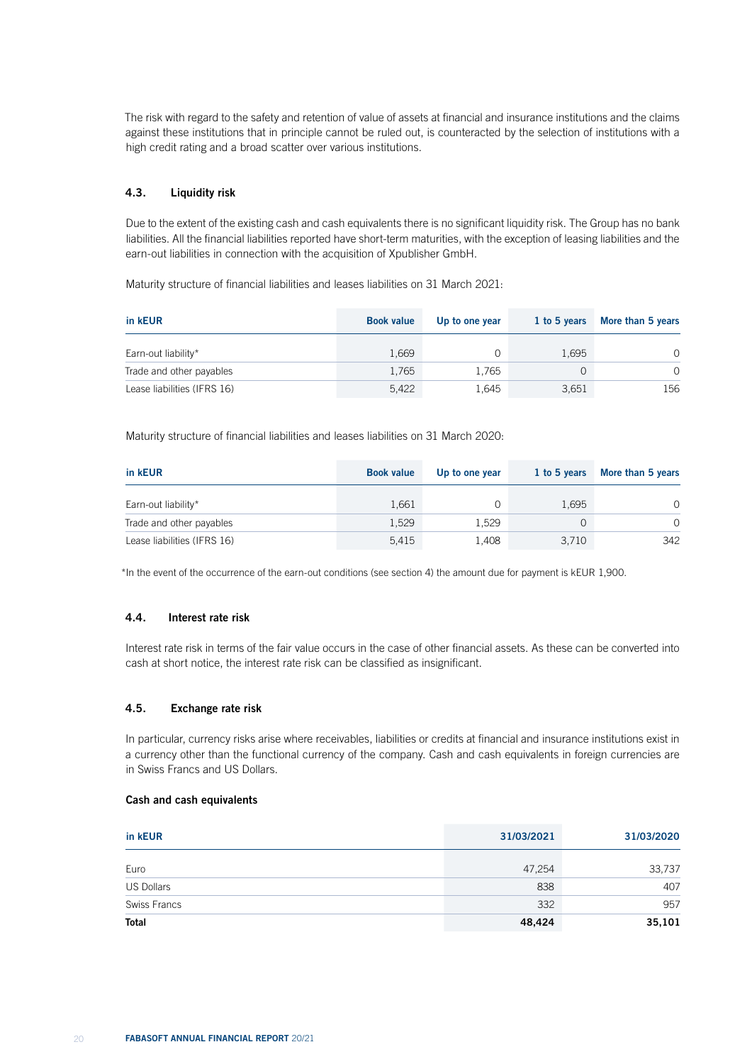The risk with regard to the safety and retention of value of assets at financial and insurance institutions and the claims against these institutions that in principle cannot be ruled out, is counteracted by the selection of institutions with a high credit rating and a broad scatter over various institutions.

### 4.3. Liquidity risk

Due to the extent of the existing cash and cash equivalents there is no significant liquidity risk. The Group has no bank liabilities. All the financial liabilities reported have short-term maturities, with the exception of leasing liabilities and the earn-out liabilities in connection with the acquisition of Xpublisher GmbH.

Maturity structure of financial liabilities and leases liabilities on 31 March 2021:

| in kEUR | Book value | Up to one year | 1 to 5 years | More than 5 years |
|---|---|---|---|---|
| Earn-out liability* | 1,669 | 0 | 1,695 | 0 |
| Trade and other payables | 1,765 | 1,765 | 0 | 0 |
| Lease liabilities (IFRS 16) | 5,422 | 1,645 | 3,651 | 156 |

Maturity structure of financial liabilities and leases liabilities on 31 March 2020:

| in kEUR | Book value | Up to one year | 1 to 5 years | More than 5 years |
|---|---|---|---|---|
| Earn-out liability* | 1,661 | 0 | 1,695 | 0 |
| Trade and other payables | 1,529 | 1,529 | 0 | 0 |
| Lease liabilities (IFRS 16) | 5,415 | 1,408 | 3,710 | 342 |

*In the event of the occurrence of the earn-out conditions (see section 4) the amount due for payment is kEUR 1,900.

### 4.4. Interest rate risk

Interest rate risk in terms of the fair value occurs in the case of other financial assets. As these can be converted into cash at short notice, the interest rate risk can be classified as insignificant.

### 4.5. Exchange rate risk

In particular, currency risks arise where receivables, liabilities or credits at financial and insurance institutions exist in a currency other than the functional currency of the company. Cash and cash equivalents in foreign currencies are in Swiss Francs and US Dollars.

**Cash and cash equivalents**

| in kEUR | 31/03/2021 | 31/03/2020 |
|---|---|---|
| Euro | 47,254 | 33,737 |
| US Dollars | 838 | 407 |
| Swiss Francs | 332 | 957 |
| **Total** | **48,424** | **35,101** |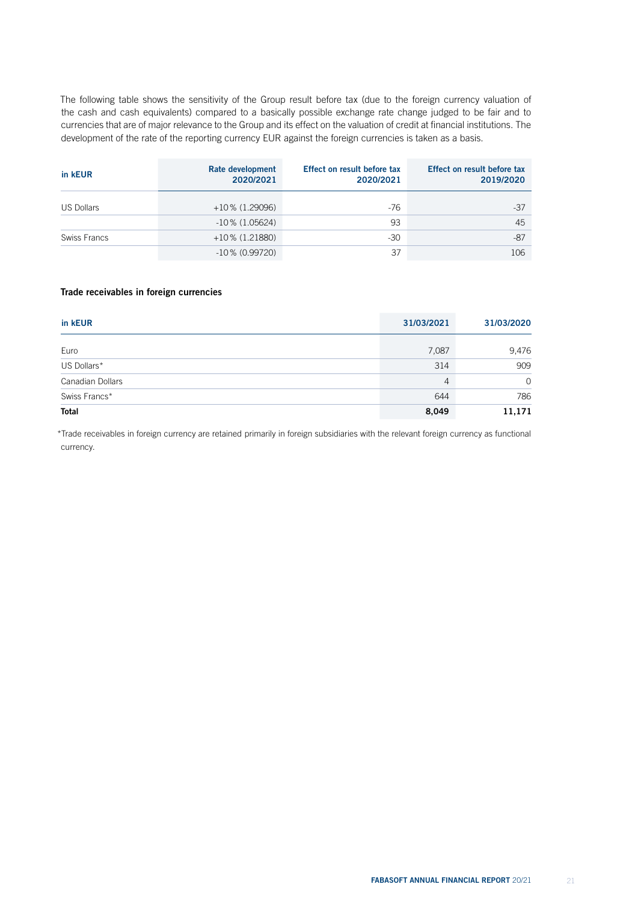The following table shows the sensitivity of the Group result before tax (due to the foreign currency valuation of the cash and cash equivalents) compared to a basically possible exchange rate change judged to be fair and to currencies that are of major relevance to the Group and its effect on the valuation of credit at financial institutions. The development of the rate of the reporting currency EUR against the foreign currencies is taken as a basis.

| in kEUR | Rate development 2020/2021 | Effect on result before tax 2020/2021 | Effect on result before tax 2019/2020 |
|---|---|---|---|
| US Dollars | +10 % (1.29096) | -76 | -37 |
| | -10 % (1.05624) | 93 | 45 |
| Swiss Francs | +10 % (1.21880) | -30 | -87 |
| | -10 % (0.99720) | 37 | 106 |

### Trade receivables in foreign currencies

| in kEUR | 31/03/2021 | 31/03/2020 |
|---|---|---|
| Euro | 7,087 | 9,476 |
| US Dollars* | 314 | 909 |
| Canadian Dollars | 4 | 0 |
| Swiss Francs* | 644 | 786 |
| **Total** | **8,049** | **11,171** |

*Trade receivables in foreign currency are retained primarily in foreign subsidiaries with the relevant foreign currency as functional currency.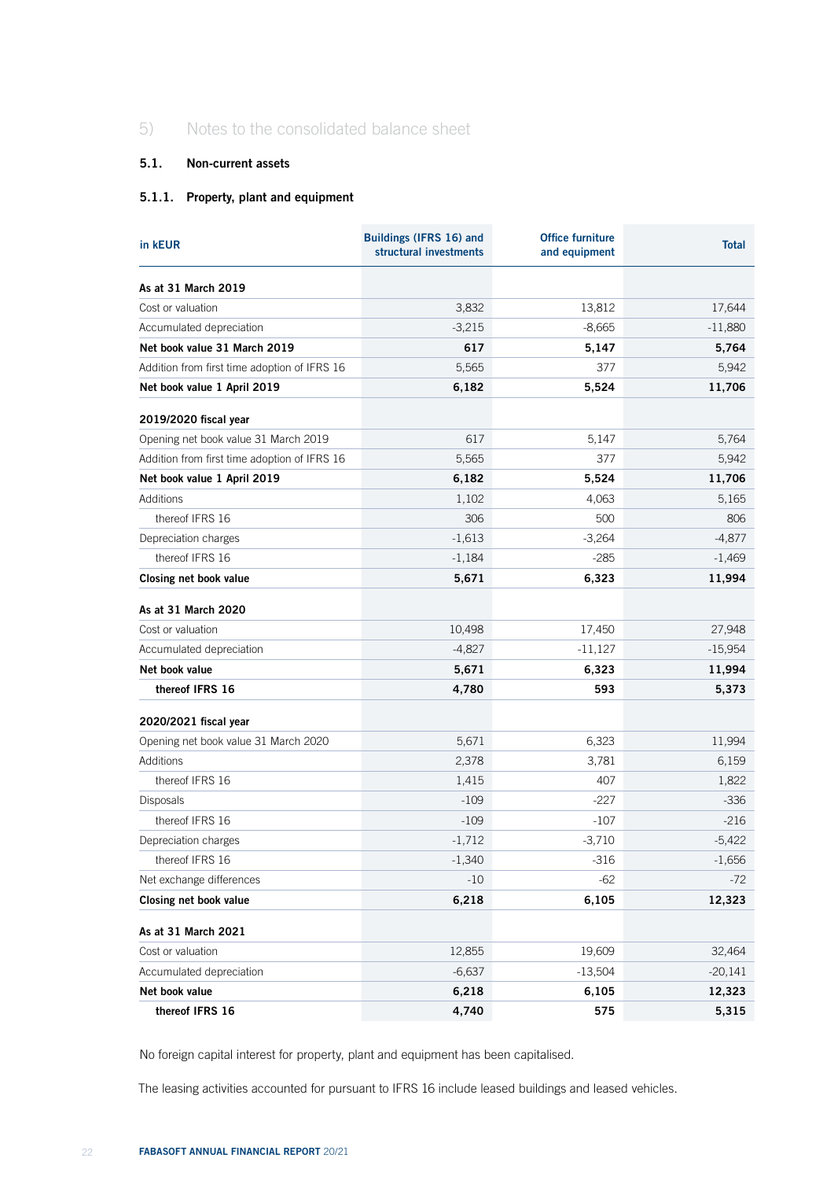## 5) Notes to the consolidated balance sheet

### 5.1. Non-current assets

#### 5.1.1. Property, plant and equipment

| in kEUR | Buildings (IFRS 16) and structural investments | Office furniture and equipment | Total |
|---|---|---|---|
| **As at 31 March 2019** | | | |
| Cost or valuation | 3,832 | 13,812 | 17,644 |
| Accumulated depreciation | -3,215 | -8,665 | -11,880 |
| **Net book value 31 March 2019** | **617** | **5,147** | **5,764** |
| Addition from first time adoption of IFRS 16 | 5,565 | 377 | 5,942 |
| **Net book value 1 April 2019** | **6,182** | **5,524** | **11,706** |
| **2019/2020 fiscal year** | | | |
| Opening net book value 31 March 2019 | 617 | 5,147 | 5,764 |
| Addition from first time adoption of IFRS 16 | 5,565 | 377 | 5,942 |
| **Net book value 1 April 2019** | **6,182** | **5,524** | **11,706** |
| Additions | 1,102 | 4,063 | 5,165 |
| thereof IFRS 16 | 306 | 500 | 806 |
| Depreciation charges | -1,613 | -3,264 | -4,877 |
| thereof IFRS 16 | -1,184 | -285 | -1,469 |
| **Closing net book value** | **5,671** | **6,323** | **11,994** |
| **As at 31 March 2020** | | | |
| Cost or valuation | 10,498 | 17,450 | 27,948 |
| Accumulated depreciation | -4,827 | -11,127 | -15,954 |
| **Net book value** | **5,671** | **6,323** | **11,994** |
| **thereof IFRS 16** | **4,780** | **593** | **5,373** |
| **2020/2021 fiscal year** | | | |
| Opening net book value 31 March 2020 | 5,671 | 6,323 | 11,994 |
| Additions | 2,378 | 3,781 | 6,159 |
| thereof IFRS 16 | 1,415 | 407 | 1,822 |
| Disposals | -109 | -227 | -336 |
| thereof IFRS 16 | -109 | -107 | -216 |
| Depreciation charges | -1,712 | -3,710 | -5,422 |
| thereof IFRS 16 | -1,340 | -316 | -1,656 |
| Net exchange differences | -10 | -62 | -72 |
| **Closing net book value** | **6,218** | **6,105** | **12,323** |
| **As at 31 March 2021** | | | |
| Cost or valuation | 12,855 | 19,609 | 32,464 |
| Accumulated depreciation | -6,637 | -13,504 | -20,141 |
| **Net book value** | **6,218** | **6,105** | **12,323** |
| **thereof IFRS 16** | **4,740** | **575** | **5,315** |

No foreign capital interest for property, plant and equipment has been capitalised.

The leasing activities accounted for pursuant to IFRS 16 include leased buildings and leased vehicles.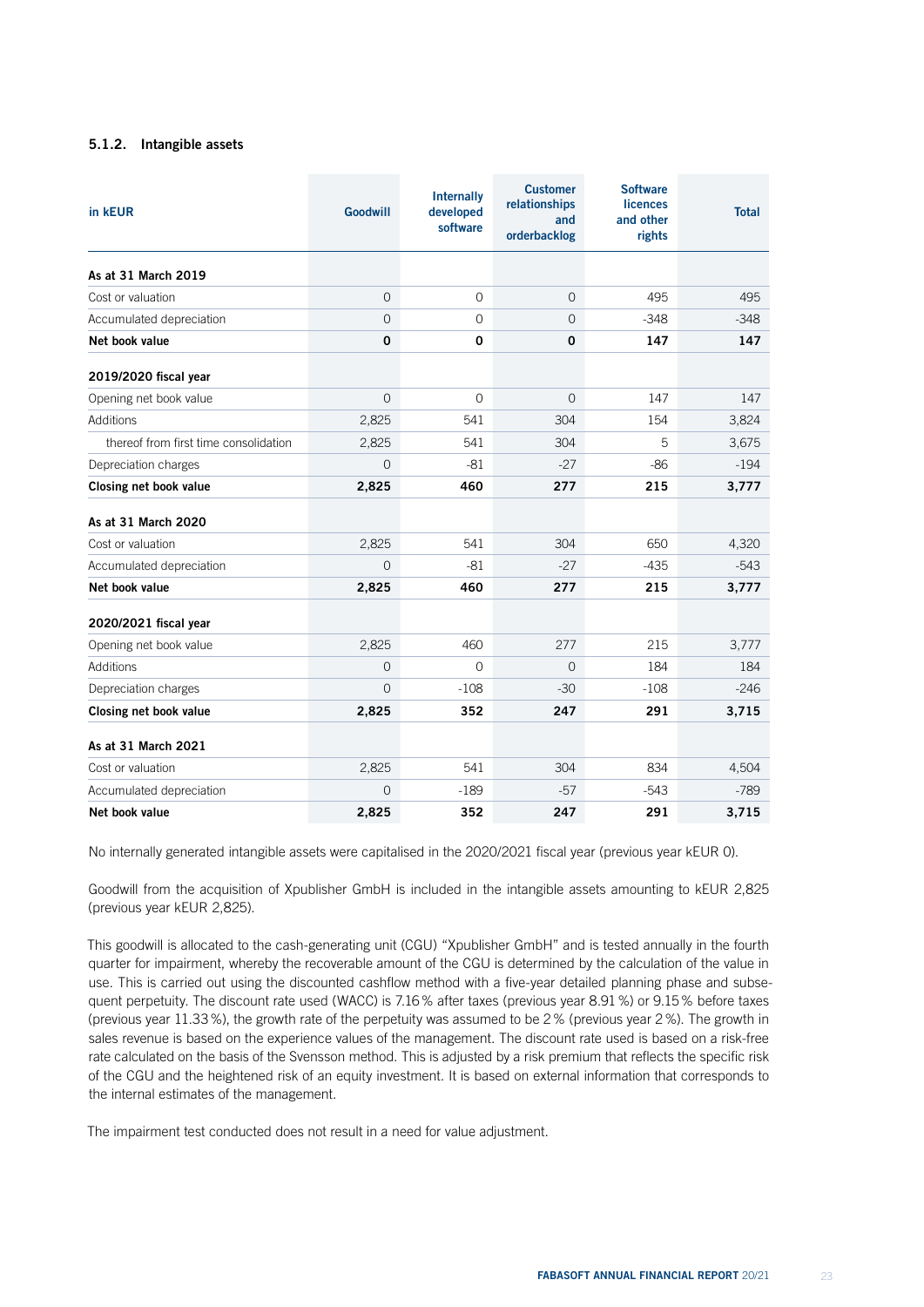### 5.1.2. Intangible assets

| in kEUR | Goodwill | Internally developed software | Customer relationships and orderbacklog | Software licences and other rights | Total |
|---|---|---|---|---|---|
| **As at 31 March 2019** | | | | | |
| Cost or valuation | 0 | 0 | 0 | 495 | 495 |
| Accumulated depreciation | 0 | 0 | 0 | -348 | -348 |
| **Net book value** | **0** | **0** | **0** | **147** | **147** |
| **2019/2020 fiscal year** | | | | | |
| Opening net book value | 0 | 0 | 0 | 147 | 147 |
| Additions | 2,825 | 541 | 304 | 154 | 3,824 |
| thereof from first time consolidation | 2,825 | 541 | 304 | 5 | 3,675 |
| Depreciation charges | 0 | -81 | -27 | -86 | -194 |
| **Closing net book value** | **2,825** | **460** | **277** | **215** | **3,777** |
| **As at 31 March 2020** | | | | | |
| Cost or valuation | 2,825 | 541 | 304 | 650 | 4,320 |
| Accumulated depreciation | 0 | -81 | -27 | -435 | -543 |
| **Net book value** | **2,825** | **460** | **277** | **215** | **3,777** |
| **2020/2021 fiscal year** | | | | | |
| Opening net book value | 2,825 | 460 | 277 | 215 | 3,777 |
| Additions | 0 | 0 | 0 | 184 | 184 |
| Depreciation charges | 0 | -108 | -30 | -108 | -246 |
| **Closing net book value** | **2,825** | **352** | **247** | **291** | **3,715** |
| **As at 31 March 2021** | | | | | |
| Cost or valuation | 2,825 | 541 | 304 | 834 | 4,504 |
| Accumulated depreciation | 0 | -189 | -57 | -543 | -789 |
| **Net book value** | **2,825** | **352** | **247** | **291** | **3,715** |

No internally generated intangible assets were capitalised in the 2020/2021 fiscal year (previous year kEUR 0).

Goodwill from the acquisition of Xpublisher GmbH is included in the intangible assets amounting to kEUR 2,825 (previous year kEUR 2,825).

This goodwill is allocated to the cash-generating unit (CGU) "Xpublisher GmbH" and is tested annually in the fourth quarter for impairment, whereby the recoverable amount of the CGU is determined by the calculation of the value in use. This is carried out using the discounted cashflow method with a five-year detailed planning phase and subsequent perpetuity. The discount rate used (WACC) is 7.16 % after taxes (previous year 8.91 %) or 9.15 % before taxes (previous year 11.33 %), the growth rate of the perpetuity was assumed to be 2 % (previous year 2 %). The growth in sales revenue is based on the experience values of the management. The discount rate used is based on a risk-free rate calculated on the basis of the Svensson method. This is adjusted by a risk premium that reflects the specific risk of the CGU and the heightened risk of an equity investment. It is based on external information that corresponds to the internal estimates of the management.

The impairment test conducted does not result in a need for value adjustment.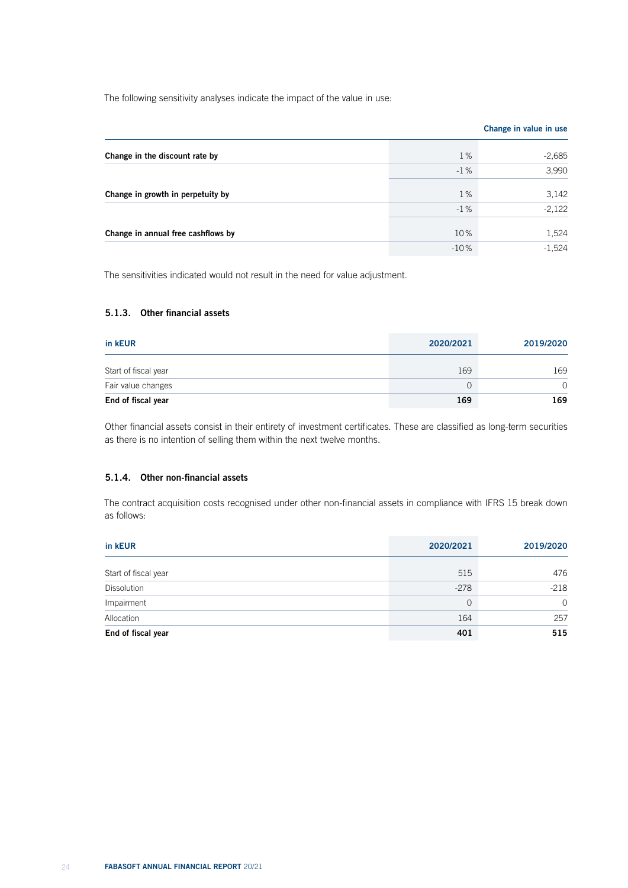The following sensitivity analyses indicate the impact of the value in use:

| | | Change in value in use |
|---|---|---|
| **Change in the discount rate by** | 1 % | -2,685 |
| | -1 % | 3,990 |
| **Change in growth in perpetuity by** | 1 % | 3,142 |
| | -1 % | -2,122 |
| **Change in annual free cashflows by** | 10 % | 1,524 |
| | -10 % | -1,524 |

The sensitivities indicated would not result in the need for value adjustment.

### 5.1.3. Other financial assets

| in kEUR | 2020/2021 | 2019/2020 |
|---|---|---|
| Start of fiscal year | 169 | 169 |
| Fair value changes | 0 | 0 |
| **End of fiscal year** | **169** | **169** |

Other financial assets consist in their entirety of investment certificates. These are classified as long-term securities as there is no intention of selling them within the next twelve months.

### 5.1.4. Other non-financial assets

The contract acquisition costs recognised under other non-financial assets in compliance with IFRS 15 break down as follows:

| in kEUR | 2020/2021 | 2019/2020 |
|---|---|---|
| Start of fiscal year | 515 | 476 |
| Dissolution | -278 | -218 |
| Impairment | 0 | 0 |
| Allocation | 164 | 257 |
| **End of fiscal year** | **401** | **515** |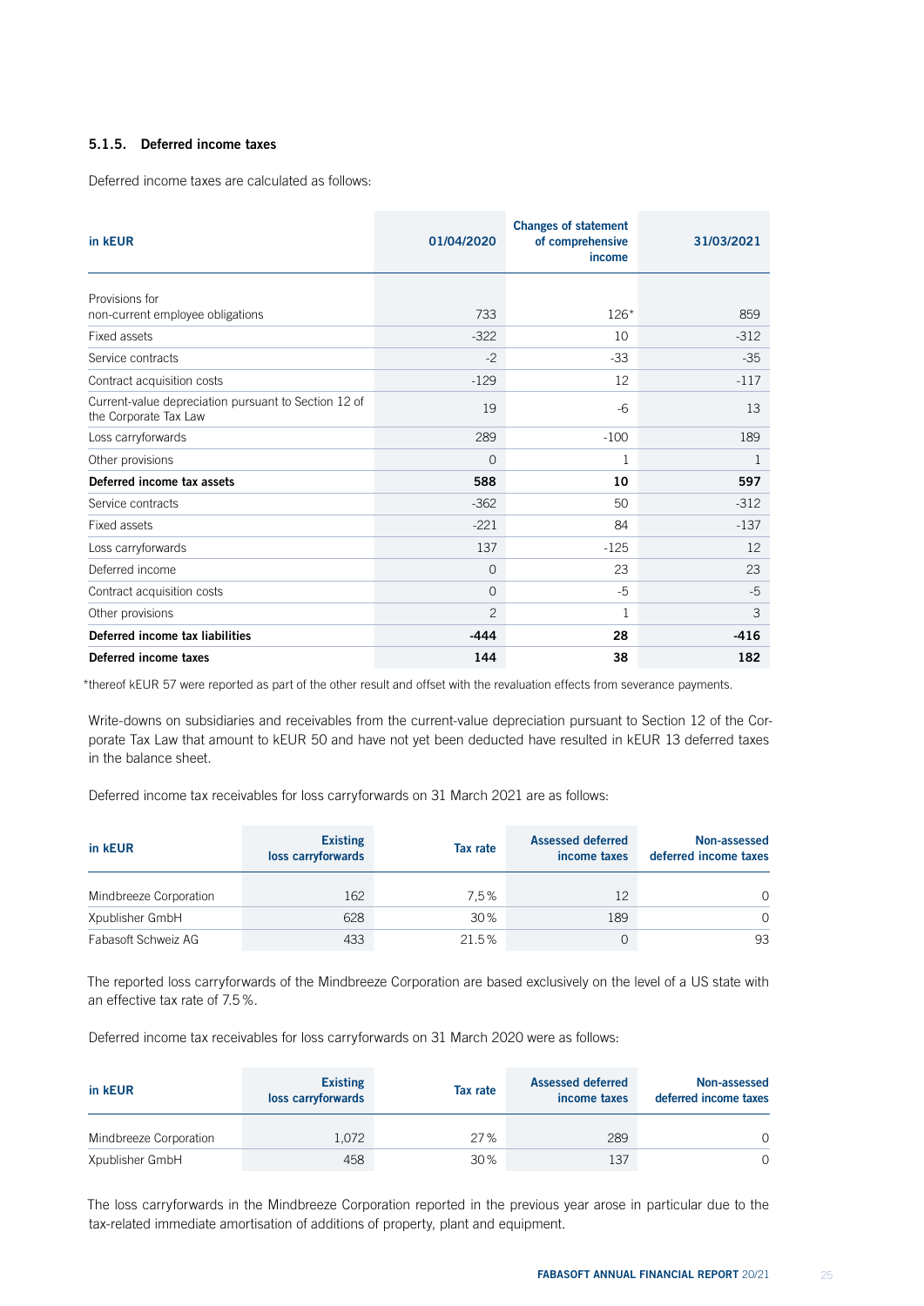### 5.1.5. Deferred income taxes

Deferred income taxes are calculated as follows:

| in kEUR | 01/04/2020 | Changes of statement of comprehensive income | 31/03/2021 |
|---|---|---|---|
| Provisions for non-current employee obligations | 733 | 126* | 859 |
| Fixed assets | -322 | 10 | -312 |
| Service contracts | -2 | -33 | -35 |
| Contract acquisition costs | -129 | 12 | -117 |
| Current-value depreciation pursuant to Section 12 of the Corporate Tax Law | 19 | -6 | 13 |
| Loss carryforwards | 289 | -100 | 189 |
| Other provisions | 0 | 1 | 1 |
| **Deferred income tax assets** | **588** | **10** | **597** |
| Service contracts | -362 | 50 | -312 |
| Fixed assets | -221 | 84 | -137 |
| Loss carryforwards | 137 | -125 | 12 |
| Deferred income | 0 | 23 | 23 |
| Contract acquisition costs | 0 | -5 | -5 |
| Other provisions | 2 | 1 | 3 |
| **Deferred income tax liabilities** | **-444** | **28** | **-416** |
| **Deferred income taxes** | **144** | **38** | **182** |

*thereof kEUR 57 were reported as part of the other result and offset with the revaluation effects from severance payments.

Write-downs on subsidiaries and receivables from the current-value depreciation pursuant to Section 12 of the Corporate Tax Law that amount to kEUR 50 and have not yet been deducted have resulted in kEUR 13 deferred taxes in the balance sheet.

Deferred income tax receivables for loss carryforwards on 31 March 2021 are as follows:

| in kEUR | Existing loss carryforwards | Tax rate | Assessed deferred income taxes | Non-assessed deferred income taxes |
|---|---|---|---|---|
| Mindbreeze Corporation | 162 | 7,5 % | 12 | 0 |
| Xpublisher GmbH | 628 | 30 % | 189 | 0 |
| Fabasoft Schweiz AG | 433 | 21.5 % | 0 | 93 |

The reported loss carryforwards of the Mindbreeze Corporation are based exclusively on the level of a US state with an effective tax rate of 7.5 %.

Deferred income tax receivables for loss carryforwards on 31 March 2020 were as follows:

| in kEUR | Existing loss carryforwards | Tax rate | Assessed deferred income taxes | Non-assessed deferred income taxes |
|---|---|---|---|---|
| Mindbreeze Corporation | 1,072 | 27 % | 289 | 0 |
| Xpublisher GmbH | 458 | 30 % | 137 | 0 |

The loss carryforwards in the Mindbreeze Corporation reported in the previous year arose in particular due to the tax-related immediate amortisation of additions of property, plant and equipment.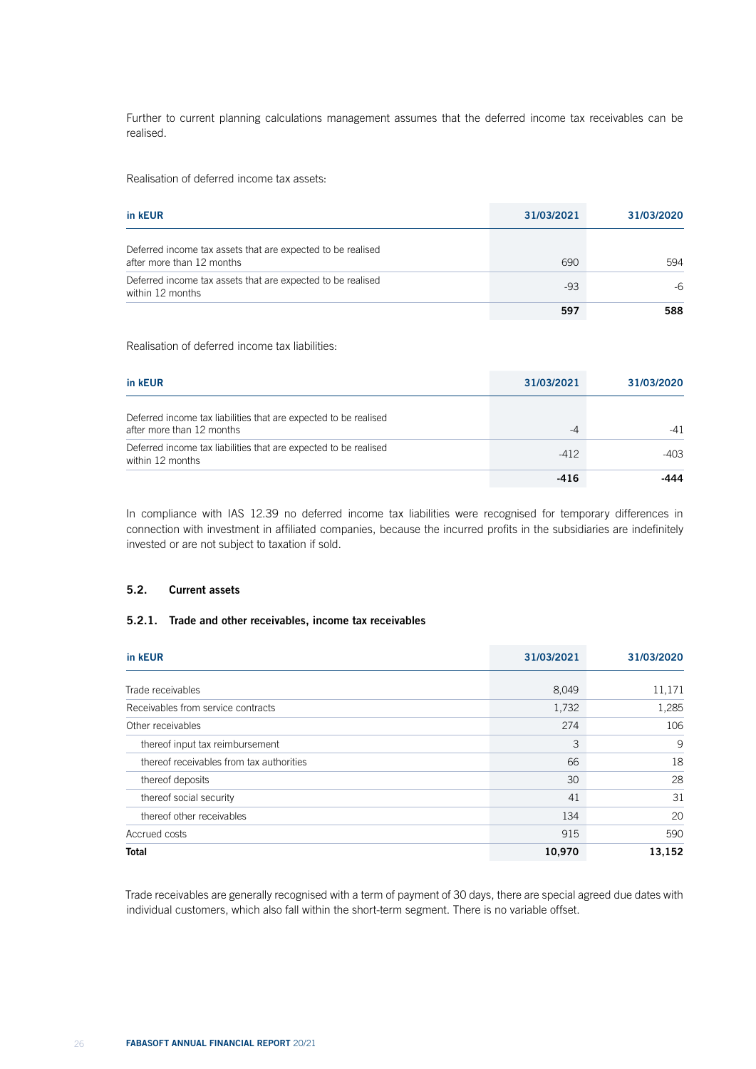Further to current planning calculations management assumes that the deferred income tax receivables can be realised.

Realisation of deferred income tax assets:

| in kEUR | 31/03/2021 | 31/03/2020 |
|---|---|---|
| Deferred income tax assets that are expected to be realised after more than 12 months | 690 | 594 |
| Deferred income tax assets that are expected to be realised within 12 months | -93 | -6 |
| | **597** | **588** |

Realisation of deferred income tax liabilities:

| in kEUR | 31/03/2021 | 31/03/2020 |
|---|---|---|
| Deferred income tax liabilities that are expected to be realised after more than 12 months | -4 | -41 |
| Deferred income tax liabilities that are expected to be realised within 12 months | -412 | -403 |
| | **-416** | **-444** |

In compliance with IAS 12.39 no deferred income tax liabilities were recognised for temporary differences in connection with investment in affiliated companies, because the incurred profits in the subsidiaries are indefinitely invested or are not subject to taxation if sold.

## 5.2. Current assets

### 5.2.1. Trade and other receivables, income tax receivables

| in kEUR | 31/03/2021 | 31/03/2020 |
|---|---|---|
| Trade receivables | 8,049 | 11,171 |
| Receivables from service contracts | 1,732 | 1,285 |
| Other receivables | 274 | 106 |
| thereof input tax reimbursement | 3 | 9 |
| thereof receivables from tax authorities | 66 | 18 |
| thereof deposits | 30 | 28 |
| thereof social security | 41 | 31 |
| thereof other receivables | 134 | 20 |
| Accrued costs | 915 | 590 |
| **Total** | **10,970** | **13,152** |

Trade receivables are generally recognised with a term of payment of 30 days, there are special agreed due dates with individual customers, which also fall within the short-term segment. There is no variable offset.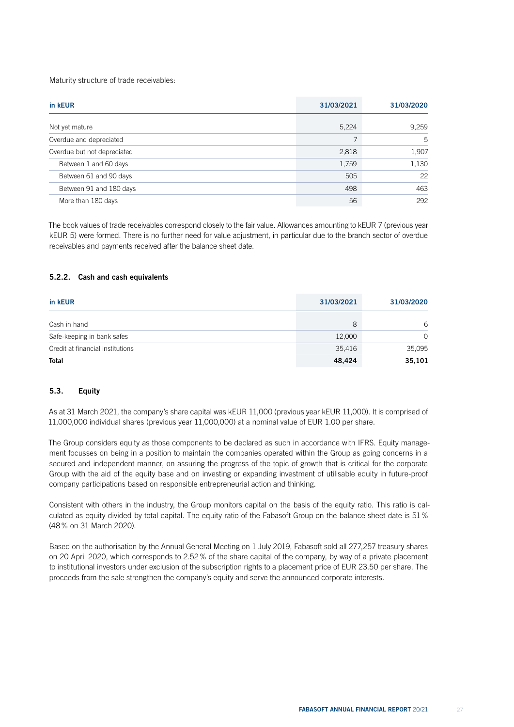Maturity structure of trade receivables:

| in kEUR | 31/03/2021 | 31/03/2020 |
|---|---|---|
| Not yet mature | 5,224 | 9,259 |
| Overdue and depreciated | 7 | 5 |
| Overdue but not depreciated | 2,818 | 1,907 |
| Between 1 and 60 days | 1,759 | 1,130 |
| Between 61 and 90 days | 505 | 22 |
| Between 91 and 180 days | 498 | 463 |
| More than 180 days | 56 | 292 |

The book values of trade receivables correspond closely to the fair value. Allowances amounting to kEUR 7 (previous year kEUR 5) were formed. There is no further need for value adjustment, in particular due to the branch sector of overdue receivables and payments received after the balance sheet date.

### 5.2.2. Cash and cash equivalents

| in kEUR | 31/03/2021 | 31/03/2020 |
|---|---|---|
| Cash in hand | 8 | 6 |
| Safe-keeping in bank safes | 12,000 | 0 |
| Credit at financial institutions | 35,416 | 35,095 |
| **Total** | **48,424** | **35,101** |

## 5.3. Equity

As at 31 March 2021, the company's share capital was kEUR 11,000 (previous year kEUR 11,000). It is comprised of 11,000,000 individual shares (previous year 11,000,000) at a nominal value of EUR 1.00 per share.

The Group considers equity as those components to be declared as such in accordance with IFRS. Equity management focusses on being in a position to maintain the companies operated within the Group as going concerns in a secured and independent manner, on assuring the progress of the topic of growth that is critical for the corporate Group with the aid of the equity base and on investing or expanding investment of utilisable equity in future-proof company participations based on responsible entrepreneurial action and thinking.

Consistent with others in the industry, the Group monitors capital on the basis of the equity ratio. This ratio is calculated as equity divided by total capital. The equity ratio of the Fabasoft Group on the balance sheet date is 51 % (48 % on 31 March 2020).

Based on the authorisation by the Annual General Meeting on 1 July 2019, Fabasoft sold all 277,257 treasury shares on 20 April 2020, which corresponds to 2.52 % of the share capital of the company, by way of a private placement to institutional investors under exclusion of the subscription rights to a placement price of EUR 23.50 per share. The proceeds from the sale strengthen the company's equity and serve the announced corporate interests.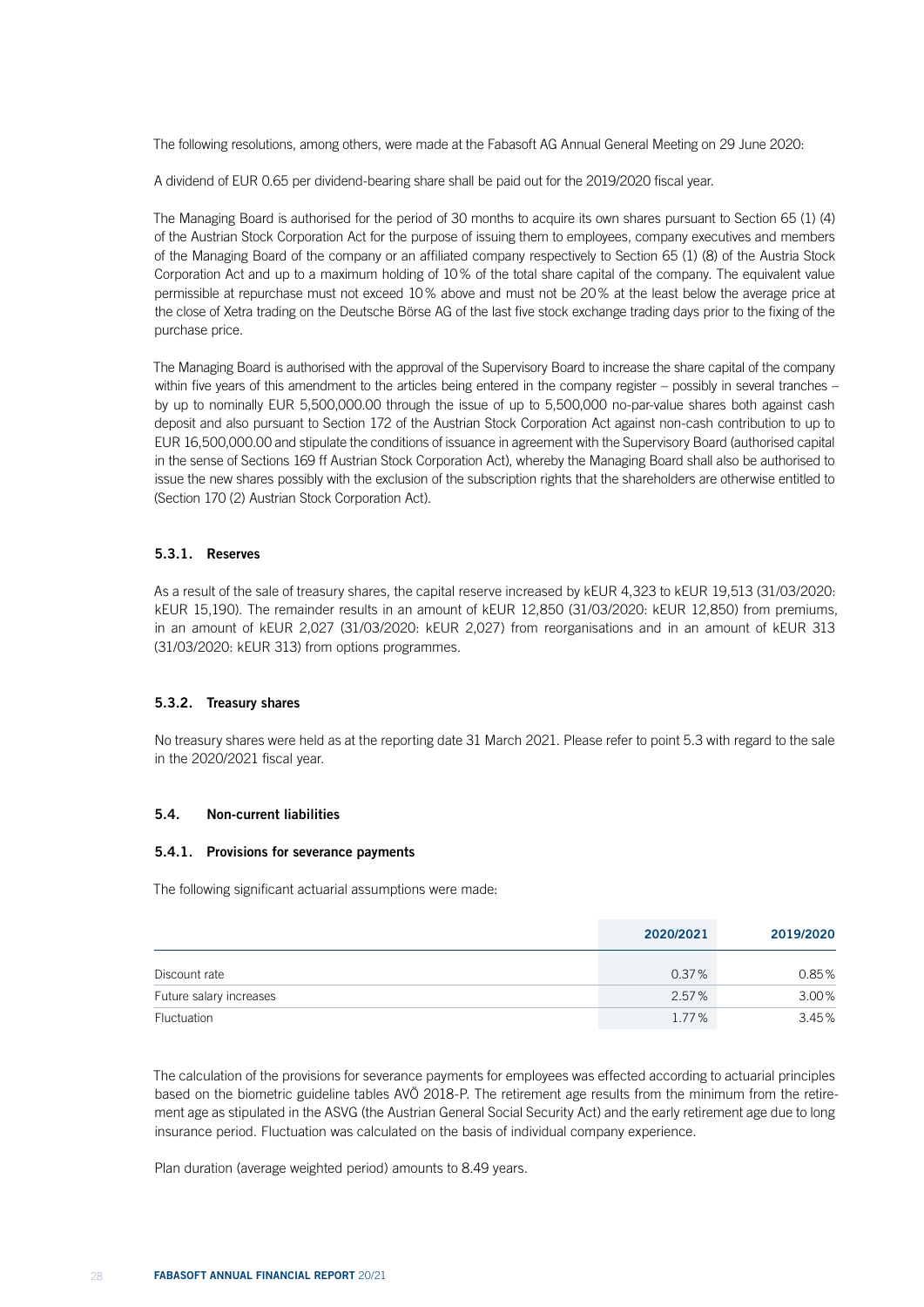The following resolutions, among others, were made at the Fabasoft AG Annual General Meeting on 29 June 2020:

A dividend of EUR 0.65 per dividend-bearing share shall be paid out for the 2019/2020 fiscal year.

The Managing Board is authorised for the period of 30 months to acquire its own shares pursuant to Section 65 (1) (4) of the Austrian Stock Corporation Act for the purpose of issuing them to employees, company executives and members of the Managing Board of the company or an affiliated company respectively to Section 65 (1) (8) of the Austria Stock Corporation Act and up to a maximum holding of 10% of the total share capital of the company. The equivalent value permissible at repurchase must not exceed 10% above and must not be 20% at the least below the average price at the close of Xetra trading on the Deutsche Börse AG of the last five stock exchange trading days prior to the fixing of the purchase price.

The Managing Board is authorised with the approval of the Supervisory Board to increase the share capital of the company within five years of this amendment to the articles being entered in the company register – possibly in several tranches – by up to nominally EUR 5,500,000.00 through the issue of up to 5,500,000 no-par-value shares both against cash deposit and also pursuant to Section 172 of the Austrian Stock Corporation Act against non-cash contribution to up to EUR 16,500,000.00 and stipulate the conditions of issuance in agreement with the Supervisory Board (authorised capital in the sense of Sections 169 ff Austrian Stock Corporation Act), whereby the Managing Board shall also be authorised to issue the new shares possibly with the exclusion of the subscription rights that the shareholders are otherwise entitled to (Section 170 (2) Austrian Stock Corporation Act).

### 5.3.1. Reserves

As a result of the sale of treasury shares, the capital reserve increased by kEUR 4,323 to kEUR 19,513 (31/03/2020: kEUR 15,190). The remainder results in an amount of kEUR 12,850 (31/03/2020: kEUR 12,850) from premiums, in an amount of kEUR 2,027 (31/03/2020: kEUR 2,027) from reorganisations and in an amount of kEUR 313 (31/03/2020: kEUR 313) from options programmes.

### 5.3.2. Treasury shares

No treasury shares were held as at the reporting date 31 March 2021. Please refer to point 5.3 with regard to the sale in the 2020/2021 fiscal year.

## 5.4. Non-current liabilities

### 5.4.1. Provisions for severance payments

The following significant actuarial assumptions were made:

| | 2020/2021 | 2019/2020 |
|---|---|---|
| Discount rate | 0.37% | 0.85% |
| Future salary increases | 2.57% | 3.00% |
| Fluctuation | 1.77% | 3.45% |

The calculation of the provisions for severance payments for employees was effected according to actuarial principles based on the biometric guideline tables AVÖ 2018-P. The retirement age results from the minimum from the retirement age as stipulated in the ASVG (the Austrian General Social Security Act) and the early retirement age due to long insurance period. Fluctuation was calculated on the basis of individual company experience.

Plan duration (average weighted period) amounts to 8.49 years.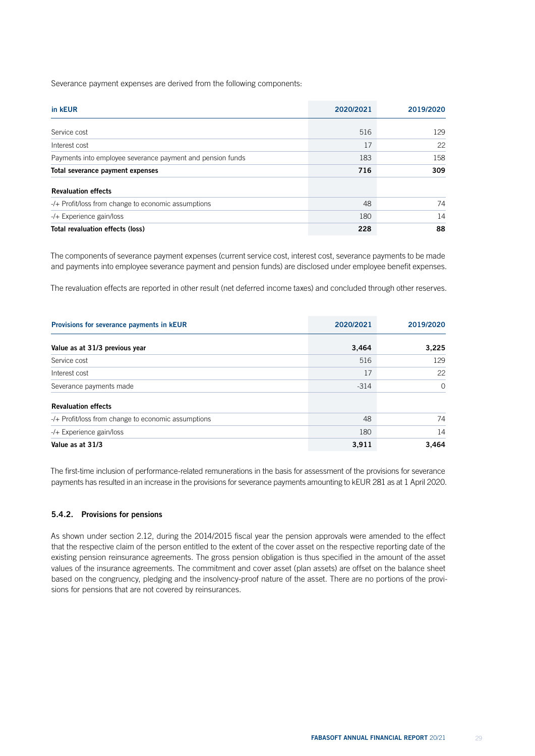Severance payment expenses are derived from the following components:

| in kEUR | 2020/2021 | 2019/2020 |
|---|---|---|
| Service cost | 516 | 129 |
| Interest cost | 17 | 22 |
| Payments into employee severance payment and pension funds | 183 | 158 |
| **Total severance payment expenses** | **716** | **309** |
| **Revaluation effects** | | |
| -/+ Profit/loss from change to economic assumptions | 48 | 74 |
| -/+ Experience gain/loss | 180 | 14 |
| **Total revaluation effects (loss)** | **228** | **88** |

The components of severance payment expenses (current service cost, interest cost, severance payments to be made and payments into employee severance payment and pension funds) are disclosed under employee benefit expenses.

The revaluation effects are reported in other result (net deferred income taxes) and concluded through other reserves.

| Provisions for severance payments in kEUR | 2020/2021 | 2019/2020 |
|---|---|---|
| **Value as at 31/3 previous year** | **3,464** | **3,225** |
| Service cost | 516 | 129 |
| Interest cost | 17 | 22 |
| Severance payments made | -314 | 0 |
| **Revaluation effects** | | |
| -/+ Profit/loss from change to economic assumptions | 48 | 74 |
| -/+ Experience gain/loss | 180 | 14 |
| **Value as at 31/3** | **3,911** | **3,464** |

The first-time inclusion of performance-related remunerations in the basis for assessment of the provisions for severance payments has resulted in an increase in the provisions for severance payments amounting to kEUR 281 as at 1 April 2020.

### 5.4.2. Provisions for pensions

As shown under section 2.12, during the 2014/2015 fiscal year the pension approvals were amended to the effect that the respective claim of the person entitled to the extent of the cover asset on the respective reporting date of the existing pension reinsurance agreements. The gross pension obligation is thus specified in the amount of the asset values of the insurance agreements. The commitment and cover asset (plan assets) are offset on the balance sheet based on the congruency, pledging and the insolvency-proof nature of the asset. There are no portions of the provisions for pensions that are not covered by reinsurances.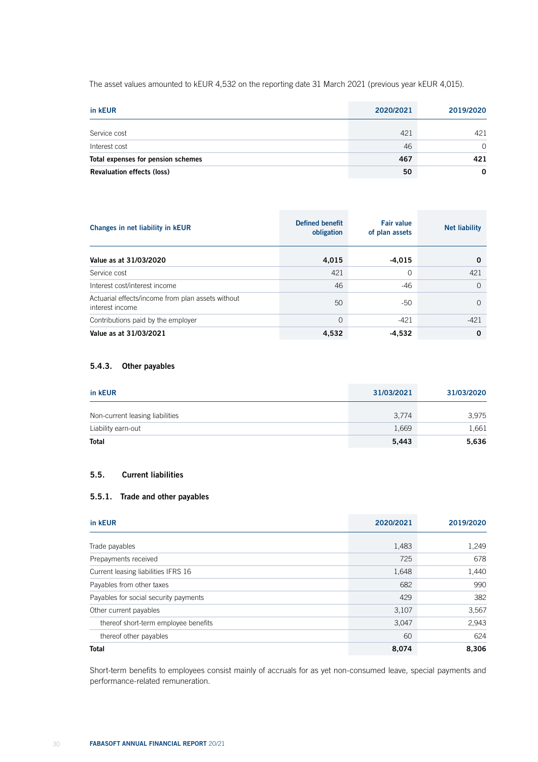The asset values amounted to kEUR 4,532 on the reporting date 31 March 2021 (previous year kEUR 4,015).

| in kEUR | 2020/2021 | 2019/2020 |
|---|---|---|
| Service cost | 421 | 421 |
| Interest cost | 46 | 0 |
| **Total expenses for pension schemes** | **467** | **421** |
| **Revaluation effects (loss)** | **50** | **0** |

| Changes in net liability in kEUR | Defined benefit obligation | Fair value of plan assets | Net liability |
|---|---|---|---|
| **Value as at 31/03/2020** | **4,015** | **-4,015** | **0** |
| Service cost | 421 | 0 | 421 |
| Interest cost/interest income | 46 | -46 | 0 |
| Actuarial effects/income from plan assets without interest income | 50 | -50 | 0 |
| Contributions paid by the employer | 0 | -421 | -421 |
| **Value as at 31/03/2021** | **4,532** | **-4,532** | **0** |

### 5.4.3. Other payables

| in kEUR | 31/03/2021 | 31/03/2020 |
|---|---|---|
| Non-current leasing liabilities | 3,774 | 3,975 |
| Liability earn-out | 1,669 | 1,661 |
| **Total** | **5,443** | **5,636** |

## 5.5. Current liabilities

### 5.5.1. Trade and other payables

| in kEUR | 2020/2021 | 2019/2020 |
|---|---|---|
| Trade payables | 1,483 | 1,249 |
| Prepayments received | 725 | 678 |
| Current leasing liabilities IFRS 16 | 1,648 | 1,440 |
| Payables from other taxes | 682 | 990 |
| Payables for social security payments | 429 | 382 |
| Other current payables | 3,107 | 3,567 |
| thereof short-term employee benefits | 3,047 | 2,943 |
| thereof other payables | 60 | 624 |
| **Total** | **8,074** | **8,306** |

Short-term benefits to employees consist mainly of accruals for as yet non-consumed leave, special payments and performance-related remuneration.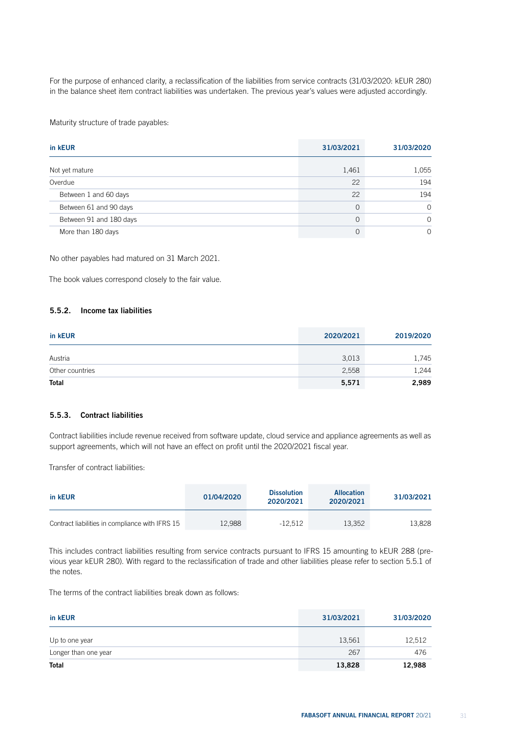For the purpose of enhanced clarity, a reclassification of the liabilities from service contracts (31/03/2020: kEUR 280) in the balance sheet item contract liabilities was undertaken. The previous year's values were adjusted accordingly.

Maturity structure of trade payables:

| in kEUR | 31/03/2021 | 31/03/2020 |
|---|---|---|
| Not yet mature | 1,461 | 1,055 |
| Overdue | 22 | 194 |
| Between 1 and 60 days | 22 | 194 |
| Between 61 and 90 days | 0 | 0 |
| Between 91 and 180 days | 0 | 0 |
| More than 180 days | 0 | 0 |

No other payables had matured on 31 March 2021.

The book values correspond closely to the fair value.

### 5.5.2. Income tax liabilities

| in kEUR | 2020/2021 | 2019/2020 |
|---|---|---|
| Austria | 3,013 | 1,745 |
| Other countries | 2,558 | 1,244 |
| **Total** | **5,571** | **2,989** |

### 5.5.3. Contract liabilities

Contract liabilities include revenue received from software update, cloud service and appliance agreements as well as support agreements, which will not have an effect on profit until the 2020/2021 fiscal year.

Transfer of contract liabilities:

| in kEUR | 01/04/2020 | Dissolution 2020/2021 | Allocation 2020/2021 | 31/03/2021 |
|---|---|---|---|---|
| Contract liabilities in compliance with IFRS 15 | 12,988 | -12,512 | 13,352 | 13,828 |

This includes contract liabilities resulting from service contracts pursuant to IFRS 15 amounting to kEUR 288 (previous year kEUR 280). With regard to the reclassification of trade and other liabilities please refer to section 5.5.1 of the notes.

The terms of the contract liabilities break down as follows:

| in kEUR | 31/03/2021 | 31/03/2020 |
|---|---|---|
| Up to one year | 13,561 | 12,512 |
| Longer than one year | 267 | 476 |
| **Total** | **13,828** | **12,988** |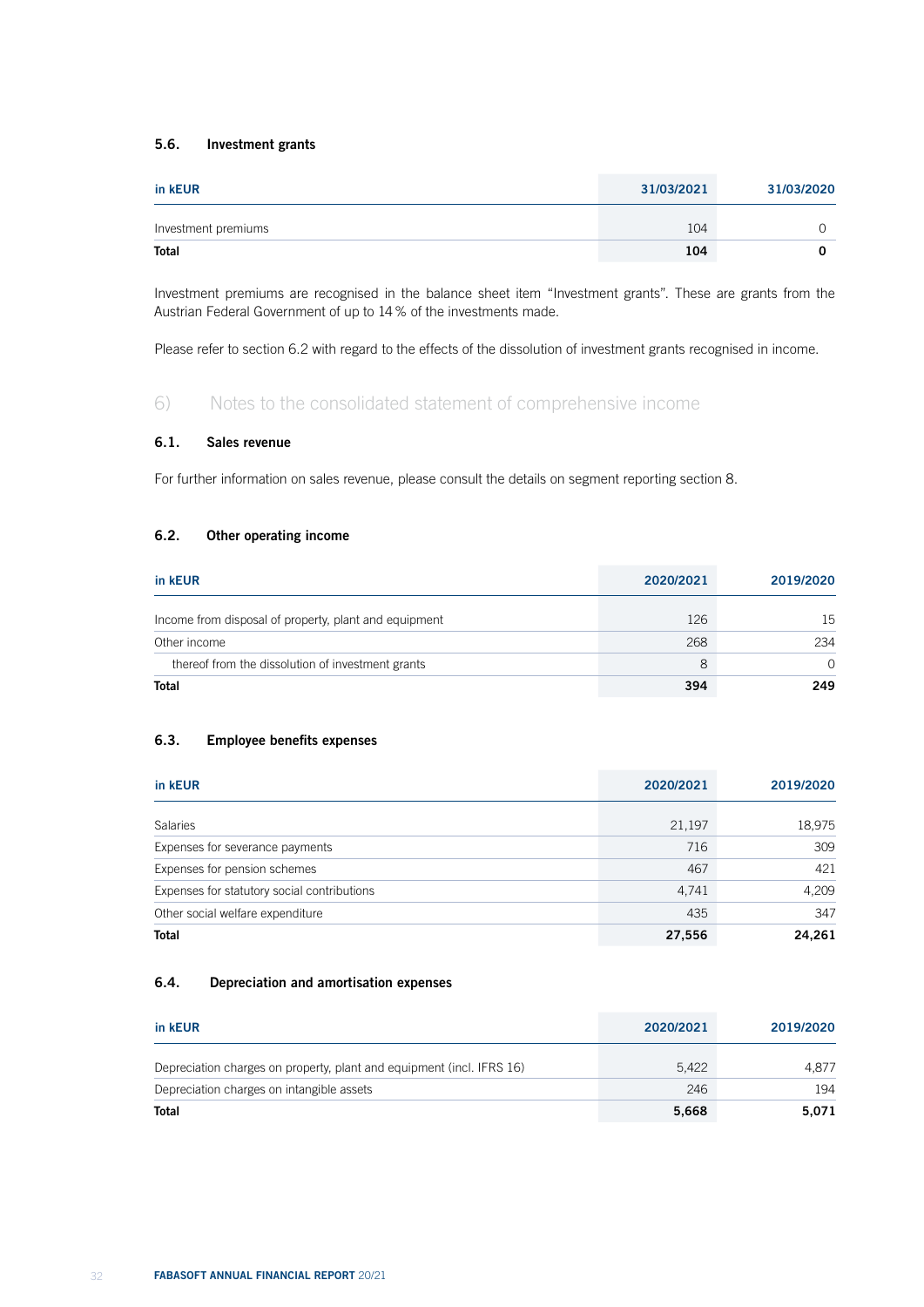### 5.6. Investment grants

| in kEUR | 31/03/2021 | 31/03/2020 |
|---|---|---|
| Investment premiums | 104 | 0 |
| **Total** | **104** | **0** |

Investment premiums are recognised in the balance sheet item “Investment grants”. These are grants from the Austrian Federal Government of up to 14 % of the investments made.

Please refer to section 6.2 with regard to the effects of the dissolution of investment grants recognised in income.

## 6) Notes to the consolidated statement of comprehensive income

### 6.1. Sales revenue

For further information on sales revenue, please consult the details on segment reporting section 8.

### 6.2. Other operating income

| in kEUR | 2020/2021 | 2019/2020 |
|---|---|---|
| Income from disposal of property, plant and equipment | 126 | 15 |
| Other income | 268 | 234 |
| thereof from the dissolution of investment grants | 8 | 0 |
| **Total** | **394** | **249** |

### 6.3. Employee benefits expenses

| in kEUR | 2020/2021 | 2019/2020 |
|---|---|---|
| Salaries | 21,197 | 18,975 |
| Expenses for severance payments | 716 | 309 |
| Expenses for pension schemes | 467 | 421 |
| Expenses for statutory social contributions | 4,741 | 4,209 |
| Other social welfare expenditure | 435 | 347 |
| **Total** | **27,556** | **24,261** |

### 6.4. Depreciation and amortisation expenses

| in kEUR | 2020/2021 | 2019/2020 |
|---|---|---|
| Depreciation charges on property, plant and equipment (incl. IFRS 16) | 5,422 | 4,877 |
| Depreciation charges on intangible assets | 246 | 194 |
| **Total** | **5,668** | **5,071** |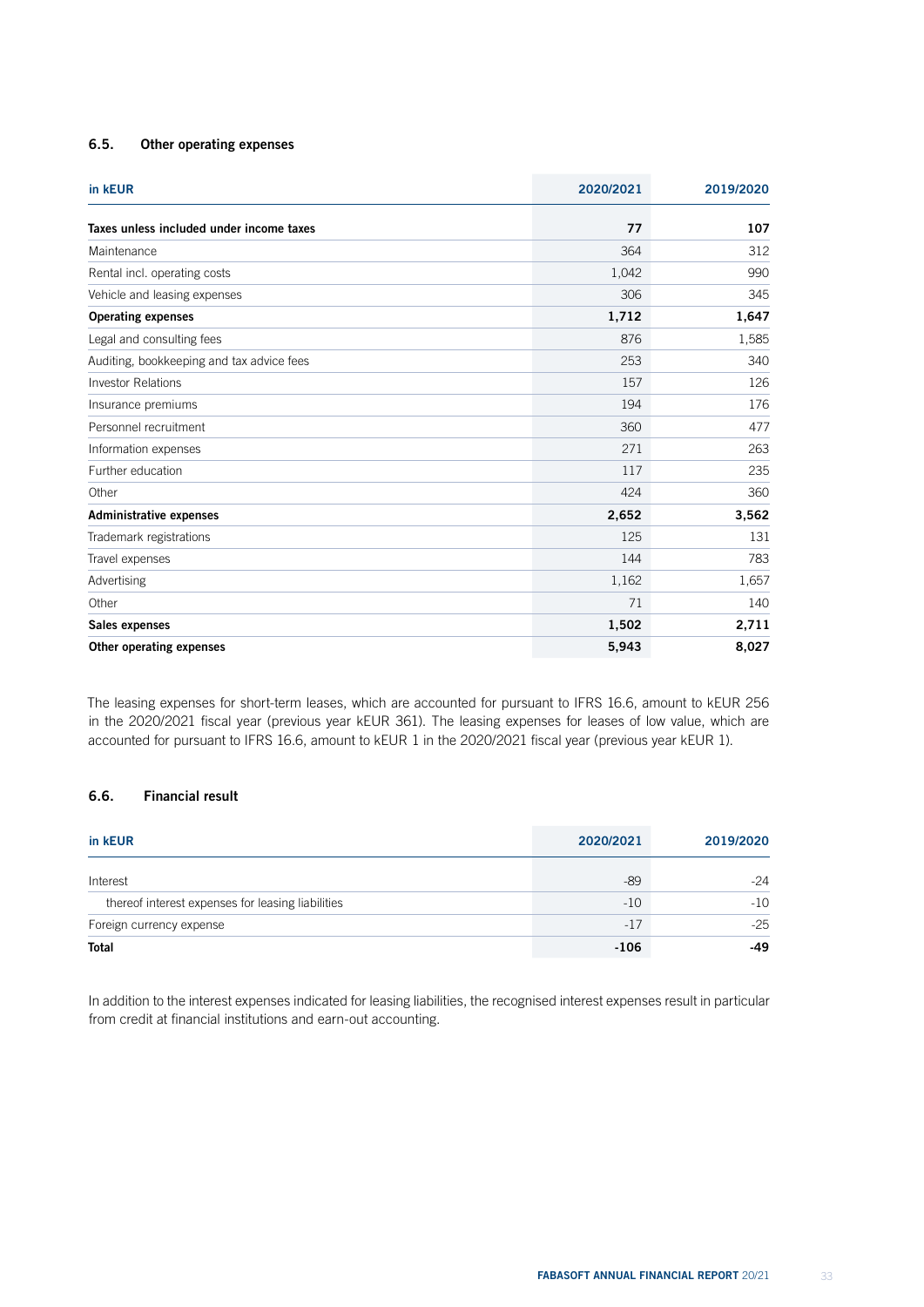### 6.5. Other operating expenses

| in kEUR | 2020/2021 | 2019/2020 |
|---|---|---|
| **Taxes unless included under income taxes** | **77** | **107** |
| Maintenance | 364 | 312 |
| Rental incl. operating costs | 1,042 | 990 |
| Vehicle and leasing expenses | 306 | 345 |
| **Operating expenses** | **1,712** | **1,647** |
| Legal and consulting fees | 876 | 1,585 |
| Auditing, bookkeeping and tax advice fees | 253 | 340 |
| Investor Relations | 157 | 126 |
| Insurance premiums | 194 | 176 |
| Personnel recruitment | 360 | 477 |
| Information expenses | 271 | 263 |
| Further education | 117 | 235 |
| Other | 424 | 360 |
| **Administrative expenses** | **2,652** | **3,562** |
| Trademark registrations | 125 | 131 |
| Travel expenses | 144 | 783 |
| Advertising | 1,162 | 1,657 |
| Other | 71 | 140 |
| **Sales expenses** | **1,502** | **2,711** |
| **Other operating expenses** | **5,943** | **8,027** |

The leasing expenses for short-term leases, which are accounted for pursuant to IFRS 16.6, amount to kEUR 256 in the 2020/2021 fiscal year (previous year kEUR 361). The leasing expenses for leases of low value, which are accounted for pursuant to IFRS 16.6, amount to kEUR 1 in the 2020/2021 fiscal year (previous year kEUR 1).

### 6.6. Financial result

| in kEUR | 2020/2021 | 2019/2020 |
|---|---|---|
| Interest | -89 | -24 |
| thereof interest expenses for leasing liabilities | -10 | -10 |
| Foreign currency expense | -17 | -25 |
| **Total** | **-106** | **-49** |

In addition to the interest expenses indicated for leasing liabilities, the recognised interest expenses result in particular from credit at financial institutions and earn-out accounting.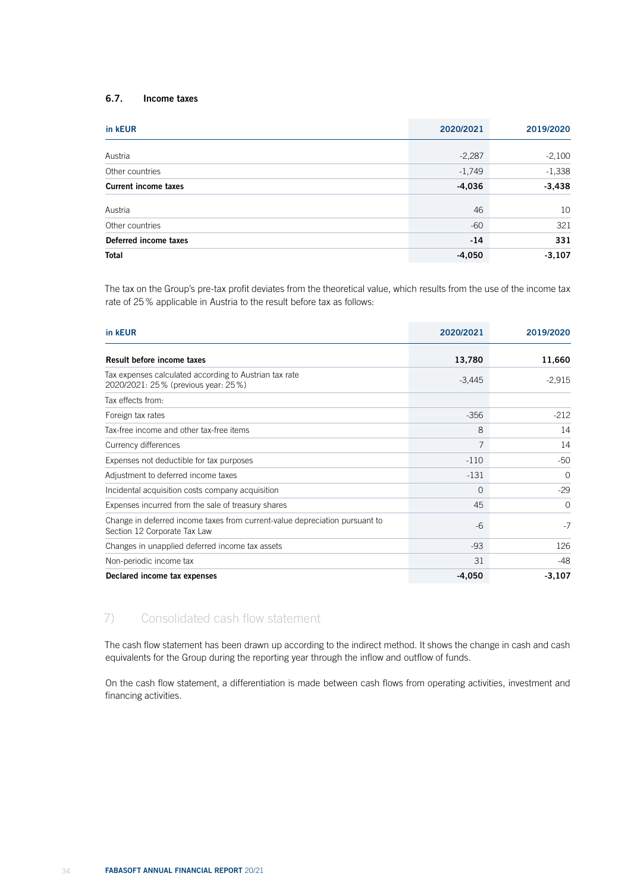### 6.7. Income taxes

| in kEUR | 2020/2021 | 2019/2020 |
|---|---|---|
| Austria | -2,287 | -2,100 |
| Other countries | -1,749 | -1,338 |
| **Current income taxes** | **-4,036** | **-3,438** |
| Austria | 46 | 10 |
| Other countries | -60 | 321 |
| **Deferred income taxes** | **-14** | **331** |
| **Total** | **-4,050** | **-3,107** |

The tax on the Group's pre-tax profit deviates from the theoretical value, which results from the use of the income tax rate of 25 % applicable in Austria to the result before tax as follows:

| in kEUR | 2020/2021 | 2019/2020 |
|---|---|---|
| **Result before income taxes** | **13,780** | **11,660** |
| Tax expenses calculated according to Austrian tax rate 2020/2021: 25 % (previous year: 25 %) | -3,445 | -2,915 |
| Tax effects from: | | |
| Foreign tax rates | -356 | -212 |
| Tax-free income and other tax-free items | 8 | 14 |
| Currency differences | 7 | 14 |
| Expenses not deductible for tax purposes | -110 | -50 |
| Adjustment to deferred income taxes | -131 | 0 |
| Incidental acquisition costs company acquisition | 0 | -29 |
| Expenses incurred from the sale of treasury shares | 45 | 0 |
| Change in deferred income taxes from current-value depreciation pursuant to Section 12 Corporate Tax Law | -6 | -7 |
| Changes in unapplied deferred income tax assets | -93 | 126 |
| Non-periodic income tax | 31 | -48 |
| **Declared income tax expenses** | **-4,050** | **-3,107** |

## 7) Consolidated cash flow statement

The cash flow statement has been drawn up according to the indirect method. It shows the change in cash and cash equivalents for the Group during the reporting year through the inflow and outflow of funds.

On the cash flow statement, a differentiation is made between cash flows from operating activities, investment and financing activities.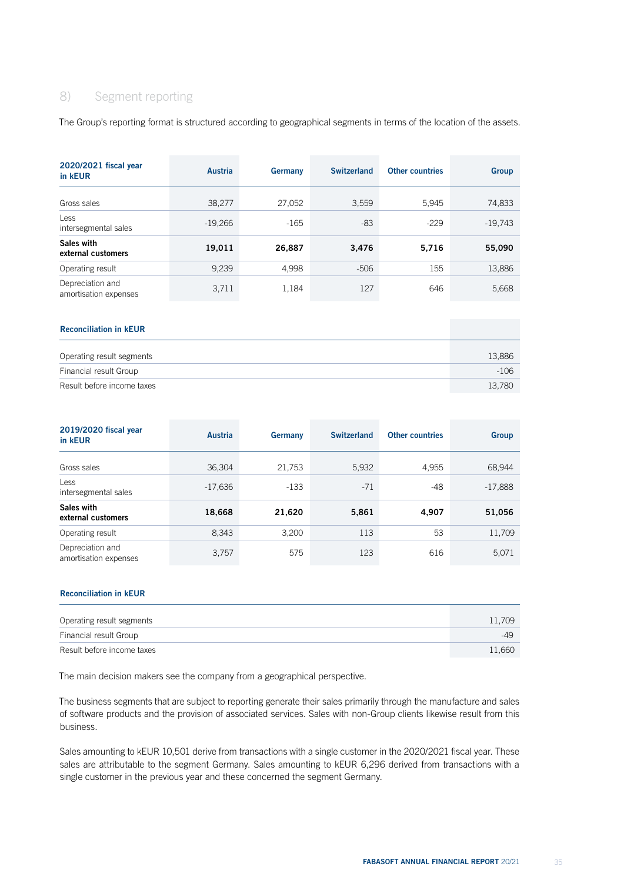## 8) Segment reporting

The Group's reporting format is structured according to geographical segments in terms of the location of the assets.

| 2020/2021 fiscal year in kEUR | Austria | Germany | Switzerland | Other countries | Group |
|---|---|---|---|---|---|
| Gross sales | 38,277 | 27,052 | 3,559 | 5,945 | 74,833 |
| Less intersegmental sales | -19,266 | -165 | -83 | -229 | -19,743 |
| **Sales with external customers** | **19,011** | **26,887** | **3,476** | **5,716** | **55,090** |
| Operating result | 9,239 | 4,998 | -506 | 155 | 13,886 |
| Depreciation and amortisation expenses | 3,711 | 1,184 | 127 | 646 | 5,668 |

| Reconciliation in kEUR | |
|---|---|
| Operating result segments | 13,886 |
| Financial result Group | -106 |
| Result before income taxes | 13,780 |

| 2019/2020 fiscal year in kEUR | Austria | Germany | Switzerland | Other countries | Group |
|---|---|---|---|---|---|
| Gross sales | 36,304 | 21,753 | 5,932 | 4,955 | 68,944 |
| Less intersegmental sales | -17,636 | -133 | -71 | -48 | -17,888 |
| **Sales with external customers** | **18,668** | **21,620** | **5,861** | **4,907** | **51,056** |
| Operating result | 8,343 | 3,200 | 113 | 53 | 11,709 |
| Depreciation and amortisation expenses | 3,757 | 575 | 123 | 616 | 5,071 |

| Reconciliation in kEUR | |
|---|---|
| Operating result segments | 11,709 |
| Financial result Group | -49 |
| Result before income taxes | 11,660 |

The main decision makers see the company from a geographical perspective.

The business segments that are subject to reporting generate their sales primarily through the manufacture and sales of software products and the provision of associated services. Sales with non-Group clients likewise result from this business.

Sales amounting to kEUR 10,501 derive from transactions with a single customer in the 2020/2021 fiscal year. These sales are attributable to the segment Germany. Sales amounting to kEUR 6,296 derived from transactions with a single customer in the previous year and these concerned the segment Germany.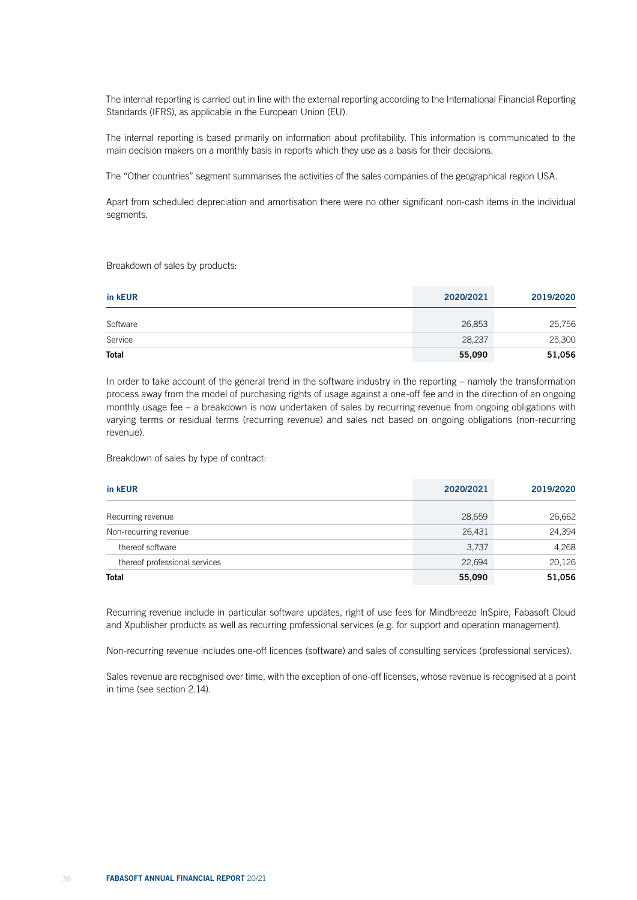The internal reporting is carried out in line with the external reporting according to the International Financial Reporting Standards (IFRS), as applicable in the European Union (EU).

The internal reporting is based primarily on information about profitability. This information is communicated to the main decision makers on a monthly basis in reports which they use as a basis for their decisions.

The "Other countries" segment summarises the activities of the sales companies of the geographical region USA.

Apart from scheduled depreciation and amortisation there were no other significant non-cash items in the individual segments.

Breakdown of sales by products:

| in kEUR | 2020/2021 | 2019/2020 |
|---|---|---|
| Software | 26,853 | 25,756 |
| Service | 28,237 | 25,300 |
| **Total** | **55,090** | **51,056** |

In order to take account of the general trend in the software industry in the reporting – namely the transformation process away from the model of purchasing rights of usage against a one-off fee and in the direction of an ongoing monthly usage fee – a breakdown is now undertaken of sales by recurring revenue from ongoing obligations with varying terms or residual terms (recurring revenue) and sales not based on ongoing obligations (non-recurring revenue).

Breakdown of sales by type of contract:

| in kEUR | 2020/2021 | 2019/2020 |
|---|---|---|
| Recurring revenue | 28,659 | 26,662 |
| Non-recurring revenue | 26,431 | 24,394 |
| thereof software | 3,737 | 4,268 |
| thereof professional services | 22,694 | 20,126 |
| **Total** | **55,090** | **51,056** |

Recurring revenue include in particular software updates, right of use fees for Mindbreeze InSpire, Fabasoft Cloud and Xpublisher products as well as recurring professional services (e.g. for support and operation management).

Non-recurring revenue includes one-off licences (software) and sales of consulting services (professional services).

Sales revenue are recognised over time, with the exception of one-off licenses, whose revenue is recognised at a point in time (see section 2.14).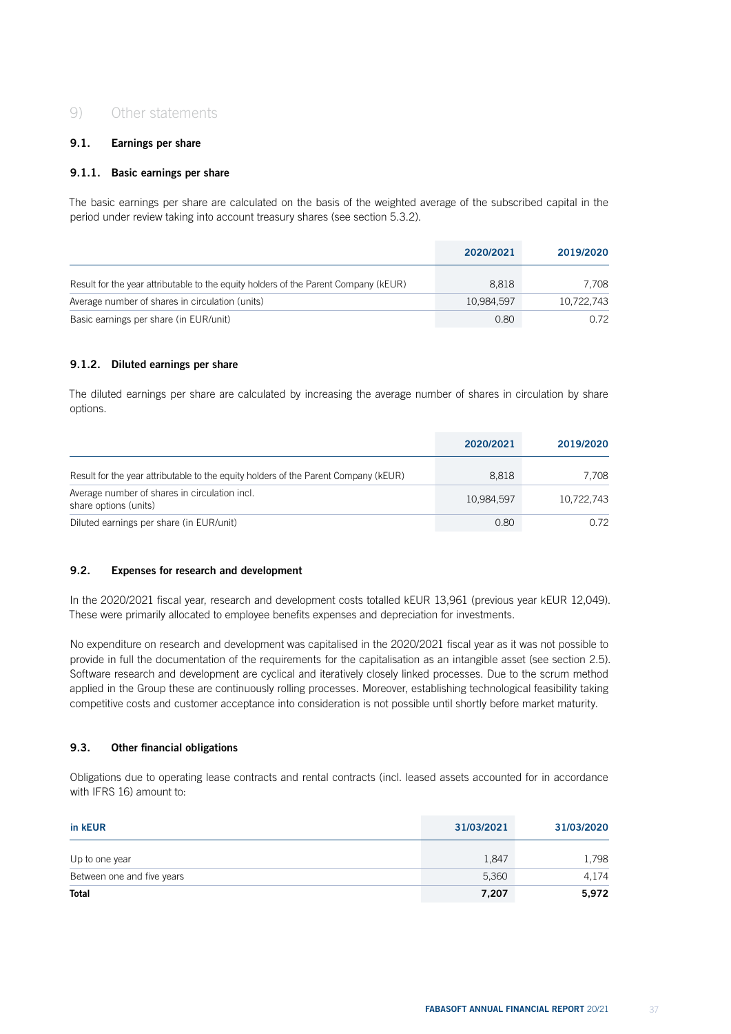# 9) Other statements

## 9.1. Earnings per share

### 9.1.1. Basic earnings per share

The basic earnings per share are calculated on the basis of the weighted average of the subscribed capital in the period under review taking into account treasury shares (see section 5.3.2).

| | 2020/2021 | 2019/2020 |
|---|---|---|
| Result for the year attributable to the equity holders of the Parent Company (kEUR) | 8,818 | 7,708 |
| Average number of shares in circulation (units) | 10,984,597 | 10,722,743 |
| Basic earnings per share (in EUR/unit) | 0.80 | 0.72 |

### 9.1.2. Diluted earnings per share

The diluted earnings per share are calculated by increasing the average number of shares in circulation by share options.

| | 2020/2021 | 2019/2020 |
|---|---|---|
| Result for the year attributable to the equity holders of the Parent Company (kEUR) | 8,818 | 7,708 |
| Average number of shares in circulation incl. share options (units) | 10,984,597 | 10,722,743 |
| Diluted earnings per share (in EUR/unit) | 0.80 | 0.72 |

## 9.2. Expenses for research and development

In the 2020/2021 fiscal year, research and development costs totalled kEUR 13,961 (previous year kEUR 12,049). These were primarily allocated to employee benefits expenses and depreciation for investments.

No expenditure on research and development was capitalised in the 2020/2021 fiscal year as it was not possible to provide in full the documentation of the requirements for the capitalisation as an intangible asset (see section 2.5). Software research and development are cyclical and iteratively closely linked processes. Due to the scrum method applied in the Group these are continuously rolling processes. Moreover, establishing technological feasibility taking competitive costs and customer acceptance into consideration is not possible until shortly before market maturity.

## 9.3. Other financial obligations

Obligations due to operating lease contracts and rental contracts (incl. leased assets accounted for in accordance with IFRS 16) amount to:

| in kEUR | 31/03/2021 | 31/03/2020 |
|---|---|---|
| Up to one year | 1,847 | 1,798 |
| Between one and five years | 5,360 | 4,174 |
| **Total** | **7,207** | **5,972** |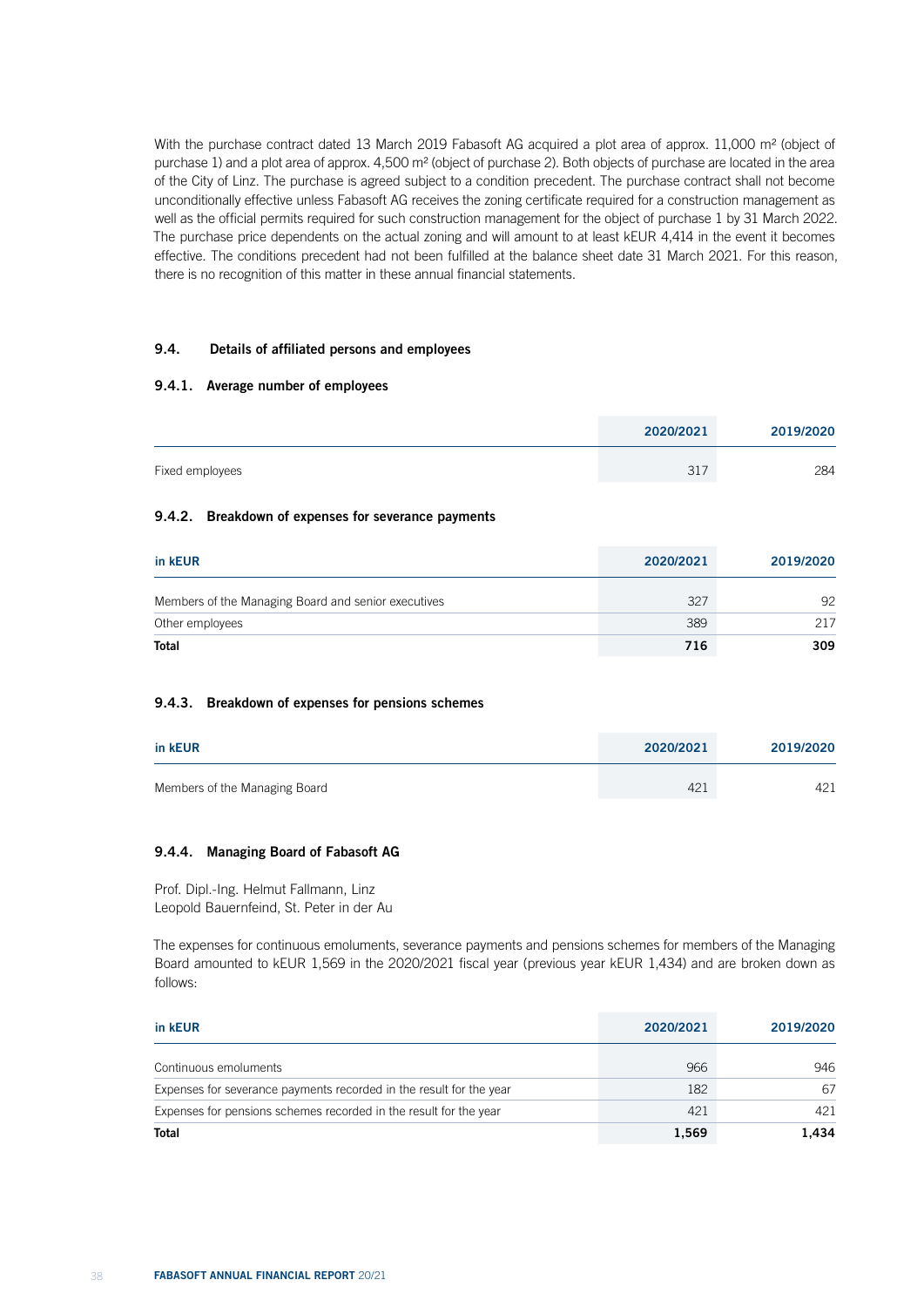With the purchase contract dated 13 March 2019 Fabasoft AG acquired a plot area of approx. 11,000 m² (object of purchase 1) and a plot area of approx. 4,500 m² (object of purchase 2). Both objects of purchase are located in the area of the City of Linz. The purchase is agreed subject to a condition precedent. The purchase contract shall not become unconditionally effective unless Fabasoft AG receives the zoning certificate required for a construction management as well as the official permits required for such construction management for the object of purchase 1 by 31 March 2022. The purchase price dependents on the actual zoning and will amount to at least kEUR 4,414 in the event it becomes effective. The conditions precedent had not been fulfilled at the balance sheet date 31 March 2021. For this reason, there is no recognition of this matter in these annual financial statements.

### 9.4. Details of affiliated persons and employees

#### 9.4.1. Average number of employees

| | 2020/2021 | 2019/2020 |
|---|---|---|
| Fixed employees | 317 | 284 |

#### 9.4.2. Breakdown of expenses for severance payments

| in kEUR | 2020/2021 | 2019/2020 |
|---|---|---|
| Members of the Managing Board and senior executives | 327 | 92 |
| Other employees | 389 | 217 |
| **Total** | **716** | **309** |

#### 9.4.3. Breakdown of expenses for pensions schemes

| in kEUR | 2020/2021 | 2019/2020 |
|---|---|---|
| Members of the Managing Board | 421 | 421 |

#### 9.4.4. Managing Board of Fabasoft AG

Prof. Dipl.-Ing. Helmut Fallmann, Linz
Leopold Bauernfeind, St. Peter in der Au

The expenses for continuous emoluments, severance payments and pensions schemes for members of the Managing Board amounted to kEUR 1,569 in the 2020/2021 fiscal year (previous year kEUR 1,434) and are broken down as follows:

| in kEUR | 2020/2021 | 2019/2020 |
|---|---|---|
| Continuous emoluments | 966 | 946 |
| Expenses for severance payments recorded in the result for the year | 182 | 67 |
| Expenses for pensions schemes recorded in the result for the year | 421 | 421 |
| **Total** | **1,569** | **1,434** |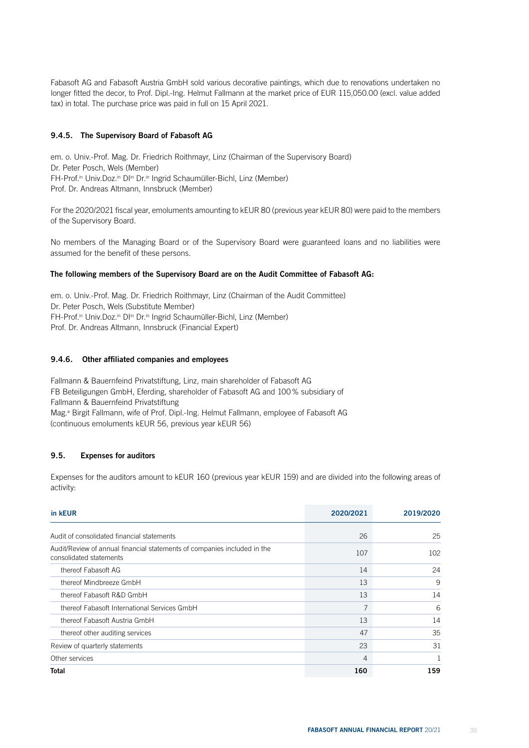Fabasoft AG and Fabasoft Austria GmbH sold various decorative paintings, which due to renovations undertaken no longer fitted the decor, to Prof. Dipl.-Ing. Helmut Fallmann at the market price of EUR 115,050.00 (excl. value added tax) in total. The purchase price was paid in full on 15 April 2021.

### 9.4.5. The Supervisory Board of Fabasoft AG

em. o. Univ.-Prof. Mag. Dr. Friedrich Roithmayr, Linz (Chairman of the Supervisory Board)
Dr. Peter Posch, Wels (Member)
FH-Prof.[in] Univ.Doz.[in] DI[in] Dr.[in] Ingrid Schaumüller-Bichl, Linz (Member)
Prof. Dr. Andreas Altmann, Innsbruck (Member)

For the 2020/2021 fiscal year, emoluments amounting to kEUR 80 (previous year kEUR 80) were paid to the members of the Supervisory Board.

No members of the Managing Board or of the Supervisory Board were guaranteed loans and no liabilities were assumed for the benefit of these persons.

**The following members of the Supervisory Board are on the Audit Committee of Fabasoft AG:**

em. o. Univ.-Prof. Mag. Dr. Friedrich Roithmayr, Linz (Chairman of the Audit Committee)
Dr. Peter Posch, Wels (Substitute Member)
FH-Prof.[in] Univ.Doz.[in] DI[in] Dr.[in] Ingrid Schaumüller-Bichl, Linz (Member)
Prof. Dr. Andreas Altmann, Innsbruck (Financial Expert)

### 9.4.6. Other affiliated companies and employees

Fallmann & Bauernfeind Privatstiftung, Linz, main shareholder of Fabasoft AG
FB Beteiligungen GmbH, Eferding, shareholder of Fabasoft AG and 100 % subsidiary of Fallmann & Bauernfeind Privatstiftung
Mag.[a] Birgit Fallmann, wife of Prof. Dipl.-Ing. Helmut Fallmann, employee of Fabasoft AG (continuous emoluments kEUR 56, previous year kEUR 56)

### 9.5. Expenses for auditors

Expenses for the auditors amount to kEUR 160 (previous year kEUR 159) and are divided into the following areas of activity:

| in kEUR | 2020/2021 | 2019/2020 |
|---|---|---|
| Audit of consolidated financial statements | 26 | 25 |
| Audit/Review of annual financial statements of companies included in the consolidated statements | 107 | 102 |
| thereof Fabasoft AG | 14 | 24 |
| thereof Mindbreeze GmbH | 13 | 9 |
| thereof Fabasoft R&D GmbH | 13 | 14 |
| thereof Fabasoft International Services GmbH | 7 | 6 |
| thereof Fabasoft Austria GmbH | 13 | 14 |
| thereof other auditing services | 47 | 35 |
| Review of quarterly statements | 23 | 31 |
| Other services | 4 | 1 |
| **Total** | **160** | **159** |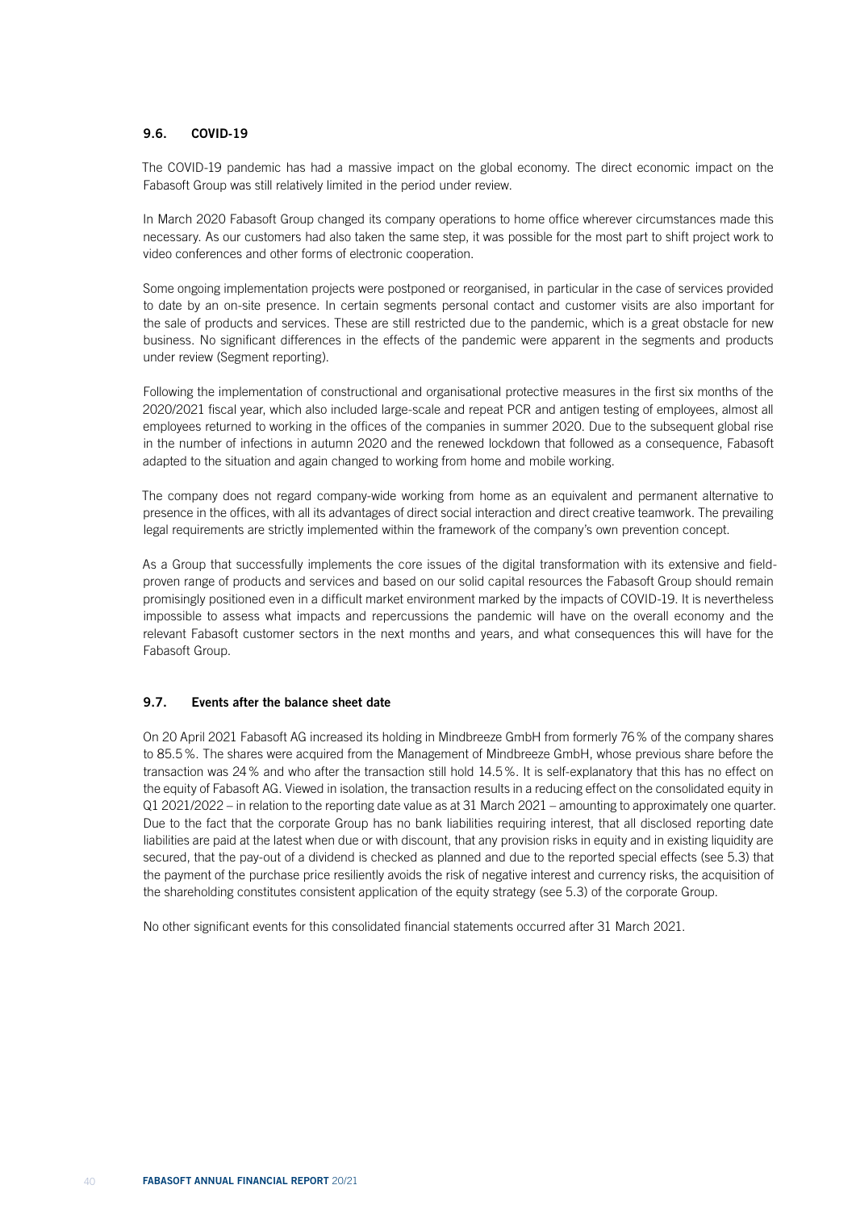### 9.6. COVID-19

The COVID-19 pandemic has had a massive impact on the global economy. The direct economic impact on the Fabasoft Group was still relatively limited in the period under review.

In March 2020 Fabasoft Group changed its company operations to home office wherever circumstances made this necessary. As our customers had also taken the same step, it was possible for the most part to shift project work to video conferences and other forms of electronic cooperation.

Some ongoing implementation projects were postponed or reorganised, in particular in the case of services provided to date by an on-site presence. In certain segments personal contact and customer visits are also important for the sale of products and services. These are still restricted due to the pandemic, which is a great obstacle for new business. No significant differences in the effects of the pandemic were apparent in the segments and products under review (Segment reporting).

Following the implementation of constructional and organisational protective measures in the first six months of the 2020/2021 fiscal year, which also included large-scale and repeat PCR and antigen testing of employees, almost all employees returned to working in the offices of the companies in summer 2020. Due to the subsequent global rise in the number of infections in autumn 2020 and the renewed lockdown that followed as a consequence, Fabasoft adapted to the situation and again changed to working from home and mobile working.

The company does not regard company-wide working from home as an equivalent and permanent alternative to presence in the offices, with all its advantages of direct social interaction and direct creative teamwork. The prevailing legal requirements are strictly implemented within the framework of the company's own prevention concept.

As a Group that successfully implements the core issues of the digital transformation with its extensive and field-proven range of products and services and based on our solid capital resources the Fabasoft Group should remain promisingly positioned even in a difficult market environment marked by the impacts of COVID-19. It is nevertheless impossible to assess what impacts and repercussions the pandemic will have on the overall economy and the relevant Fabasoft customer sectors in the next months and years, and what consequences this will have for the Fabasoft Group.

### 9.7. Events after the balance sheet date

On 20 April 2021 Fabasoft AG increased its holding in Mindbreeze GmbH from formerly 76 % of the company shares to 85.5 %. The shares were acquired from the Management of Mindbreeze GmbH, whose previous share before the transaction was 24 % and who after the transaction still hold 14.5 %. It is self-explanatory that this has no effect on the equity of Fabasoft AG. Viewed in isolation, the transaction results in a reducing effect on the consolidated equity in Q1 2021/2022 – in relation to the reporting date value as at 31 March 2021 – amounting to approximately one quarter. Due to the fact that the corporate Group has no bank liabilities requiring interest, that all disclosed reporting date liabilities are paid at the latest when due or with discount, that any provision risks in equity and in existing liquidity are secured, that the pay-out of a dividend is checked as planned and due to the reported special effects (see 5.3) that the payment of the purchase price resiliently avoids the risk of negative interest and currency risks, the acquisition of the shareholding constitutes consistent application of the equity strategy (see 5.3) of the corporate Group.

No other significant events for this consolidated financial statements occurred after 31 March 2021.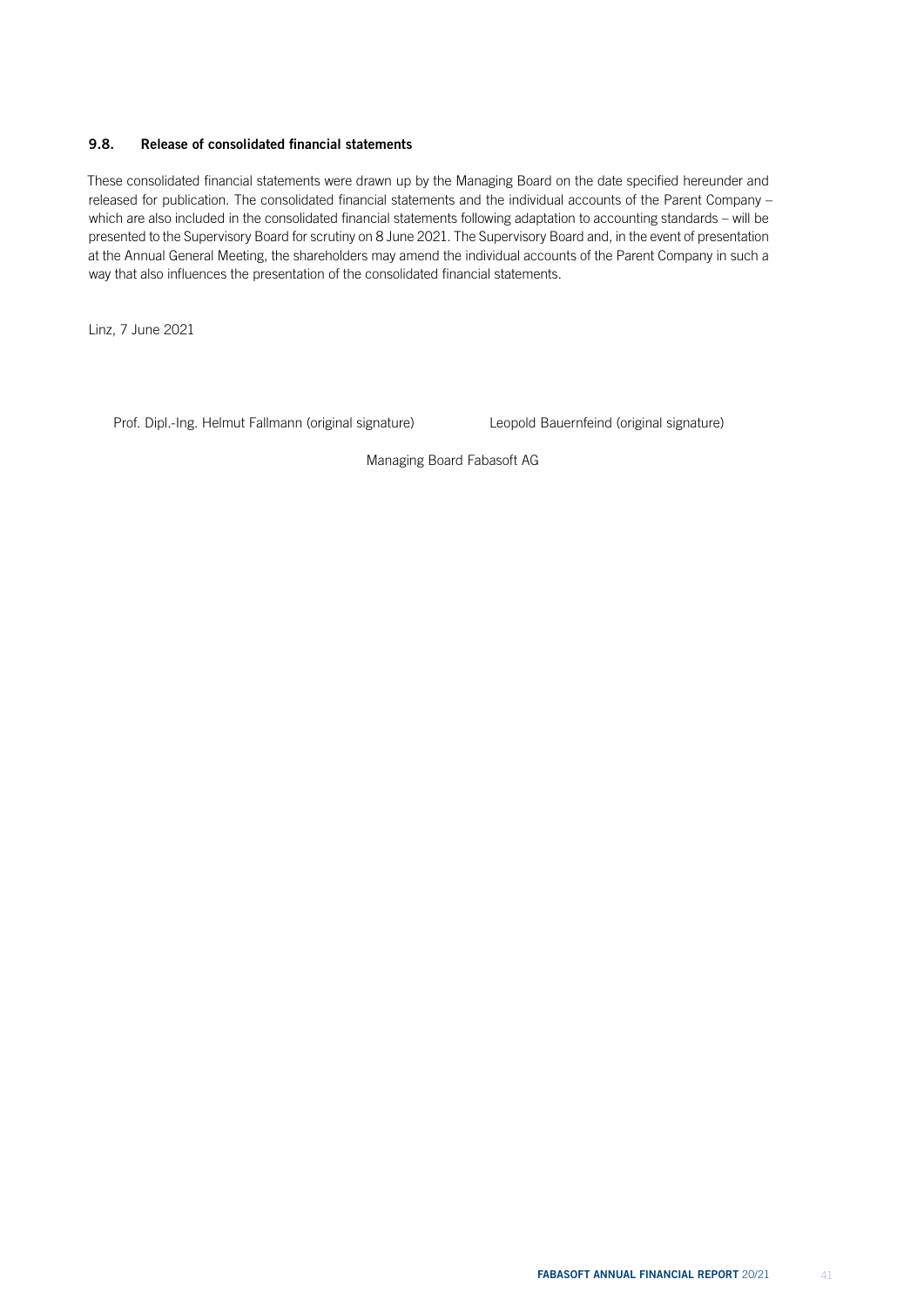### 9.8. Release of consolidated financial statements

These consolidated financial statements were drawn up by the Managing Board on the date specified hereunder and released for publication. The consolidated financial statements and the individual accounts of the Parent Company – which are also included in the consolidated financial statements following adaptation to accounting standards – will be presented to the Supervisory Board for scrutiny on 8 June 2021. The Supervisory Board and, in the event of presentation at the Annual General Meeting, the shareholders may amend the individual accounts of the Parent Company in such a way that also influences the presentation of the consolidated financial statements.

Linz, 7 June 2021

Prof. Dipl.-Ing. Helmut Fallmann (original signature) Leopold Bauernfeind (original signature)

Managing Board Fabasoft AG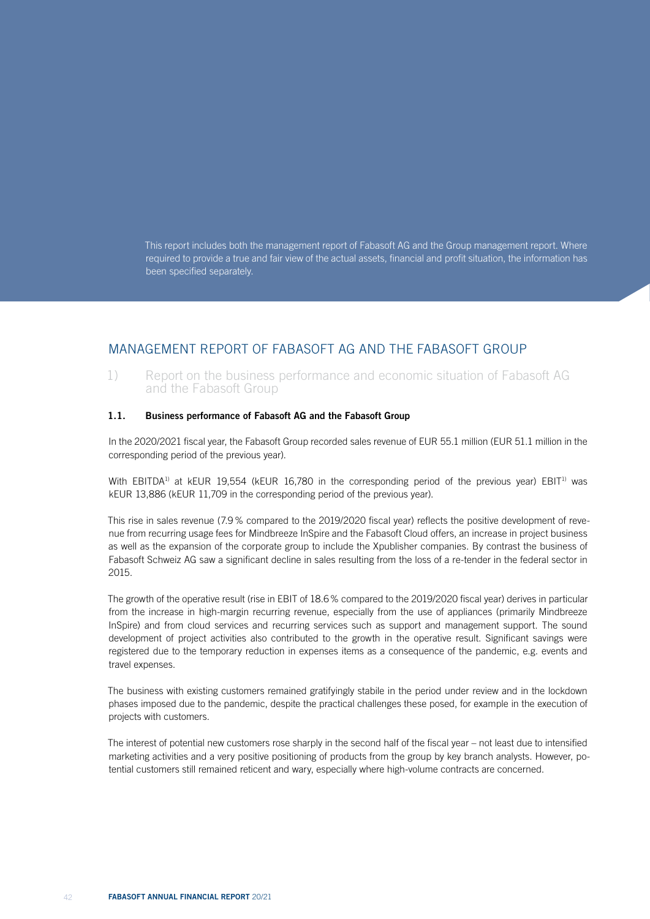This report includes both the management report of Fabasoft AG and the Group management report. Where required to provide a true and fair view of the actual assets, financial and profit situation, the information has been specified separately.

# MANAGEMENT REPORT OF FABASOFT AG AND THE FABASOFT GROUP

## 1) Report on the business performance and economic situation of Fabasoft AG and the Fabasoft Group

### 1.1. Business performance of Fabasoft AG and the Fabasoft Group

In the 2020/2021 fiscal year, the Fabasoft Group recorded sales revenue of EUR 55.1 million (EUR 51.1 million in the corresponding period of the previous year).

With EBITDA[1)] at kEUR 19,554 (kEUR 16,780 in the corresponding period of the previous year) EBIT[1)] was kEUR 13,886 (kEUR 11,709 in the corresponding period of the previous year).

This rise in sales revenue (7.9 % compared to the 2019/2020 fiscal year) reflects the positive development of revenue from recurring usage fees for Mindbreeze InSpire and the Fabasoft Cloud offers, an increase in project business as well as the expansion of the corporate group to include the Xpublisher companies. By contrast the business of Fabasoft Schweiz AG saw a significant decline in sales resulting from the loss of a re-tender in the federal sector in 2015.

The growth of the operative result (rise in EBIT of 18.6 % compared to the 2019/2020 fiscal year) derives in particular from the increase in high-margin recurring revenue, especially from the use of appliances (primarily Mindbreeze InSpire) and from cloud services and recurring services such as support and management support. The sound development of project activities also contributed to the growth in the operative result. Significant savings were registered due to the temporary reduction in expenses items as a consequence of the pandemic, e.g. events and travel expenses.

The business with existing customers remained gratifyingly stabile in the period under review and in the lockdown phases imposed due to the pandemic, despite the practical challenges these posed, for example in the execution of projects with customers.

The interest of potential new customers rose sharply in the second half of the fiscal year – not least due to intensified marketing activities and a very positive positioning of products from the group by key branch analysts. However, potential customers still remained reticent and wary, especially where high-volume contracts are concerned.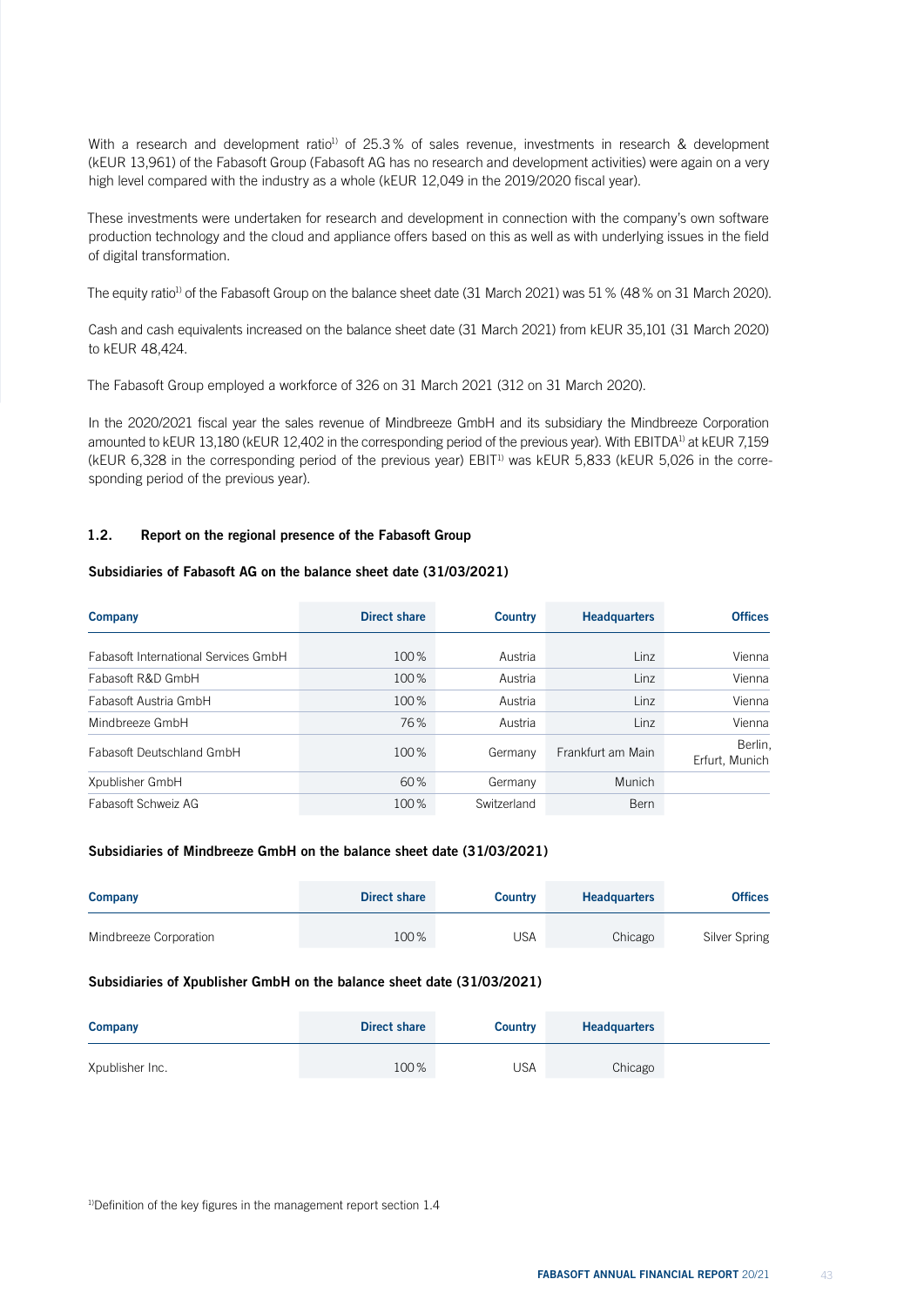With a research and development ratio[1)] of 25.3 % of sales revenue, investments in research & development (kEUR 13,961) of the Fabasoft Group (Fabasoft AG has no research and development activities) were again on a very high level compared with the industry as a whole (kEUR 12,049 in the 2019/2020 fiscal year).

These investments were undertaken for research and development in connection with the company's own software production technology and the cloud and appliance offers based on this as well as with underlying issues in the field of digital transformation.

The equity ratio[1)] of the Fabasoft Group on the balance sheet date (31 March 2021) was 51 % (48 % on 31 March 2020).

Cash and cash equivalents increased on the balance sheet date (31 March 2021) from kEUR 35,101 (31 March 2020) to kEUR 48,424.

The Fabasoft Group employed a workforce of 326 on 31 March 2021 (312 on 31 March 2020).

In the 2020/2021 fiscal year the sales revenue of Mindbreeze GmbH and its subsidiary the Mindbreeze Corporation amounted to kEUR 13,180 (kEUR 12,402 in the corresponding period of the previous year). With EBITDA[1)] at kEUR 7,159 (kEUR 6,328 in the corresponding period of the previous year) EBIT[1)] was kEUR 5,833 (kEUR 5,026 in the corresponding period of the previous year).

## 1.2. Report on the regional presence of the Fabasoft Group

### Subsidiaries of Fabasoft AG on the balance sheet date (31/03/2021)

| Company | Direct share | Country | Headquarters | Offices |
|---|---|---|---|---|
| Fabasoft International Services GmbH | 100 % | Austria | Linz | Vienna |
| Fabasoft R&D GmbH | 100 % | Austria | Linz | Vienna |
| Fabasoft Austria GmbH | 100 % | Austria | Linz | Vienna |
| Mindbreeze GmbH | 76 % | Austria | Linz | Vienna |
| Fabasoft Deutschland GmbH | 100 % | Germany | Frankfurt am Main | Berlin, Erfurt, Munich |
| Xpublisher GmbH | 60 % | Germany | Munich | |
| Fabasoft Schweiz AG | 100 % | Switzerland | Bern | |

### Subsidiaries of Mindbreeze GmbH on the balance sheet date (31/03/2021)

| Company | Direct share | Country | Headquarters | Offices |
|---|---|---|---|---|
| Mindbreeze Corporation | 100 % | USA | Chicago | Silver Spring |

### Subsidiaries of Xpublisher GmbH on the balance sheet date (31/03/2021)

| Company | Direct share | Country | Headquarters |
|---|---|---|---|
| Xpublisher Inc. | 100 % | USA | Chicago |

[1)]Definition of the key figures in the management report section 1.4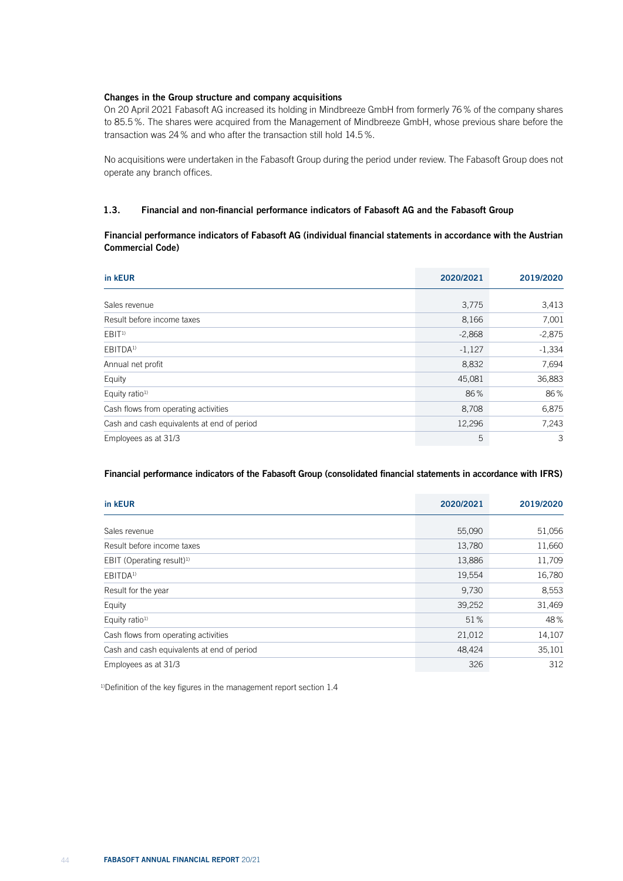**Changes in the Group structure and company acquisitions**

On 20 April 2021 Fabasoft AG increased its holding in Mindbreeze GmbH from formerly 76 % of the company shares to 85.5 %. The shares were acquired from the Management of Mindbreeze GmbH, whose previous share before the transaction was 24 % and who after the transaction still hold 14.5 %.

No acquisitions were undertaken in the Fabasoft Group during the period under review. The Fabasoft Group does not operate any branch offices.

## 1.3. Financial and non-financial performance indicators of Fabasoft AG and the Fabasoft Group

**Financial performance indicators of Fabasoft AG (individual financial statements in accordance with the Austrian Commercial Code)**

| in kEUR | 2020/2021 | 2019/2020 |
|---|---|---|
| Sales revenue | 3,775 | 3,413 |
| Result before income taxes | 8,166 | 7,001 |
| EBIT[1] | -2,868 | -2,875 |
| EBITDA[1] | -1,127 | -1,334 |
| Annual net profit | 8,832 | 7,694 |
| Equity | 45,081 | 36,883 |
| Equity ratio[1] | 86 % | 86 % |
| Cash flows from operating activities | 8,708 | 6,875 |
| Cash and cash equivalents at end of period | 12,296 | 7,243 |
| Employees as at 31/3 | 5 | 3 |

**Financial performance indicators of the Fabasoft Group (consolidated financial statements in accordance with IFRS)**

| in kEUR | 2020/2021 | 2019/2020 |
|---|---|---|
| Sales revenue | 55,090 | 51,056 |
| Result before income taxes | 13,780 | 11,660 |
| EBIT (Operating result)[1] | 13,886 | 11,709 |
| EBITDA[1] | 19,554 | 16,780 |
| Result for the year | 9,730 | 8,553 |
| Equity | 39,252 | 31,469 |
| Equity ratio[1] | 51 % | 48 % |
| Cash flows from operating activities | 21,012 | 14,107 |
| Cash and cash equivalents at end of period | 48,424 | 35,101 |
| Employees as at 31/3 | 326 | 312 |

[1]Definition of the key figures in the management report section 1.4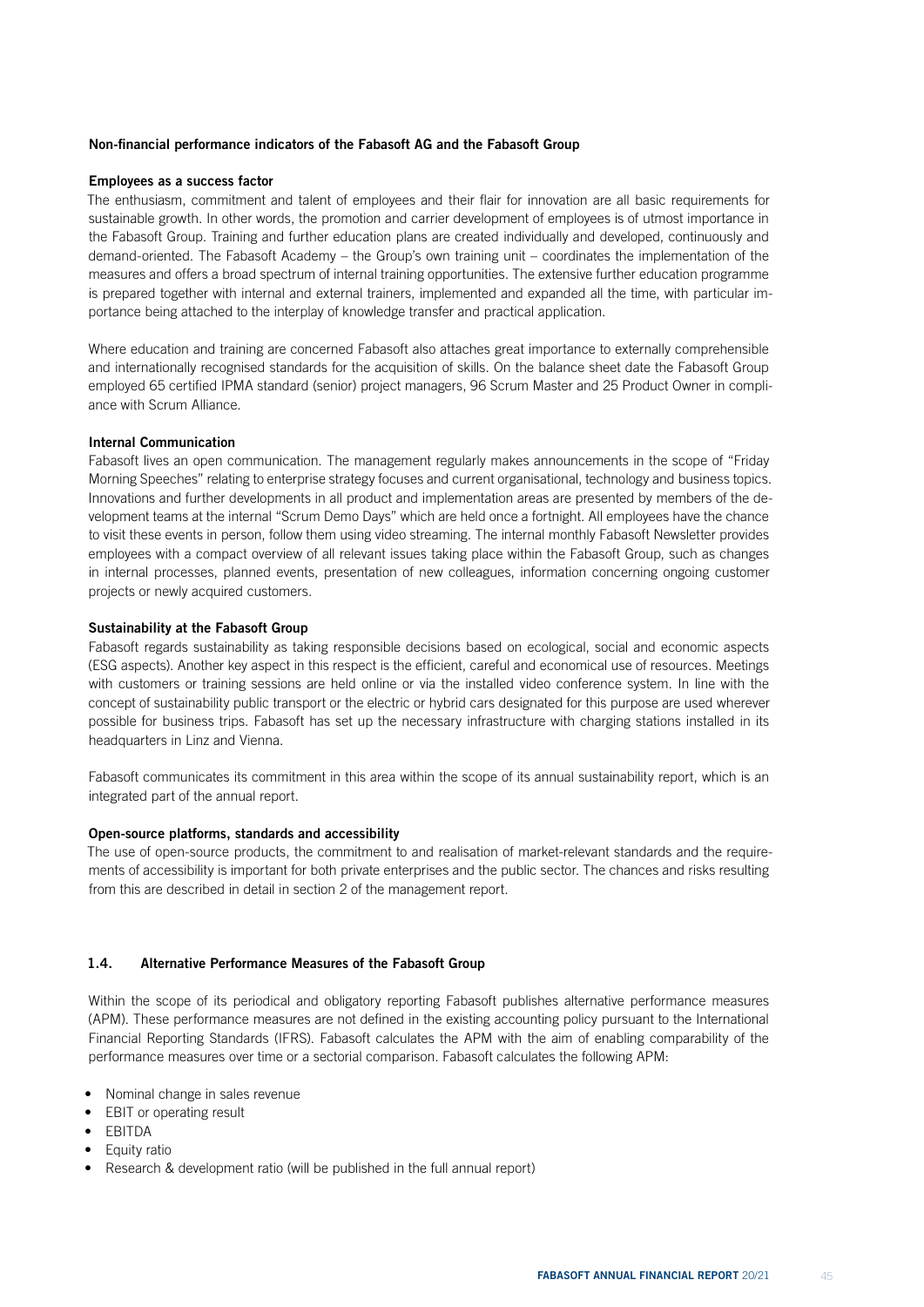### Non-financial performance indicators of the Fabasoft AG and the Fabasoft Group

#### Employees as a success factor

The enthusiasm, commitment and talent of employees and their flair for innovation are all basic requirements for sustainable growth. In other words, the promotion and carrier development of employees is of utmost importance in the Fabasoft Group. Training and further education plans are created individually and developed, continuously and demand-oriented. The Fabasoft Academy – the Group's own training unit – coordinates the implementation of the measures and offers a broad spectrum of internal training opportunities. The extensive further education programme is prepared together with internal and external trainers, implemented and expanded all the time, with particular importance being attached to the interplay of knowledge transfer and practical application.

Where education and training are concerned Fabasoft also attaches great importance to externally comprehensible and internationally recognised standards for the acquisition of skills. On the balance sheet date the Fabasoft Group employed 65 certified IPMA standard (senior) project managers, 96 Scrum Master and 25 Product Owner in compliance with Scrum Alliance.

#### Internal Communication

Fabasoft lives an open communication. The management regularly makes announcements in the scope of "Friday Morning Speeches" relating to enterprise strategy focuses and current organisational, technology and business topics. Innovations and further developments in all product and implementation areas are presented by members of the development teams at the internal "Scrum Demo Days" which are held once a fortnight. All employees have the chance to visit these events in person, follow them using video streaming. The internal monthly Fabasoft Newsletter provides employees with a compact overview of all relevant issues taking place within the Fabasoft Group, such as changes in internal processes, planned events, presentation of new colleagues, information concerning ongoing customer projects or newly acquired customers.

#### Sustainability at the Fabasoft Group

Fabasoft regards sustainability as taking responsible decisions based on ecological, social and economic aspects (ESG aspects). Another key aspect in this respect is the efficient, careful and economical use of resources. Meetings with customers or training sessions are held online or via the installed video conference system. In line with the concept of sustainability public transport or the electric or hybrid cars designated for this purpose are used wherever possible for business trips. Fabasoft has set up the necessary infrastructure with charging stations installed in its headquarters in Linz and Vienna.

Fabasoft communicates its commitment in this area within the scope of its annual sustainability report, which is an integrated part of the annual report.

#### Open-source platforms, standards and accessibility

The use of open-source products, the commitment to and realisation of market-relevant standards and the requirements of accessibility is important for both private enterprises and the public sector. The chances and risks resulting from this are described in detail in section 2 of the management report.

## 1.4. Alternative Performance Measures of the Fabasoft Group

Within the scope of its periodical and obligatory reporting Fabasoft publishes alternative performance measures (APM). These performance measures are not defined in the existing accounting policy pursuant to the International Financial Reporting Standards (IFRS). Fabasoft calculates the APM with the aim of enabling comparability of the performance measures over time or a sectorial comparison. Fabasoft calculates the following APM:

- Nominal change in sales revenue
- EBIT or operating result
- EBITDA
- Equity ratio
- Research & development ratio (will be published in the full annual report)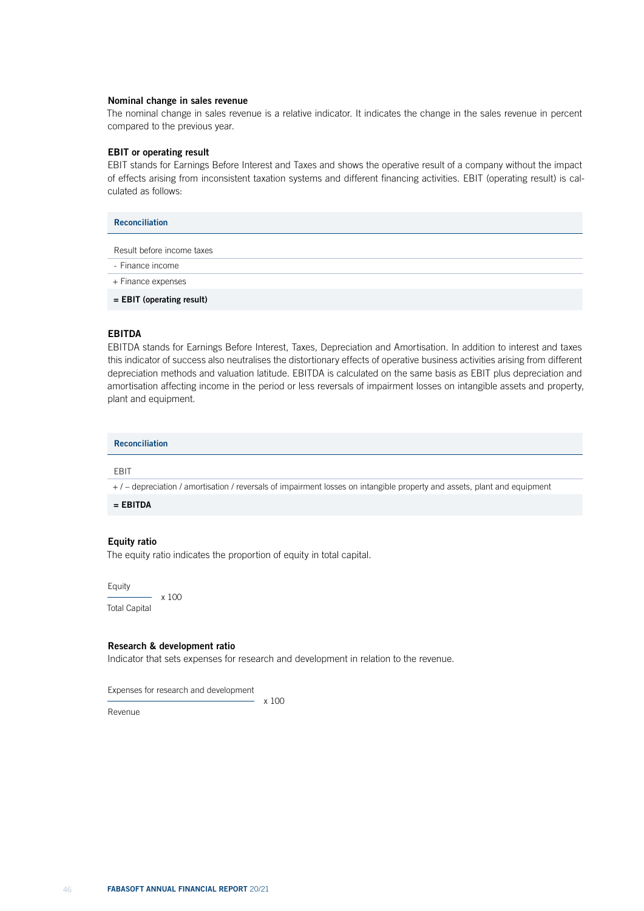**Nominal change in sales revenue**

The nominal change in sales revenue is a relative indicator. It indicates the change in the sales revenue in percent compared to the previous year.

**EBIT or operating result**

EBIT stands for Earnings Before Interest and Taxes and shows the operative result of a company without the impact of effects arising from inconsistent taxation systems and different financing activities. EBIT (operating result) is calculated as follows:

| Reconciliation |
| --- |
| Result before income taxes |
| - Finance income |
| + Finance expenses |
| **= EBIT (operating result)** |

**EBITDA**

EBITDA stands for Earnings Before Interest, Taxes, Depreciation and Amortisation. In addition to interest and taxes this indicator of success also neutralises the distortionary effects of operative business activities arising from different depreciation methods and valuation latitude. EBITDA is calculated on the same basis as EBIT plus depreciation and amortisation affecting income in the period or less reversals of impairment losses on intangible assets and property, plant and equipment.

| Reconciliation |
| --- |
| EBIT |
| + / – depreciation / amortisation / reversals of impairment losses on intangible property and assets, plant and equipment |
| **= EBITDA** |

**Equity ratio**

The equity ratio indicates the proportion of equity in total capital.

$$\frac{\text{Equity}}{\text{Total Capital}} \times 100$$

**Research & development ratio**

Indicator that sets expenses for research and development in relation to the revenue.

$$\frac{\text{Expenses for research and development}}{\text{Revenue}} \times 100$$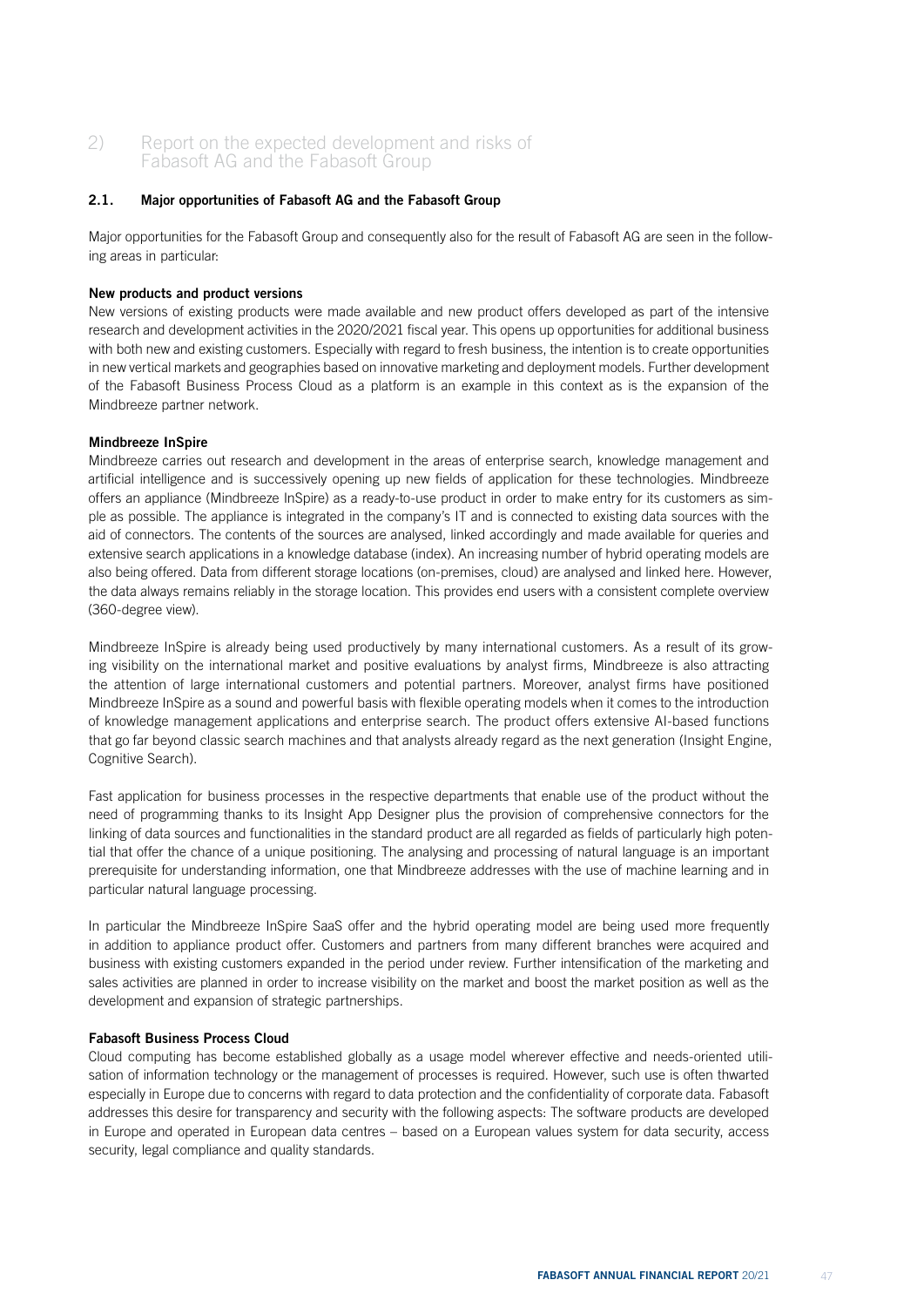## 2) Report on the expected development and risks of Fabasoft AG and the Fabasoft Group

### 2.1. Major opportunities of Fabasoft AG and the Fabasoft Group

Major opportunities for the Fabasoft Group and consequently also for the result of Fabasoft AG are seen in the following areas in particular:

**New products and product versions**

New versions of existing products were made available and new product offers developed as part of the intensive research and development activities in the 2020/2021 fiscal year. This opens up opportunities for additional business with both new and existing customers. Especially with regard to fresh business, the intention is to create opportunities in new vertical markets and geographies based on innovative marketing and deployment models. Further development of the Fabasoft Business Process Cloud as a platform is an example in this context as is the expansion of the Mindbreeze partner network.

**Mindbreeze InSpire**

Mindbreeze carries out research and development in the areas of enterprise search, knowledge management and artificial intelligence and is successively opening up new fields of application for these technologies. Mindbreeze offers an appliance (Mindbreeze InSpire) as a ready-to-use product in order to make entry for its customers as simple as possible. The appliance is integrated in the company's IT and is connected to existing data sources with the aid of connectors. The contents of the sources are analysed, linked accordingly and made available for queries and extensive search applications in a knowledge database (index). An increasing number of hybrid operating models are also being offered. Data from different storage locations (on-premises, cloud) are analysed and linked here. However, the data always remains reliably in the storage location. This provides end users with a consistent complete overview (360-degree view).

Mindbreeze InSpire is already being used productively by many international customers. As a result of its growing visibility on the international market and positive evaluations by analyst firms, Mindbreeze is also attracting the attention of large international customers and potential partners. Moreover, analyst firms have positioned Mindbreeze InSpire as a sound and powerful basis with flexible operating models when it comes to the introduction of knowledge management applications and enterprise search. The product offers extensive AI-based functions that go far beyond classic search machines and that analysts already regard as the next generation (Insight Engine, Cognitive Search).

Fast application for business processes in the respective departments that enable use of the product without the need of programming thanks to its Insight App Designer plus the provision of comprehensive connectors for the linking of data sources and functionalities in the standard product are all regarded as fields of particularly high potential that offer the chance of a unique positioning. The analysing and processing of natural language is an important prerequisite for understanding information, one that Mindbreeze addresses with the use of machine learning and in particular natural language processing.

In particular the Mindbreeze InSpire SaaS offer and the hybrid operating model are being used more frequently in addition to appliance product offer. Customers and partners from many different branches were acquired and business with existing customers expanded in the period under review. Further intensification of the marketing and sales activities are planned in order to increase visibility on the market and boost the market position as well as the development and expansion of strategic partnerships.

**Fabasoft Business Process Cloud**

Cloud computing has become established globally as a usage model wherever effective and needs-oriented utilisation of information technology or the management of processes is required. However, such use is often thwarted especially in Europe due to concerns with regard to data protection and the confidentiality of corporate data. Fabasoft addresses this desire for transparency and security with the following aspects: The software products are developed in Europe and operated in European data centres – based on a European values system for data security, access security, legal compliance and quality standards.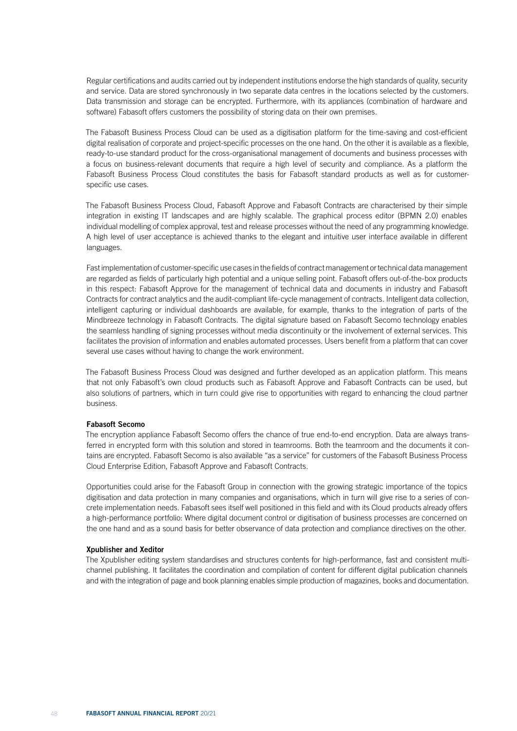Regular certifications and audits carried out by independent institutions endorse the high standards of quality, security and service. Data are stored synchronously in two separate data centres in the locations selected by the customers. Data transmission and storage can be encrypted. Furthermore, with its appliances (combination of hardware and software) Fabasoft offers customers the possibility of storing data on their own premises.

The Fabasoft Business Process Cloud can be used as a digitisation platform for the time-saving and cost-efficient digital realisation of corporate and project-specific processes on the one hand. On the other it is available as a flexible, ready-to-use standard product for the cross-organisational management of documents and business processes with a focus on business-relevant documents that require a high level of security and compliance. As a platform the Fabasoft Business Process Cloud constitutes the basis for Fabasoft standard products as well as for customer-specific use cases.

The Fabasoft Business Process Cloud, Fabasoft Approve and Fabasoft Contracts are characterised by their simple integration in existing IT landscapes and are highly scalable. The graphical process editor (BPMN 2.0) enables individual modelling of complex approval, test and release processes without the need of any programming knowledge. A high level of user acceptance is achieved thanks to the elegant and intuitive user interface available in different languages.

Fast implementation of customer-specific use cases in the fields of contract management or technical data management are regarded as fields of particularly high potential and a unique selling point. Fabasoft offers out-of-the-box products in this respect: Fabasoft Approve for the management of technical data and documents in industry and Fabasoft Contracts for contract analytics and the audit-compliant life-cycle management of contracts. Intelligent data collection, intelligent capturing or individual dashboards are available, for example, thanks to the integration of parts of the Mindbreeze technology in Fabasoft Contracts. The digital signature based on Fabasoft Secomo technology enables the seamless handling of signing processes without media discontinuity or the involvement of external services. This facilitates the provision of information and enables automated processes. Users benefit from a platform that can cover several use cases without having to change the work environment.

The Fabasoft Business Process Cloud was designed and further developed as an application platform. This means that not only Fabasoft's own cloud products such as Fabasoft Approve and Fabasoft Contracts can be used, but also solutions of partners, which in turn could give rise to opportunities with regard to enhancing the cloud partner business.

**Fabasoft Secomo**

The encryption appliance Fabasoft Secomo offers the chance of true end-to-end encryption. Data are always transferred in encrypted form with this solution and stored in teamrooms. Both the teamroom and the documents it contains are encrypted. Fabasoft Secomo is also available "as a service" for customers of the Fabasoft Business Process Cloud Enterprise Edition, Fabasoft Approve and Fabasoft Contracts.

Opportunities could arise for the Fabasoft Group in connection with the growing strategic importance of the topics digitisation and data protection in many companies and organisations, which in turn will give rise to a series of concrete implementation needs. Fabasoft sees itself well positioned in this field and with its Cloud products already offers a high-performance portfolio: Where digital document control or digitisation of business processes are concerned on the one hand and as a sound basis for better observance of data protection and compliance directives on the other.

**Xpublisher and Xeditor**

The Xpublisher editing system standardises and structures contents for high-performance, fast and consistent multi-channel publishing. It facilitates the coordination and compilation of content for different digital publication channels and with the integration of page and book planning enables simple production of magazines, books and documentation.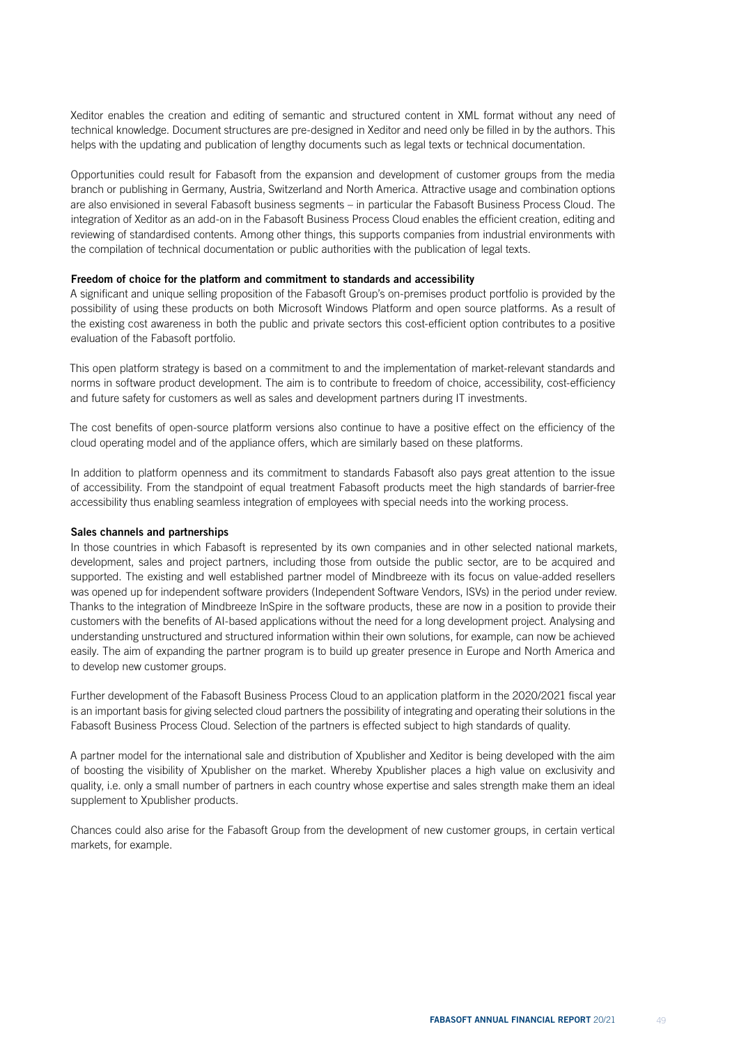Xeditor enables the creation and editing of semantic and structured content in XML format without any need of technical knowledge. Document structures are pre-designed in Xeditor and need only be filled in by the authors. This helps with the updating and publication of lengthy documents such as legal texts or technical documentation.

Opportunities could result for Fabasoft from the expansion and development of customer groups from the media branch or publishing in Germany, Austria, Switzerland and North America. Attractive usage and combination options are also envisioned in several Fabasoft business segments – in particular the Fabasoft Business Process Cloud. The integration of Xeditor as an add-on in the Fabasoft Business Process Cloud enables the efficient creation, editing and reviewing of standardised contents. Among other things, this supports companies from industrial environments with the compilation of technical documentation or public authorities with the publication of legal texts.

**Freedom of choice for the platform and commitment to standards and accessibility**

A significant and unique selling proposition of the Fabasoft Group's on-premises product portfolio is provided by the possibility of using these products on both Microsoft Windows Platform and open source platforms. As a result of the existing cost awareness in both the public and private sectors this cost-efficient option contributes to a positive evaluation of the Fabasoft portfolio.

This open platform strategy is based on a commitment to and the implementation of market-relevant standards and norms in software product development. The aim is to contribute to freedom of choice, accessibility, cost-efficiency and future safety for customers as well as sales and development partners during IT investments.

The cost benefits of open-source platform versions also continue to have a positive effect on the efficiency of the cloud operating model and of the appliance offers, which are similarly based on these platforms.

In addition to platform openness and its commitment to standards Fabasoft also pays great attention to the issue of accessibility. From the standpoint of equal treatment Fabasoft products meet the high standards of barrier-free accessibility thus enabling seamless integration of employees with special needs into the working process.

**Sales channels and partnerships**

In those countries in which Fabasoft is represented by its own companies and in other selected national markets, development, sales and project partners, including those from outside the public sector, are to be acquired and supported. The existing and well established partner model of Mindbreeze with its focus on value-added resellers was opened up for independent software providers (Independent Software Vendors, ISVs) in the period under review. Thanks to the integration of Mindbreeze InSpire in the software products, these are now in a position to provide their customers with the benefits of AI-based applications without the need for a long development project. Analysing and understanding unstructured and structured information within their own solutions, for example, can now be achieved easily. The aim of expanding the partner program is to build up greater presence in Europe and North America and to develop new customer groups.

Further development of the Fabasoft Business Process Cloud to an application platform in the 2020/2021 fiscal year is an important basis for giving selected cloud partners the possibility of integrating and operating their solutions in the Fabasoft Business Process Cloud. Selection of the partners is effected subject to high standards of quality.

A partner model for the international sale and distribution of Xpublisher and Xeditor is being developed with the aim of boosting the visibility of Xpublisher on the market. Whereby Xpublisher places a high value on exclusivity and quality, i.e. only a small number of partners in each country whose expertise and sales strength make them an ideal supplement to Xpublisher products.

Chances could also arise for the Fabasoft Group from the development of new customer groups, in certain vertical markets, for example.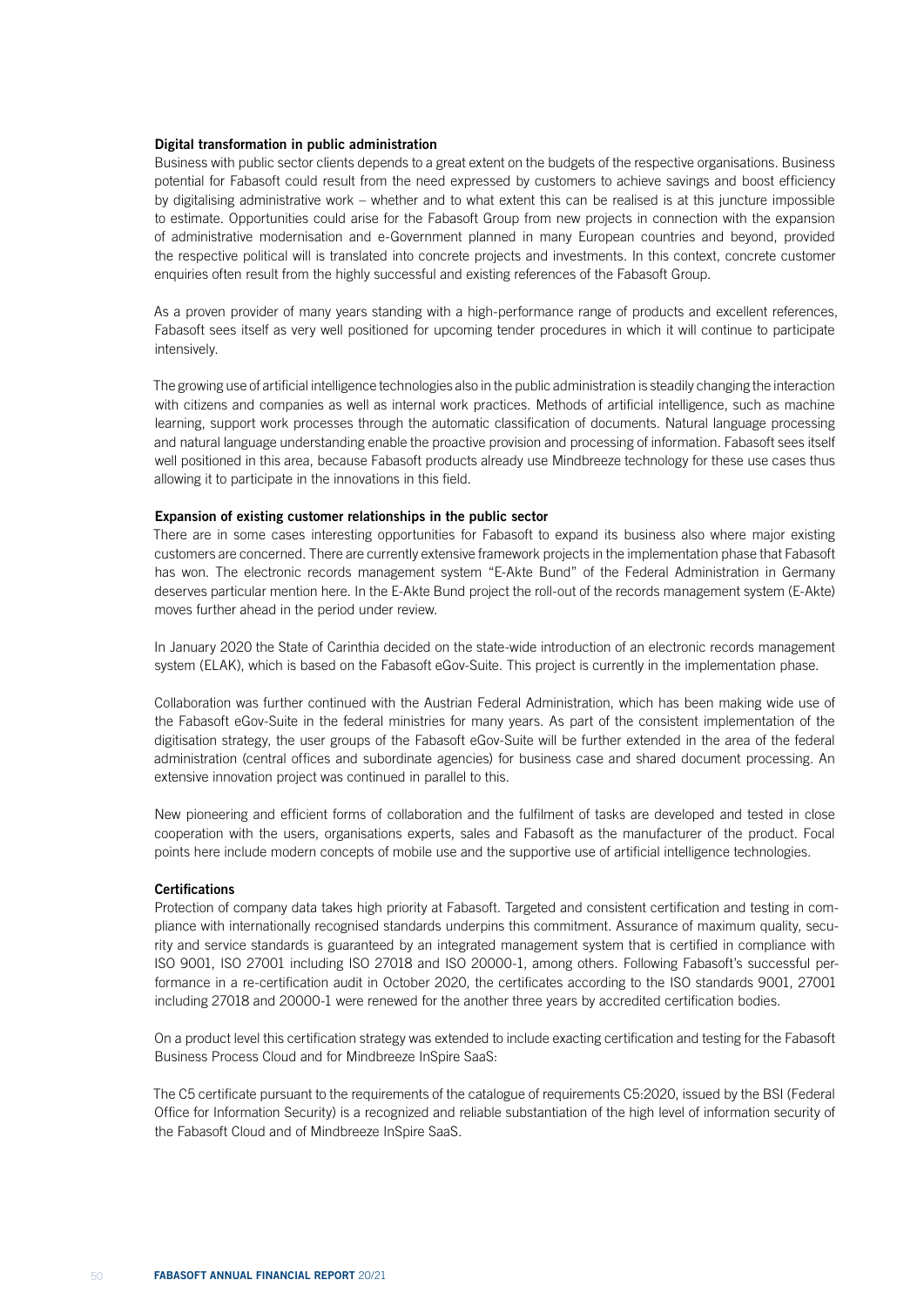**Digital transformation in public administration**

Business with public sector clients depends to a great extent on the budgets of the respective organisations. Business potential for Fabasoft could result from the need expressed by customers to achieve savings and boost efficiency by digitalising administrative work – whether and to what extent this can be realised is at this juncture impossible to estimate. Opportunities could arise for the Fabasoft Group from new projects in connection with the expansion of administrative modernisation and e-Government planned in many European countries and beyond, provided the respective political will is translated into concrete projects and investments. In this context, concrete customer enquiries often result from the highly successful and existing references of the Fabasoft Group.

As a proven provider of many years standing with a high-performance range of products and excellent references, Fabasoft sees itself as very well positioned for upcoming tender procedures in which it will continue to participate intensively.

The growing use of artificial intelligence technologies also in the public administration is steadily changing the interaction with citizens and companies as well as internal work practices. Methods of artificial intelligence, such as machine learning, support work processes through the automatic classification of documents. Natural language processing and natural language understanding enable the proactive provision and processing of information. Fabasoft sees itself well positioned in this area, because Fabasoft products already use Mindbreeze technology for these use cases thus allowing it to participate in the innovations in this field.

**Expansion of existing customer relationships in the public sector**

There are in some cases interesting opportunities for Fabasoft to expand its business also where major existing customers are concerned. There are currently extensive framework projects in the implementation phase that Fabasoft has won. The electronic records management system "E-Akte Bund" of the Federal Administration in Germany deserves particular mention here. In the E-Akte Bund project the roll-out of the records management system (E-Akte) moves further ahead in the period under review.

In January 2020 the State of Carinthia decided on the state-wide introduction of an electronic records management system (ELAK), which is based on the Fabasoft eGov-Suite. This project is currently in the implementation phase.

Collaboration was further continued with the Austrian Federal Administration, which has been making wide use of the Fabasoft eGov-Suite in the federal ministries for many years. As part of the consistent implementation of the digitisation strategy, the user groups of the Fabasoft eGov-Suite will be further extended in the area of the federal administration (central offices and subordinate agencies) for business case and shared document processing. An extensive innovation project was continued in parallel to this.

New pioneering and efficient forms of collaboration and the fulfilment of tasks are developed and tested in close cooperation with the users, organisations experts, sales and Fabasoft as the manufacturer of the product. Focal points here include modern concepts of mobile use and the supportive use of artificial intelligence technologies.

**Certifications**

Protection of company data takes high priority at Fabasoft. Targeted and consistent certification and testing in compliance with internationally recognised standards underpins this commitment. Assurance of maximum quality, security and service standards is guaranteed by an integrated management system that is certified in compliance with ISO 9001, ISO 27001 including ISO 27018 and ISO 20000-1, among others. Following Fabasoft's successful performance in a re-certification audit in October 2020, the certificates according to the ISO standards 9001, 27001 including 27018 and 20000-1 were renewed for the another three years by accredited certification bodies.

On a product level this certification strategy was extended to include exacting certification and testing for the Fabasoft Business Process Cloud and for Mindbreeze InSpire SaaS:

The C5 certificate pursuant to the requirements of the catalogue of requirements C5:2020, issued by the BSI (Federal Office for Information Security) is a recognized and reliable substantiation of the high level of information security of the Fabasoft Cloud and of Mindbreeze InSpire SaaS.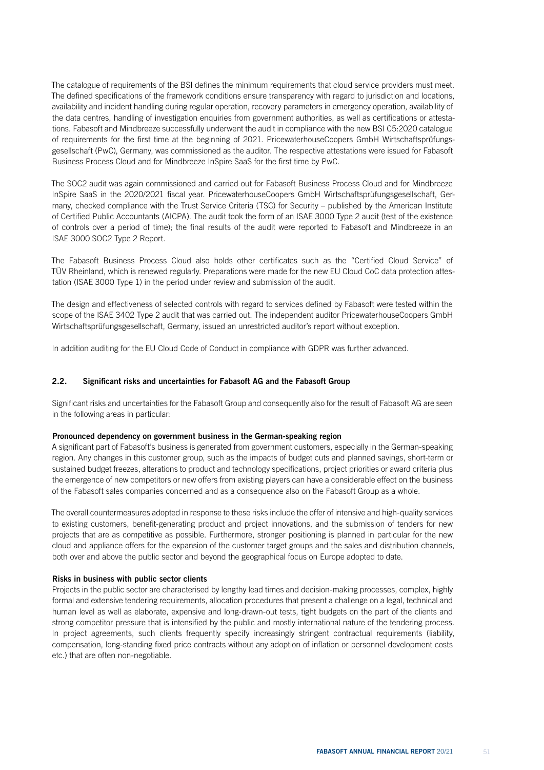The catalogue of requirements of the BSI defines the minimum requirements that cloud service providers must meet. The defined specifications of the framework conditions ensure transparency with regard to jurisdiction and locations, availability and incident handling during regular operation, recovery parameters in emergency operation, availability of the data centres, handling of investigation enquiries from government authorities, as well as certifications or attestations. Fabasoft and Mindbreeze successfully underwent the audit in compliance with the new BSI C5:2020 catalogue of requirements for the first time at the beginning of 2021. PricewaterhouseCoopers GmbH Wirtschaftsprüfungsgesellschaft (PwC), Germany, was commissioned as the auditor. The respective attestations were issued for Fabasoft Business Process Cloud and for Mindbreeze InSpire SaaS for the first time by PwC.

The SOC2 audit was again commissioned and carried out for Fabasoft Business Process Cloud and for Mindbreeze InSpire SaaS in the 2020/2021 fiscal year. PricewaterhouseCoopers GmbH Wirtschaftsprüfungsgesellschaft, Germany, checked compliance with the Trust Service Criteria (TSC) for Security – published by the American Institute of Certified Public Accountants (AICPA). The audit took the form of an ISAE 3000 Type 2 audit (test of the existence of controls over a period of time); the final results of the audit were reported to Fabasoft and Mindbreeze in an ISAE 3000 SOC2 Type 2 Report.

The Fabasoft Business Process Cloud also holds other certificates such as the "Certified Cloud Service" of TÜV Rheinland, which is renewed regularly. Preparations were made for the new EU Cloud CoC data protection attestation (ISAE 3000 Type 1) in the period under review and submission of the audit.

The design and effectiveness of selected controls with regard to services defined by Fabasoft were tested within the scope of the ISAE 3402 Type 2 audit that was carried out. The independent auditor PricewaterhouseCoopers GmbH Wirtschaftsprüfungsgesellschaft, Germany, issued an unrestricted auditor's report without exception.

In addition auditing for the EU Cloud Code of Conduct in compliance with GDPR was further advanced.

## 2.2. Significant risks and uncertainties for Fabasoft AG and the Fabasoft Group

Significant risks and uncertainties for the Fabasoft Group and consequently also for the result of Fabasoft AG are seen in the following areas in particular:

**Pronounced dependency on government business in the German-speaking region**

A significant part of Fabasoft's business is generated from government customers, especially in the German-speaking region. Any changes in this customer group, such as the impacts of budget cuts and planned savings, short-term or sustained budget freezes, alterations to product and technology specifications, project priorities or award criteria plus the emergence of new competitors or new offers from existing players can have a considerable effect on the business of the Fabasoft sales companies concerned and as a consequence also on the Fabasoft Group as a whole.

The overall countermeasures adopted in response to these risks include the offer of intensive and high-quality services to existing customers, benefit-generating product and project innovations, and the submission of tenders for new projects that are as competitive as possible. Furthermore, stronger positioning is planned in particular for the new cloud and appliance offers for the expansion of the customer target groups and the sales and distribution channels, both over and above the public sector and beyond the geographical focus on Europe adopted to date.

**Risks in business with public sector clients**

Projects in the public sector are characterised by lengthy lead times and decision-making processes, complex, highly formal and extensive tendering requirements, allocation procedures that present a challenge on a legal, technical and human level as well as elaborate, expensive and long-drawn-out tests, tight budgets on the part of the clients and strong competitor pressure that is intensified by the public and mostly international nature of the tendering process. In project agreements, such clients frequently specify increasingly stringent contractual requirements (liability, compensation, long-standing fixed price contracts without any adoption of inflation or personnel development costs etc.) that are often non-negotiable.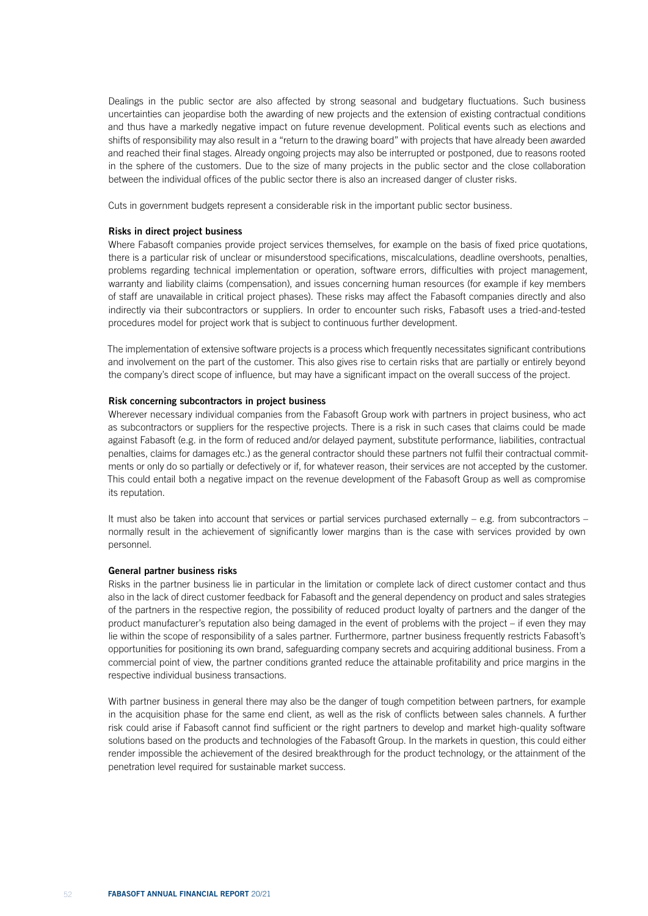Dealings in the public sector are also affected by strong seasonal and budgetary fluctuations. Such business uncertainties can jeopardise both the awarding of new projects and the extension of existing contractual conditions and thus have a markedly negative impact on future revenue development. Political events such as elections and shifts of responsibility may also result in a "return to the drawing board" with projects that have already been awarded and reached their final stages. Already ongoing projects may also be interrupted or postponed, due to reasons rooted in the sphere of the customers. Due to the size of many projects in the public sector and the close collaboration between the individual offices of the public sector there is also an increased danger of cluster risks.

Cuts in government budgets represent a considerable risk in the important public sector business.

**Risks in direct project business**

Where Fabasoft companies provide project services themselves, for example on the basis of fixed price quotations, there is a particular risk of unclear or misunderstood specifications, miscalculations, deadline overshoots, penalties, problems regarding technical implementation or operation, software errors, difficulties with project management, warranty and liability claims (compensation), and issues concerning human resources (for example if key members of staff are unavailable in critical project phases). These risks may affect the Fabasoft companies directly and also indirectly via their subcontractors or suppliers. In order to encounter such risks, Fabasoft uses a tried-and-tested procedures model for project work that is subject to continuous further development.

The implementation of extensive software projects is a process which frequently necessitates significant contributions and involvement on the part of the customer. This also gives rise to certain risks that are partially or entirely beyond the company's direct scope of influence, but may have a significant impact on the overall success of the project.

**Risk concerning subcontractors in project business**

Wherever necessary individual companies from the Fabasoft Group work with partners in project business, who act as subcontractors or suppliers for the respective projects. There is a risk in such cases that claims could be made against Fabasoft (e.g. in the form of reduced and/or delayed payment, substitute performance, liabilities, contractual penalties, claims for damages etc.) as the general contractor should these partners not fulfil their contractual commitments or only do so partially or defectively or if, for whatever reason, their services are not accepted by the customer. This could entail both a negative impact on the revenue development of the Fabasoft Group as well as compromise its reputation.

It must also be taken into account that services or partial services purchased externally – e.g. from subcontractors – normally result in the achievement of significantly lower margins than is the case with services provided by own personnel.

**General partner business risks**

Risks in the partner business lie in particular in the limitation or complete lack of direct customer contact and thus also in the lack of direct customer feedback for Fabasoft and the general dependency on product and sales strategies of the partners in the respective region, the possibility of reduced product loyalty of partners and the danger of the product manufacturer's reputation also being damaged in the event of problems with the project – if even they may lie within the scope of responsibility of a sales partner. Furthermore, partner business frequently restricts Fabasoft's opportunities for positioning its own brand, safeguarding company secrets and acquiring additional business. From a commercial point of view, the partner conditions granted reduce the attainable profitability and price margins in the respective individual business transactions.

With partner business in general there may also be the danger of tough competition between partners, for example in the acquisition phase for the same end client, as well as the risk of conflicts between sales channels. A further risk could arise if Fabasoft cannot find sufficient or the right partners to develop and market high-quality software solutions based on the products and technologies of the Fabasoft Group. In the markets in question, this could either render impossible the achievement of the desired breakthrough for the product technology, or the attainment of the penetration level required for sustainable market success.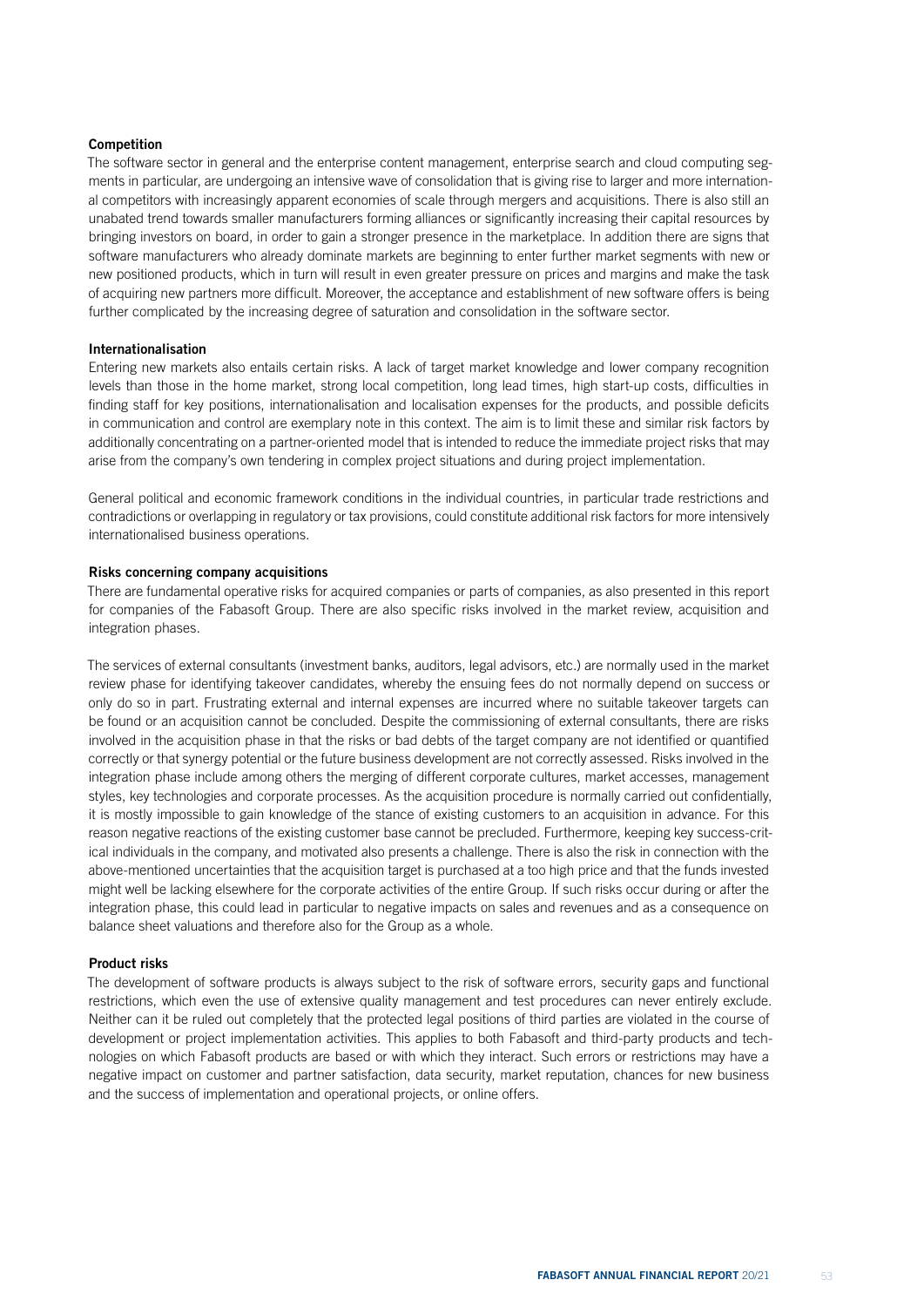#### Competition

The software sector in general and the enterprise content management, enterprise search and cloud computing segments in particular, are undergoing an intensive wave of consolidation that is giving rise to larger and more international competitors with increasingly apparent economies of scale through mergers and acquisitions. There is also still an unabated trend towards smaller manufacturers forming alliances or significantly increasing their capital resources by bringing investors on board, in order to gain a stronger presence in the marketplace. In addition there are signs that software manufacturers who already dominate markets are beginning to enter further market segments with new or new positioned products, which in turn will result in even greater pressure on prices and margins and make the task of acquiring new partners more difficult. Moreover, the acceptance and establishment of new software offers is being further complicated by the increasing degree of saturation and consolidation in the software sector.

#### Internationalisation

Entering new markets also entails certain risks. A lack of target market knowledge and lower company recognition levels than those in the home market, strong local competition, long lead times, high start-up costs, difficulties in finding staff for key positions, internationalisation and localisation expenses for the products, and possible deficits in communication and control are exemplary note in this context. The aim is to limit these and similar risk factors by additionally concentrating on a partner-oriented model that is intended to reduce the immediate project risks that may arise from the company's own tendering in complex project situations and during project implementation.

General political and economic framework conditions in the individual countries, in particular trade restrictions and contradictions or overlapping in regulatory or tax provisions, could constitute additional risk factors for more intensively internationalised business operations.

#### Risks concerning company acquisitions

There are fundamental operative risks for acquired companies or parts of companies, as also presented in this report for companies of the Fabasoft Group. There are also specific risks involved in the market review, acquisition and integration phases.

The services of external consultants (investment banks, auditors, legal advisors, etc.) are normally used in the market review phase for identifying takeover candidates, whereby the ensuing fees do not normally depend on success or only do so in part. Frustrating external and internal expenses are incurred where no suitable takeover targets can be found or an acquisition cannot be concluded. Despite the commissioning of external consultants, there are risks involved in the acquisition phase in that the risks or bad debts of the target company are not identified or quantified correctly or that synergy potential or the future business development are not correctly assessed. Risks involved in the integration phase include among others the merging of different corporate cultures, market accesses, management styles, key technologies and corporate processes. As the acquisition procedure is normally carried out confidentially, it is mostly impossible to gain knowledge of the stance of existing customers to an acquisition in advance. For this reason negative reactions of the existing customer base cannot be precluded. Furthermore, keeping key success-critical individuals in the company, and motivated also presents a challenge. There is also the risk in connection with the above-mentioned uncertainties that the acquisition target is purchased at a too high price and that the funds invested might well be lacking elsewhere for the corporate activities of the entire Group. If such risks occur during or after the integration phase, this could lead in particular to negative impacts on sales and revenues and as a consequence on balance sheet valuations and therefore also for the Group as a whole.

#### Product risks

The development of software products is always subject to the risk of software errors, security gaps and functional restrictions, which even the use of extensive quality management and test procedures can never entirely exclude. Neither can it be ruled out completely that the protected legal positions of third parties are violated in the course of development or project implementation activities. This applies to both Fabasoft and third-party products and technologies on which Fabasoft products are based or with which they interact. Such errors or restrictions may have a negative impact on customer and partner satisfaction, data security, market reputation, chances for new business and the success of implementation and operational projects, or online offers.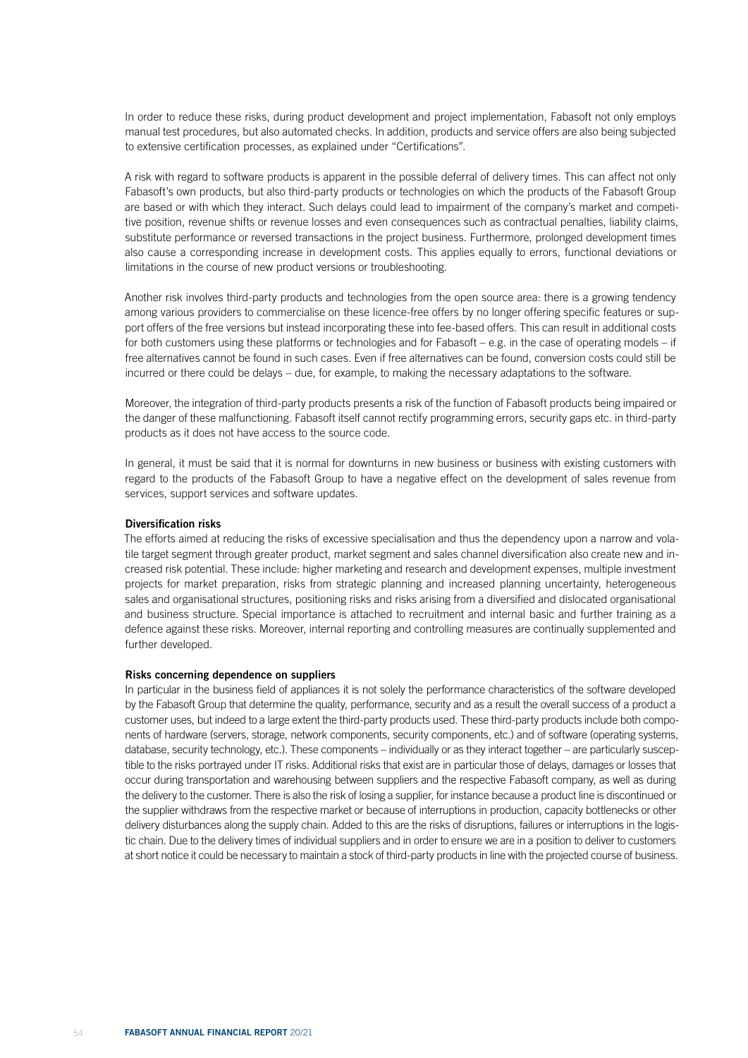In order to reduce these risks, during product development and project implementation, Fabasoft not only employs manual test procedures, but also automated checks. In addition, products and service offers are also being subjected to extensive certification processes, as explained under "Certifications".

A risk with regard to software products is apparent in the possible deferral of delivery times. This can affect not only Fabasoft's own products, but also third-party products or technologies on which the products of the Fabasoft Group are based or with which they interact. Such delays could lead to impairment of the company's market and competitive position, revenue shifts or revenue losses and even consequences such as contractual penalties, liability claims, substitute performance or reversed transactions in the project business. Furthermore, prolonged development times also cause a corresponding increase in development costs. This applies equally to errors, functional deviations or limitations in the course of new product versions or troubleshooting.

Another risk involves third-party products and technologies from the open source area: there is a growing tendency among various providers to commercialise on these licence-free offers by no longer offering specific features or support offers of the free versions but instead incorporating these into fee-based offers. This can result in additional costs for both customers using these platforms or technologies and for Fabasoft – e.g. in the case of operating models – if free alternatives cannot be found in such cases. Even if free alternatives can be found, conversion costs could still be incurred or there could be delays – due, for example, to making the necessary adaptations to the software.

Moreover, the integration of third-party products presents a risk of the function of Fabasoft products being impaired or the danger of these malfunctioning. Fabasoft itself cannot rectify programming errors, security gaps etc. in third-party products as it does not have access to the source code.

In general, it must be said that it is normal for downturns in new business or business with existing customers with regard to the products of the Fabasoft Group to have a negative effect on the development of sales revenue from services, support services and software updates.

**Diversification risks**

The efforts aimed at reducing the risks of excessive specialisation and thus the dependency upon a narrow and volatile target segment through greater product, market segment and sales channel diversification also create new and increased risk potential. These include: higher marketing and research and development expenses, multiple investment projects for market preparation, risks from strategic planning and increased planning uncertainty, heterogeneous sales and organisational structures, positioning risks and risks arising from a diversified and dislocated organisational and business structure. Special importance is attached to recruitment and internal basic and further training as a defence against these risks. Moreover, internal reporting and controlling measures are continually supplemented and further developed.

**Risks concerning dependence on suppliers**

In particular in the business field of appliances it is not solely the performance characteristics of the software developed by the Fabasoft Group that determine the quality, performance, security and as a result the overall success of a product a customer uses, but indeed to a large extent the third-party products used. These third-party products include both components of hardware (servers, storage, network components, security components, etc.) and of software (operating systems, database, security technology, etc.). These components – individually or as they interact together – are particularly susceptible to the risks portrayed under IT risks. Additional risks that exist are in particular those of delays, damages or losses that occur during transportation and warehousing between suppliers and the respective Fabasoft company, as well as during the delivery to the customer. There is also the risk of losing a supplier, for instance because a product line is discontinued or the supplier withdraws from the respective market or because of interruptions in production, capacity bottlenecks or other delivery disturbances along the supply chain. Added to this are the risks of disruptions, failures or interruptions in the logistic chain. Due to the delivery times of individual suppliers and in order to ensure we are in a position to deliver to customers at short notice it could be necessary to maintain a stock of third-party products in line with the projected course of business.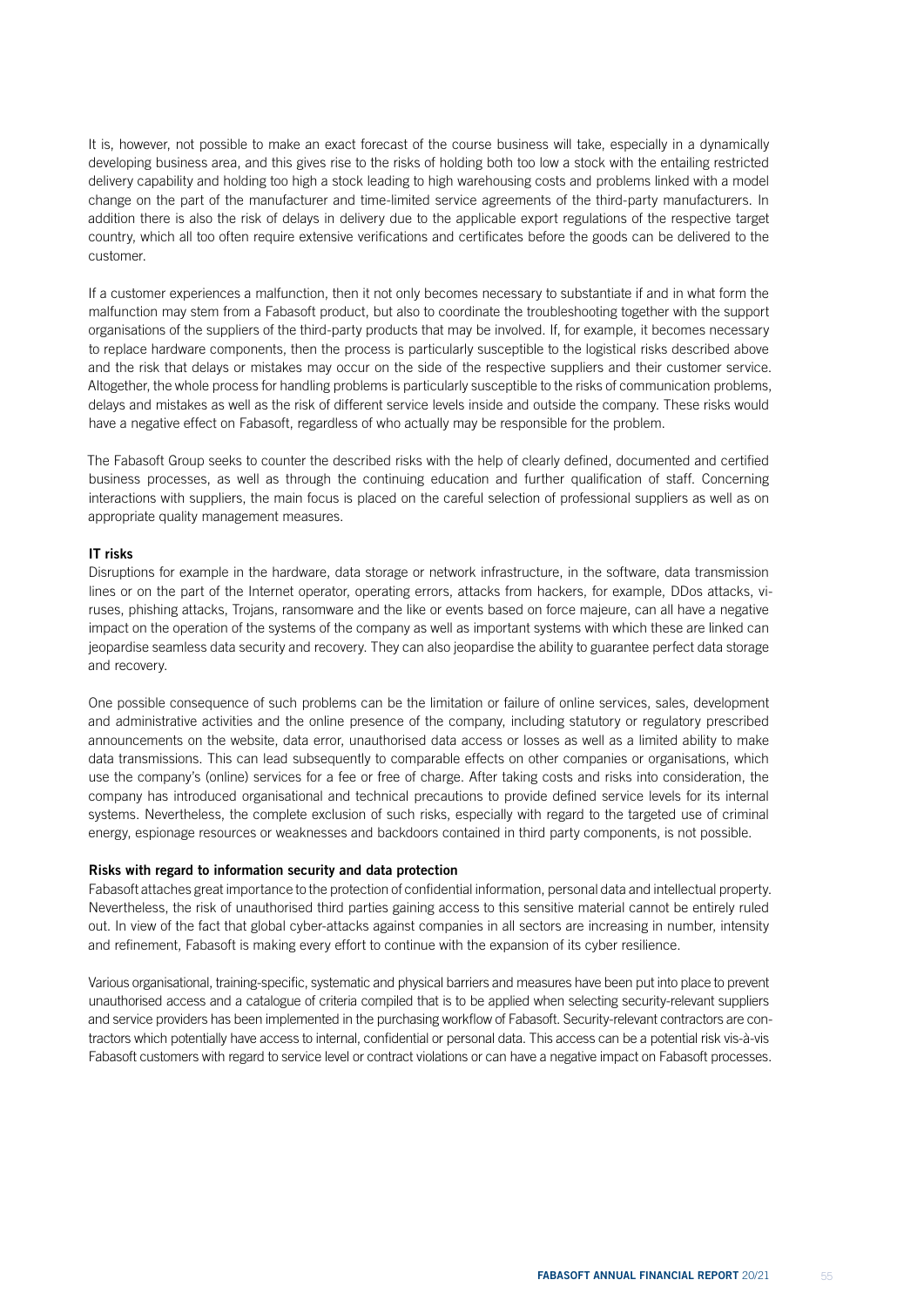It is, however, not possible to make an exact forecast of the course business will take, especially in a dynamically developing business area, and this gives rise to the risks of holding both too low a stock with the entailing restricted delivery capability and holding too high a stock leading to high warehousing costs and problems linked with a model change on the part of the manufacturer and time-limited service agreements of the third-party manufacturers. In addition there is also the risk of delays in delivery due to the applicable export regulations of the respective target country, which all too often require extensive verifications and certificates before the goods can be delivered to the customer.

If a customer experiences a malfunction, then it not only becomes necessary to substantiate if and in what form the malfunction may stem from a Fabasoft product, but also to coordinate the troubleshooting together with the support organisations of the suppliers of the third-party products that may be involved. If, for example, it becomes necessary to replace hardware components, then the process is particularly susceptible to the logistical risks described above and the risk that delays or mistakes may occur on the side of the respective suppliers and their customer service. Altogether, the whole process for handling problems is particularly susceptible to the risks of communication problems, delays and mistakes as well as the risk of different service levels inside and outside the company. These risks would have a negative effect on Fabasoft, regardless of who actually may be responsible for the problem.

The Fabasoft Group seeks to counter the described risks with the help of clearly defined, documented and certified business processes, as well as through the continuing education and further qualification of staff. Concerning interactions with suppliers, the main focus is placed on the careful selection of professional suppliers as well as on appropriate quality management measures.

**IT risks**

Disruptions for example in the hardware, data storage or network infrastructure, in the software, data transmission lines or on the part of the Internet operator, operating errors, attacks from hackers, for example, DDos attacks, viruses, phishing attacks, Trojans, ransomware and the like or events based on force majeure, can all have a negative impact on the operation of the systems of the company as well as important systems with which these are linked can jeopardise seamless data security and recovery. They can also jeopardise the ability to guarantee perfect data storage and recovery.

One possible consequence of such problems can be the limitation or failure of online services, sales, development and administrative activities and the online presence of the company, including statutory or regulatory prescribed announcements on the website, data error, unauthorised data access or losses as well as a limited ability to make data transmissions. This can lead subsequently to comparable effects on other companies or organisations, which use the company's (online) services for a fee or free of charge. After taking costs and risks into consideration, the company has introduced organisational and technical precautions to provide defined service levels for its internal systems. Nevertheless, the complete exclusion of such risks, especially with regard to the targeted use of criminal energy, espionage resources or weaknesses and backdoors contained in third party components, is not possible.

**Risks with regard to information security and data protection**

Fabasoft attaches great importance to the protection of confidential information, personal data and intellectual property. Nevertheless, the risk of unauthorised third parties gaining access to this sensitive material cannot be entirely ruled out. In view of the fact that global cyber-attacks against companies in all sectors are increasing in number, intensity and refinement, Fabasoft is making every effort to continue with the expansion of its cyber resilience.

Various organisational, training-specific, systematic and physical barriers and measures have been put into place to prevent unauthorised access and a catalogue of criteria compiled that is to be applied when selecting security-relevant suppliers and service providers has been implemented in the purchasing workflow of Fabasoft. Security-relevant contractors are contractors which potentially have access to internal, confidential or personal data. This access can be a potential risk vis-à-vis Fabasoft customers with regard to service level or contract violations or can have a negative impact on Fabasoft processes.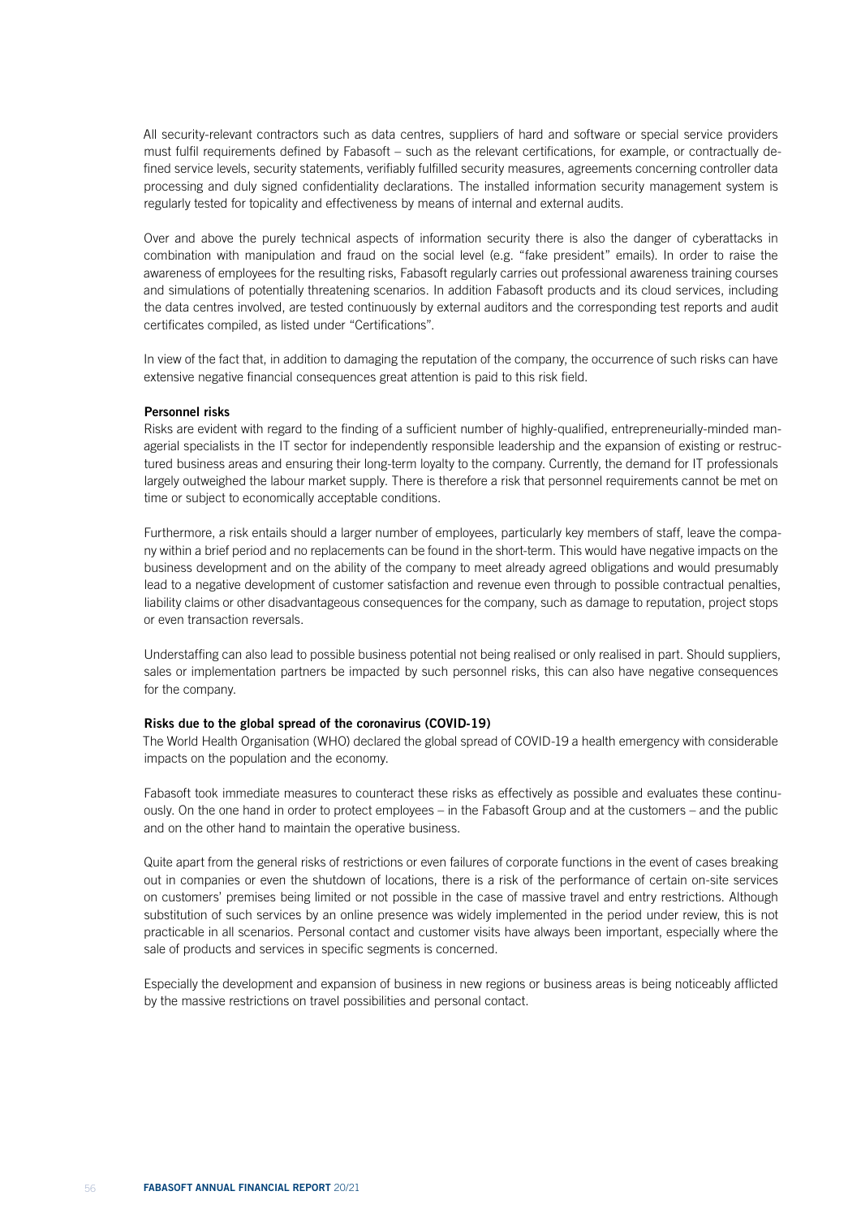All security-relevant contractors such as data centres, suppliers of hard and software or special service providers must fulfil requirements defined by Fabasoft – such as the relevant certifications, for example, or contractually defined service levels, security statements, verifiably fulfilled security measures, agreements concerning controller data processing and duly signed confidentiality declarations. The installed information security management system is regularly tested for topicality and effectiveness by means of internal and external audits.

Over and above the purely technical aspects of information security there is also the danger of cyberattacks in combination with manipulation and fraud on the social level (e.g. "fake president" emails). In order to raise the awareness of employees for the resulting risks, Fabasoft regularly carries out professional awareness training courses and simulations of potentially threatening scenarios. In addition Fabasoft products and its cloud services, including the data centres involved, are tested continuously by external auditors and the corresponding test reports and audit certificates compiled, as listed under "Certifications".

In view of the fact that, in addition to damaging the reputation of the company, the occurrence of such risks can have extensive negative financial consequences great attention is paid to this risk field.

**Personnel risks**

Risks are evident with regard to the finding of a sufficient number of highly-qualified, entrepreneurially-minded managerial specialists in the IT sector for independently responsible leadership and the expansion of existing or restructured business areas and ensuring their long-term loyalty to the company. Currently, the demand for IT professionals largely outweighed the labour market supply. There is therefore a risk that personnel requirements cannot be met on time or subject to economically acceptable conditions.

Furthermore, a risk entails should a larger number of employees, particularly key members of staff, leave the company within a brief period and no replacements can be found in the short-term. This would have negative impacts on the business development and on the ability of the company to meet already agreed obligations and would presumably lead to a negative development of customer satisfaction and revenue even through to possible contractual penalties, liability claims or other disadvantageous consequences for the company, such as damage to reputation, project stops or even transaction reversals.

Understaffing can also lead to possible business potential not being realised or only realised in part. Should suppliers, sales or implementation partners be impacted by such personnel risks, this can also have negative consequences for the company.

**Risks due to the global spread of the coronavirus (COVID-19)**

The World Health Organisation (WHO) declared the global spread of COVID-19 a health emergency with considerable impacts on the population and the economy.

Fabasoft took immediate measures to counteract these risks as effectively as possible and evaluates these continuously. On the one hand in order to protect employees – in the Fabasoft Group and at the customers – and the public and on the other hand to maintain the operative business.

Quite apart from the general risks of restrictions or even failures of corporate functions in the event of cases breaking out in companies or even the shutdown of locations, there is a risk of the performance of certain on-site services on customers' premises being limited or not possible in the case of massive travel and entry restrictions. Although substitution of such services by an online presence was widely implemented in the period under review, this is not practicable in all scenarios. Personal contact and customer visits have always been important, especially where the sale of products and services in specific segments is concerned.

Especially the development and expansion of business in new regions or business areas is being noticeably afflicted by the massive restrictions on travel possibilities and personal contact.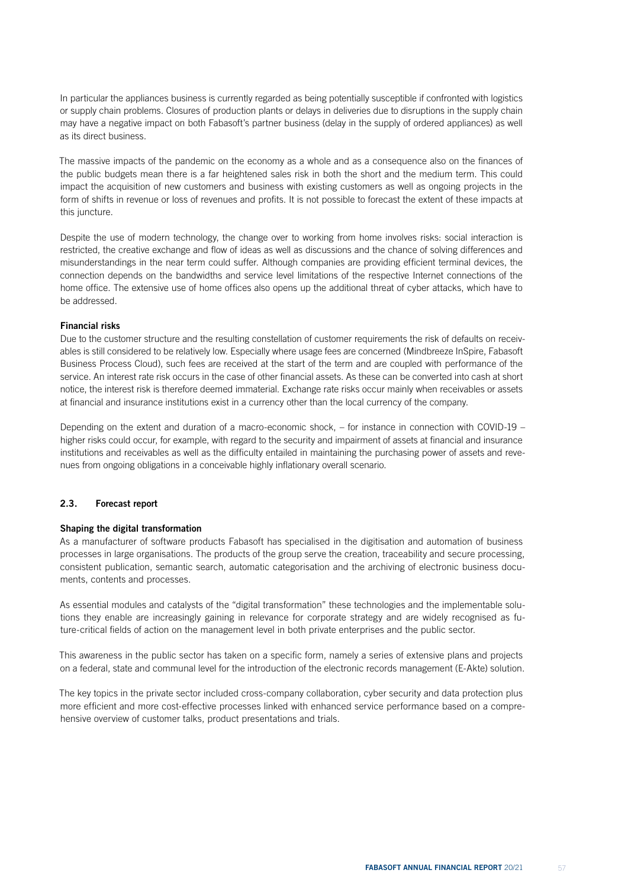In particular the appliances business is currently regarded as being potentially susceptible if confronted with logistics or supply chain problems. Closures of production plants or delays in deliveries due to disruptions in the supply chain may have a negative impact on both Fabasoft's partner business (delay in the supply of ordered appliances) as well as its direct business.

The massive impacts of the pandemic on the economy as a whole and as a consequence also on the finances of the public budgets mean there is a far heightened sales risk in both the short and the medium term. This could impact the acquisition of new customers and business with existing customers as well as ongoing projects in the form of shifts in revenue or loss of revenues and profits. It is not possible to forecast the extent of these impacts at this juncture.

Despite the use of modern technology, the change over to working from home involves risks: social interaction is restricted, the creative exchange and flow of ideas as well as discussions and the chance of solving differences and misunderstandings in the near term could suffer. Although companies are providing efficient terminal devices, the connection depends on the bandwidths and service level limitations of the respective Internet connections of the home office. The extensive use of home offices also opens up the additional threat of cyber attacks, which have to be addressed.

**Financial risks**

Due to the customer structure and the resulting constellation of customer requirements the risk of defaults on receivables is still considered to be relatively low. Especially where usage fees are concerned (Mindbreeze InSpire, Fabasoft Business Process Cloud), such fees are received at the start of the term and are coupled with performance of the service. An interest rate risk occurs in the case of other financial assets. As these can be converted into cash at short notice, the interest risk is therefore deemed immaterial. Exchange rate risks occur mainly when receivables or assets at financial and insurance institutions exist in a currency other than the local currency of the company.

Depending on the extent and duration of a macro-economic shock, – for instance in connection with COVID-19 – higher risks could occur, for example, with regard to the security and impairment of assets at financial and insurance institutions and receivables as well as the difficulty entailed in maintaining the purchasing power of assets and revenues from ongoing obligations in a conceivable highly inflationary overall scenario.

## 2.3. Forecast report

**Shaping the digital transformation**

As a manufacturer of software products Fabasoft has specialised in the digitisation and automation of business processes in large organisations. The products of the group serve the creation, traceability and secure processing, consistent publication, semantic search, automatic categorisation and the archiving of electronic business documents, contents and processes.

As essential modules and catalysts of the "digital transformation" these technologies and the implementable solutions they enable are increasingly gaining in relevance for corporate strategy and are widely recognised as future-critical fields of action on the management level in both private enterprises and the public sector.

This awareness in the public sector has taken on a specific form, namely a series of extensive plans and projects on a federal, state and communal level for the introduction of the electronic records management (E-Akte) solution.

The key topics in the private sector included cross-company collaboration, cyber security and data protection plus more efficient and more cost-effective processes linked with enhanced service performance based on a comprehensive overview of customer talks, product presentations and trials.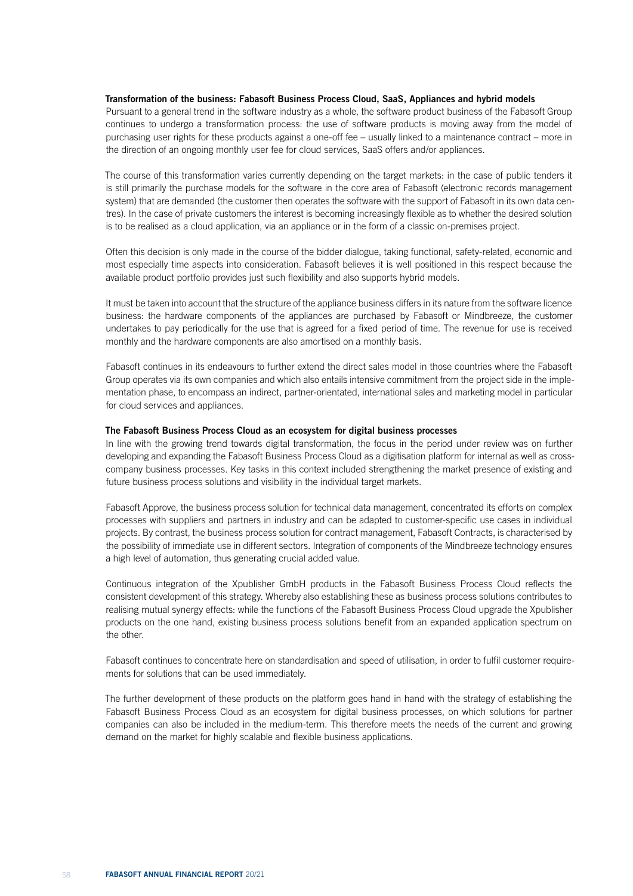### Transformation of the business: Fabasoft Business Process Cloud, SaaS, Appliances and hybrid models

Pursuant to a general trend in the software industry as a whole, the software product business of the Fabasoft Group continues to undergo a transformation process: the use of software products is moving away from the model of purchasing user rights for these products against a one-off fee – usually linked to a maintenance contract – more in the direction of an ongoing monthly user fee for cloud services, SaaS offers and/or appliances.

The course of this transformation varies currently depending on the target markets: in the case of public tenders it is still primarily the purchase models for the software in the core area of Fabasoft (electronic records management system) that are demanded (the customer then operates the software with the support of Fabasoft in its own data centres). In the case of private customers the interest is becoming increasingly flexible as to whether the desired solution is to be realised as a cloud application, via an appliance or in the form of a classic on-premises project.

Often this decision is only made in the course of the bidder dialogue, taking functional, safety-related, economic and most especially time aspects into consideration. Fabasoft believes it is well positioned in this respect because the available product portfolio provides just such flexibility and also supports hybrid models.

It must be taken into account that the structure of the appliance business differs in its nature from the software licence business: the hardware components of the appliances are purchased by Fabasoft or Mindbreeze, the customer undertakes to pay periodically for the use that is agreed for a fixed period of time. The revenue for use is received monthly and the hardware components are also amortised on a monthly basis.

Fabasoft continues in its endeavours to further extend the direct sales model in those countries where the Fabasoft Group operates via its own companies and which also entails intensive commitment from the project side in the implementation phase, to encompass an indirect, partner-orientated, international sales and marketing model in particular for cloud services and appliances.

### The Fabasoft Business Process Cloud as an ecosystem for digital business processes

In line with the growing trend towards digital transformation, the focus in the period under review was on further developing and expanding the Fabasoft Business Process Cloud as a digitisation platform for internal as well as cross-company business processes. Key tasks in this context included strengthening the market presence of existing and future business process solutions and visibility in the individual target markets.

Fabasoft Approve, the business process solution for technical data management, concentrated its efforts on complex processes with suppliers and partners in industry and can be adapted to customer-specific use cases in individual projects. By contrast, the business process solution for contract management, Fabasoft Contracts, is characterised by the possibility of immediate use in different sectors. Integration of components of the Mindbreeze technology ensures a high level of automation, thus generating crucial added value.

Continuous integration of the Xpublisher GmbH products in the Fabasoft Business Process Cloud reflects the consistent development of this strategy. Whereby also establishing these as business process solutions contributes to realising mutual synergy effects: while the functions of the Fabasoft Business Process Cloud upgrade the Xpublisher products on the one hand, existing business process solutions benefit from an expanded application spectrum on the other.

Fabasoft continues to concentrate here on standardisation and speed of utilisation, in order to fulfil customer requirements for solutions that can be used immediately.

The further development of these products on the platform goes hand in hand with the strategy of establishing the Fabasoft Business Process Cloud as an ecosystem for digital business processes, on which solutions for partner companies can also be included in the medium-term. This therefore meets the needs of the current and growing demand on the market for highly scalable and flexible business applications.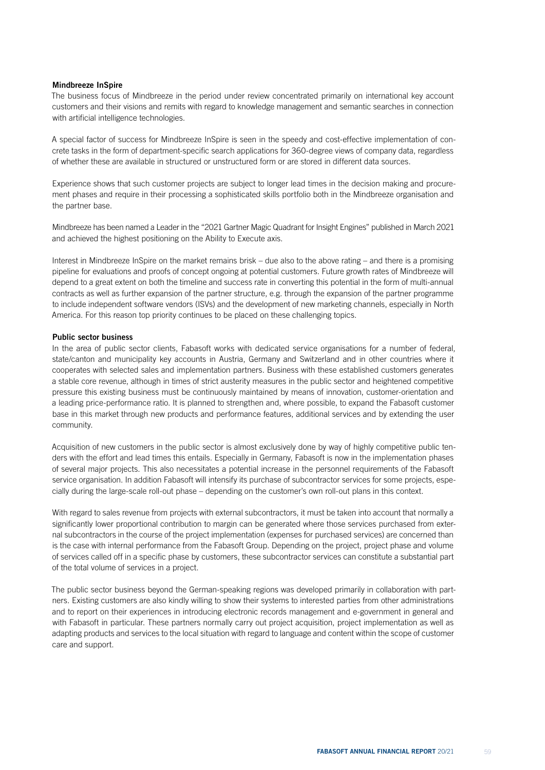**Mindbreeze InSpire**

The business focus of Mindbreeze in the period under review concentrated primarily on international key account customers and their visions and remits with regard to knowledge management and semantic searches in connection with artificial intelligence technologies.

A special factor of success for Mindbreeze InSpire is seen in the speedy and cost-effective implementation of concrete tasks in the form of department-specific search applications for 360-degree views of company data, regardless of whether these are available in structured or unstructured form or are stored in different data sources.

Experience shows that such customer projects are subject to longer lead times in the decision making and procurement phases and require in their processing a sophisticated skills portfolio both in the Mindbreeze organisation and the partner base.

Mindbreeze has been named a Leader in the "2021 Gartner Magic Quadrant for Insight Engines" published in March 2021 and achieved the highest positioning on the Ability to Execute axis.

Interest in Mindbreeze InSpire on the market remains brisk – due also to the above rating – and there is a promising pipeline for evaluations and proofs of concept ongoing at potential customers. Future growth rates of Mindbreeze will depend to a great extent on both the timeline and success rate in converting this potential in the form of multi-annual contracts as well as further expansion of the partner structure, e.g. through the expansion of the partner programme to include independent software vendors (ISVs) and the development of new marketing channels, especially in North America. For this reason top priority continues to be placed on these challenging topics.

**Public sector business**

In the area of public sector clients, Fabasoft works with dedicated service organisations for a number of federal, state/canton and municipality key accounts in Austria, Germany and Switzerland and in other countries where it cooperates with selected sales and implementation partners. Business with these established customers generates a stable core revenue, although in times of strict austerity measures in the public sector and heightened competitive pressure this existing business must be continuously maintained by means of innovation, customer-orientation and a leading price-performance ratio. It is planned to strengthen and, where possible, to expand the Fabasoft customer base in this market through new products and performance features, additional services and by extending the user community.

Acquisition of new customers in the public sector is almost exclusively done by way of highly competitive public tenders with the effort and lead times this entails. Especially in Germany, Fabasoft is now in the implementation phases of several major projects. This also necessitates a potential increase in the personnel requirements of the Fabasoft service organisation. In addition Fabasoft will intensify its purchase of subcontractor services for some projects, especially during the large-scale roll-out phase – depending on the customer's own roll-out plans in this context.

With regard to sales revenue from projects with external subcontractors, it must be taken into account that normally a significantly lower proportional contribution to margin can be generated where those services purchased from external subcontractors in the course of the project implementation (expenses for purchased services) are concerned than is the case with internal performance from the Fabasoft Group. Depending on the project, project phase and volume of services called off in a specific phase by customers, these subcontractor services can constitute a substantial part of the total volume of services in a project.

The public sector business beyond the German-speaking regions was developed primarily in collaboration with partners. Existing customers are also kindly willing to show their systems to interested parties from other administrations and to report on their experiences in introducing electronic records management and e-government in general and with Fabasoft in particular. These partners normally carry out project acquisition, project implementation as well as adapting products and services to the local situation with regard to language and content within the scope of customer care and support.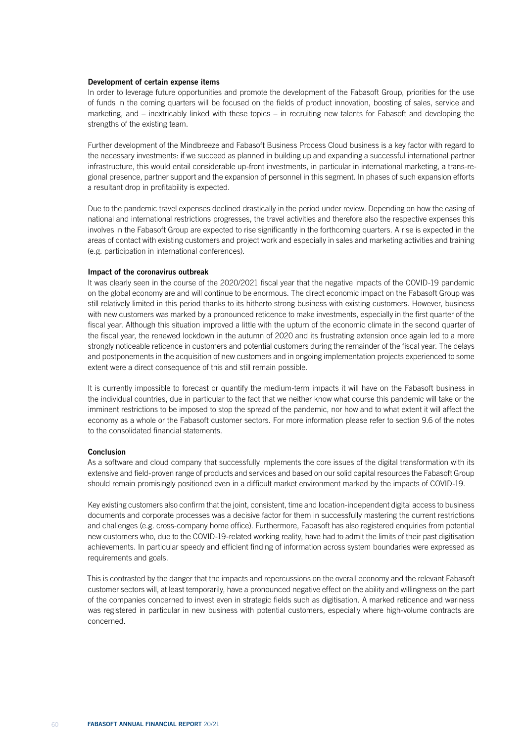### Development of certain expense items

In order to leverage future opportunities and promote the development of the Fabasoft Group, priorities for the use of funds in the coming quarters will be focused on the fields of product innovation, boosting of sales, service and marketing, and – inextricably linked with these topics – in recruiting new talents for Fabasoft and developing the strengths of the existing team.

Further development of the Mindbreeze and Fabasoft Business Process Cloud business is a key factor with regard to the necessary investments: if we succeed as planned in building up and expanding a successful international partner infrastructure, this would entail considerable up-front investments, in particular in international marketing, a trans-regional presence, partner support and the expansion of personnel in this segment. In phases of such expansion efforts a resultant drop in profitability is expected.

Due to the pandemic travel expenses declined drastically in the period under review. Depending on how the easing of national and international restrictions progresses, the travel activities and therefore also the respective expenses this involves in the Fabasoft Group are expected to rise significantly in the forthcoming quarters. A rise is expected in the areas of contact with existing customers and project work and especially in sales and marketing activities and training (e.g. participation in international conferences).

### Impact of the coronavirus outbreak

It was clearly seen in the course of the 2020/2021 fiscal year that the negative impacts of the COVID-19 pandemic on the global economy are and will continue to be enormous. The direct economic impact on the Fabasoft Group was still relatively limited in this period thanks to its hitherto strong business with existing customers. However, business with new customers was marked by a pronounced reticence to make investments, especially in the first quarter of the fiscal year. Although this situation improved a little with the upturn of the economic climate in the second quarter of the fiscal year, the renewed lockdown in the autumn of 2020 and its frustrating extension once again led to a more strongly noticeable reticence in customers and potential customers during the remainder of the fiscal year. The delays and postponements in the acquisition of new customers and in ongoing implementation projects experienced to some extent were a direct consequence of this and still remain possible.

It is currently impossible to forecast or quantify the medium-term impacts it will have on the Fabasoft business in the individual countries, due in particular to the fact that we neither know what course this pandemic will take or the imminent restrictions to be imposed to stop the spread of the pandemic, nor how and to what extent it will affect the economy as a whole or the Fabasoft customer sectors. For more information please refer to section 9.6 of the notes to the consolidated financial statements.

### Conclusion

As a software and cloud company that successfully implements the core issues of the digital transformation with its extensive and field-proven range of products and services and based on our solid capital resources the Fabasoft Group should remain promisingly positioned even in a difficult market environment marked by the impacts of COVID-19.

Key existing customers also confirm that the joint, consistent, time and location-independent digital access to business documents and corporate processes was a decisive factor for them in successfully mastering the current restrictions and challenges (e.g. cross-company home office). Furthermore, Fabasoft has also registered enquiries from potential new customers who, due to the COVID-19-related working reality, have had to admit the limits of their past digitisation achievements. In particular speedy and efficient finding of information across system boundaries were expressed as requirements and goals.

This is contrasted by the danger that the impacts and repercussions on the overall economy and the relevant Fabasoft customer sectors will, at least temporarily, have a pronounced negative effect on the ability and willingness on the part of the companies concerned to invest even in strategic fields such as digitisation. A marked reticence and wariness was registered in particular in new business with potential customers, especially where high-volume contracts are concerned.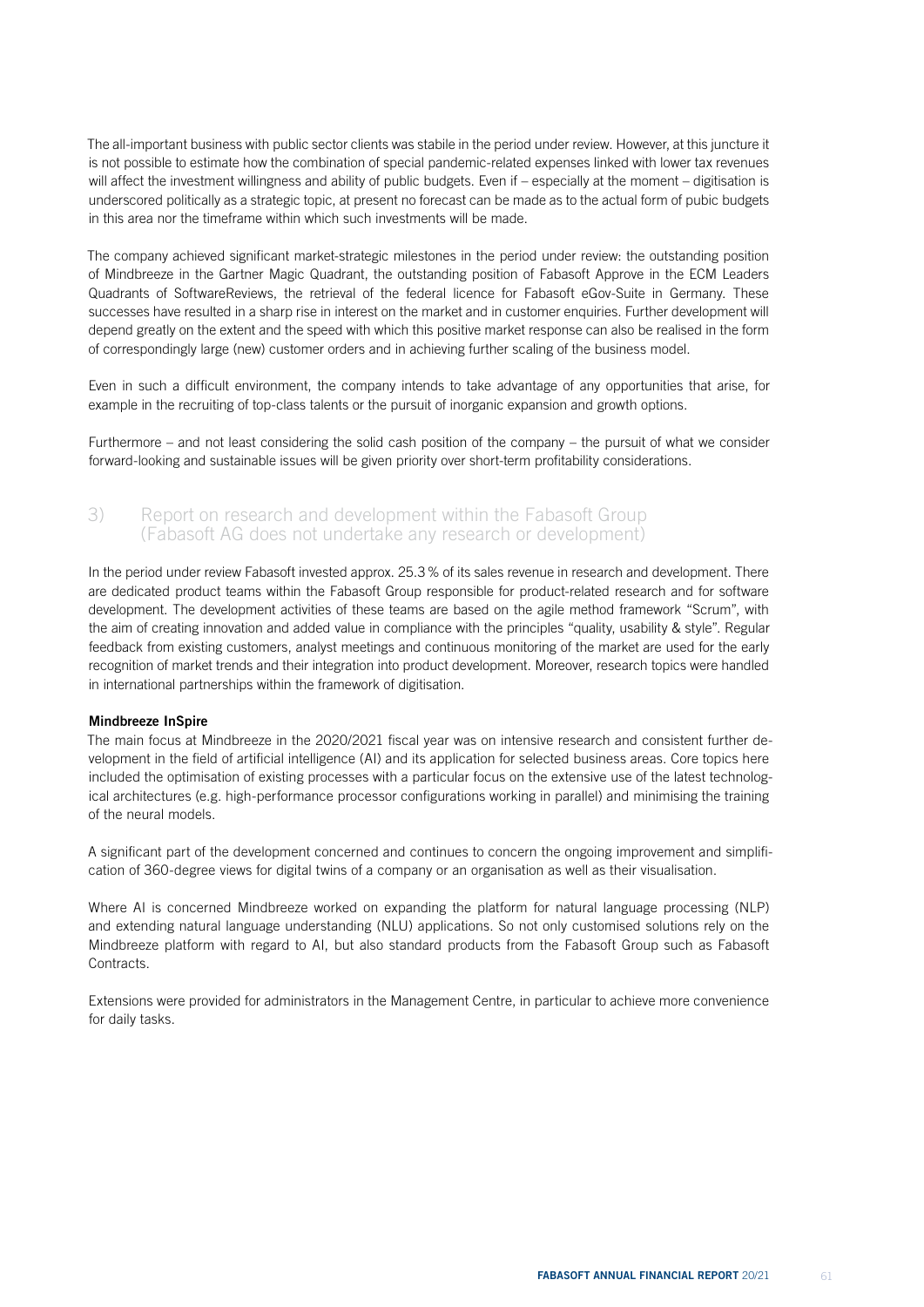The all-important business with public sector clients was stabile in the period under review. However, at this juncture it is not possible to estimate how the combination of special pandemic-related expenses linked with lower tax revenues will affect the investment willingness and ability of public budgets. Even if – especially at the moment – digitisation is underscored politically as a strategic topic, at present no forecast can be made as to the actual form of pubic budgets in this area nor the timeframe within which such investments will be made.

The company achieved significant market-strategic milestones in the period under review: the outstanding position of Mindbreeze in the Gartner Magic Quadrant, the outstanding position of Fabasoft Approve in the ECM Leaders Quadrants of SoftwareReviews, the retrieval of the federal licence for Fabasoft eGov-Suite in Germany. These successes have resulted in a sharp rise in interest on the market and in customer enquiries. Further development will depend greatly on the extent and the speed with which this positive market response can also be realised in the form of correspondingly large (new) customer orders and in achieving further scaling of the business model.

Even in such a difficult environment, the company intends to take advantage of any opportunities that arise, for example in the recruiting of top-class talents or the pursuit of inorganic expansion and growth options.

Furthermore – and not least considering the solid cash position of the company – the pursuit of what we consider forward-looking and sustainable issues will be given priority over short-term profitability considerations.

## 3) Report on research and development within the Fabasoft Group (Fabasoft AG does not undertake any research or development)

In the period under review Fabasoft invested approx. 25.3 % of its sales revenue in research and development. There are dedicated product teams within the Fabasoft Group responsible for product-related research and for software development. The development activities of these teams are based on the agile method framework "Scrum", with the aim of creating innovation and added value in compliance with the principles "quality, usability & style". Regular feedback from existing customers, analyst meetings and continuous monitoring of the market are used for the early recognition of market trends and their integration into product development. Moreover, research topics were handled in international partnerships within the framework of digitisation.

**Mindbreeze InSpire**

The main focus at Mindbreeze in the 2020/2021 fiscal year was on intensive research and consistent further development in the field of artificial intelligence (AI) and its application for selected business areas. Core topics here included the optimisation of existing processes with a particular focus on the extensive use of the latest technological architectures (e.g. high-performance processor configurations working in parallel) and minimising the training of the neural models.

A significant part of the development concerned and continues to concern the ongoing improvement and simplification of 360-degree views for digital twins of a company or an organisation as well as their visualisation.

Where AI is concerned Mindbreeze worked on expanding the platform for natural language processing (NLP) and extending natural language understanding (NLU) applications. So not only customised solutions rely on the Mindbreeze platform with regard to AI, but also standard products from the Fabasoft Group such as Fabasoft Contracts.

Extensions were provided for administrators in the Management Centre, in particular to achieve more convenience for daily tasks.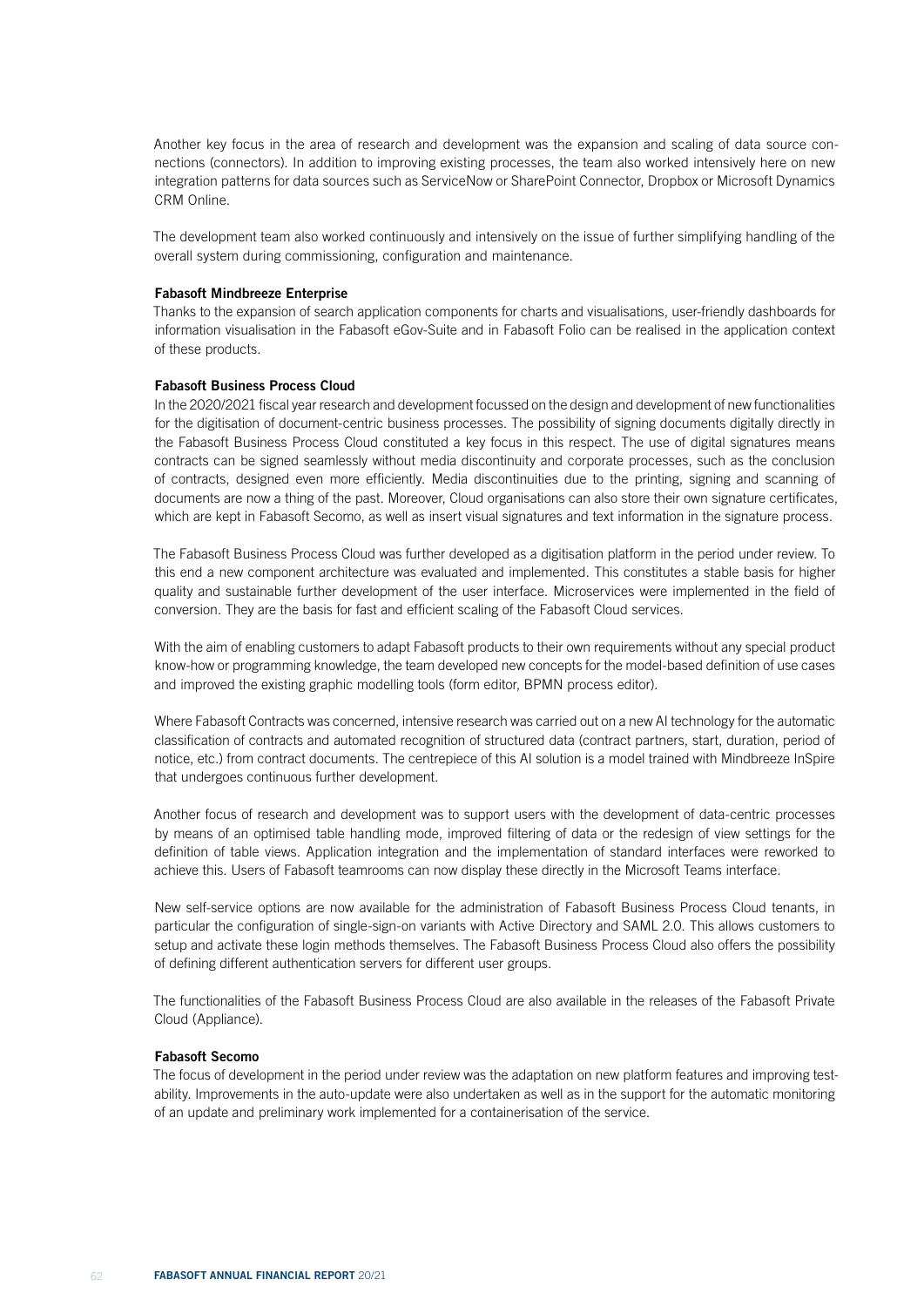Another key focus in the area of research and development was the expansion and scaling of data source connections (connectors). In addition to improving existing processes, the team also worked intensively here on new integration patterns for data sources such as ServiceNow or SharePoint Connector, Dropbox or Microsoft Dynamics CRM Online.

The development team also worked continuously and intensively on the issue of further simplifying handling of the overall system during commissioning, configuration and maintenance.

**Fabasoft Mindbreeze Enterprise**

Thanks to the expansion of search application components for charts and visualisations, user-friendly dashboards for information visualisation in the Fabasoft eGov-Suite and in Fabasoft Folio can be realised in the application context of these products.

**Fabasoft Business Process Cloud**

In the 2020/2021 fiscal year research and development focussed on the design and development of new functionalities for the digitisation of document-centric business processes. The possibility of signing documents digitally directly in the Fabasoft Business Process Cloud constituted a key focus in this respect. The use of digital signatures means contracts can be signed seamlessly without media discontinuity and corporate processes, such as the conclusion of contracts, designed even more efficiently. Media discontinuities due to the printing, signing and scanning of documents are now a thing of the past. Moreover, Cloud organisations can also store their own signature certificates, which are kept in Fabasoft Secomo, as well as insert visual signatures and text information in the signature process.

The Fabasoft Business Process Cloud was further developed as a digitisation platform in the period under review. To this end a new component architecture was evaluated and implemented. This constitutes a stable basis for higher quality and sustainable further development of the user interface. Microservices were implemented in the field of conversion. They are the basis for fast and efficient scaling of the Fabasoft Cloud services.

With the aim of enabling customers to adapt Fabasoft products to their own requirements without any special product know-how or programming knowledge, the team developed new concepts for the model-based definition of use cases and improved the existing graphic modelling tools (form editor, BPMN process editor).

Where Fabasoft Contracts was concerned, intensive research was carried out on a new AI technology for the automatic classification of contracts and automated recognition of structured data (contract partners, start, duration, period of notice, etc.) from contract documents. The centrepiece of this AI solution is a model trained with Mindbreeze InSpire that undergoes continuous further development.

Another focus of research and development was to support users with the development of data-centric processes by means of an optimised table handling mode, improved filtering of data or the redesign of view settings for the definition of table views. Application integration and the implementation of standard interfaces were reworked to achieve this. Users of Fabasoft teamrooms can now display these directly in the Microsoft Teams interface.

New self-service options are now available for the administration of Fabasoft Business Process Cloud tenants, in particular the configuration of single-sign-on variants with Active Directory and SAML 2.0. This allows customers to setup and activate these login methods themselves. The Fabasoft Business Process Cloud also offers the possibility of defining different authentication servers for different user groups.

The functionalities of the Fabasoft Business Process Cloud are also available in the releases of the Fabasoft Private Cloud (Appliance).

**Fabasoft Secomo**

The focus of development in the period under review was the adaptation on new platform features and improving testability. Improvements in the auto-update were also undertaken as well as in the support for the automatic monitoring of an update and preliminary work implemented for a containerisation of the service.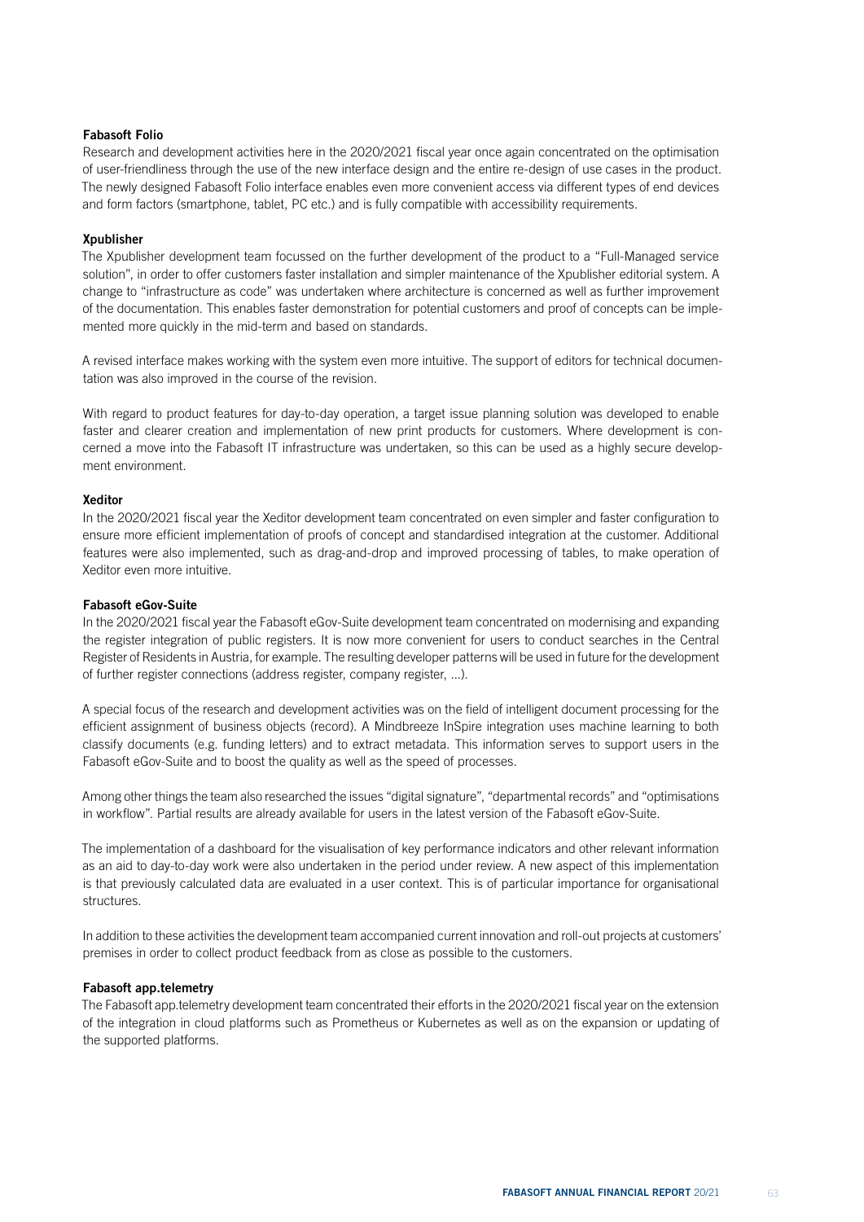**Fabasoft Folio**

Research and development activities here in the 2020/2021 fiscal year once again concentrated on the optimisation of user-friendliness through the use of the new interface design and the entire re-design of use cases in the product. The newly designed Fabasoft Folio interface enables even more convenient access via different types of end devices and form factors (smartphone, tablet, PC etc.) and is fully compatible with accessibility requirements.

**Xpublisher**

The Xpublisher development team focussed on the further development of the product to a "Full-Managed service solution", in order to offer customers faster installation and simpler maintenance of the Xpublisher editorial system. A change to "infrastructure as code" was undertaken where architecture is concerned as well as further improvement of the documentation. This enables faster demonstration for potential customers and proof of concepts can be implemented more quickly in the mid-term and based on standards.

A revised interface makes working with the system even more intuitive. The support of editors for technical documentation was also improved in the course of the revision.

With regard to product features for day-to-day operation, a target issue planning solution was developed to enable faster and clearer creation and implementation of new print products for customers. Where development is concerned a move into the Fabasoft IT infrastructure was undertaken, so this can be used as a highly secure development environment.

**Xeditor**

In the 2020/2021 fiscal year the Xeditor development team concentrated on even simpler and faster configuration to ensure more efficient implementation of proofs of concept and standardised integration at the customer. Additional features were also implemented, such as drag-and-drop and improved processing of tables, to make operation of Xeditor even more intuitive.

**Fabasoft eGov-Suite**

In the 2020/2021 fiscal year the Fabasoft eGov-Suite development team concentrated on modernising and expanding the register integration of public registers. It is now more convenient for users to conduct searches in the Central Register of Residents in Austria, for example. The resulting developer patterns will be used in future for the development of further register connections (address register, company register, ...).

A special focus of the research and development activities was on the field of intelligent document processing for the efficient assignment of business objects (record). A Mindbreeze InSpire integration uses machine learning to both classify documents (e.g. funding letters) and to extract metadata. This information serves to support users in the Fabasoft eGov-Suite and to boost the quality as well as the speed of processes.

Among other things the team also researched the issues "digital signature", "departmental records" and "optimisations in workflow". Partial results are already available for users in the latest version of the Fabasoft eGov-Suite.

The implementation of a dashboard for the visualisation of key performance indicators and other relevant information as an aid to day-to-day work were also undertaken in the period under review. A new aspect of this implementation is that previously calculated data are evaluated in a user context. This is of particular importance for organisational structures.

In addition to these activities the development team accompanied current innovation and roll-out projects at customers' premises in order to collect product feedback from as close as possible to the customers.

**Fabasoft app.telemetry**

The Fabasoft app.telemetry development team concentrated their efforts in the 2020/2021 fiscal year on the extension of the integration in cloud platforms such as Prometheus or Kubernetes as well as on the expansion or updating of the supported platforms.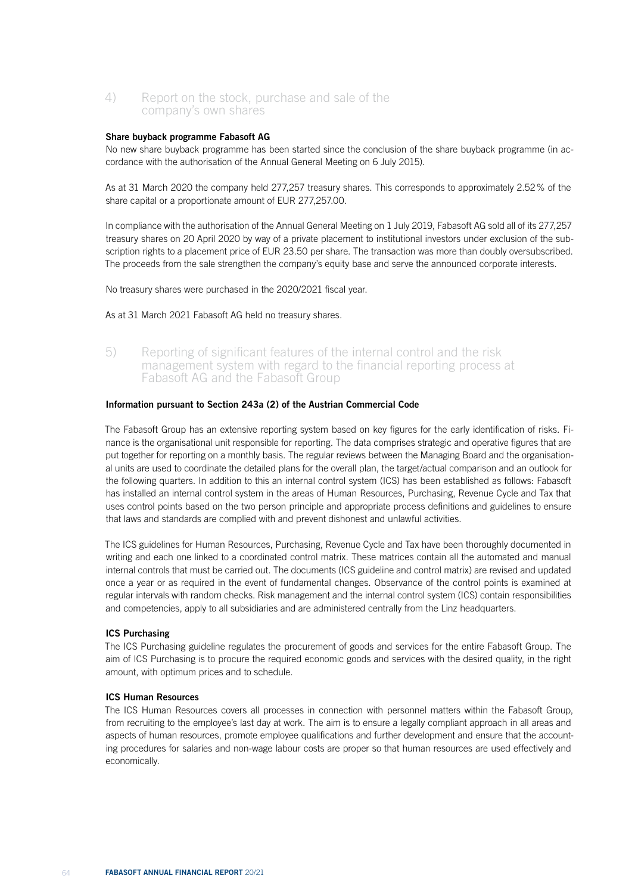## 4) Report on the stock, purchase and sale of the company's own shares

**Share buyback programme Fabasoft AG**

No new share buyback programme has been started since the conclusion of the share buyback programme (in accordance with the authorisation of the Annual General Meeting on 6 July 2015).

As at 31 March 2020 the company held 277,257 treasury shares. This corresponds to approximately 2.52 % of the share capital or a proportionate amount of EUR 277,257.00.

In compliance with the authorisation of the Annual General Meeting on 1 July 2019, Fabasoft AG sold all of its 277,257 treasury shares on 20 April 2020 by way of a private placement to institutional investors under exclusion of the subscription rights to a placement price of EUR 23.50 per share. The transaction was more than doubly oversubscribed. The proceeds from the sale strengthen the company's equity base and serve the announced corporate interests.

No treasury shares were purchased in the 2020/2021 fiscal year.

As at 31 March 2021 Fabasoft AG held no treasury shares.

## 5) Reporting of significant features of the internal control and the risk management system with regard to the financial reporting process at Fabasoft AG and the Fabasoft Group

**Information pursuant to Section 243a (2) of the Austrian Commercial Code**

The Fabasoft Group has an extensive reporting system based on key figures for the early identification of risks. Finance is the organisational unit responsible for reporting. The data comprises strategic and operative figures that are put together for reporting on a monthly basis. The regular reviews between the Managing Board and the organisational units are used to coordinate the detailed plans for the overall plan, the target/actual comparison and an outlook for the following quarters. In addition to this an internal control system (ICS) has been established as follows: Fabasoft has installed an internal control system in the areas of Human Resources, Purchasing, Revenue Cycle and Tax that uses control points based on the two person principle and appropriate process definitions and guidelines to ensure that laws and standards are complied with and prevent dishonest and unlawful activities.

The ICS guidelines for Human Resources, Purchasing, Revenue Cycle and Tax have been thoroughly documented in writing and each one linked to a coordinated control matrix. These matrices contain all the automated and manual internal controls that must be carried out. The documents (ICS guideline and control matrix) are revised and updated once a year or as required in the event of fundamental changes. Observance of the control points is examined at regular intervals with random checks. Risk management and the internal control system (ICS) contain responsibilities and competencies, apply to all subsidiaries and are administered centrally from the Linz headquarters.

**ICS Purchasing**

The ICS Purchasing guideline regulates the procurement of goods and services for the entire Fabasoft Group. The aim of ICS Purchasing is to procure the required economic goods and services with the desired quality, in the right amount, with optimum prices and to schedule.

**ICS Human Resources**

The ICS Human Resources covers all processes in connection with personnel matters within the Fabasoft Group, from recruiting to the employee's last day at work. The aim is to ensure a legally compliant approach in all areas and aspects of human resources, promote employee qualifications and further development and ensure that the accounting procedures for salaries and non-wage labour costs are proper so that human resources are used effectively and economically.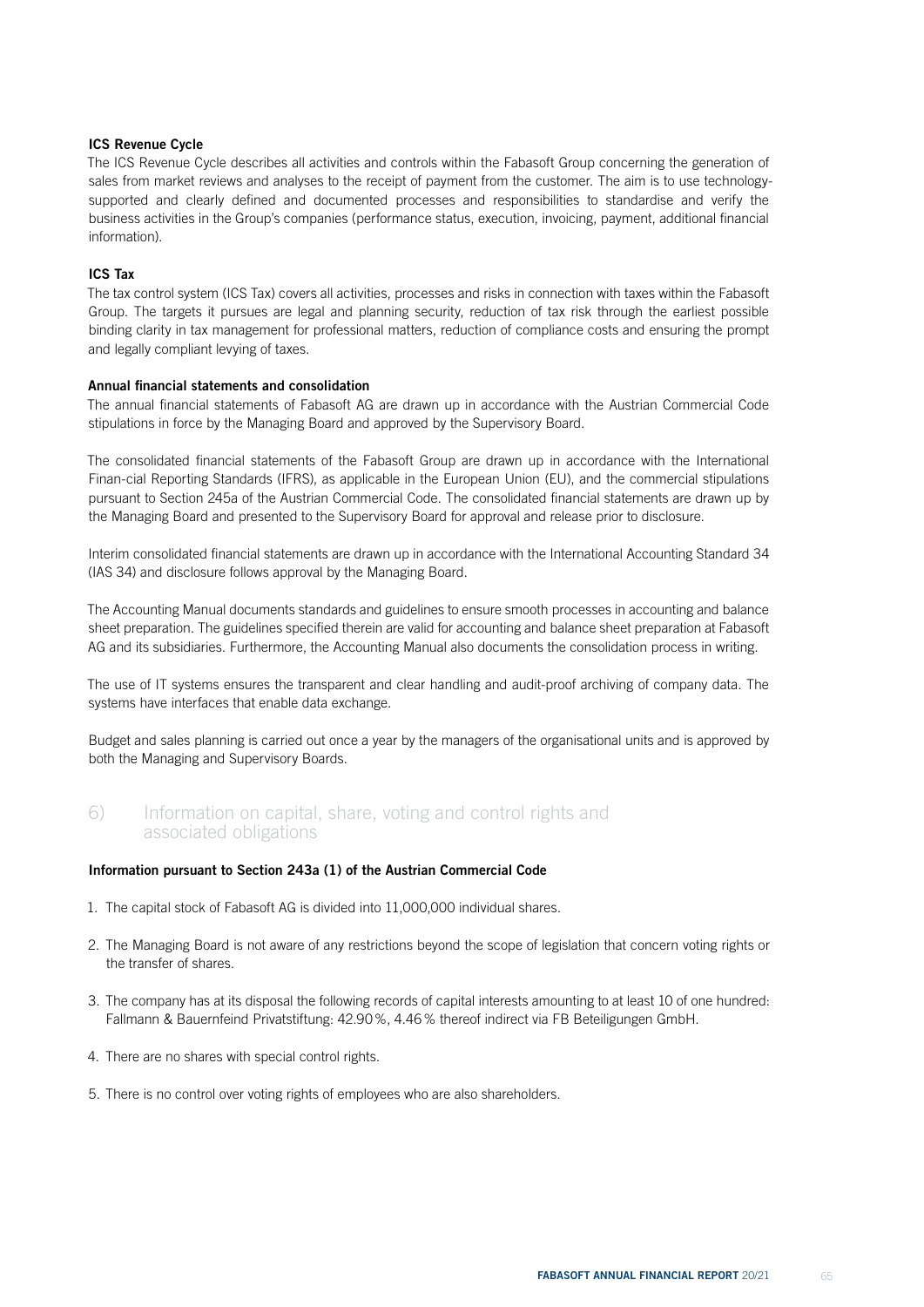**ICS Revenue Cycle**

The ICS Revenue Cycle describes all activities and controls within the Fabasoft Group concerning the generation of sales from market reviews and analyses to the receipt of payment from the customer. The aim is to use technology-supported and clearly defined and documented processes and responsibilities to standardise and verify the business activities in the Group's companies (performance status, execution, invoicing, payment, additional financial information).

**ICS Tax**

The tax control system (ICS Tax) covers all activities, processes and risks in connection with taxes within the Fabasoft Group. The targets it pursues are legal and planning security, reduction of tax risk through the earliest possible binding clarity in tax management for professional matters, reduction of compliance costs and ensuring the prompt and legally compliant levying of taxes.

**Annual financial statements and consolidation**

The annual financial statements of Fabasoft AG are drawn up in accordance with the Austrian Commercial Code stipulations in force by the Managing Board and approved by the Supervisory Board.

The consolidated financial statements of the Fabasoft Group are drawn up in accordance with the International Finan-cial Reporting Standards (IFRS), as applicable in the European Union (EU), and the commercial stipulations pursuant to Section 245a of the Austrian Commercial Code. The consolidated financial statements are drawn up by the Managing Board and presented to the Supervisory Board for approval and release prior to disclosure.

Interim consolidated financial statements are drawn up in accordance with the International Accounting Standard 34 (IAS 34) and disclosure follows approval by the Managing Board.

The Accounting Manual documents standards and guidelines to ensure smooth processes in accounting and balance sheet preparation. The guidelines specified therein are valid for accounting and balance sheet preparation at Fabasoft AG and its subsidiaries. Furthermore, the Accounting Manual also documents the consolidation process in writing.

The use of IT systems ensures the transparent and clear handling and audit-proof archiving of company data. The systems have interfaces that enable data exchange.

Budget and sales planning is carried out once a year by the managers of the organisational units and is approved by both the Managing and Supervisory Boards.

## 6) Information on capital, share, voting and control rights and associated obligations

**Information pursuant to Section 243a (1) of the Austrian Commercial Code**

1. The capital stock of Fabasoft AG is divided into 11,000,000 individual shares.
2. The Managing Board is not aware of any restrictions beyond the scope of legislation that concern voting rights or the transfer of shares.
3. The company has at its disposal the following records of capital interests amounting to at least 10 of one hundred: Fallmann & Bauernfeind Privatstiftung: 42.90 %, 4.46 % thereof indirect via FB Beteiligungen GmbH.
4. There are no shares with special control rights.
5. There is no control over voting rights of employees who are also shareholders.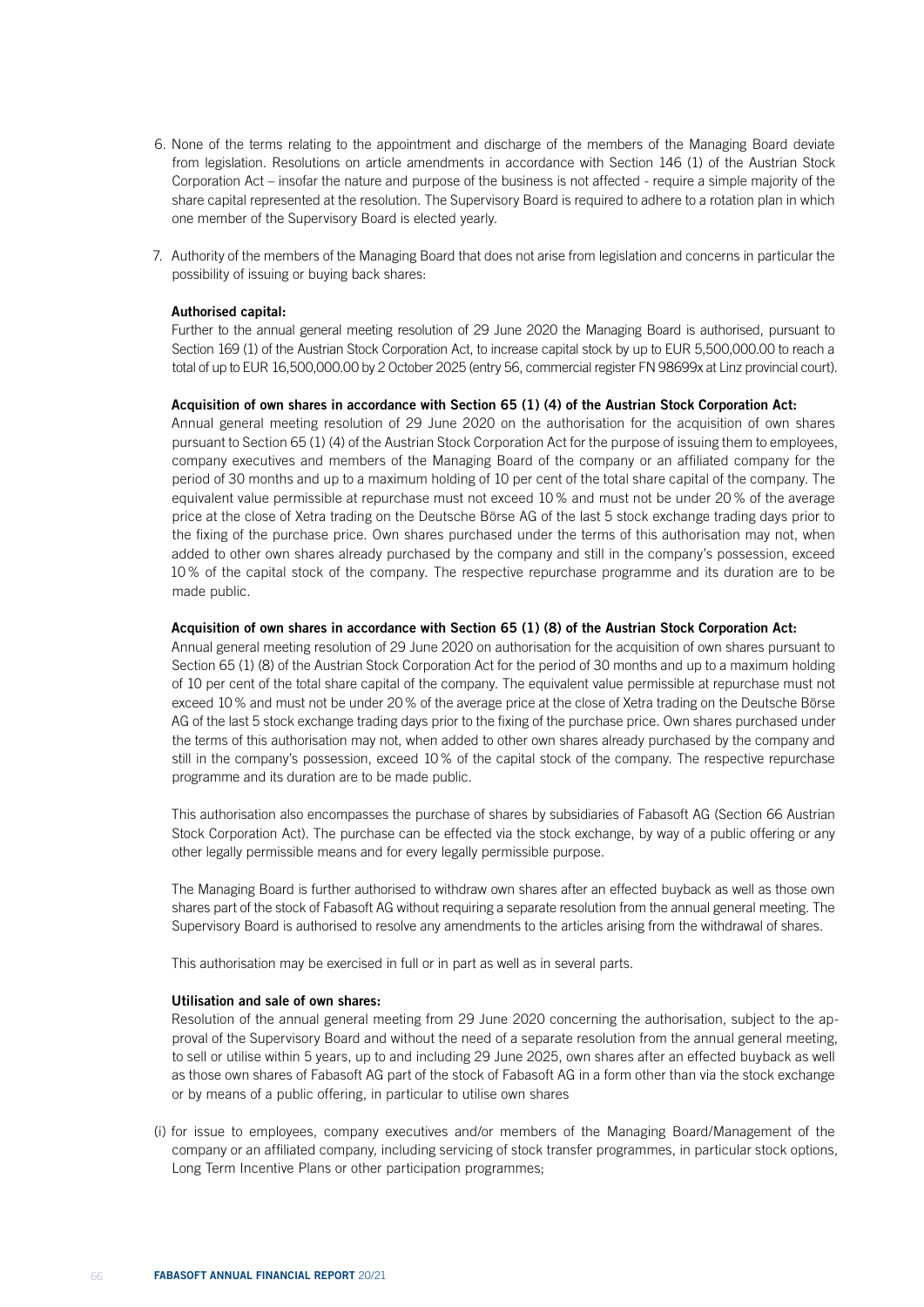6. None of the terms relating to the appointment and discharge of the members of the Managing Board deviate from legislation. Resolutions on article amendments in accordance with Section 146 (1) of the Austrian Stock Corporation Act – insofar the nature and purpose of the business is not affected - require a simple majority of the share capital represented at the resolution. The Supervisory Board is required to adhere to a rotation plan in which one member of the Supervisory Board is elected yearly.

7. Authority of the members of the Managing Board that does not arise from legislation and concerns in particular the possibility of issuing or buying back shares:

**Authorised capital:**
Further to the annual general meeting resolution of 29 June 2020 the Managing Board is authorised, pursuant to Section 169 (1) of the Austrian Stock Corporation Act, to increase capital stock by up to EUR 5,500,000.00 to reach a total of up to EUR 16,500,000.00 by 2 October 2025 (entry 56, commercial register FN 98699x at Linz provincial court).

**Acquisition of own shares in accordance with Section 65 (1) (4) of the Austrian Stock Corporation Act:**
Annual general meeting resolution of 29 June 2020 on the authorisation for the acquisition of own shares pursuant to Section 65 (1) (4) of the Austrian Stock Corporation Act for the purpose of issuing them to employees, company executives and members of the Managing Board of the company or an affiliated company for the period of 30 months and up to a maximum holding of 10 per cent of the total share capital of the company. The equivalent value permissible at repurchase must not exceed 10 % and must not be under 20 % of the average price at the close of Xetra trading on the Deutsche Börse AG of the last 5 stock exchange trading days prior to the fixing of the purchase price. Own shares purchased under the terms of this authorisation may not, when added to other own shares already purchased by the company and still in the company's possession, exceed 10 % of the capital stock of the company. The respective repurchase programme and its duration are to be made public.

**Acquisition of own shares in accordance with Section 65 (1) (8) of the Austrian Stock Corporation Act:**
Annual general meeting resolution of 29 June 2020 on authorisation for the acquisition of own shares pursuant to Section 65 (1) (8) of the Austrian Stock Corporation Act for the period of 30 months and up to a maximum holding of 10 per cent of the total share capital of the company. The equivalent value permissible at repurchase must not exceed 10 % and must not be under 20 % of the average price at the close of Xetra trading on the Deutsche Börse AG of the last 5 stock exchange trading days prior to the fixing of the purchase price. Own shares purchased under the terms of this authorisation may not, when added to other own shares already purchased by the company and still in the company's possession, exceed 10 % of the capital stock of the company. The respective repurchase programme and its duration are to be made public.

This authorisation also encompasses the purchase of shares by subsidiaries of Fabasoft AG (Section 66 Austrian Stock Corporation Act). The purchase can be effected via the stock exchange, by way of a public offering or any other legally permissible means and for every legally permissible purpose.

The Managing Board is further authorised to withdraw own shares after an effected buyback as well as those own shares part of the stock of Fabasoft AG without requiring a separate resolution from the annual general meeting. The Supervisory Board is authorised to resolve any amendments to the articles arising from the withdrawal of shares.

This authorisation may be exercised in full or in part as well as in several parts.

**Utilisation and sale of own shares:**
Resolution of the annual general meeting from 29 June 2020 concerning the authorisation, subject to the approval of the Supervisory Board and without the need of a separate resolution from the annual general meeting, to sell or utilise within 5 years, up to and including 29 June 2025, own shares after an effected buyback as well as those own shares of Fabasoft AG part of the stock of Fabasoft AG in a form other than via the stock exchange or by means of a public offering, in particular to utilise own shares

(i) for issue to employees, company executives and/or members of the Managing Board/Management of the company or an affiliated company, including servicing of stock transfer programmes, in particular stock options, Long Term Incentive Plans or other participation programmes;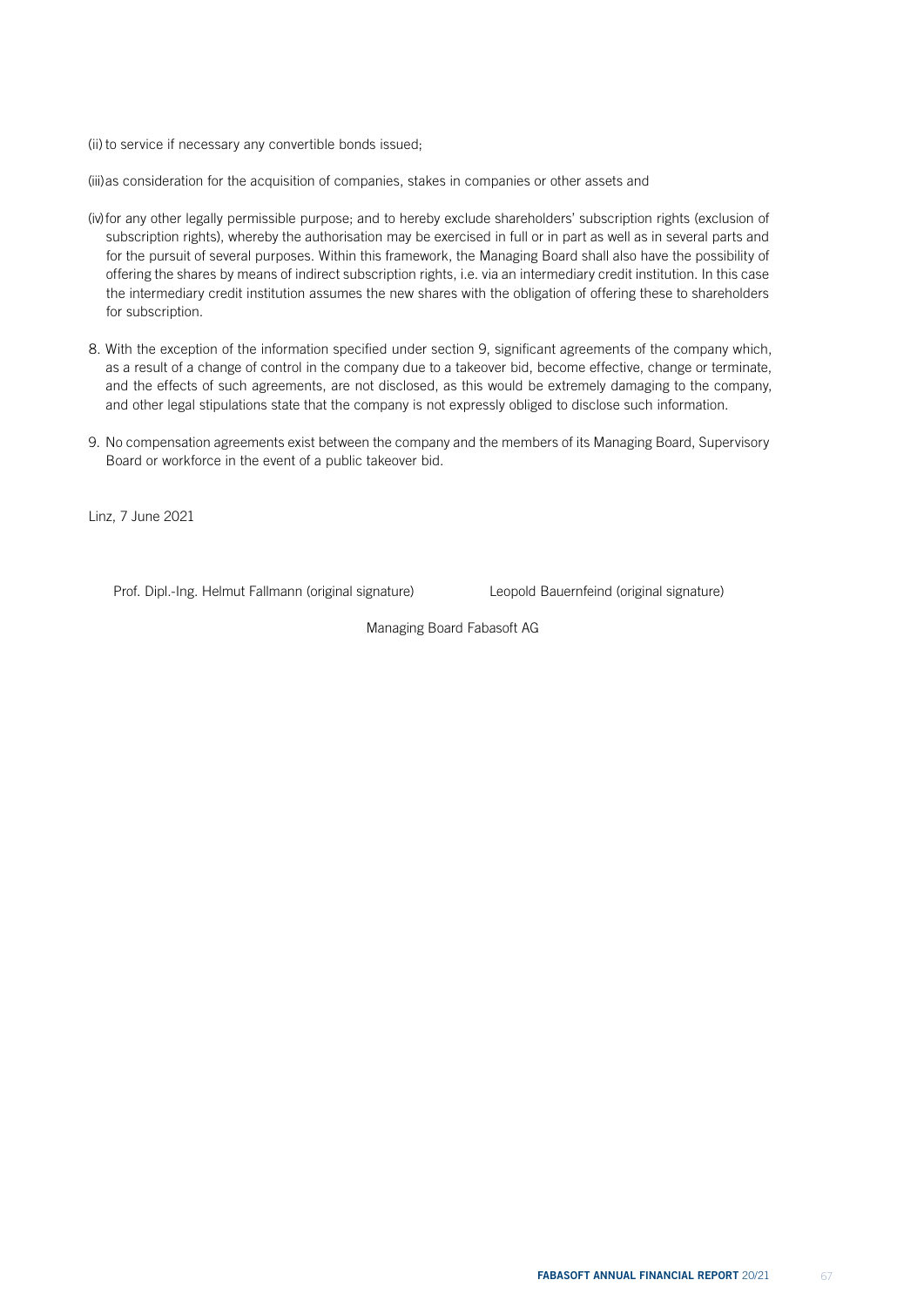(ii) to service if necessary any convertible bonds issued;

(iii) as consideration for the acquisition of companies, stakes in companies or other assets and

(iv) for any other legally permissible purpose; and to hereby exclude shareholders' subscription rights (exclusion of subscription rights), whereby the authorisation may be exercised in full or in part as well as in several parts and for the pursuit of several purposes. Within this framework, the Managing Board shall also have the possibility of offering the shares by means of indirect subscription rights, i.e. via an intermediary credit institution. In this case the intermediary credit institution assumes the new shares with the obligation of offering these to shareholders for subscription.

8. With the exception of the information specified under section 9, significant agreements of the company which, as a result of a change of control in the company due to a takeover bid, become effective, change or terminate, and the effects of such agreements, are not disclosed, as this would be extremely damaging to the company, and other legal stipulations state that the company is not expressly obliged to disclose such information.

9. No compensation agreements exist between the company and the members of its Managing Board, Supervisory Board or workforce in the event of a public takeover bid.

Linz, 7 June 2021

Prof. Dipl.-Ing. Helmut Fallmann (original signature) Leopold Bauernfeind (original signature)

Managing Board Fabasoft AG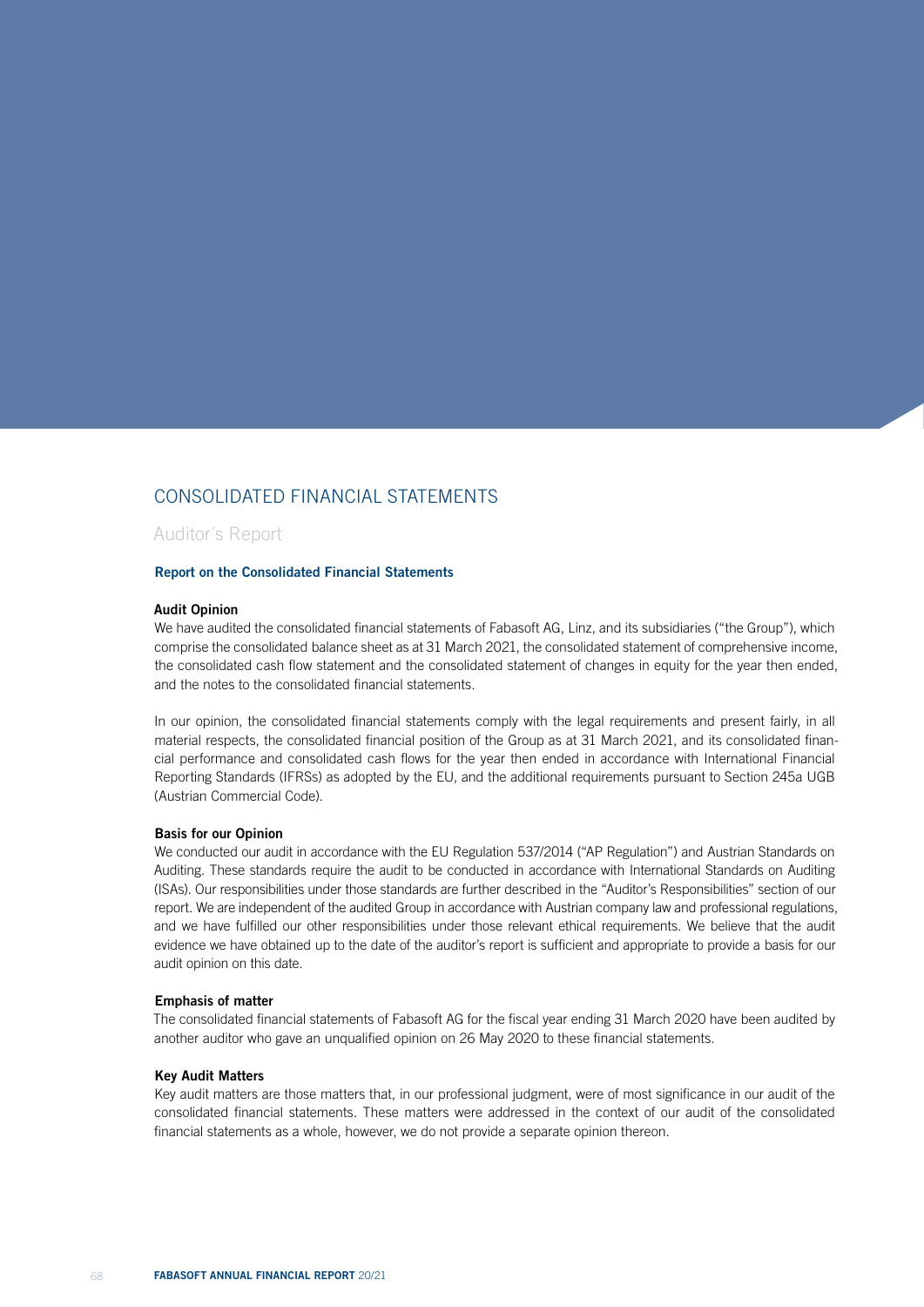# CONSOLIDATED FINANCIAL STATEMENTS

## Auditor´s Report

### Report on the Consolidated Financial Statements

**Audit Opinion**

We have audited the consolidated financial statements of Fabasoft AG, Linz, and its subsidiaries ("the Group"), which comprise the consolidated balance sheet as at 31 March 2021, the consolidated statement of comprehensive income, the consolidated cash flow statement and the consolidated statement of changes in equity for the year then ended, and the notes to the consolidated financial statements.

In our opinion, the consolidated financial statements comply with the legal requirements and present fairly, in all material respects, the consolidated financial position of the Group as at 31 March 2021, and its consolidated financial performance and consolidated cash flows for the year then ended in accordance with International Financial Reporting Standards (IFRSs) as adopted by the EU, and the additional requirements pursuant to Section 245a UGB (Austrian Commercial Code).

**Basis for our Opinion**

We conducted our audit in accordance with the EU Regulation 537/2014 ("AP Regulation") and Austrian Standards on Auditing. These standards require the audit to be conducted in accordance with International Standards on Auditing (ISAs). Our responsibilities under those standards are further described in the "Auditor's Responsibilities" section of our report. We are independent of the audited Group in accordance with Austrian company law and professional regulations, and we have fulfilled our other responsibilities under those relevant ethical requirements. We believe that the audit evidence we have obtained up to the date of the auditor's report is sufficient and appropriate to provide a basis for our audit opinion on this date.

**Emphasis of matter**

The consolidated financial statements of Fabasoft AG for the fiscal year ending 31 March 2020 have been audited by another auditor who gave an unqualified opinion on 26 May 2020 to these financial statements.

**Key Audit Matters**

Key audit matters are those matters that, in our professional judgment, were of most significance in our audit of the consolidated financial statements. These matters were addressed in the context of our audit of the consolidated financial statements as a whole, however, we do not provide a separate opinion thereon.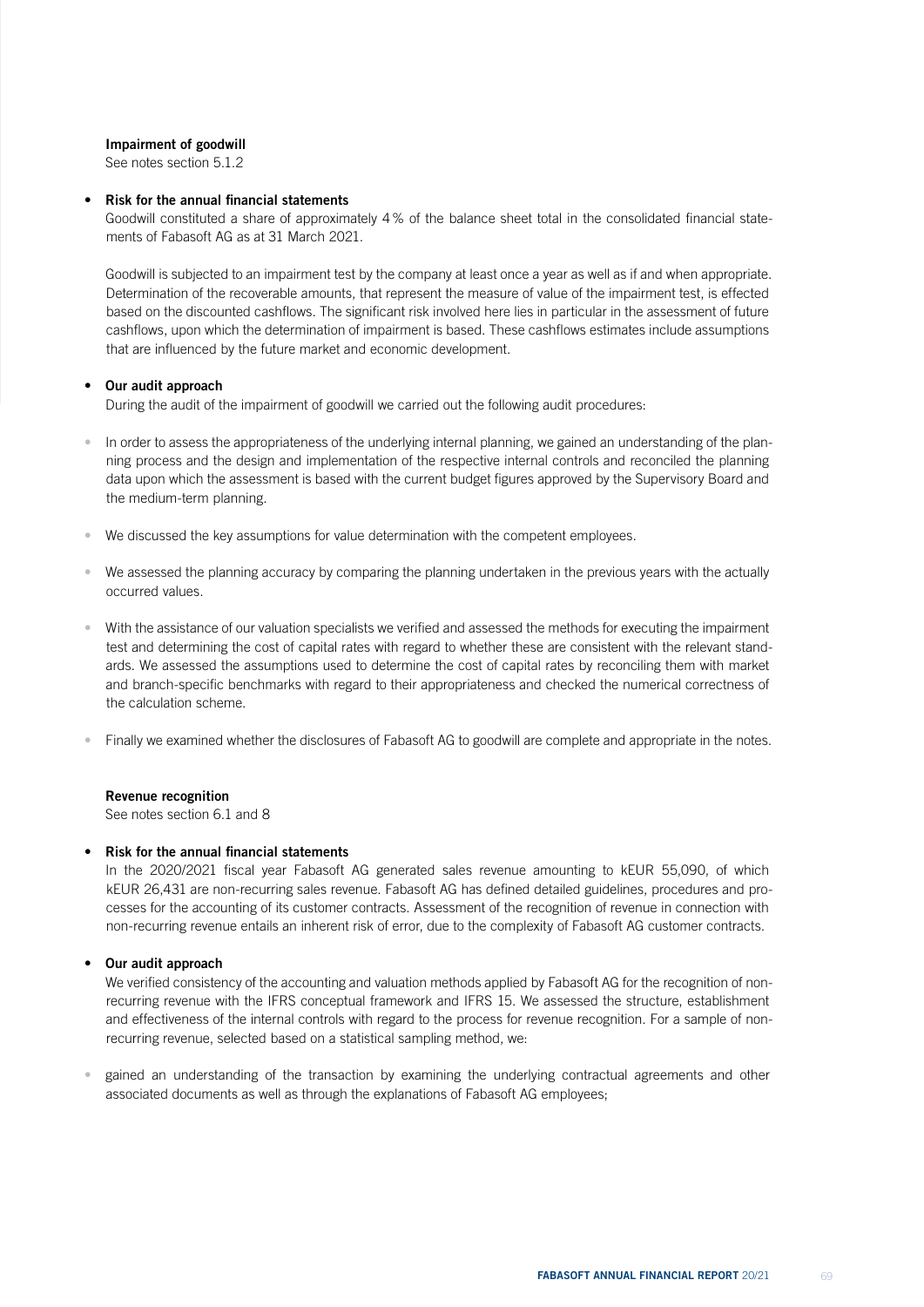**Impairment of goodwill**

See notes section 5.1.2

- **Risk for the annual financial statements**

  Goodwill constituted a share of approximately 4% of the balance sheet total in the consolidated financial statements of Fabasoft AG as at 31 March 2021.

  Goodwill is subjected to an impairment test by the company at least once a year as well as if and when appropriate. Determination of the recoverable amounts, that represent the measure of value of the impairment test, is effected based on the discounted cashflows. The significant risk involved here lies in particular in the assessment of future cashflows, upon which the determination of impairment is based. These cashflows estimates include assumptions that are influenced by the future market and economic development.

- **Our audit approach**

  During the audit of the impairment of goodwill we carried out the following audit procedures:

- In order to assess the appropriateness of the underlying internal planning, we gained an understanding of the planning process and the design and implementation of the respective internal controls and reconciled the planning data upon which the assessment is based with the current budget figures approved by the Supervisory Board and the medium-term planning.

- We discussed the key assumptions for value determination with the competent employees.

- We assessed the planning accuracy by comparing the planning undertaken in the previous years with the actually occurred values.

- With the assistance of our valuation specialists we verified and assessed the methods for executing the impairment test and determining the cost of capital rates with regard to whether these are consistent with the relevant standards. We assessed the assumptions used to determine the cost of capital rates by reconciling them with market and branch-specific benchmarks with regard to their appropriateness and checked the numerical correctness of the calculation scheme.

- Finally we examined whether the disclosures of Fabasoft AG to goodwill are complete and appropriate in the notes.

**Revenue recognition**

See notes section 6.1 and 8

- **Risk for the annual financial statements**

  In the 2020/2021 fiscal year Fabasoft AG generated sales revenue amounting to kEUR 55,090, of which kEUR 26,431 are non-recurring sales revenue. Fabasoft AG has defined detailed guidelines, procedures and processes for the accounting of its customer contracts. Assessment of the recognition of revenue in connection with non-recurring revenue entails an inherent risk of error, due to the complexity of Fabasoft AG customer contracts.

- **Our audit approach**

  We verified consistency of the accounting and valuation methods applied by Fabasoft AG for the recognition of non-recurring revenue with the IFRS conceptual framework and IFRS 15. We assessed the structure, establishment and effectiveness of the internal controls with regard to the process for revenue recognition. For a sample of non-recurring revenue, selected based on a statistical sampling method, we:

- gained an understanding of the transaction by examining the underlying contractual agreements and other associated documents as well as through the explanations of Fabasoft AG employees;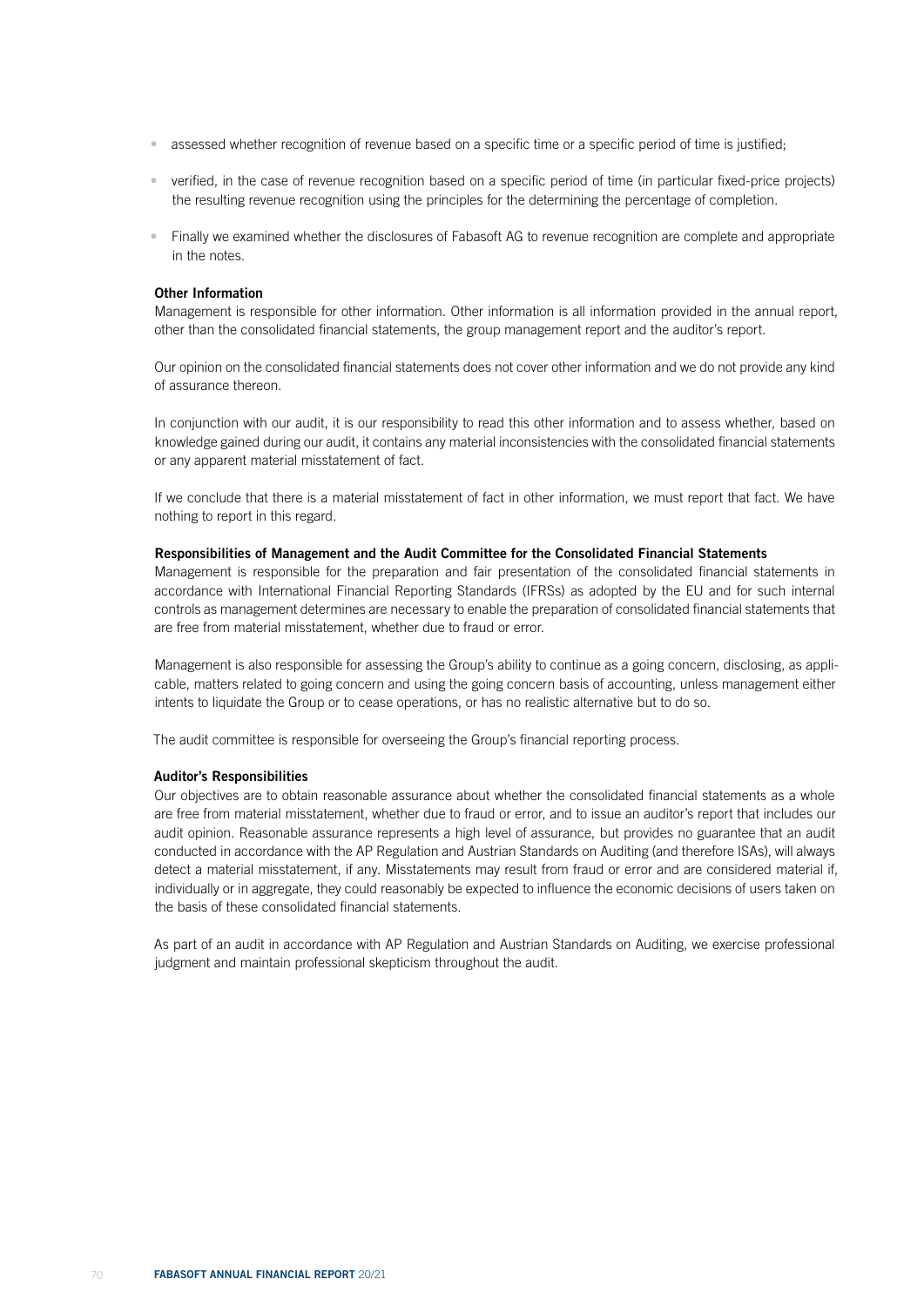- assessed whether recognition of revenue based on a specific time or a specific period of time is justified;
- verified, in the case of revenue recognition based on a specific period of time (in particular fixed-price projects) the resulting revenue recognition using the principles for the determining the percentage of completion.
- Finally we examined whether the disclosures of Fabasoft AG to revenue recognition are complete and appropriate in the notes.

**Other Information**

Management is responsible for other information. Other information is all information provided in the annual report, other than the consolidated financial statements, the group management report and the auditor's report.

Our opinion on the consolidated financial statements does not cover other information and we do not provide any kind of assurance thereon.

In conjunction with our audit, it is our responsibility to read this other information and to assess whether, based on knowledge gained during our audit, it contains any material inconsistencies with the consolidated financial statements or any apparent material misstatement of fact.

If we conclude that there is a material misstatement of fact in other information, we must report that fact. We have nothing to report in this regard.

**Responsibilities of Management and the Audit Committee for the Consolidated Financial Statements**

Management is responsible for the preparation and fair presentation of the consolidated financial statements in accordance with International Financial Reporting Standards (IFRSs) as adopted by the EU and for such internal controls as management determines are necessary to enable the preparation of consolidated financial statements that are free from material misstatement, whether due to fraud or error.

Management is also responsible for assessing the Group's ability to continue as a going concern, disclosing, as applicable, matters related to going concern and using the going concern basis of accounting, unless management either intents to liquidate the Group or to cease operations, or has no realistic alternative but to do so.

The audit committee is responsible for overseeing the Group's financial reporting process.

**Auditor's Responsibilities**

Our objectives are to obtain reasonable assurance about whether the consolidated financial statements as a whole are free from material misstatement, whether due to fraud or error, and to issue an auditor's report that includes our audit opinion. Reasonable assurance represents a high level of assurance, but provides no guarantee that an audit conducted in accordance with the AP Regulation and Austrian Standards on Auditing (and therefore ISAs), will always detect a material misstatement, if any. Misstatements may result from fraud or error and are considered material if, individually or in aggregate, they could reasonably be expected to influence the economic decisions of users taken on the basis of these consolidated financial statements.

As part of an audit in accordance with AP Regulation and Austrian Standards on Auditing, we exercise professional judgment and maintain professional skepticism throughout the audit.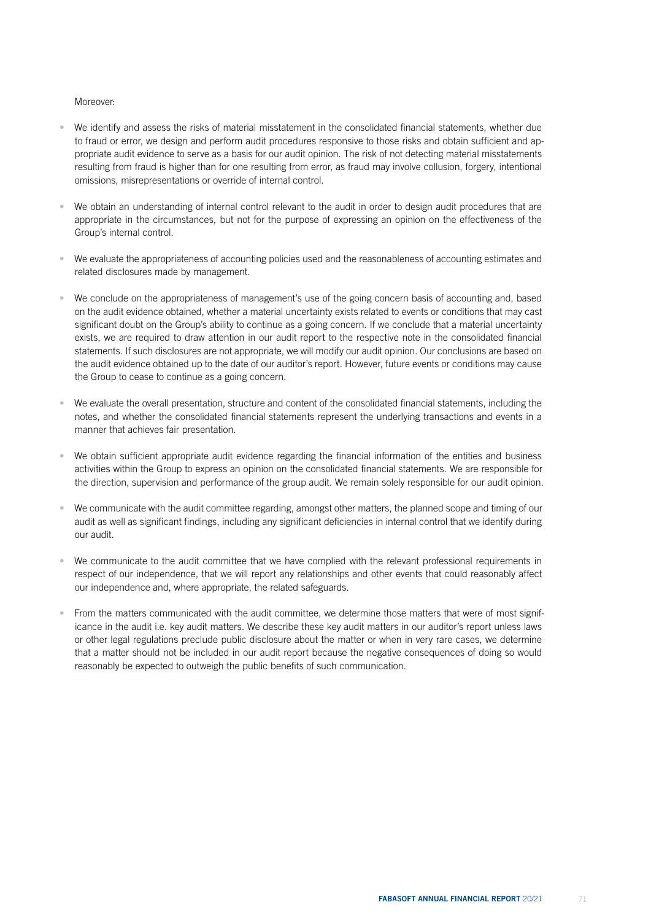Moreover:

- We identify and assess the risks of material misstatement in the consolidated financial statements, whether due to fraud or error, we design and perform audit procedures responsive to those risks and obtain sufficient and appropriate audit evidence to serve as a basis for our audit opinion. The risk of not detecting material misstatements resulting from fraud is higher than for one resulting from error, as fraud may involve collusion, forgery, intentional omissions, misrepresentations or override of internal control.

- We obtain an understanding of internal control relevant to the audit in order to design audit procedures that are appropriate in the circumstances, but not for the purpose of expressing an opinion on the effectiveness of the Group's internal control.

- We evaluate the appropriateness of accounting policies used and the reasonableness of accounting estimates and related disclosures made by management.

- We conclude on the appropriateness of management's use of the going concern basis of accounting and, based on the audit evidence obtained, whether a material uncertainty exists related to events or conditions that may cast significant doubt on the Group's ability to continue as a going concern. If we conclude that a material uncertainty exists, we are required to draw attention in our audit report to the respective note in the consolidated financial statements. If such disclosures are not appropriate, we will modify our audit opinion. Our conclusions are based on the audit evidence obtained up to the date of our auditor's report. However, future events or conditions may cause the Group to cease to continue as a going concern.

- We evaluate the overall presentation, structure and content of the consolidated financial statements, including the notes, and whether the consolidated financial statements represent the underlying transactions and events in a manner that achieves fair presentation.

- We obtain sufficient appropriate audit evidence regarding the financial information of the entities and business activities within the Group to express an opinion on the consolidated financial statements. We are responsible for the direction, supervision and performance of the group audit. We remain solely responsible for our audit opinion.

- We communicate with the audit committee regarding, amongst other matters, the planned scope and timing of our audit as well as significant findings, including any significant deficiencies in internal control that we identify during our audit.

- We communicate to the audit committee that we have complied with the relevant professional requirements in respect of our independence, that we will report any relationships and other events that could reasonably affect our independence and, where appropriate, the related safeguards.

- From the matters communicated with the audit committee, we determine those matters that were of most significance in the audit i.e. key audit matters. We describe these key audit matters in our auditor's report unless laws or other legal regulations preclude public disclosure about the matter or when in very rare cases, we determine that a matter should not be included in our audit report because the negative consequences of doing so would reasonably be expected to outweigh the public benefits of such communication.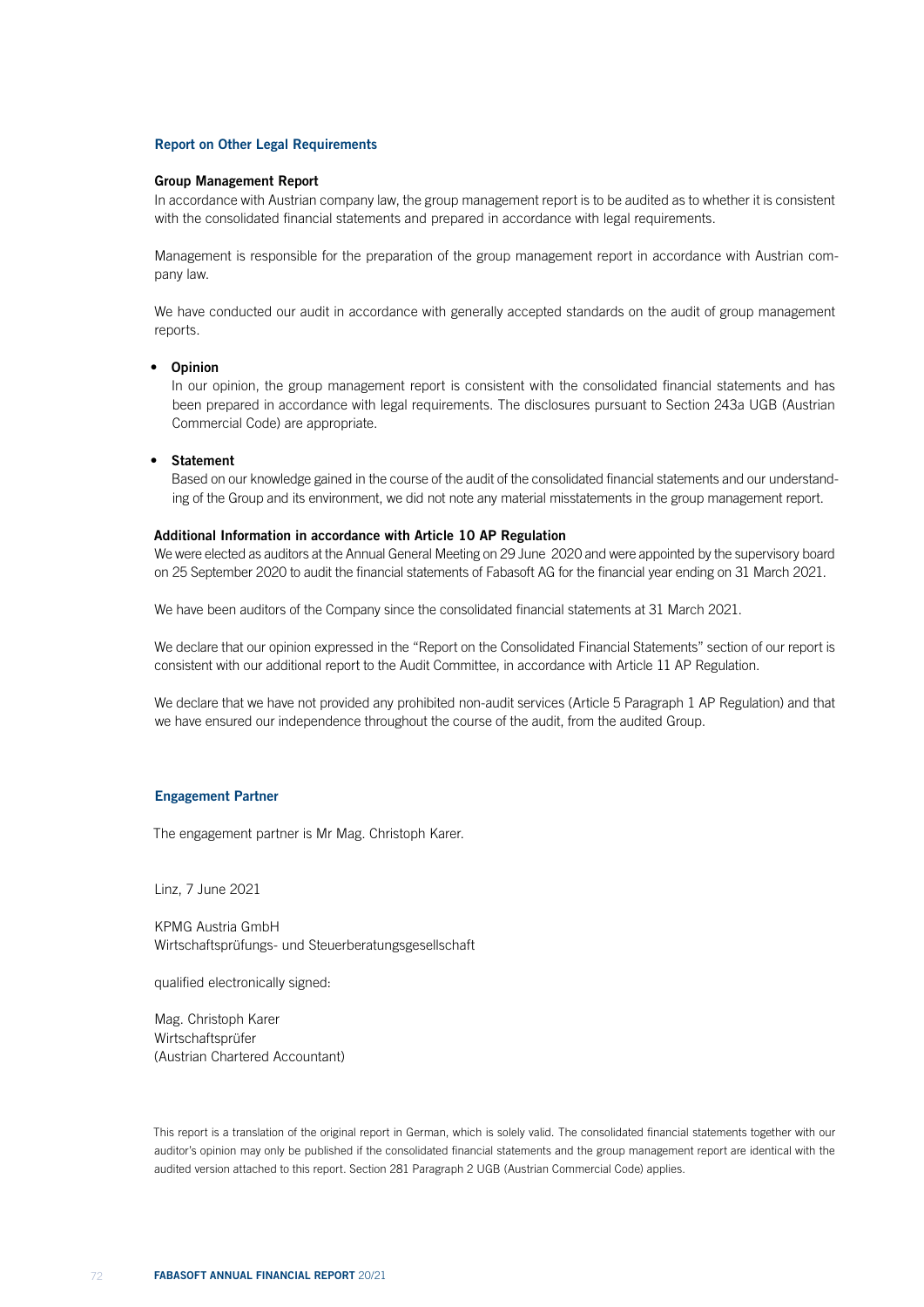## Report on Other Legal Requirements

### Group Management Report

In accordance with Austrian company law, the group management report is to be audited as to whether it is consistent with the consolidated financial statements and prepared in accordance with legal requirements.

Management is responsible for the preparation of the group management report in accordance with Austrian company law.

We have conducted our audit in accordance with generally accepted standards on the audit of group management reports.

- **Opinion**
  In our opinion, the group management report is consistent with the consolidated financial statements and has been prepared in accordance with legal requirements. The disclosures pursuant to Section 243a UGB (Austrian Commercial Code) are appropriate.

- **Statement**
  Based on our knowledge gained in the course of the audit of the consolidated financial statements and our understanding of the Group and its environment, we did not note any material misstatements in the group management report.

### Additional Information in accordance with Article 10 AP Regulation

We were elected as auditors at the Annual General Meeting on 29 June 2020 and were appointed by the supervisory board on 25 September 2020 to audit the financial statements of Fabasoft AG for the financial year ending on 31 March 2021.

We have been auditors of the Company since the consolidated financial statements at 31 March 2021.

We declare that our opinion expressed in the "Report on the Consolidated Financial Statements" section of our report is consistent with our additional report to the Audit Committee, in accordance with Article 11 AP Regulation.

We declare that we have not provided any prohibited non-audit services (Article 5 Paragraph 1 AP Regulation) and that we have ensured our independence throughout the course of the audit, from the audited Group.

## Engagement Partner

The engagement partner is Mr Mag. Christoph Karer.

Linz, 7 June 2021

KPMG Austria GmbH
Wirtschaftsprüfungs- und Steuerberatungsgesellschaft

qualified electronically signed:

Mag. Christoph Karer
Wirtschaftsprüfer
(Austrian Chartered Accountant)

This report is a translation of the original report in German, which is solely valid. The consolidated financial statements together with our auditor's opinion may only be published if the consolidated financial statements and the group management report are identical with the audited version attached to this report. Section 281 Paragraph 2 UGB (Austrian Commercial Code) applies.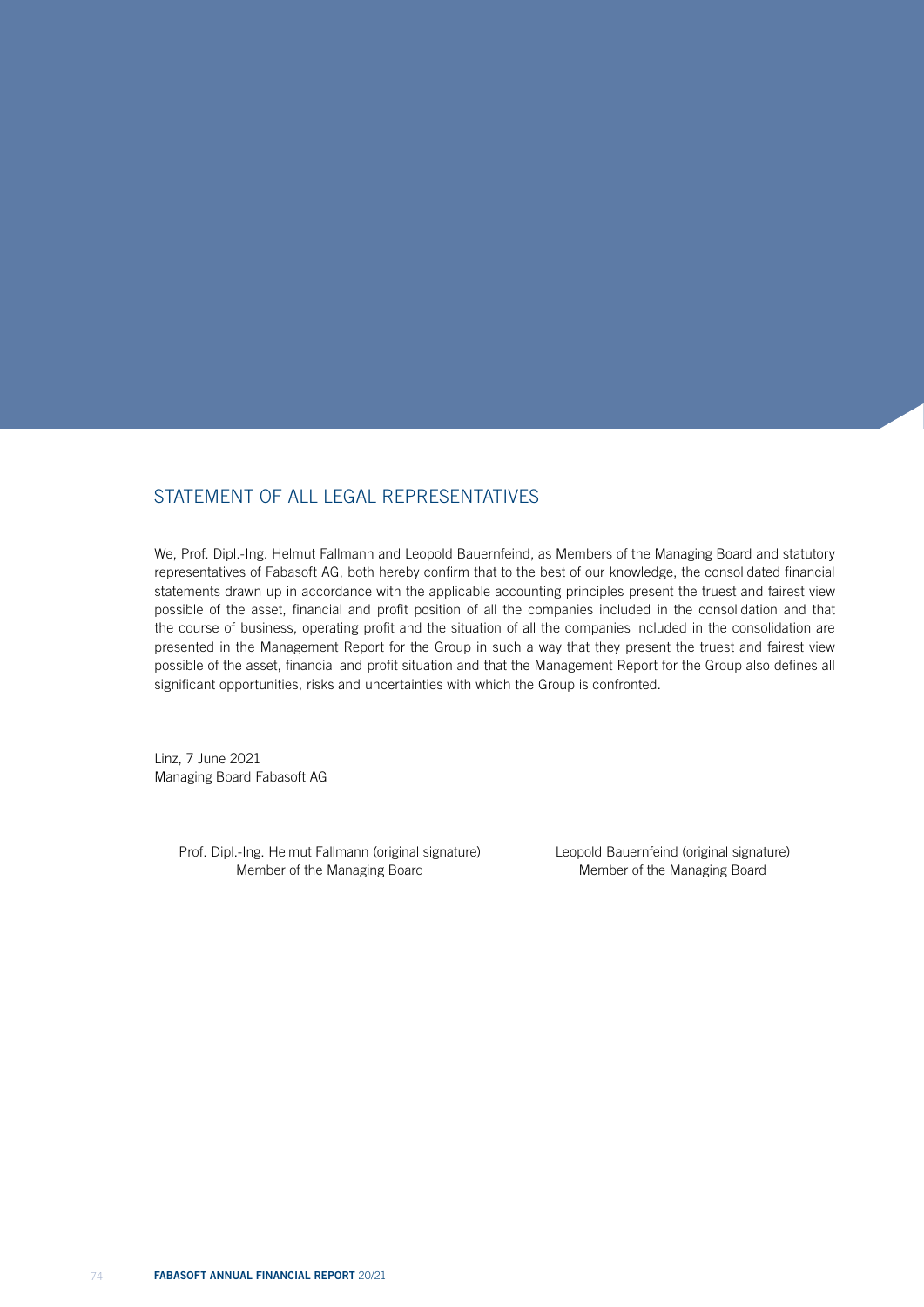## STATEMENT OF ALL LEGAL REPRESENTATIVES

We, Prof. Dipl.-Ing. Helmut Fallmann and Leopold Bauernfeind, as Members of the Managing Board and statutory representatives of Fabasoft AG, both hereby confirm that to the best of our knowledge, the consolidated financial statements drawn up in accordance with the applicable accounting principles present the truest and fairest view possible of the asset, financial and profit position of all the companies included in the consolidation and that the course of business, operating profit and the situation of all the companies included in the consolidation are presented in the Management Report for the Group in such a way that they present the truest and fairest view possible of the asset, financial and profit situation and that the Management Report for the Group also defines all significant opportunities, risks and uncertainties with which the Group is confronted.

Linz, 7 June 2021
Managing Board Fabasoft AG

Prof. Dipl.-Ing. Helmut Fallmann (original signature)
Member of the Managing Board

Leopold Bauernfeind (original signature)
Member of the Managing Board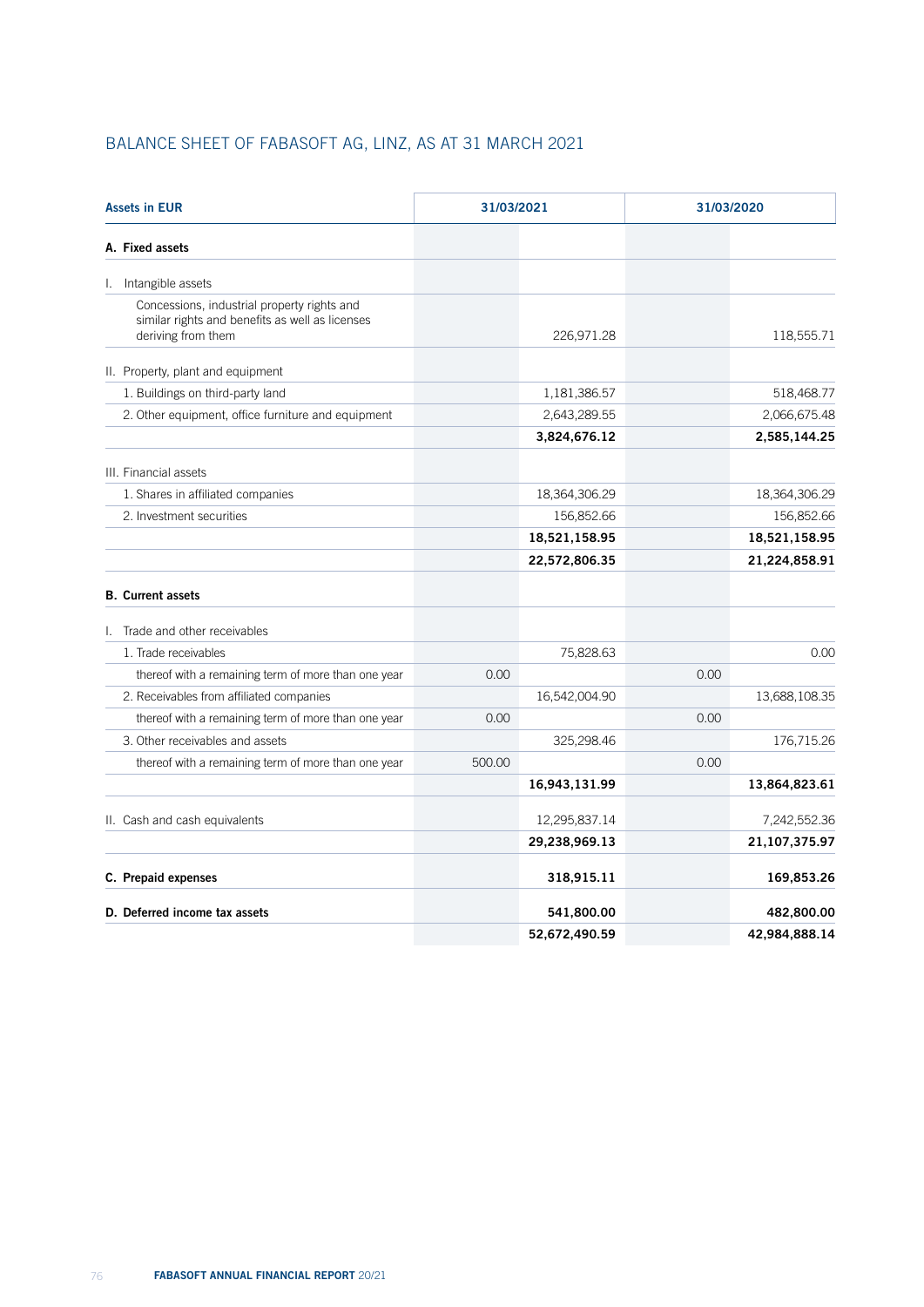# BALANCE SHEET OF FABASOFT AG, LINZ, AS AT 31 MARCH 2021

| Assets in EUR | 31/03/2021 | | 31/03/2020 | |
|---|---|---|---|---|
| **A. Fixed assets** | | | | |
| I. Intangible assets | | | | |
| Concessions, industrial property rights and similar rights and benefits as well as licenses deriving from them | | 226,971.28 | | 118,555.71 |
| II. Property, plant and equipment | | | | |
| 1. Buildings on third-party land | | 1,181,386.57 | | 518,468.77 |
| 2. Other equipment, office furniture and equipment | | 2,643,289.55 | | 2,066,675.48 |
| | | **3,824,676.12** | | **2,585,144.25** |
| III. Financial assets | | | | |
| 1. Shares in affiliated companies | | 18,364,306.29 | | 18,364,306.29 |
| 2. Investment securities | | 156,852.66 | | 156,852.66 |
| | | **18,521,158.95** | | **18,521,158.95** |
| | | **22,572,806.35** | | **21,224,858.91** |
| **B. Current assets** | | | | |
| I. Trade and other receivables | | | | |
| 1. Trade receivables | | 75,828.63 | | 0.00 |
| thereof with a remaining term of more than one year | 0.00 | | 0.00 | |
| 2. Receivables from affiliated companies | | 16,542,004.90 | | 13,688,108.35 |
| thereof with a remaining term of more than one year | 0.00 | | 0.00 | |
| 3. Other receivables and assets | | 325,298.46 | | 176,715.26 |
| thereof with a remaining term of more than one year | 500.00 | | 0.00 | |
| | | **16,943,131.99** | | **13,864,823.61** |
| II. Cash and cash equivalents | | 12,295,837.14 | | 7,242,552.36 |
| | | **29,238,969.13** | | **21,107,375.97** |
| **C. Prepaid expenses** | | **318,915.11** | | **169,853.26** |
| **D. Deferred income tax assets** | | **541,800.00** | | **482,800.00** |
| | | **52,672,490.59** | | **42,984,888.14** |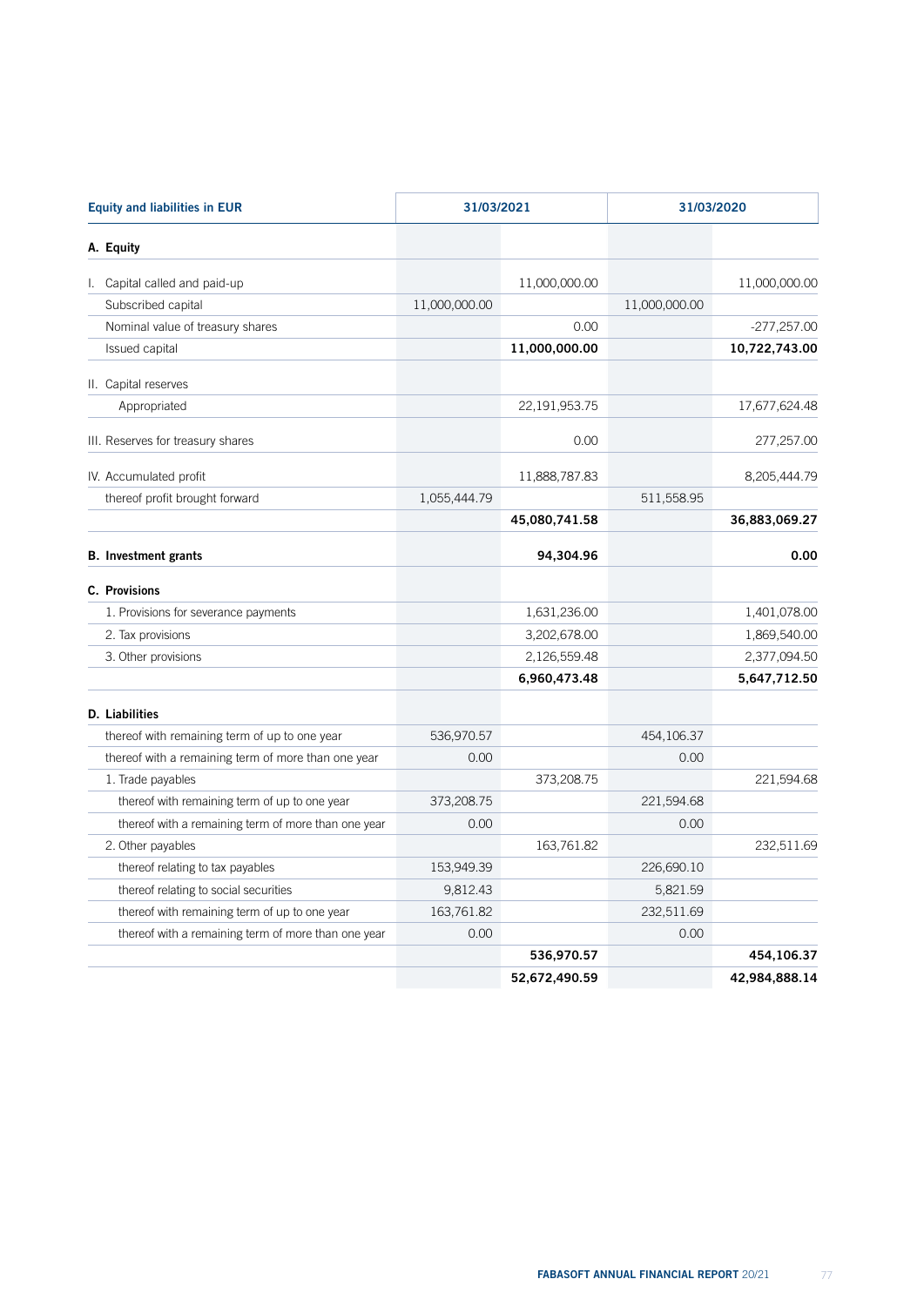| Equity and liabilities in EUR | 31/03/2021 | | 31/03/2020 | |
|---|---|---|---|---|
| **A. Equity** | | | | |
| I. Capital called and paid-up | | 11,000,000.00 | | 11,000,000.00 |
| Subscribed capital | 11,000,000.00 | | 11,000,000.00 | |
| Nominal value of treasury shares | | 0.00 | | -277,257.00 |
| Issued capital | | **11,000,000.00** | | **10,722,743.00** |
| II. Capital reserves | | | | |
| Appropriated | | 22,191,953.75 | | 17,677,624.48 |
| III. Reserves for treasury shares | | 0.00 | | 277,257.00 |
| IV. Accumulated profit | | 11,888,787.83 | | 8,205,444.79 |
| thereof profit brought forward | 1,055,444.79 | | 511,558.95 | |
| | | **45,080,741.58** | | **36,883,069.27** |
| **B. Investment grants** | | **94,304.96** | | **0.00** |
| **C. Provisions** | | | | |
| 1. Provisions for severance payments | | 1,631,236.00 | | 1,401,078.00 |
| 2. Tax provisions | | 3,202,678.00 | | 1,869,540.00 |
| 3. Other provisions | | 2,126,559.48 | | 2,377,094.50 |
| | | **6,960,473.48** | | **5,647,712.50** |
| **D. Liabilities** | | | | |
| thereof with remaining term of up to one year | 536,970.57 | | 454,106.37 | |
| thereof with a remaining term of more than one year | 0.00 | | 0.00 | |
| 1. Trade payables | | 373,208.75 | | 221,594.68 |
| thereof with remaining term of up to one year | 373,208.75 | | 221,594.68 | |
| thereof with a remaining term of more than one year | 0.00 | | 0.00 | |
| 2. Other payables | | 163,761.82 | | 232,511.69 |
| thereof relating to tax payables | 153,949.39 | | 226,690.10 | |
| thereof relating to social securities | 9,812.43 | | 5,821.59 | |
| thereof with remaining term of up to one year | 163,761.82 | | 232,511.69 | |
| thereof with a remaining term of more than one year | 0.00 | | 0.00 | |
| | | **536,970.57** | | **454,106.37** |
| | | **52,672,490.59** | | **42,984,888.14** |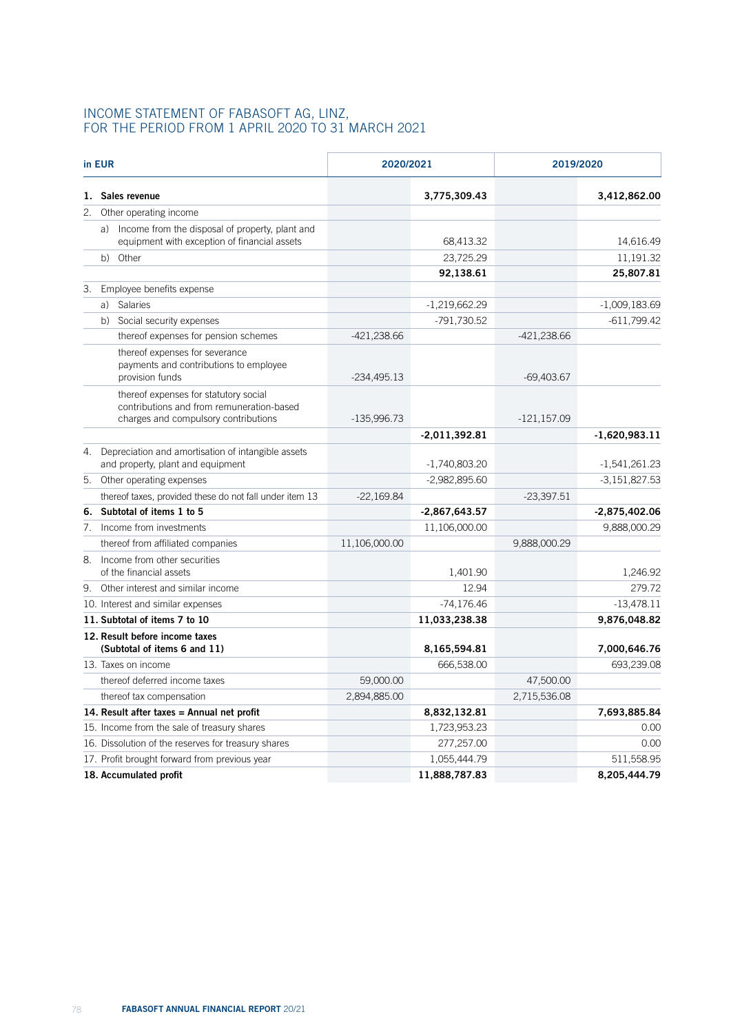# INCOME STATEMENT OF FABASOFT AG, LINZ, FOR THE PERIOD FROM 1 APRIL 2020 TO 31 MARCH 2021

| in EUR | 2020/2021 | | 2019/2020 | |
|---|---|---|---|---|
| **1. Sales revenue** | | **3,775,309.43** | | **3,412,862.00** |
| 2. Other operating income | | | | |
| a) Income from the disposal of property, plant and equipment with exception of financial assets | | 68,413.32 | | 14,616.49 |
| b) Other | | 23,725.29 | | 11,191.32 |
| | | **92,138.61** | | **25,807.81** |
| 3. Employee benefits expense | | | | |
| a) Salaries | | -1,219,662.29 | | -1,009,183.69 |
| b) Social security expenses | | -791,730.52 | | -611,799.42 |
| thereof expenses for pension schemes | -421,238.66 | | -421,238.66 | |
| thereof expenses for severance payments and contributions to employee provision funds | -234,495.13 | | -69,403.67 | |
| thereof expenses for statutory social contributions and from remuneration-based charges and compulsory contributions | -135,996.73 | | -121,157.09 | |
| | | **-2,011,392.81** | | **-1,620,983.11** |
| 4. Depreciation and amortisation of intangible assets and property, plant and equipment | | -1,740,803.20 | | -1,541,261.23 |
| 5. Other operating expenses | | -2,982,895.60 | | -3,151,827.53 |
| thereof taxes, provided these do not fall under item 13 | -22,169.84 | | -23,397.51 | |
| **6. Subtotal of items 1 to 5** | | **-2,867,643.57** | | **-2,875,402.06** |
| 7. Income from investments | | 11,106,000.00 | | 9,888,000.29 |
| thereof from affiliated companies | 11,106,000.00 | | 9,888,000.29 | |
| 8. Income from other securities of the financial assets | | 1,401.90 | | 1,246.92 |
| 9. Other interest and similar income | | 12.94 | | 279.72 |
| 10. Interest and similar expenses | | -74,176.46 | | -13,478.11 |
| **11. Subtotal of items 7 to 10** | | **11,033,238.38** | | **9,876,048.82** |
| **12. Result before income taxes (Subtotal of items 6 and 11)** | | **8,165,594.81** | | **7,000,646.76** |
| 13. Taxes on income | | 666,538.00 | | 693,239.08 |
| thereof deferred income taxes | 59,000.00 | | 47,500.00 | |
| thereof tax compensation | 2,894,885.00 | | 2,715,536.08 | |
| **14. Result after taxes = Annual net profit** | | **8,832,132.81** | | **7,693,885.84** |
| 15. Income from the sale of treasury shares | | 1,723,953.23 | | 0.00 |
| 16. Dissolution of the reserves for treasury shares | | 277,257.00 | | 0.00 |
| 17. Profit brought forward from previous year | | 1,055,444.79 | | 511,558.95 |
| **18. Accumulated profit** | | **11,888,787.83** | | **8,205,444.79** |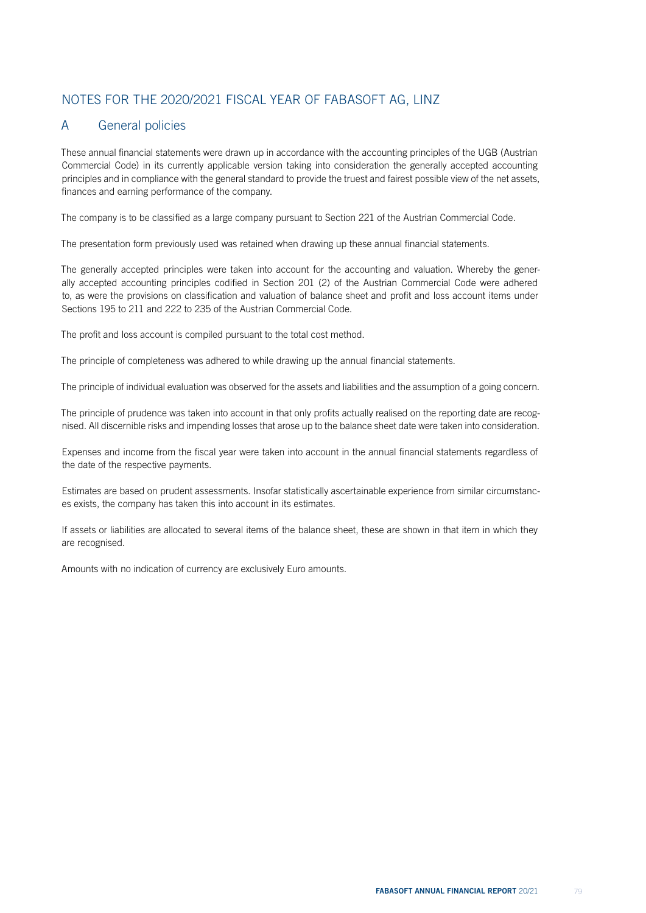# NOTES FOR THE 2020/2021 FISCAL YEAR OF FABASOFT AG, LINZ

## A General policies

These annual financial statements were drawn up in accordance with the accounting principles of the UGB (Austrian Commercial Code) in its currently applicable version taking into consideration the generally accepted accounting principles and in compliance with the general standard to provide the truest and fairest possible view of the net assets, finances and earning performance of the company.

The company is to be classified as a large company pursuant to Section 221 of the Austrian Commercial Code.

The presentation form previously used was retained when drawing up these annual financial statements.

The generally accepted principles were taken into account for the accounting and valuation. Whereby the generally accepted accounting principles codified in Section 201 (2) of the Austrian Commercial Code were adhered to, as were the provisions on classification and valuation of balance sheet and profit and loss account items under Sections 195 to 211 and 222 to 235 of the Austrian Commercial Code.

The profit and loss account is compiled pursuant to the total cost method.

The principle of completeness was adhered to while drawing up the annual financial statements.

The principle of individual evaluation was observed for the assets and liabilities and the assumption of a going concern.

The principle of prudence was taken into account in that only profits actually realised on the reporting date are recognised. All discernible risks and impending losses that arose up to the balance sheet date were taken into consideration.

Expenses and income from the fiscal year were taken into account in the annual financial statements regardless of the date of the respective payments.

Estimates are based on prudent assessments. Insofar statistically ascertainable experience from similar circumstances exists, the company has taken this into account in its estimates.

If assets or liabilities are allocated to several items of the balance sheet, these are shown in that item in which they are recognised.

Amounts with no indication of currency are exclusively Euro amounts.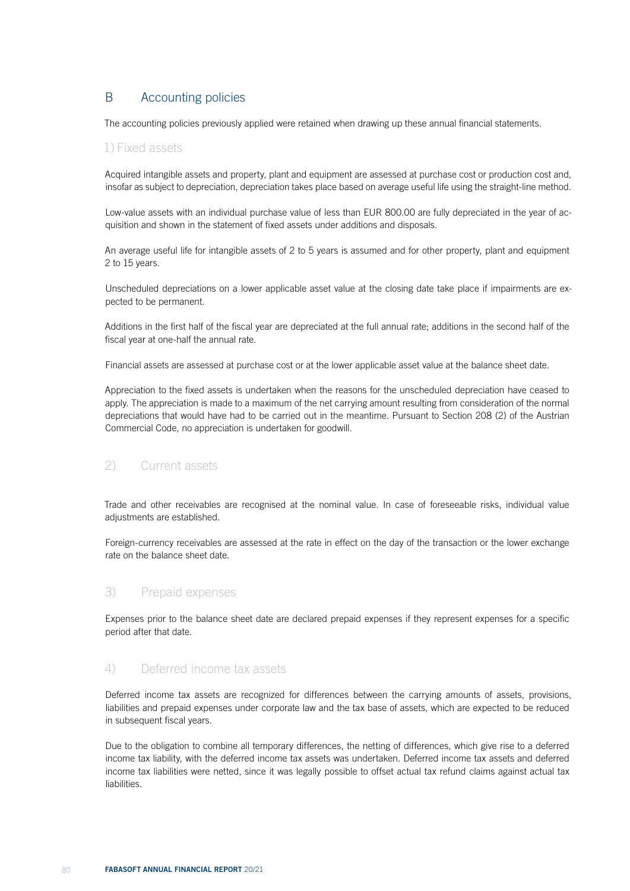## B Accounting policies

The accounting policies previously applied were retained when drawing up these annual financial statements.

### 1) Fixed assets

Acquired intangible assets and property, plant and equipment are assessed at purchase cost or production cost and, insofar as subject to depreciation, depreciation takes place based on average useful life using the straight-line method.

Low-value assets with an individual purchase value of less than EUR 800.00 are fully depreciated in the year of acquisition and shown in the statement of fixed assets under additions and disposals.

An average useful life for intangible assets of 2 to 5 years is assumed and for other property, plant and equipment 2 to 15 years.

Unscheduled depreciations on a lower applicable asset value at the closing date take place if impairments are expected to be permanent.

Additions in the first half of the fiscal year are depreciated at the full annual rate; additions in the second half of the fiscal year at one-half the annual rate.

Financial assets are assessed at purchase cost or at the lower applicable asset value at the balance sheet date.

Appreciation to the fixed assets is undertaken when the reasons for the unscheduled depreciation have ceased to apply. The appreciation is made to a maximum of the net carrying amount resulting from consideration of the normal depreciations that would have had to be carried out in the meantime. Pursuant to Section 208 (2) of the Austrian Commercial Code, no appreciation is undertaken for goodwill.

### 2) Current assets

Trade and other receivables are recognised at the nominal value. In case of foreseeable risks, individual value adjustments are established.

Foreign-currency receivables are assessed at the rate in effect on the day of the transaction or the lower exchange rate on the balance sheet date.

### 3) Prepaid expenses

Expenses prior to the balance sheet date are declared prepaid expenses if they represent expenses for a specific period after that date.

### 4) Deferred income tax assets

Deferred income tax assets are recognized for differences between the carrying amounts of assets, provisions, liabilities and prepaid expenses under corporate law and the tax base of assets, which are expected to be reduced in subsequent fiscal years.

Due to the obligation to combine all temporary differences, the netting of differences, which give rise to a deferred income tax liability, with the deferred income tax assets was undertaken. Deferred income tax assets and deferred income tax liabilities were netted, since it was legally possible to offset actual tax refund claims against actual tax liabilities.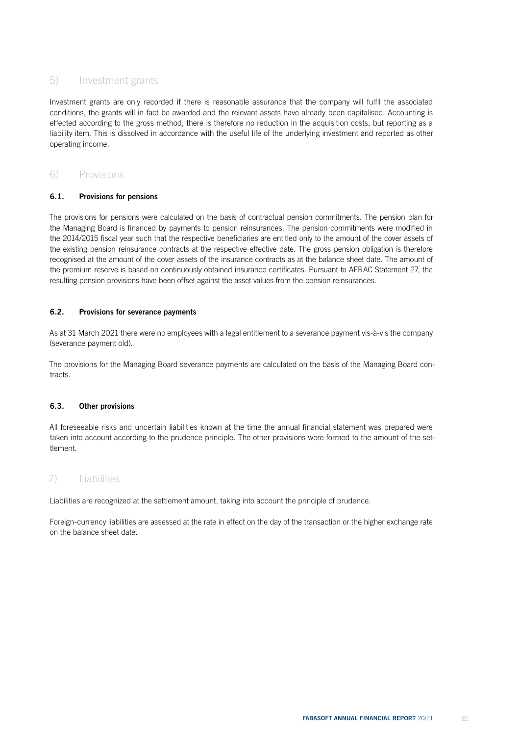## 5) Investment grants

Investment grants are only recorded if there is reasonable assurance that the company will fulfil the associated conditions, the grants will in fact be awarded and the relevant assets have already been capitalised. Accounting is effected according to the gross method, there is therefore no reduction in the acquisition costs, but reporting as a liability item. This is dissolved in accordance with the useful life of the underlying investment and reported as other operating income.

## 6) Provisions

### 6.1. Provisions for pensions

The provisions for pensions were calculated on the basis of contractual pension commitments. The pension plan for the Managing Board is financed by payments to pension reinsurances. The pension commitments were modified in the 2014/2015 fiscal year such that the respective beneficiaries are entitled only to the amount of the cover assets of the existing pension reinsurance contracts at the respective effective date. The gross pension obligation is therefore recognised at the amount of the cover assets of the insurance contracts as at the balance sheet date. The amount of the premium reserve is based on continuously obtained insurance certificates. Pursuant to AFRAC Statement 27, the resulting pension provisions have been offset against the asset values from the pension reinsurances.

### 6.2. Provisions for severance payments

As at 31 March 2021 there were no employees with a legal entitlement to a severance payment vis-à-vis the company (severance payment old).

The provisions for the Managing Board severance payments are calculated on the basis of the Managing Board contracts.

### 6.3. Other provisions

All foreseeable risks and uncertain liabilities known at the time the annual financial statement was prepared were taken into account according to the prudence principle. The other provisions were formed to the amount of the settlement.

## 7) Liabilities

Liabilities are recognized at the settlement amount, taking into account the principle of prudence.

Foreign-currency liabilities are assessed at the rate in effect on the day of the transaction or the higher exchange rate on the balance sheet date.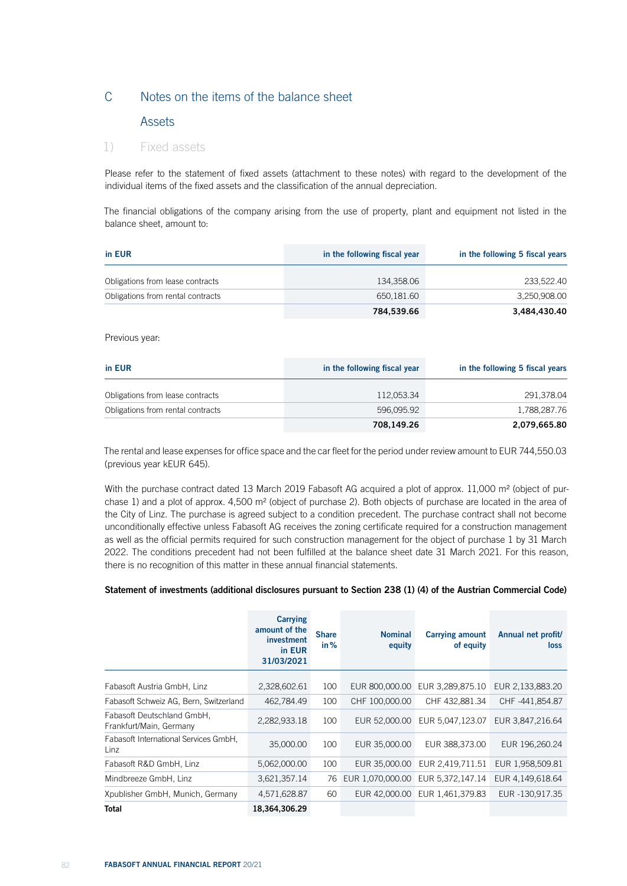# C Notes on the items of the balance sheet

## Assets

### 1) Fixed assets

Please refer to the statement of fixed assets (attachment to these notes) with regard to the development of the individual items of the fixed assets and the classification of the annual depreciation.

The financial obligations of the company arising from the use of property, plant and equipment not listed in the balance sheet, amount to:

| in EUR | in the following fiscal year | in the following 5 fiscal years |
|---|---|---|
| Obligations from lease contracts | 134,358.06 | 233,522.40 |
| Obligations from rental contracts | 650,181.60 | 3,250,908.00 |
| | **784,539.66** | **3,484,430.40** |

Previous year:

| in EUR | in the following fiscal year | in the following 5 fiscal years |
|---|---|---|
| Obligations from lease contracts | 112,053.34 | 291,378.04 |
| Obligations from rental contracts | 596,095.92 | 1,788,287.76 |
| | **708,149.26** | **2,079,665.80** |

The rental and lease expenses for office space and the car fleet for the period under review amount to EUR 744,550.03 (previous year kEUR 645).

With the purchase contract dated 13 March 2019 Fabasoft AG acquired a plot of approx. 11,000 m² (object of purchase 1) and a plot of approx. 4,500 m² (object of purchase 2). Both objects of purchase are located in the area of the City of Linz. The purchase is subject to a condition precedent. The purchase contract shall not become unconditionally effective unless Fabasoft AG receives the zoning certificate required for a construction management as well as the official permits required for such construction management for the object of purchase 1 by 31 March 2022. The conditions precedent had not been fulfilled at the balance sheet date 31 March 2021. For this reason, there is no recognition of this matter in these annual financial statements.

**Statement of investments (additional disclosures pursuant to Section 238 (1) (4) of the Austrian Commercial Code)**

| | Carrying amount of the investment in EUR 31/03/2021 | Share in % | Nominal equity | Carrying amount of equity | Annual net profit/ loss |
|---|---|---|---|---|---|
| Fabasoft Austria GmbH, Linz | 2,328,602.61 | 100 | EUR 800,000.00 | EUR 3,289,875.10 | EUR 2,133,883.20 |
| Fabasoft Schweiz AG, Bern, Switzerland | 462,784.49 | 100 | CHF 100,000.00 | CHF 432,881.34 | CHF -441,854.87 |
| Fabasoft Deutschland GmbH, Frankfurt/Main, Germany | 2,282,933.18 | 100 | EUR 52,000.00 | EUR 5,047,123.07 | EUR 3,847,216.64 |
| Fabasoft International Services GmbH, Linz | 35,000.00 | 100 | EUR 35,000.00 | EUR 388,373.00 | EUR 196,260.24 |
| Fabasoft R&D GmbH, Linz | 5,062,000.00 | 100 | EUR 35,000.00 | EUR 2,419,711.51 | EUR 1,958,509.81 |
| Mindbreeze GmbH, Linz | 3,621,357.14 | 76 | EUR 1,070,000.00 | EUR 5,372,147.14 | EUR 4,149,618.64 |
| Xpublisher GmbH, Munich, Germany | 4,571,628.87 | 60 | EUR 42,000.00 | EUR 1,461,379.83 | EUR -130,917.35 |
| **Total** | **18,364,306.29** | | | | |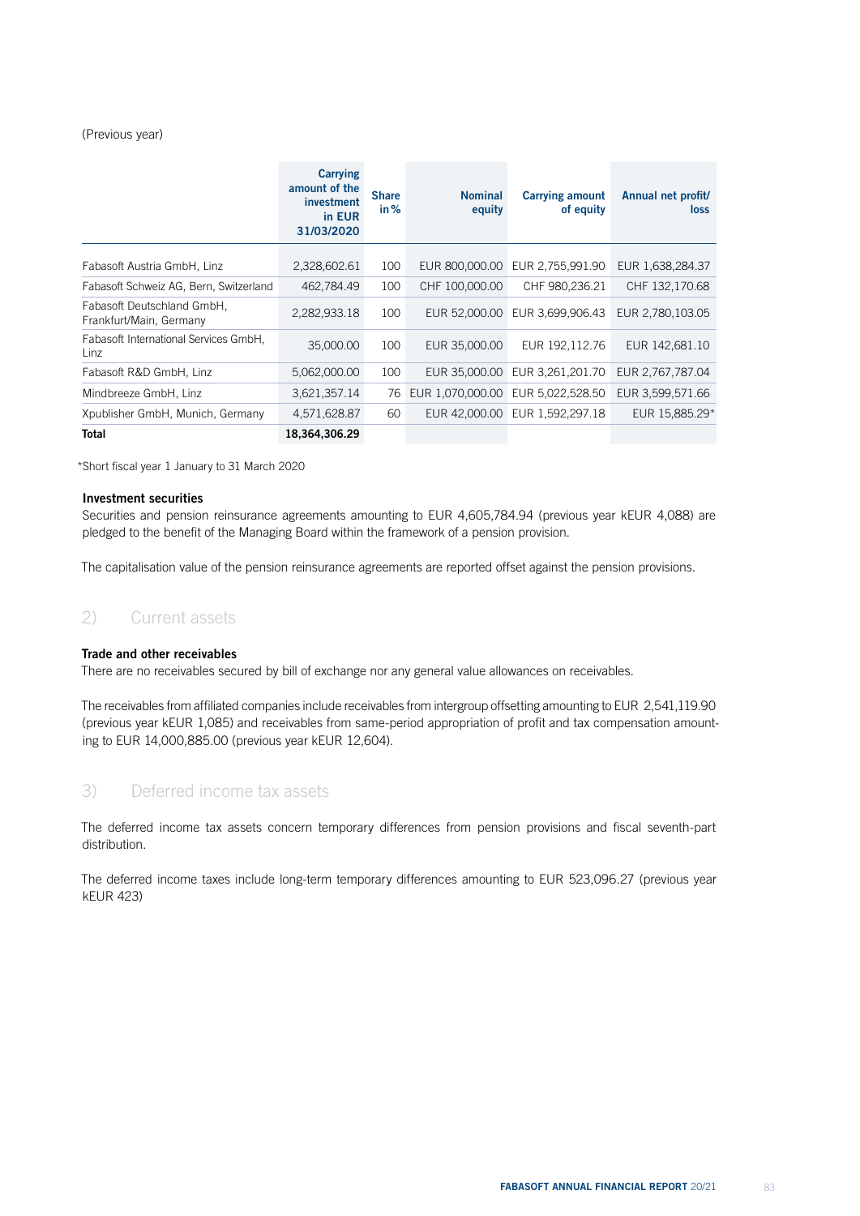(Previous year)

| | Carrying amount of the investment in EUR 31/03/2020 | Share in % | Nominal equity | Carrying amount of equity | Annual net profit/ loss |
|---|---|---|---|---|---|
| Fabasoft Austria GmbH, Linz | 2,328,602.61 | 100 | EUR 800,000.00 | EUR 2,755,991.90 | EUR 1,638,284.37 |
| Fabasoft Schweiz AG, Bern, Switzerland | 462,784.49 | 100 | CHF 100,000.00 | CHF 980,236.21 | CHF 132,170.68 |
| Fabasoft Deutschland GmbH, Frankfurt/Main, Germany | 2,282,933.18 | 100 | EUR 52,000.00 | EUR 3,699,906.43 | EUR 2,780,103.05 |
| Fabasoft International Services GmbH, Linz | 35,000.00 | 100 | EUR 35,000.00 | EUR 192,112.76 | EUR 142,681.10 |
| Fabasoft R&D GmbH, Linz | 5,062,000.00 | 100 | EUR 35,000.00 | EUR 3,261,201.70 | EUR 2,767,787.04 |
| Mindbreeze GmbH, Linz | 3,621,357.14 | 76 | EUR 1,070,000.00 | EUR 5,022,528.50 | EUR 3,599,571.66 |
| Xpublisher GmbH, Munich, Germany | 4,571,628.87 | 60 | EUR 42,000.00 | EUR 1,592,297.18 | EUR 15,885.29* |
| **Total** | **18,364,306.29** | | | | |

*Short fiscal year 1 January to 31 March 2020

**Investment securities**

Securities and pension reinsurance agreements amounting to EUR 4,605,784.94 (previous year kEUR 4,088) are pledged to the benefit of the Managing Board within the framework of a pension provision.

The capitalisation value of the pension reinsurance agreements are reported offset against the pension provisions.

## 2) Current assets

**Trade and other receivables**

There are no receivables secured by bill of exchange nor any general value allowances on receivables.

The receivables from affiliated companies include receivables from intergroup offsetting amounting to EUR 2,541,119.90 (previous year kEUR 1,085) and receivables from same-period appropriation of profit and tax compensation amounting to EUR 14,000,885.00 (previous year kEUR 12,604).

## 3) Deferred income tax assets

The deferred income tax assets concern temporary differences from pension provisions and fiscal seventh-part distribution.

The deferred income taxes include long-term temporary differences amounting to EUR 523,096.27 (previous year kEUR 423)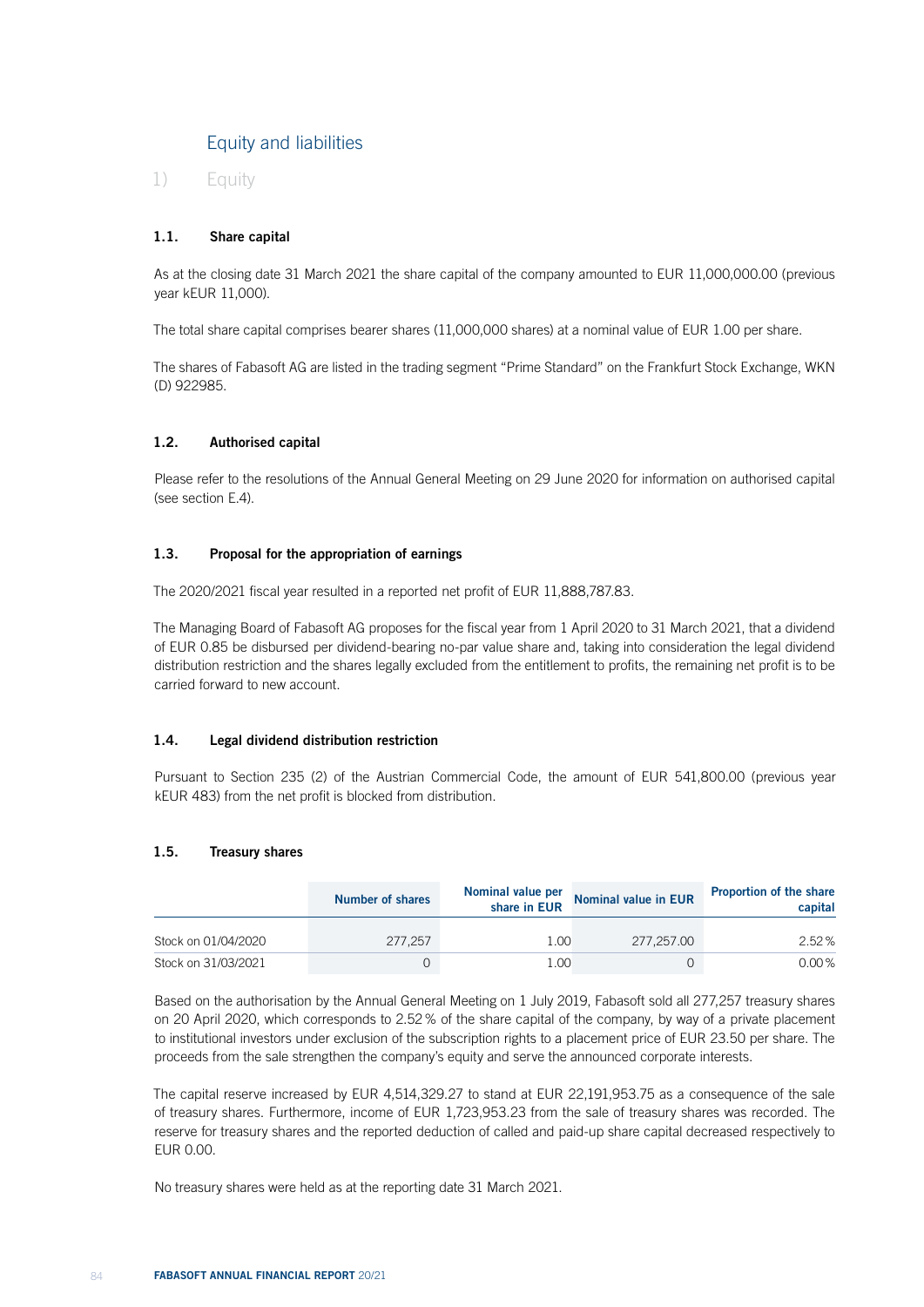## Equity and liabilities

### 1) Equity

#### 1.1. Share capital

As at the closing date 31 March 2021 the share capital of the company amounted to EUR 11,000,000.00 (previous year kEUR 11,000).

The total share capital comprises bearer shares (11,000,000 shares) at a nominal value of EUR 1.00 per share.

The shares of Fabasoft AG are listed in the trading segment "Prime Standard" on the Frankfurt Stock Exchange, WKN (D) 922985.

#### 1.2. Authorised capital

Please refer to the resolutions of the Annual General Meeting on 29 June 2020 for information on authorised capital (see section E.4).

#### 1.3. Proposal for the appropriation of earnings

The 2020/2021 fiscal year resulted in a reported net profit of EUR 11,888,787.83.

The Managing Board of Fabasoft AG proposes for the fiscal year from 1 April 2020 to 31 March 2021, that a dividend of EUR 0.85 be disbursed per dividend-bearing no-par value share and, taking into consideration the legal dividend distribution restriction and the shares legally excluded from the entitlement to profits, the remaining net profit is to be carried forward to new account.

#### 1.4. Legal dividend distribution restriction

Pursuant to Section 235 (2) of the Austrian Commercial Code, the amount of EUR 541,800.00 (previous year kEUR 483) from the net profit is blocked from distribution.

#### 1.5. Treasury shares

| | Number of shares | Nominal value per share in EUR | Nominal value in EUR | Proportion of the share capital |
|---|---|---|---|---|
| Stock on 01/04/2020 | 277,257 | 1.00 | 277,257.00 | 2.52 % |
| Stock on 31/03/2021 | 0 | 1.00 | 0 | 0.00 % |

Based on the authorisation by the Annual General Meeting on 1 July 2019, Fabasoft sold all 277,257 treasury shares on 20 April 2020, which corresponds to 2.52 % of the share capital of the company, by way of a private placement to institutional investors under exclusion of the subscription rights to a placement price of EUR 23.50 per share. The proceeds from the sale strengthen the company's equity and serve the announced corporate interests.

The capital reserve increased by EUR 4,514,329.27 to stand at EUR 22,191,953.75 as a consequence of the sale of treasury shares. Furthermore, income of EUR 1,723,953.23 from the sale of treasury shares was recorded. The reserve for treasury shares and the reported deduction of called and paid-up share capital decreased respectively to EUR 0.00.

No treasury shares were held as at the reporting date 31 March 2021.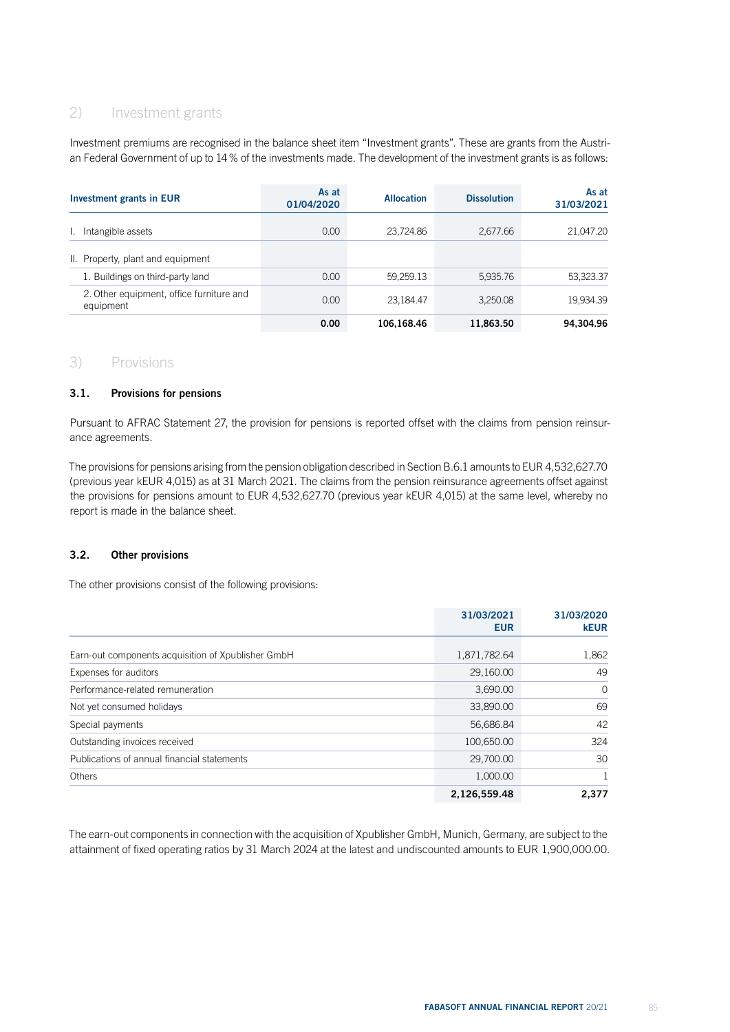## 2) Investment grants

Investment premiums are recognised in the balance sheet item "Investment grants". These are grants from the Austrian Federal Government of up to 14 % of the investments made. The development of the investment grants is as follows:

| Investment grants in EUR | As at 01/04/2020 | Allocation | Dissolution | As at 31/03/2021 |
|---|---|---|---|---|
| I. Intangible assets | 0.00 | 23,724.86 | 2,677.66 | 21,047.20 |
| II. Property, plant and equipment | | | | |
| 1. Buildings on third-party land | 0.00 | 59,259.13 | 5,935.76 | 53,323.37 |
| 2. Other equipment, office furniture and equipment | 0.00 | 23,184.47 | 3,250.08 | 19,934.39 |
| | **0.00** | **106,168.46** | **11,863.50** | **94,304.96** |

## 3) Provisions

### 3.1. Provisions for pensions

Pursuant to AFRAC Statement 27, the provision for pensions is reported offset with the claims from pension reinsurance agreements.

The provisions for pensions arising from the pension obligation described in Section B.6.1 amounts to EUR 4,532,627.70 (previous year kEUR 4,015) as at 31 March 2021. The claims from the pension reinsurance agreements offset against the provisions for pensions amount to EUR 4,532,627.70 (previous year kEUR 4,015) at the same level, whereby no report is made in the balance sheet.

### 3.2. Other provisions

The other provisions consist of the following provisions:

| | 31/03/2021 EUR | 31/03/2020 kEUR |
|---|---|---|
| Earn-out components acquisition of Xpublisher GmbH | 1,871,782.64 | 1,862 |
| Expenses for auditors | 29,160.00 | 49 |
| Performance-related remuneration | 3,690.00 | 0 |
| Not yet consumed holidays | 33,890.00 | 69 |
| Special payments | 56,686.84 | 42 |
| Outstanding invoices received | 100,650.00 | 324 |
| Publications of annual financial statements | 29,700.00 | 30 |
| Others | 1,000.00 | 1 |
| | **2,126,559.48** | **2,377** |

The earn-out components in connection with the acquisition of Xpublisher GmbH, Munich, Germany, are subject to the attainment of fixed operating ratios by 31 March 2024 at the latest and undiscounted amounts to EUR 1,900,000.00.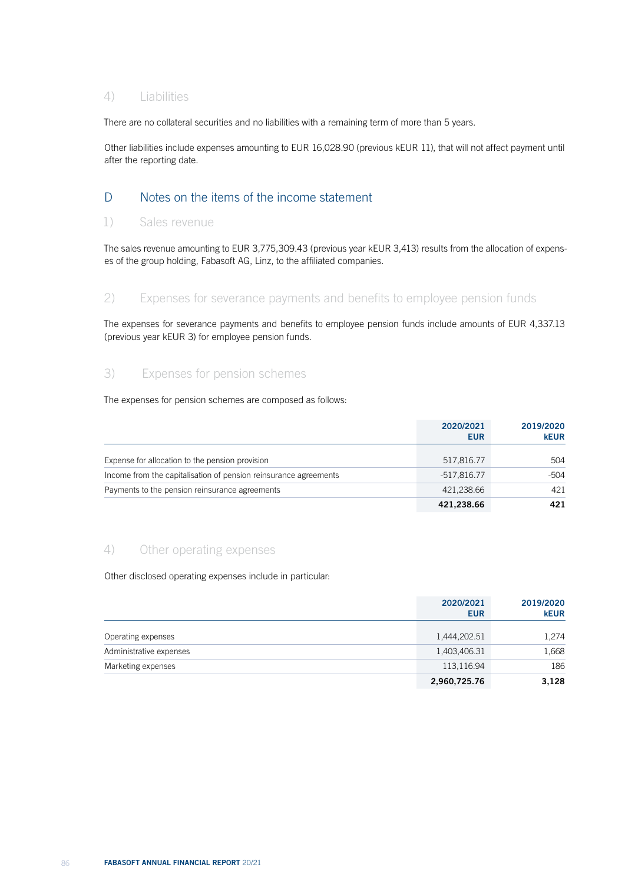### 4) Liabilities

There are no collateral securities and no liabilities with a remaining term of more than 5 years.

Other liabilities include expenses amounting to EUR 16,028.90 (previous kEUR 11), that will not affect payment until after the reporting date.

## D Notes on the items of the income statement

### 1) Sales revenue

The sales revenue amounting to EUR 3,775,309.43 (previous year kEUR 3,413) results from the allocation of expenses of the group holding, Fabasoft AG, Linz, to the affiliated companies.

### 2) Expenses for severance payments and benefits to employee pension funds

The expenses for severance payments and benefits to employee pension funds include amounts of EUR 4,337.13 (previous year kEUR 3) for employee pension funds.

### 3) Expenses for pension schemes

The expenses for pension schemes are composed as follows:

| | 2020/2021 EUR | 2019/2020 kEUR |
|---|---|---|
| Expense for allocation to the pension provision | 517,816.77 | 504 |
| Income from the capitalisation of pension reinsurance agreements | -517,816.77 | -504 |
| Payments to the pension reinsurance agreements | 421,238.66 | 421 |
| | **421,238.66** | **421** |

### 4) Other operating expenses

Other disclosed operating expenses include in particular:

| | 2020/2021 EUR | 2019/2020 kEUR |
|---|---|---|
| Operating expenses | 1,444,202.51 | 1,274 |
| Administrative expenses | 1,403,406.31 | 1,668 |
| Marketing expenses | 113,116.94 | 186 |
| | **2,960,725.76** | **3,128** |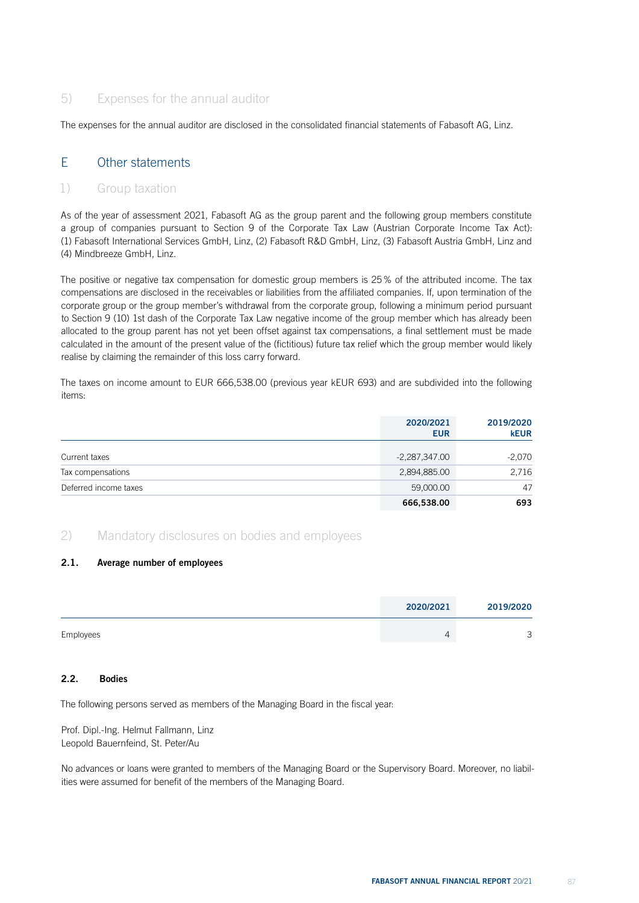## 5) Expenses for the annual auditor

The expenses for the annual auditor are disclosed in the consolidated financial statements of Fabasoft AG, Linz.

# E Other statements

## 1) Group taxation

As of the year of assessment 2021, Fabasoft AG as the group parent and the following group members constitute a group of companies pursuant to Section 9 of the Corporate Tax Law (Austrian Corporate Income Tax Act): (1) Fabasoft International Services GmbH, Linz, (2) Fabasoft R&D GmbH, Linz, (3) Fabasoft Austria GmbH, Linz and (4) Mindbreeze GmbH, Linz.

The positive or negative tax compensation for domestic group members is 25 % of the attributed income. The tax compensations are disclosed in the receivables or liabilities from the affiliated companies. If, upon termination of the corporate group or the group member's withdrawal from the corporate group, following a minimum period pursuant to Section 9 (10) 1st dash of the Corporate Tax Law negative income of the group member which has already been allocated to the group parent has not yet been offset against tax compensations, a final settlement must be made calculated in the amount of the present value of the (fictitious) future tax relief which the group member would likely realise by claiming the remainder of this loss carry forward.

The taxes on income amount to EUR 666,538.00 (previous year kEUR 693) and are subdivided into the following items:

| | 2020/2021 EUR | 2019/2020 kEUR |
|---|---|---|
| Current taxes | -2,287,347.00 | -2,070 |
| Tax compensations | 2,894,885.00 | 2,716 |
| Deferred income taxes | 59,000.00 | 47 |
| | **666,538.00** | **693** |

## 2) Mandatory disclosures on bodies and employees

### 2.1. Average number of employees

| | 2020/2021 | 2019/2020 |
|---|---|---|
| Employees | 4 | 3 |

### 2.2. Bodies

The following persons served as members of the Managing Board in the fiscal year:

Prof. Dipl.-Ing. Helmut Fallmann, Linz
Leopold Bauernfeind, St. Peter/Au

No advances or loans were granted to members of the Managing Board or the Supervisory Board. Moreover, no liabilities were assumed for benefit of the members of the Managing Board.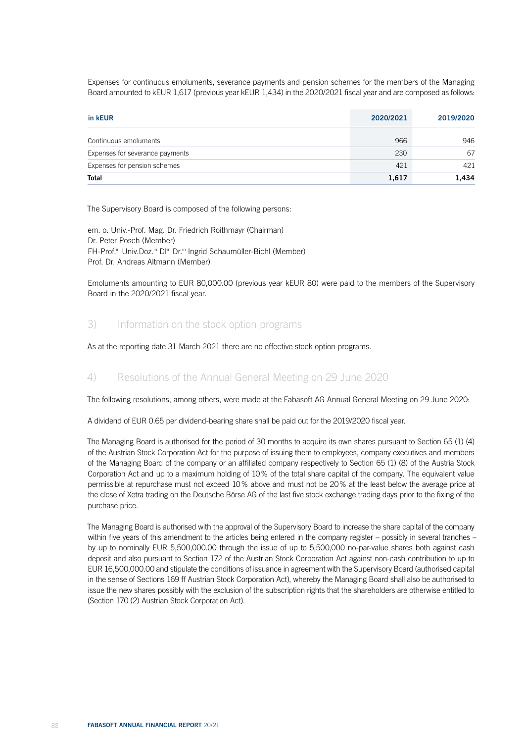Expenses for continuous emoluments, severance payments and pension schemes for the members of the Managing Board amounted to kEUR 1,617 (previous year kEUR 1,434) in the 2020/2021 fiscal year and are composed as follows:

| in kEUR | 2020/2021 | 2019/2020 |
| --- | --- | --- |
| Continuous emoluments | 966 | 946 |
| Expenses for severance payments | 230 | 67 |
| Expenses for pension schemes | 421 | 421 |
| **Total** | **1,617** | **1,434** |

The Supervisory Board is composed of the following persons:

em. o. Univ.-Prof. Mag. Dr. Friedrich Roithmayr (Chairman)
Dr. Peter Posch (Member)
FH-Prof.in Univ.Doz.in DIin Dr.in Ingrid Schaumüller-Bichl (Member)
Prof. Dr. Andreas Altmann (Member)

Emoluments amounting to EUR 80,000.00 (previous year kEUR 80) were paid to the members of the Supervisory Board in the 2020/2021 fiscal year.

## 3) Information on the stock option programs

As at the reporting date 31 March 2021 there are no effective stock option programs.

## 4) Resolutions of the Annual General Meeting on 29 June 2020

The following resolutions, among others, were made at the Fabasoft AG Annual General Meeting on 29 June 2020:

A dividend of EUR 0.65 per dividend-bearing share shall be paid out for the 2019/2020 fiscal year.

The Managing Board is authorised for the period of 30 months to acquire its own shares pursuant to Section 65 (1) (4) of the Austrian Stock Corporation Act for the purpose of issuing them to employees, company executives and members of the Managing Board of the company or an affiliated company respectively to Section 65 (1) (8) of the Austria Stock Corporation Act and up to a maximum holding of 10% of the total share capital of the company. The equivalent value permissible at repurchase must not exceed 10% above and must not be 20% at the least below the average price at the close of Xetra trading on the Deutsche Börse AG of the last five stock exchange trading days prior to the fixing of the purchase price.

The Managing Board is authorised with the approval of the Supervisory Board to increase the share capital of the company within five years of this amendment to the articles being entered in the company register – possibly in several tranches – by up to nominally EUR 5,500,000.00 through the issue of up to 5,500,000 no-par-value shares both against cash deposit and also pursuant to Section 172 of the Austrian Stock Corporation Act against non-cash contribution to up to EUR 16,500,000.00 and stipulate the conditions of issuance in agreement with the Supervisory Board (authorised capital in the sense of Sections 169 ff Austrian Stock Corporation Act), whereby the Managing Board shall also be authorised to issue the new shares possibly with the exclusion of the subscription rights that the shareholders are otherwise entitled to (Section 170 (2) Austrian Stock Corporation Act).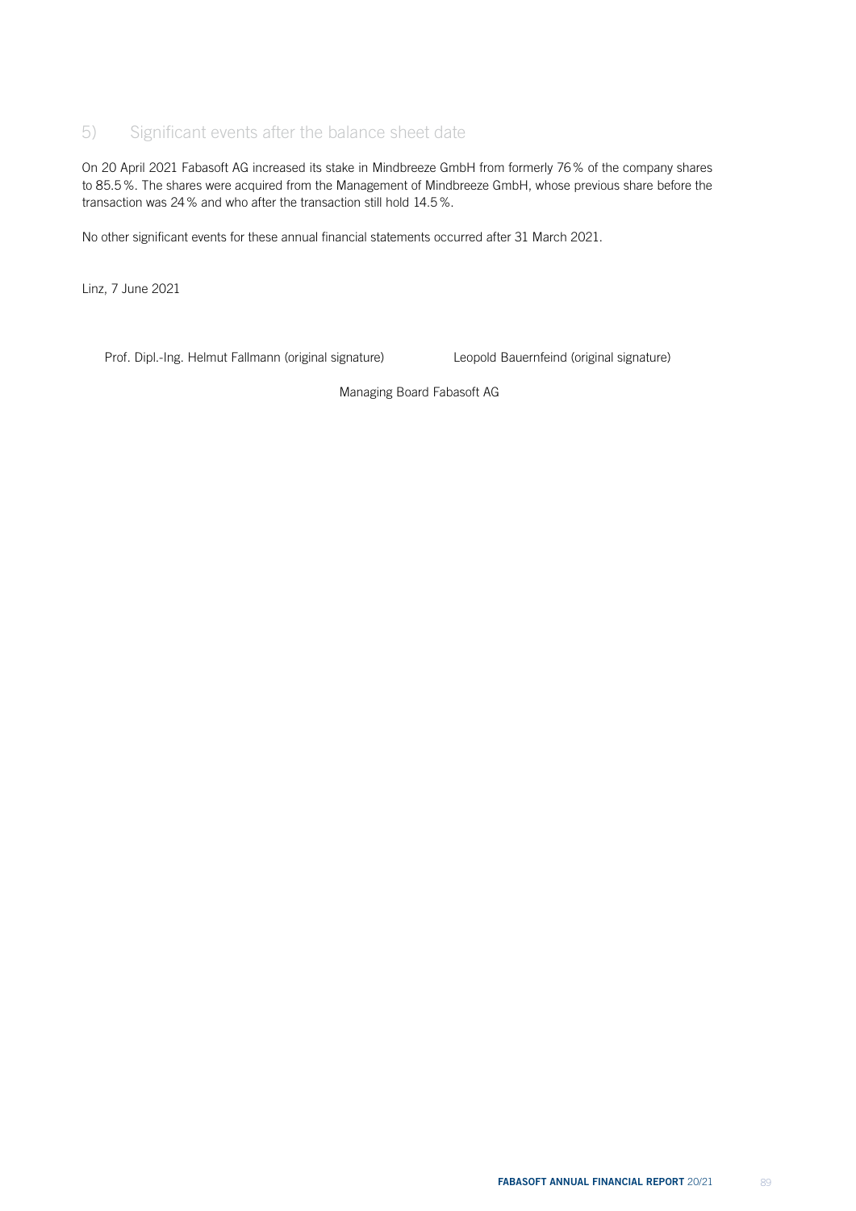## 5) Significant events after the balance sheet date

On 20 April 2021 Fabasoft AG increased its stake in Mindbreeze GmbH from formerly 76 % of the company shares to 85.5 %. The shares were acquired from the Management of Mindbreeze GmbH, whose previous share before the transaction was 24 % and who after the transaction still hold 14.5 %.

No other significant events for these annual financial statements occurred after 31 March 2021.

Linz, 7 June 2021

Prof. Dipl.-Ing. Helmut Fallmann (original signature)

Leopold Bauernfeind (original signature)

Managing Board Fabasoft AG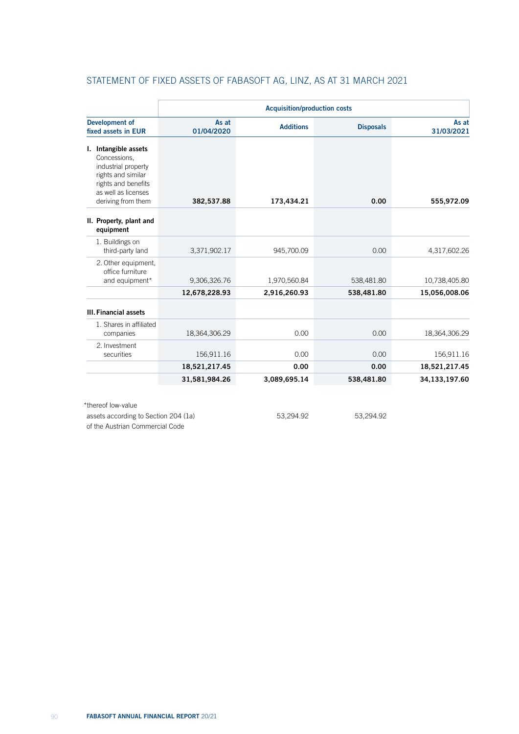## STATEMENT OF FIXED ASSETS OF FABASOFT AG, LINZ, AS AT 31 MARCH 2021

| | Acquisition/production costs | | | |
|---|---|---|---|---|
| **Development of fixed assets in EUR** | **As at 01/04/2020** | **Additions** | **Disposals** | **As at 31/03/2021** |
| **I. Intangible assets** Concessions, industrial property rights and similar rights and benefits as well as licenses deriving from them | **382,537.88** | **173,434.21** | **0.00** | **555,972.09** |
| **II. Property, plant and equipment** | | | | |
| 1. Buildings on third-party land | 3,371,902.17 | 945,700.09 | 0.00 | 4,317,602.26 |
| 2. Other equipment, office furniture and equipment* | 9,306,326.76 | 1,970,560.84 | 538,481.80 | 10,738,405.80 |
| | **12,678,228.93** | **2,916,260.93** | **538,481.80** | **15,056,008.06** |
| **III. Financial assets** | | | | |
| 1. Shares in affiliated companies | 18,364,306.29 | 0.00 | 0.00 | 18,364,306.29 |
| 2. Investment securities | 156,911.16 | 0.00 | 0.00 | 156,911.16 |
| | **18,521,217.45** | **0.00** | **0.00** | **18,521,217.45** |
| | **31,581,984.26** | **3,089,695.14** | **538,481.80** | **34,133,197.60** |

| | | | | |
|---|---|---|---|---|
| *thereof low-value assets according to Section 204 (1a) of the Austrian Commercial Code | | 53,294.92 | 53,294.92 | |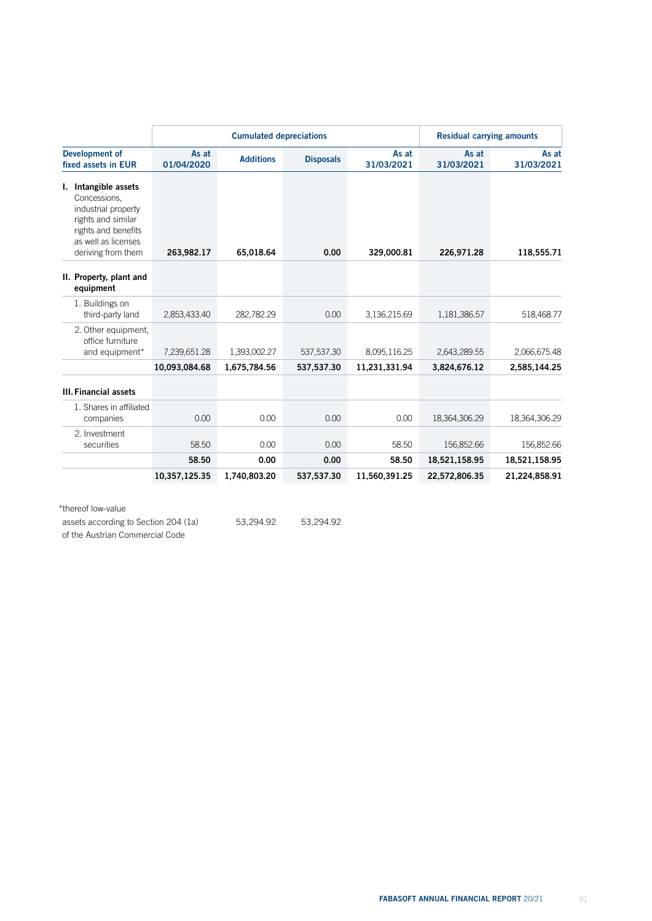| Development of fixed assets in EUR | Cumulated depreciations | | | | Residual carrying amounts | |
|---|---|---|---|---|---|---|
| | As at 01/04/2020 | Additions | Disposals | As at 31/03/2021 | As at 31/03/2021 | As at 31/03/2021 |
| **I. Intangible assets** Concessions, industrial property rights and similar rights and benefits as well as licenses deriving from them | **263,982.17** | **65,018.64** | **0.00** | **329,000.81** | **226,971.28** | **118,555.71** |
| **II. Property, plant and equipment** | | | | | | |
| 1. Buildings on third-party land | 2,853,433.40 | 282,782.29 | 0.00 | 3,136,215.69 | 1,181,386.57 | 518,468.77 |
| 2. Other equipment, office furniture and equipment* | 7,239,651.28 | 1,393,002.27 | 537,537.30 | 8,095,116.25 | 2,643,289.55 | 2,066,675.48 |
| | **10,093,084.68** | **1,675,784.56** | **537,537.30** | **11,231,331.94** | **3,824,676.12** | **2,585,144.25** |
| **III. Financial assets** | | | | | | |
| 1. Shares in affiliated companies | 0.00 | 0.00 | 0.00 | 0.00 | 18,364,306.29 | 18,364,306.29 |
| 2. Investment securities | 58.50 | 0.00 | 0.00 | 58.50 | 156,852.66 | 156,852.66 |
| | **58.50** | **0.00** | **0.00** | **58.50** | **18,521,158.95** | **18,521,158.95** |
| | **10,357,125.35** | **1,740,803.20** | **537,537.30** | **11,560,391.25** | **22,572,806.35** | **21,224,858.91** |

| *thereof low-value assets according to Section 204 (1a) of the Austrian Commercial Code | | Additions | Disposals |
|---|---|---|---|
| | | 53,294.92 | 53,294.92 |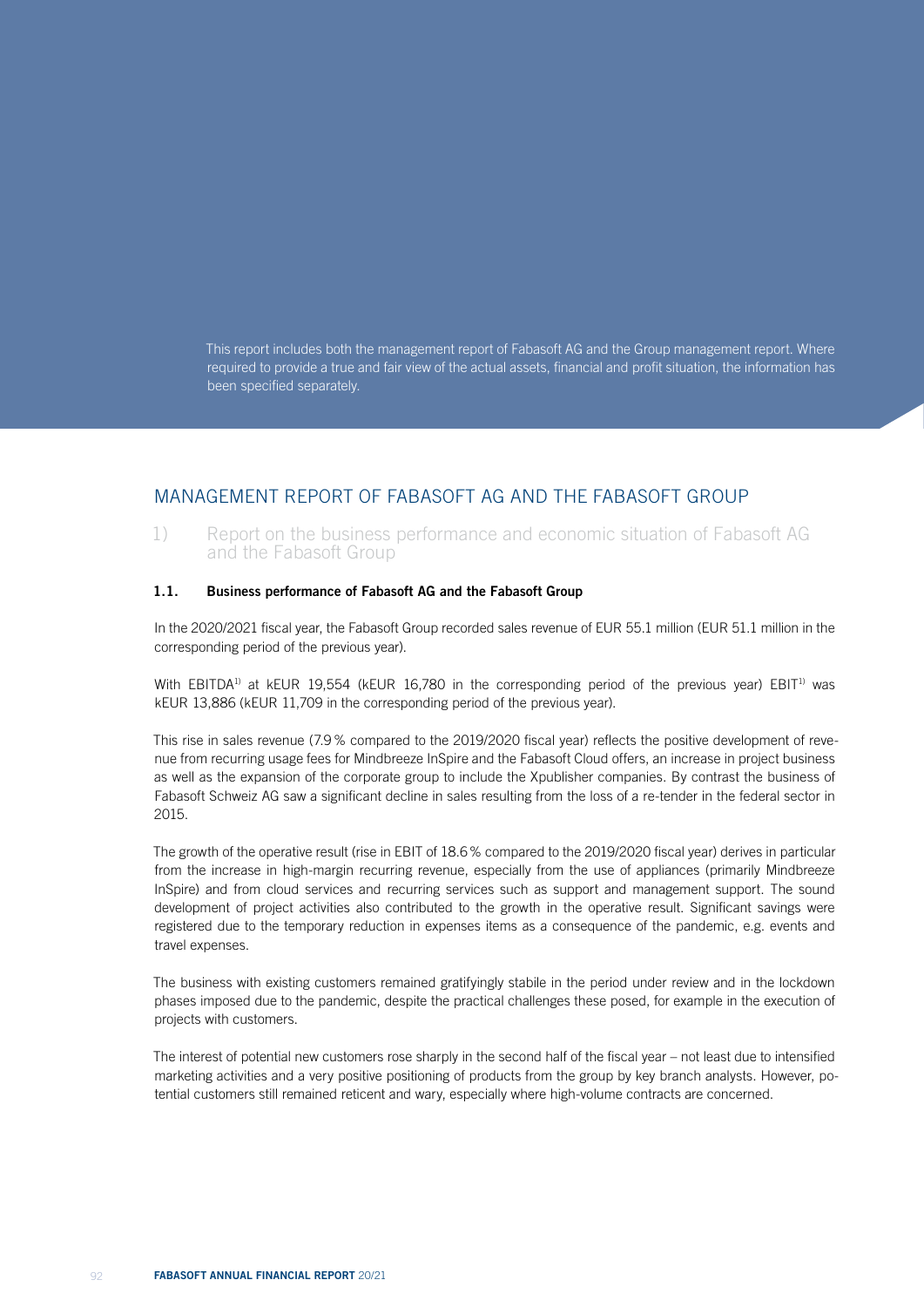This report includes both the management report of Fabasoft AG and the Group management report. Where required to provide a true and fair view of the actual assets, financial and profit situation, the information has been specified separately.

# MANAGEMENT REPORT OF FABASOFT AG AND THE FABASOFT GROUP

## 1) Report on the business performance and economic situation of Fabasoft AG and the Fabasoft Group

### 1.1. Business performance of Fabasoft AG and the Fabasoft Group

In the 2020/2021 fiscal year, the Fabasoft Group recorded sales revenue of EUR 55.1 million (EUR 51.1 million in the corresponding period of the previous year).

With EBITDA[1)] at kEUR 19,554 (kEUR 16,780 in the corresponding period of the previous year) EBIT[1)] was kEUR 13,886 (kEUR 11,709 in the corresponding period of the previous year).

This rise in sales revenue (7.9 % compared to the 2019/2020 fiscal year) reflects the positive development of revenue from recurring usage fees for Mindbreeze InSpire and the Fabasoft Cloud offers, an increase in project business as well as the expansion of the corporate group to include the Xpublisher companies. By contrast the business of Fabasoft Schweiz AG saw a significant decline in sales resulting from the loss of a re-tender in the federal sector in 2015.

The growth of the operative result (rise in EBIT of 18.6 % compared to the 2019/2020 fiscal year) derives in particular from the increase in high-margin recurring revenue, especially from the use of appliances (primarily Mindbreeze InSpire) and from cloud services and recurring services such as support and management support. The sound development of project activities also contributed to the growth in the operative result. Significant savings were registered due to the temporary reduction in expenses items as a consequence of the pandemic, e.g. events and travel expenses.

The business with existing customers remained gratifyingly stabile in the period under review and in the lockdown phases imposed due to the pandemic, despite the practical challenges these posed, for example in the execution of projects with customers.

The interest of potential new customers rose sharply in the second half of the fiscal year – not least due to intensified marketing activities and a very positive positioning of products from the group by key branch analysts. However, potential customers still remained reticent and wary, especially where high-volume contracts are concerned.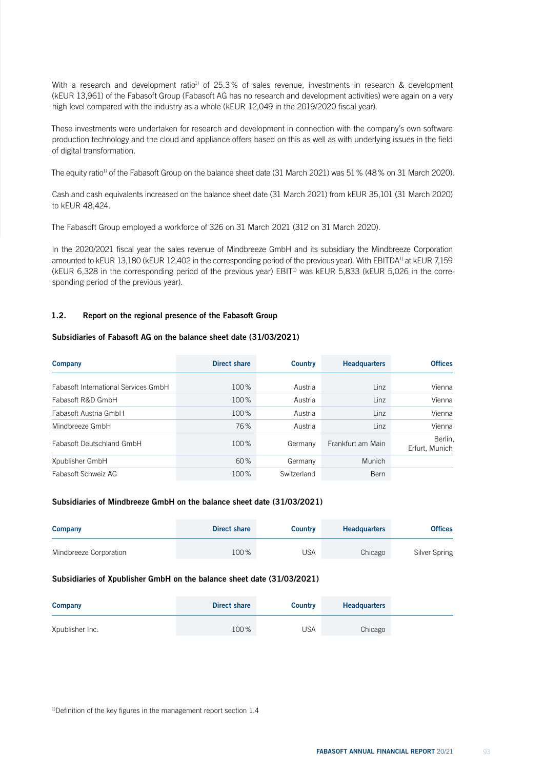With a research and development ratio[1] of 25.3 % of sales revenue, investments in research & development (kEUR 13,961) of the Fabasoft Group (Fabasoft AG has no research and development activities) were again on a very high level compared with the industry as a whole (kEUR 12,049 in the 2019/2020 fiscal year).

These investments were undertaken for research and development in connection with the company's own software production technology and the cloud and appliance offers based on this as well as with underlying issues in the field of digital transformation.

The equity ratio[1] of the Fabasoft Group on the balance sheet date (31 March 2021) was 51 % (48 % on 31 March 2020).

Cash and cash equivalents increased on the balance sheet date (31 March 2021) from kEUR 35,101 (31 March 2020) to kEUR 48,424.

The Fabasoft Group employed a workforce of 326 on 31 March 2021 (312 on 31 March 2020).

In the 2020/2021 fiscal year the sales revenue of Mindbreeze GmbH and its subsidiary the Mindbreeze Corporation amounted to kEUR 13,180 (kEUR 12,402 in the corresponding period of the previous year). With EBITDA[1] at kEUR 7,159 (kEUR 6,328 in the corresponding period of the previous year) EBIT[1] was kEUR 5,833 (kEUR 5,026 in the corresponding period of the previous year).

## 1.2. Report on the regional presence of the Fabasoft Group

### Subsidiaries of Fabasoft AG on the balance sheet date (31/03/2021)

| Company | Direct share | Country | Headquarters | Offices |
|---|---|---|---|---|
| Fabasoft International Services GmbH | 100 % | Austria | Linz | Vienna |
| Fabasoft R&D GmbH | 100 % | Austria | Linz | Vienna |
| Fabasoft Austria GmbH | 100 % | Austria | Linz | Vienna |
| Mindbreeze GmbH | 76 % | Austria | Linz | Vienna |
| Fabasoft Deutschland GmbH | 100 % | Germany | Frankfurt am Main | Berlin, Erfurt, Munich |
| Xpublisher GmbH | 60 % | Germany | Munich | |
| Fabasoft Schweiz AG | 100 % | Switzerland | Bern | |

### Subsidiaries of Mindbreeze GmbH on the balance sheet date (31/03/2021)

| Company | Direct share | Country | Headquarters | Offices |
|---|---|---|---|---|
| Mindbreeze Corporation | 100 % | USA | Chicago | Silver Spring |

### Subsidiaries of Xpublisher GmbH on the balance sheet date (31/03/2021)

| Company | Direct share | Country | Headquarters |
|---|---|---|---|
| Xpublisher Inc. | 100 % | USA | Chicago |

[1] Definition of the key figures in the management report section 1.4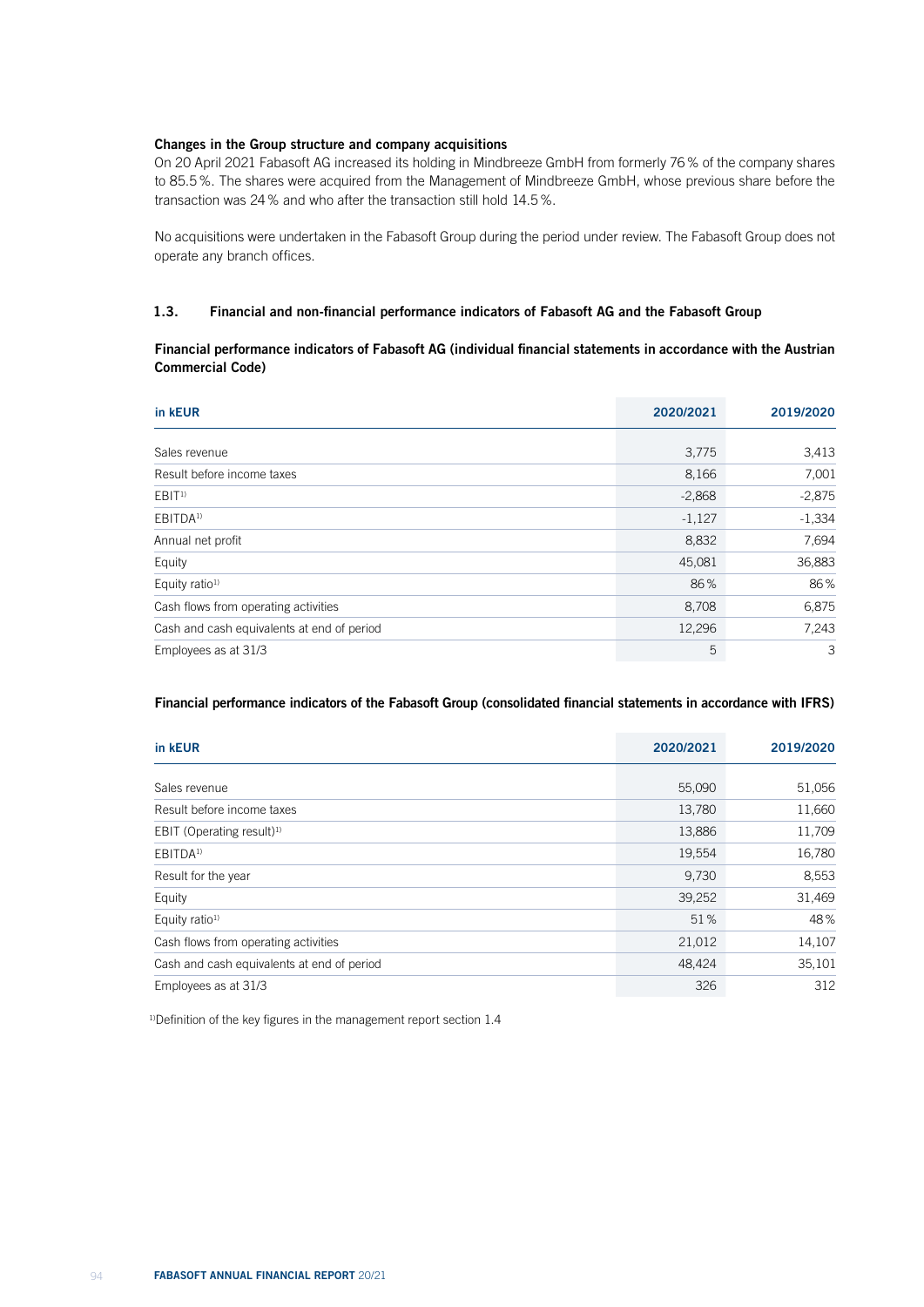**Changes in the Group structure and company acquisitions**

On 20 April 2021 Fabasoft AG increased its holding in Mindbreeze GmbH from formerly 76 % of the company shares to 85.5 %. The shares were acquired from the Management of Mindbreeze GmbH, whose previous share before the transaction was 24 % and who after the transaction still hold 14.5 %.

No acquisitions were undertaken in the Fabasoft Group during the period under review. The Fabasoft Group does not operate any branch offices.

## 1.3. Financial and non-financial performance indicators of Fabasoft AG and the Fabasoft Group

**Financial performance indicators of Fabasoft AG (individual financial statements in accordance with the Austrian Commercial Code)**

| in kEUR | 2020/2021 | 2019/2020 |
|---|---|---|
| Sales revenue | 3,775 | 3,413 |
| Result before income taxes | 8,166 | 7,001 |
| EBIT[1] | -2,868 | -2,875 |
| EBITDA[1] | -1,127 | -1,334 |
| Annual net profit | 8,832 | 7,694 |
| Equity | 45,081 | 36,883 |
| Equity ratio[1] | 86 % | 86 % |
| Cash flows from operating activities | 8,708 | 6,875 |
| Cash and cash equivalents at end of period | 12,296 | 7,243 |
| Employees as at 31/3 | 5 | 3 |

**Financial performance indicators of the Fabasoft Group (consolidated financial statements in accordance with IFRS)**

| in kEUR | 2020/2021 | 2019/2020 |
|---|---|---|
| Sales revenue | 55,090 | 51,056 |
| Result before income taxes | 13,780 | 11,660 |
| EBIT (Operating result)[1] | 13,886 | 11,709 |
| EBITDA[1] | 19,554 | 16,780 |
| Result for the year | 9,730 | 8,553 |
| Equity | 39,252 | 31,469 |
| Equity ratio[1] | 51 % | 48 % |
| Cash flows from operating activities | 21,012 | 14,107 |
| Cash and cash equivalents at end of period | 48,424 | 35,101 |
| Employees as at 31/3 | 326 | 312 |

[1] Definition of the key figures in the management report section 1.4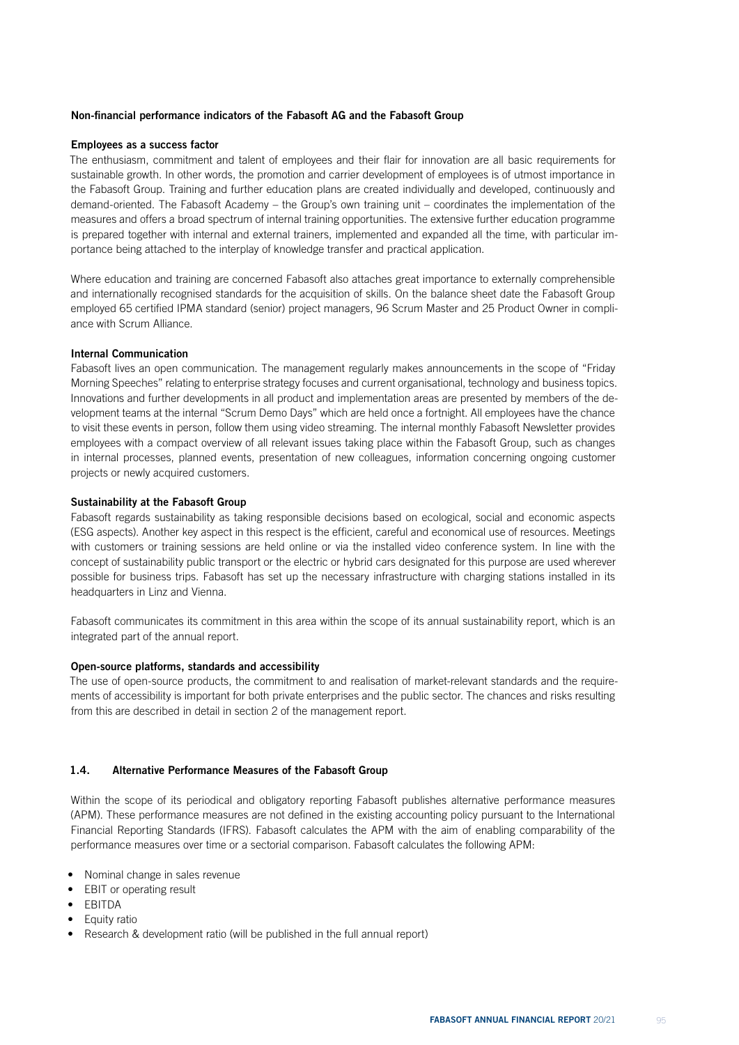## Non-financial performance indicators of the Fabasoft AG and the Fabasoft Group

### Employees as a success factor

The enthusiasm, commitment and talent of employees and their flair for innovation are all basic requirements for sustainable growth. In other words, the promotion and carrier development of employees is of utmost importance in the Fabasoft Group. Training and further education plans are created individually and developed, continuously and demand-oriented. The Fabasoft Academy – the Group's own training unit – coordinates the implementation of the measures and offers a broad spectrum of internal training opportunities. The extensive further education programme is prepared together with internal and external trainers, implemented and expanded all the time, with particular importance being attached to the interplay of knowledge transfer and practical application.

Where education and training are concerned Fabasoft also attaches great importance to externally comprehensible and internationally recognised standards for the acquisition of skills. On the balance sheet date the Fabasoft Group employed 65 certified IPMA standard (senior) project managers, 96 Scrum Master and 25 Product Owner in compliance with Scrum Alliance.

### Internal Communication

Fabasoft lives an open communication. The management regularly makes announcements in the scope of "Friday Morning Speeches" relating to enterprise strategy focuses and current organisational, technology and business topics. Innovations and further developments in all product and implementation areas are presented by members of the development teams at the internal "Scrum Demo Days" which are held once a fortnight. All employees have the chance to visit these events in person, follow them using video streaming. The internal monthly Fabasoft Newsletter provides employees with a compact overview of all relevant issues taking place within the Fabasoft Group, such as changes in internal processes, planned events, presentation of new colleagues, information concerning ongoing customer projects or newly acquired customers.

### Sustainability at the Fabasoft Group

Fabasoft regards sustainability as taking responsible decisions based on ecological, social and economic aspects (ESG aspects). Another key aspect in this respect is the efficient, careful and economical use of resources. Meetings with customers or training sessions are held online or via the installed video conference system. In line with the concept of sustainability public transport or the electric or hybrid cars designated for this purpose are used wherever possible for business trips. Fabasoft has set up the necessary infrastructure with charging stations installed in its headquarters in Linz and Vienna.

Fabasoft communicates its commitment in this area within the scope of its annual sustainability report, which is an integrated part of the annual report.

### Open-source platforms, standards and accessibility

The use of open-source products, the commitment to and realisation of market-relevant standards and the requirements of accessibility is important for both private enterprises and the public sector. The chances and risks resulting from this are described in detail in section 2 of the management report.

## 1.4. Alternative Performance Measures of the Fabasoft Group

Within the scope of its periodical and obligatory reporting Fabasoft publishes alternative performance measures (APM). These performance measures are not defined in the existing accounting policy pursuant to the International Financial Reporting Standards (IFRS). Fabasoft calculates the APM with the aim of enabling comparability of the performance measures over time or a sectorial comparison. Fabasoft calculates the following APM:

- Nominal change in sales revenue
- EBIT or operating result
- EBITDA
- Equity ratio
- Research & development ratio (will be published in the full annual report)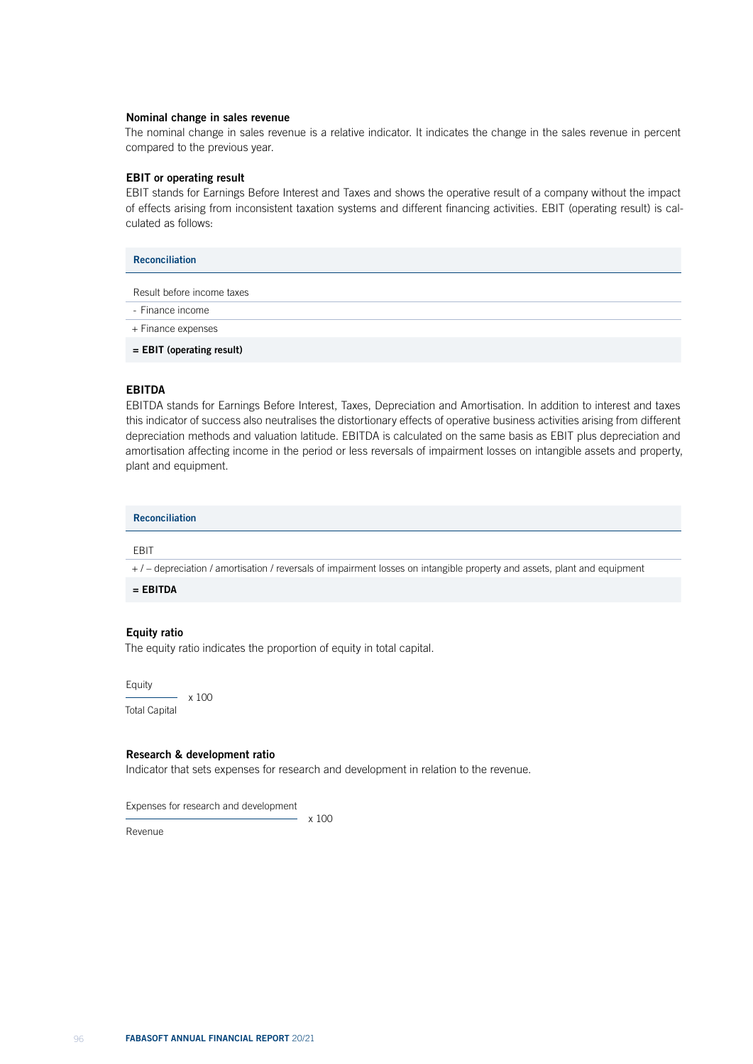### Nominal change in sales revenue

The nominal change in sales revenue is a relative indicator. It indicates the change in the sales revenue in percent compared to the previous year.

### EBIT or operating result

EBIT stands for Earnings Before Interest and Taxes and shows the operative result of a company without the impact of effects arising from inconsistent taxation systems and different financing activities. EBIT (operating result) is calculated as follows:

| Reconciliation |
|---|
| Result before income taxes |
| - Finance income |
| + Finance expenses |
| **= EBIT (operating result)** |

### EBITDA

EBITDA stands for Earnings Before Interest, Taxes, Depreciation and Amortisation. In addition to interest and taxes this indicator of success also neutralises the distortionary effects of operative business activities arising from different depreciation methods and valuation latitude. EBITDA is calculated on the same basis as EBIT plus depreciation and amortisation affecting income in the period or less reversals of impairment losses on intangible assets and property, plant and equipment.

| Reconciliation |
|---|
| EBIT |
| + / – depreciation / amortisation / reversals of impairment losses on intangible property and assets, plant and equipment |
| **= EBITDA** |

### Equity ratio

The equity ratio indicates the proportion of equity in total capital.

$$\frac{\text{Equity}}{\text{Total Capital}} \times 100$$

### Research & development ratio

Indicator that sets expenses for research and development in relation to the revenue.

$$\frac{\text{Expenses for research and development}}{\text{Revenue}} \times 100$$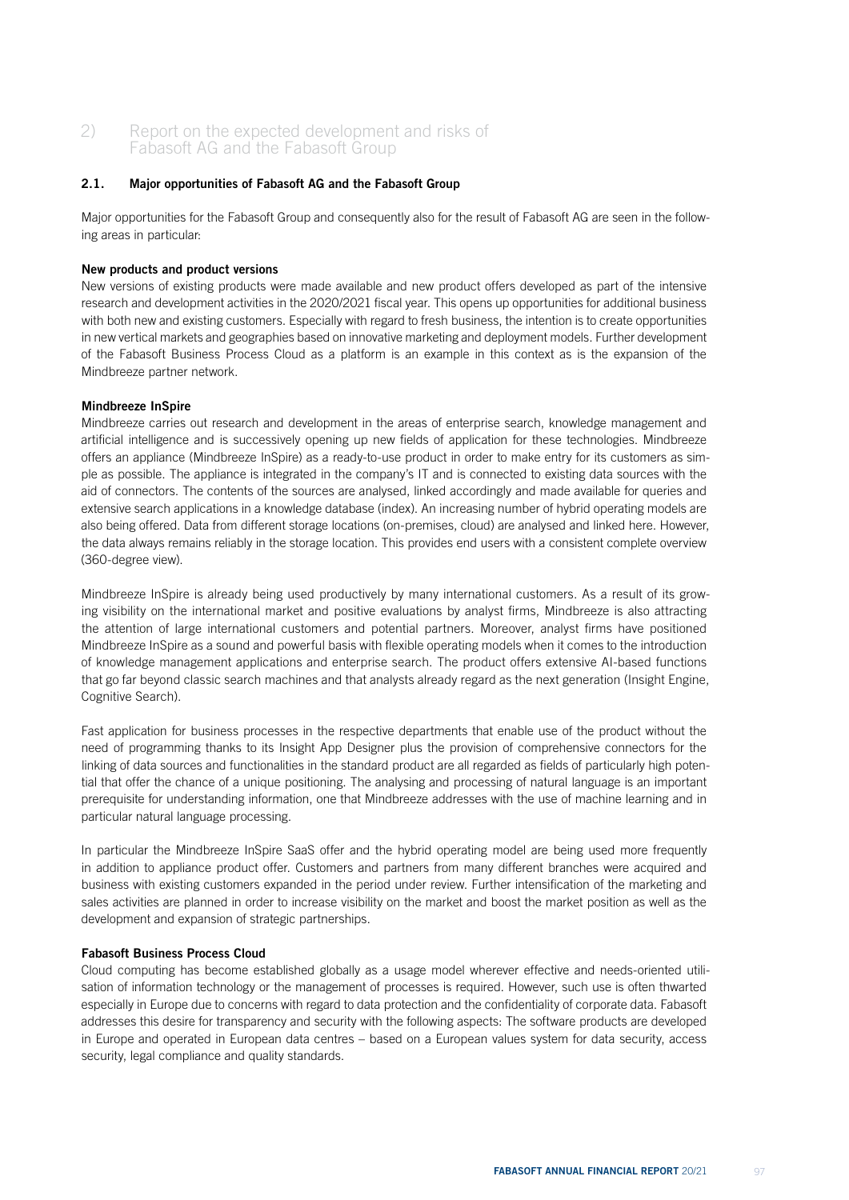# 2) Report on the expected development and risks of Fabasoft AG and the Fabasoft Group

## 2.1. Major opportunities of Fabasoft AG and the Fabasoft Group

Major opportunities for the Fabasoft Group and consequently also for the result of Fabasoft AG are seen in the following areas in particular:

**New products and product versions**

New versions of existing products were made available and new product offers developed as part of the intensive research and development activities in the 2020/2021 fiscal year. This opens up opportunities for additional business with both new and existing customers. Especially with regard to fresh business, the intention is to create opportunities in new vertical markets and geographies based on innovative marketing and deployment models. Further development of the Fabasoft Business Process Cloud as a platform is an example in this context as is the expansion of the Mindbreeze partner network.

**Mindbreeze InSpire**

Mindbreeze carries out research and development in the areas of enterprise search, knowledge management and artificial intelligence and is successively opening up new fields of application for these technologies. Mindbreeze offers an appliance (Mindbreeze InSpire) as a ready-to-use product in order to make entry for its customers as simple as possible. The appliance is integrated in the company's IT and is connected to existing data sources with the aid of connectors. The contents of the sources are analysed, linked accordingly and made available for queries and extensive search applications in a knowledge database (index). An increasing number of hybrid operating models are also being offered. Data from different storage locations (on-premises, cloud) are analysed and linked here. However, the data always remains reliably in the storage location. This provides end users with a consistent complete overview (360-degree view).

Mindbreeze InSpire is already being used productively by many international customers. As a result of its growing visibility on the international market and positive evaluations by analyst firms, Mindbreeze is also attracting the attention of large international customers and potential partners. Moreover, analyst firms have positioned Mindbreeze InSpire as a sound and powerful basis with flexible operating models when it comes to the introduction of knowledge management applications and enterprise search. The product offers extensive AI-based functions that go far beyond classic search machines and that analysts already regard as the next generation (Insight Engine, Cognitive Search).

Fast application for business processes in the respective departments that enable use of the product without the need of programming thanks to its Insight App Designer plus the provision of comprehensive connectors for the linking of data sources and functionalities in the standard product are all regarded as fields of particularly high potential that offer the chance of a unique positioning. The analysing and processing of natural language is an important prerequisite for understanding information, one that Mindbreeze addresses with the use of machine learning and in particular natural language processing.

In particular the Mindbreeze InSpire SaaS offer and the hybrid operating model are being used more frequently in addition to appliance product offer. Customers and partners from many different branches were acquired and business with existing customers expanded in the period under review. Further intensification of the marketing and sales activities are planned in order to increase visibility on the market and boost the market position as well as the development and expansion of strategic partnerships.

**Fabasoft Business Process Cloud**

Cloud computing has become established globally as a usage model wherever effective and needs-oriented utilisation of information technology or the management of processes is required. However, such use is often thwarted especially in Europe due to concerns with regard to data protection and the confidentiality of corporate data. Fabasoft addresses this desire for transparency and security with the following aspects: The software products are developed in Europe and operated in European data centres – based on a European values system for data security, access security, legal compliance and quality standards.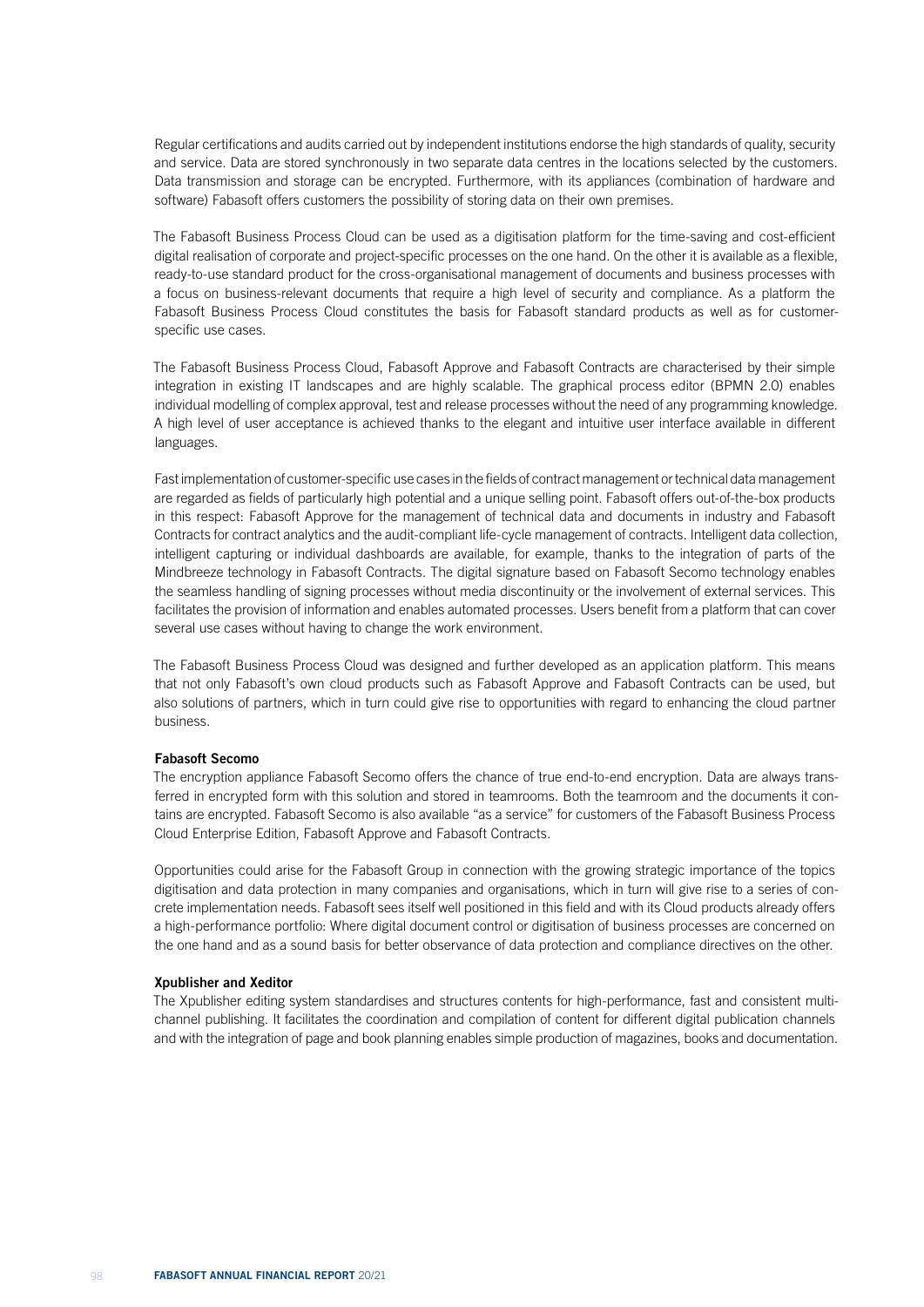Regular certifications and audits carried out by independent institutions endorse the high standards of quality, security and service. Data are stored synchronously in two separate data centres in the locations selected by the customers. Data transmission and storage can be encrypted. Furthermore, with its appliances (combination of hardware and software) Fabasoft offers customers the possibility of storing data on their own premises.

The Fabasoft Business Process Cloud can be used as a digitisation platform for the time-saving and cost-efficient digital realisation of corporate and project-specific processes on the one hand. On the other it is available as a flexible, ready-to-use standard product for the cross-organisational management of documents and business processes with a focus on business-relevant documents that require a high level of security and compliance. As a platform the Fabasoft Business Process Cloud constitutes the basis for Fabasoft standard products as well as for customer-specific use cases.

The Fabasoft Business Process Cloud, Fabasoft Approve and Fabasoft Contracts are characterised by their simple integration in existing IT landscapes and are highly scalable. The graphical process editor (BPMN 2.0) enables individual modelling of complex approval, test and release processes without the need of any programming knowledge. A high level of user acceptance is achieved thanks to the elegant and intuitive user interface available in different languages.

Fast implementation of customer-specific use cases in the fields of contract management or technical data management are regarded as fields of particularly high potential and a unique selling point. Fabasoft offers out-of-the-box products in this respect: Fabasoft Approve for the management of technical data and documents in industry and Fabasoft Contracts for contract analytics and the audit-compliant life-cycle management of contracts. Intelligent data collection, intelligent capturing or individual dashboards are available, for example, thanks to the integration of parts of the Mindbreeze technology in Fabasoft Contracts. The digital signature based on Fabasoft Secomo technology enables the seamless handling of signing processes without media discontinuity or the involvement of external services. This facilitates the provision of information and enables automated processes. Users benefit from a platform that can cover several use cases without having to change the work environment.

The Fabasoft Business Process Cloud was designed and further developed as an application platform. This means that not only Fabasoft's own cloud products such as Fabasoft Approve and Fabasoft Contracts can be used, but also solutions of partners, which in turn could give rise to opportunities with regard to enhancing the cloud partner business.

**Fabasoft Secomo**

The encryption appliance Fabasoft Secomo offers the chance of true end-to-end encryption. Data are always transferred in encrypted form with this solution and stored in teamrooms. Both the teamroom and the documents it contains are encrypted. Fabasoft Secomo is also available "as a service" for customers of the Fabasoft Business Process Cloud Enterprise Edition, Fabasoft Approve and Fabasoft Contracts.

Opportunities could arise for the Fabasoft Group in connection with the growing strategic importance of the topics digitisation and data protection in many companies and organisations, which in turn will give rise to a series of concrete implementation needs. Fabasoft sees itself well positioned in this field and with its Cloud products already offers a high-performance portfolio: Where digital document control or digitisation of business processes are concerned on the one hand and as a sound basis for better observance of data protection and compliance directives on the other.

**Xpublisher and Xeditor**

The Xpublisher editing system standardises and structures contents for high-performance, fast and consistent multi-channel publishing. It facilitates the coordination and compilation of content for different digital publication channels and with the integration of page and book planning enables simple production of magazines, books and documentation.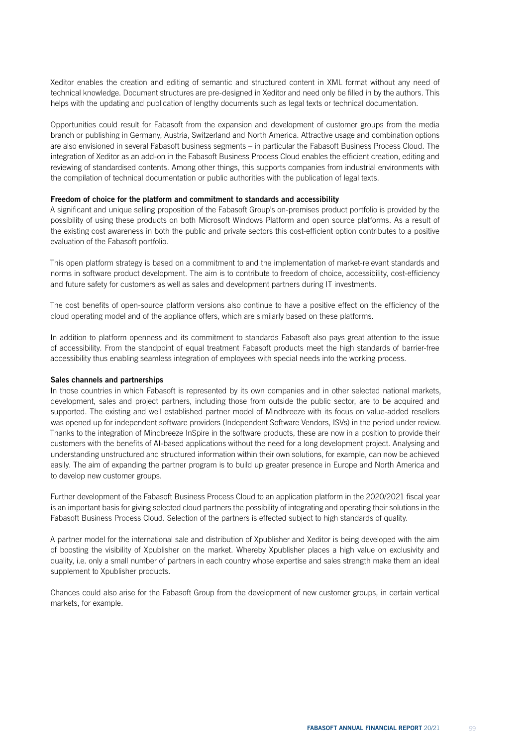Xeditor enables the creation and editing of semantic and structured content in XML format without any need of technical knowledge. Document structures are pre-designed in Xeditor and need only be filled in by the authors. This helps with the updating and publication of lengthy documents such as legal texts or technical documentation.

Opportunities could result for Fabasoft from the expansion and development of customer groups from the media branch or publishing in Germany, Austria, Switzerland and North America. Attractive usage and combination options are also envisioned in several Fabasoft business segments – in particular the Fabasoft Business Process Cloud. The integration of Xeditor as an add-on in the Fabasoft Business Process Cloud enables the efficient creation, editing and reviewing of standardised contents. Among other things, this supports companies from industrial environments with the compilation of technical documentation or public authorities with the publication of legal texts.

**Freedom of choice for the platform and commitment to standards and accessibility**

A significant and unique selling proposition of the Fabasoft Group's on-premises product portfolio is provided by the possibility of using these products on both Microsoft Windows Platform and open source platforms. As a result of the existing cost awareness in both the public and private sectors this cost-efficient option contributes to a positive evaluation of the Fabasoft portfolio.

This open platform strategy is based on a commitment to and the implementation of market-relevant standards and norms in software product development. The aim is to contribute to freedom of choice, accessibility, cost-efficiency and future safety for customers as well as sales and development partners during IT investments.

The cost benefits of open-source platform versions also continue to have a positive effect on the efficiency of the cloud operating model and of the appliance offers, which are similarly based on these platforms.

In addition to platform openness and its commitment to standards Fabasoft also pays great attention to the issue of accessibility. From the standpoint of equal treatment Fabasoft products meet the high standards of barrier-free accessibility thus enabling seamless integration of employees with special needs into the working process.

**Sales channels and partnerships**

In those countries in which Fabasoft is represented by its own companies and in other selected national markets, development, sales and project partners, including those from outside the public sector, are to be acquired and supported. The existing and well established partner model of Mindbreeze with its focus on value-added resellers was opened up for independent software providers (Independent Software Vendors, ISVs) in the period under review. Thanks to the integration of Mindbreeze InSpire in the software products, these are now in a position to provide their customers with the benefits of AI-based applications without the need for a long development project. Analysing and understanding unstructured and structured information within their own solutions, for example, can now be achieved easily. The aim of expanding the partner program is to build up greater presence in Europe and North America and to develop new customer groups.

Further development of the Fabasoft Business Process Cloud to an application platform in the 2020/2021 fiscal year is an important basis for giving selected cloud partners the possibility of integrating and operating their solutions in the Fabasoft Business Process Cloud. Selection of the partners is effected subject to high standards of quality.

A partner model for the international sale and distribution of Xpublisher and Xeditor is being developed with the aim of boosting the visibility of Xpublisher on the market. Whereby Xpublisher places a high value on exclusivity and quality, i.e. only a small number of partners in each country whose expertise and sales strength make them an ideal supplement to Xpublisher products.

Chances could also arise for the Fabasoft Group from the development of new customer groups, in certain vertical markets, for example.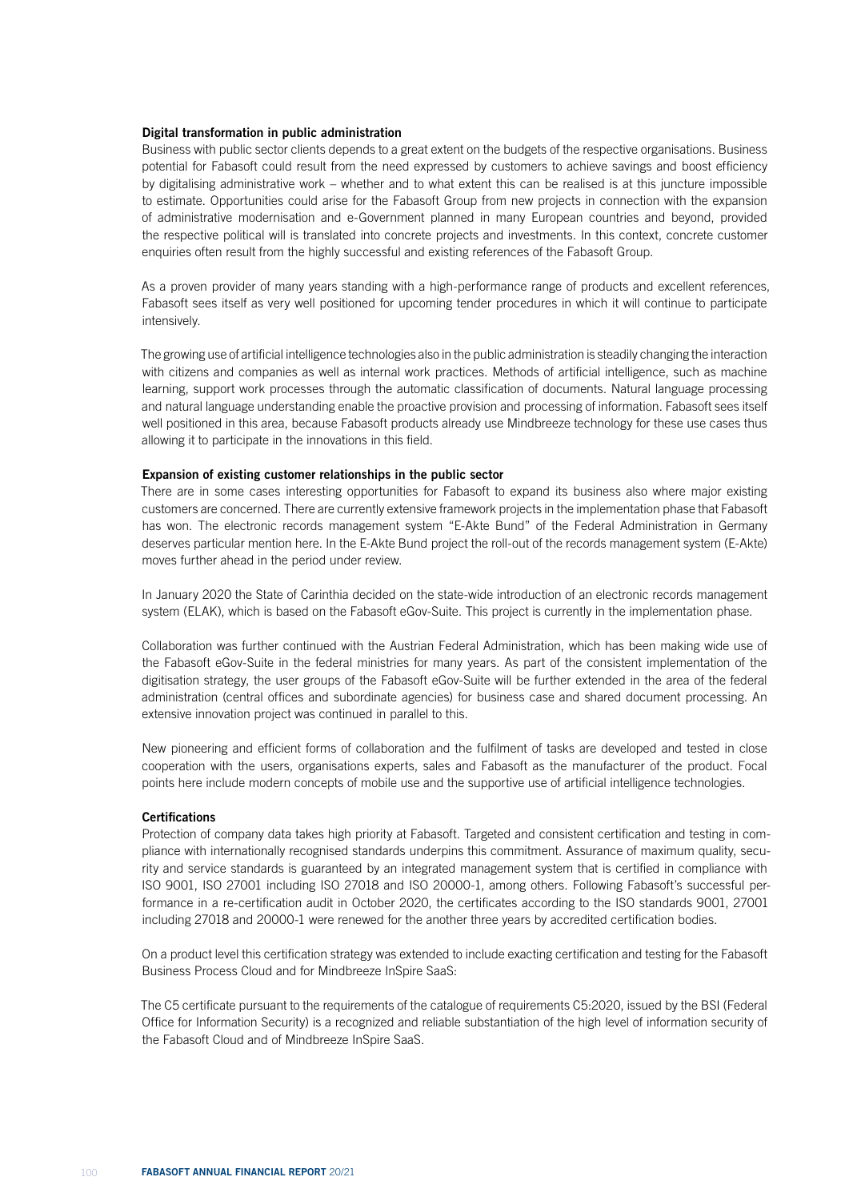### Digital transformation in public administration

Business with public sector clients depends to a great extent on the budgets of the respective organisations. Business potential for Fabasoft could result from the need expressed by customers to achieve savings and boost efficiency by digitalising administrative work – whether and to what extent this can be realised is at this juncture impossible to estimate. Opportunities could arise for the Fabasoft Group from new projects in connection with the expansion of administrative modernisation and e-Government planned in many European countries and beyond, provided the respective political will is translated into concrete projects and investments. In this context, concrete customer enquiries often result from the highly successful and existing references of the Fabasoft Group.

As a proven provider of many years standing with a high-performance range of products and excellent references, Fabasoft sees itself as very well positioned for upcoming tender procedures in which it will continue to participate intensively.

The growing use of artificial intelligence technologies also in the public administration is steadily changing the interaction with citizens and companies as well as internal work practices. Methods of artificial intelligence, such as machine learning, support work processes through the automatic classification of documents. Natural language processing and natural language understanding enable the proactive provision and processing of information. Fabasoft sees itself well positioned in this area, because Fabasoft products already use Mindbreeze technology for these use cases thus allowing it to participate in the innovations in this field.

### Expansion of existing customer relationships in the public sector

There are in some cases interesting opportunities for Fabasoft to expand its business also where major existing customers are concerned. There are currently extensive framework projects in the implementation phase that Fabasoft has won. The electronic records management system "E-Akte Bund" of the Federal Administration in Germany deserves particular mention here. In the E-Akte Bund project the roll-out of the records management system (E-Akte) moves further ahead in the period under review.

In January 2020 the State of Carinthia decided on the state-wide introduction of an electronic records management system (ELAK), which is based on the Fabasoft eGov-Suite. This project is currently in the implementation phase.

Collaboration was further continued with the Austrian Federal Administration, which has been making wide use of the Fabasoft eGov-Suite in the federal ministries for many years. As part of the consistent implementation of the digitisation strategy, the user groups of the Fabasoft eGov-Suite will be further extended in the area of the federal administration (central offices and subordinate agencies) for business case and shared document processing. An extensive innovation project was continued in parallel to this.

New pioneering and efficient forms of collaboration and the fulfilment of tasks are developed and tested in close cooperation with the users, organisations experts, sales and Fabasoft as the manufacturer of the product. Focal points here include modern concepts of mobile use and the supportive use of artificial intelligence technologies.

### Certifications

Protection of company data takes high priority at Fabasoft. Targeted and consistent certification and testing in compliance with internationally recognised standards underpins this commitment. Assurance of maximum quality, security and service standards is guaranteed by an integrated management system that is certified in compliance with ISO 9001, ISO 27001 including ISO 27018 and ISO 20000-1, among others. Following Fabasoft's successful performance in a re-certification audit in October 2020, the certificates according to the ISO standards 9001, 27001 including 27018 and 20000-1 were renewed for the another three years by accredited certification bodies.

On a product level this certification strategy was extended to include exacting certification and testing for the Fabasoft Business Process Cloud and for Mindbreeze InSpire SaaS:

The C5 certificate pursuant to the requirements of the catalogue of requirements C5:2020, issued by the BSI (Federal Office for Information Security) is a recognized and reliable substantiation of the high level of information security of the Fabasoft Cloud and of Mindbreeze InSpire SaaS.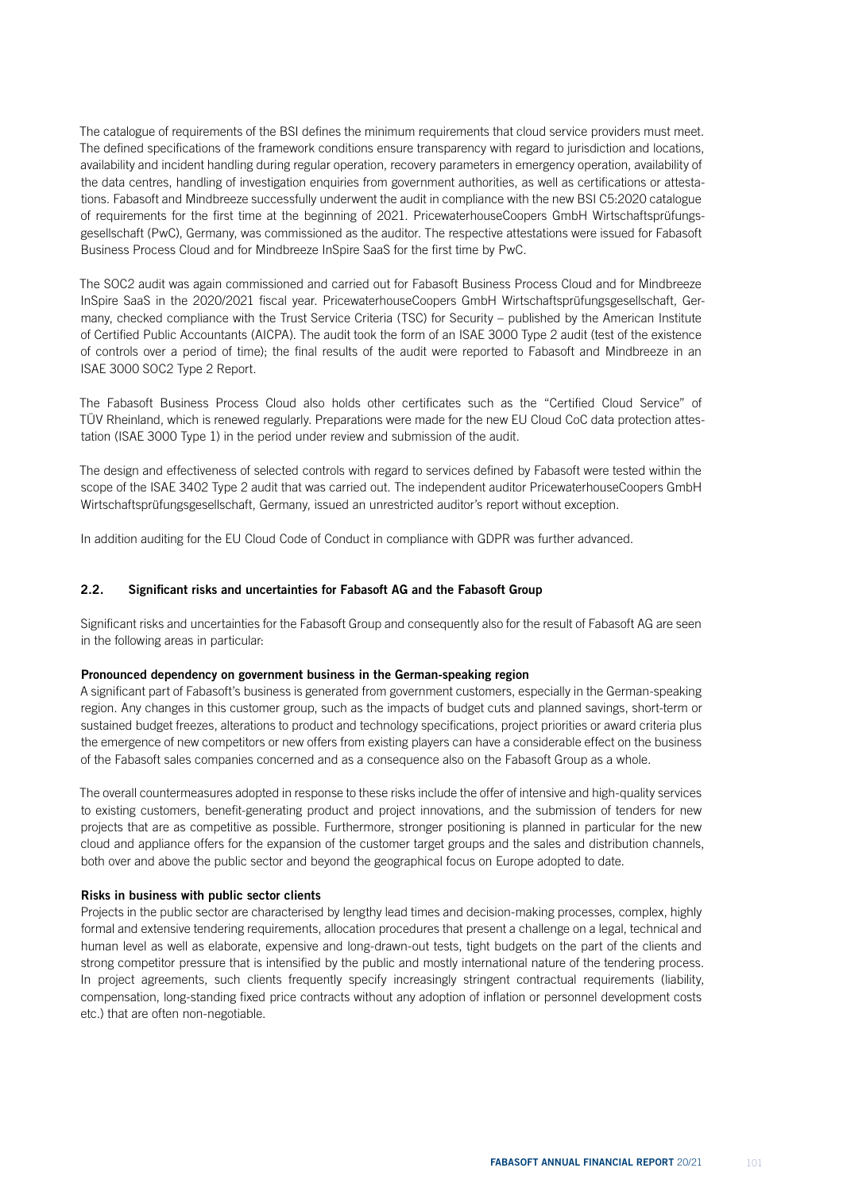The catalogue of requirements of the BSI defines the minimum requirements that cloud service providers must meet. The defined specifications of the framework conditions ensure transparency with regard to jurisdiction and locations, availability and incident handling during regular operation, recovery parameters in emergency operation, availability of the data centres, handling of investigation enquiries from government authorities, as well as certifications or attestations. Fabasoft and Mindbreeze successfully underwent the audit in compliance with the new BSI C5:2020 catalogue of requirements for the first time at the beginning of 2021. PricewaterhouseCoopers GmbH Wirtschaftsprüfungsgesellschaft (PwC), Germany, was commissioned as the auditor. The respective attestations were issued for Fabasoft Business Process Cloud and for Mindbreeze InSpire SaaS for the first time by PwC.

The SOC2 audit was again commissioned and carried out for Fabasoft Business Process Cloud and for Mindbreeze InSpire SaaS in the 2020/2021 fiscal year. PricewaterhouseCoopers GmbH Wirtschaftsprüfungsgesellschaft, Germany, checked compliance with the Trust Service Criteria (TSC) for Security – published by the American Institute of Certified Public Accountants (AICPA). The audit took the form of an ISAE 3000 Type 2 audit (test of the existence of controls over a period of time); the final results of the audit were reported to Fabasoft and Mindbreeze in an ISAE 3000 SOC2 Type 2 Report.

The Fabasoft Business Process Cloud also holds other certificates such as the "Certified Cloud Service" of TÜV Rheinland, which is renewed regularly. Preparations were made for the new EU Cloud CoC data protection attestation (ISAE 3000 Type 1) in the period under review and submission of the audit.

The design and effectiveness of selected controls with regard to services defined by Fabasoft were tested within the scope of the ISAE 3402 Type 2 audit that was carried out. The independent auditor PricewaterhouseCoopers GmbH Wirtschaftsprüfungsgesellschaft, Germany, issued an unrestricted auditor's report without exception.

In addition auditing for the EU Cloud Code of Conduct in compliance with GDPR was further advanced.

## 2.2. Significant risks and uncertainties for Fabasoft AG and the Fabasoft Group

Significant risks and uncertainties for the Fabasoft Group and consequently also for the result of Fabasoft AG are seen in the following areas in particular:

**Pronounced dependency on government business in the German-speaking region**
A significant part of Fabasoft's business is generated from government customers, especially in the German-speaking region. Any changes in this customer group, such as the impacts of budget cuts and planned savings, short-term or sustained budget freezes, alterations to product and technology specifications, project priorities or award criteria plus the emergence of new competitors or new offers from existing players can have a considerable effect on the business of the Fabasoft sales companies concerned and as a consequence also on the Fabasoft Group as a whole.

The overall countermeasures adopted in response to these risks include the offer of intensive and high-quality services to existing customers, benefit-generating product and project innovations, and the submission of tenders for new projects that are as competitive as possible. Furthermore, stronger positioning is planned in particular for the new cloud and appliance offers for the expansion of the customer target groups and the sales and distribution channels, both over and above the public sector and beyond the geographical focus on Europe adopted to date.

**Risks in business with public sector clients**
Projects in the public sector are characterised by lengthy lead times and decision-making processes, complex, highly formal and extensive tendering requirements, allocation procedures that present a challenge on a legal, technical and human level as well as elaborate, expensive and long-drawn-out tests, tight budgets on the part of the clients and strong competitor pressure that is intensified by the public and mostly international nature of the tendering process. In project agreements, such clients frequently specify increasingly stringent contractual requirements (liability, compensation, long-standing fixed price contracts without any adoption of inflation or personnel development costs etc.) that are often non-negotiable.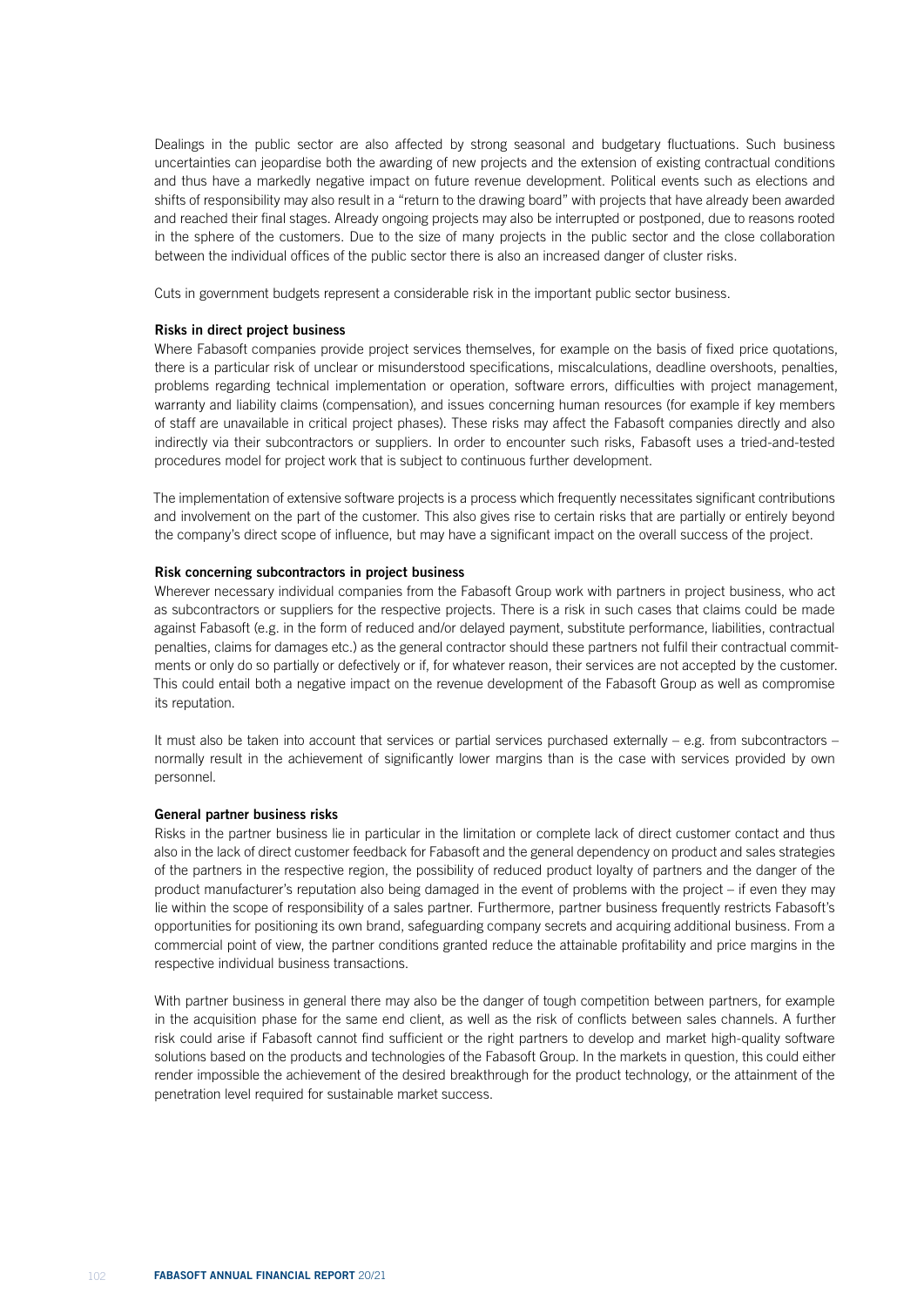Dealings in the public sector are also affected by strong seasonal and budgetary fluctuations. Such business uncertainties can jeopardise both the awarding of new projects and the extension of existing contractual conditions and thus have a markedly negative impact on future revenue development. Political events such as elections and shifts of responsibility may also result in a "return to the drawing board" with projects that have already been awarded and reached their final stages. Already ongoing projects may also be interrupted or postponed, due to reasons rooted in the sphere of the customers. Due to the size of many projects in the public sector and the close collaboration between the individual offices of the public sector there is also an increased danger of cluster risks.

Cuts in government budgets represent a considerable risk in the important public sector business.

**Risks in direct project business**

Where Fabasoft companies provide project services themselves, for example on the basis of fixed price quotations, there is a particular risk of unclear or misunderstood specifications, miscalculations, deadline overshoots, penalties, problems regarding technical implementation or operation, software errors, difficulties with project management, warranty and liability claims (compensation), and issues concerning human resources (for example if key members of staff are unavailable in critical project phases). These risks may affect the Fabasoft companies directly and also indirectly via their subcontractors or suppliers. In order to encounter such risks, Fabasoft uses a tried-and-tested procedures model for project work that is subject to continuous further development.

The implementation of extensive software projects is a process which frequently necessitates significant contributions and involvement on the part of the customer. This also gives rise to certain risks that are partially or entirely beyond the company's direct scope of influence, but may have a significant impact on the overall success of the project.

**Risk concerning subcontractors in project business**

Wherever necessary individual companies from the Fabasoft Group work with partners in project business, who act as subcontractors or suppliers for the respective projects. There is a risk in such cases that claims could be made against Fabasoft (e.g. in the form of reduced and/or delayed payment, substitute performance, liabilities, contractual penalties, claims for damages etc.) as the general contractor should these partners not fulfil their contractual commitments or only do so partially or defectively or if, for whatever reason, their services are not accepted by the customer. This could entail both a negative impact on the revenue development of the Fabasoft Group as well as compromise its reputation.

It must also be taken into account that services or partial services purchased externally – e.g. from subcontractors – normally result in the achievement of significantly lower margins than is the case with services provided by own personnel.

**General partner business risks**

Risks in the partner business lie in particular in the limitation or complete lack of direct customer contact and thus also in the lack of direct customer feedback for Fabasoft and the general dependency on product and sales strategies of the partners in the respective region, the possibility of reduced product loyalty of partners and the danger of the product manufacturer's reputation also being damaged in the event of problems with the project – if even they may lie within the scope of responsibility of a sales partner. Furthermore, partner business frequently restricts Fabasoft's opportunities for positioning its own brand, safeguarding company secrets and acquiring additional business. From a commercial point of view, the partner conditions granted reduce the attainable profitability and price margins in the respective individual business transactions.

With partner business in general there may also be the danger of tough competition between partners, for example in the acquisition phase for the same end client, as well as the risk of conflicts between sales channels. A further risk could arise if Fabasoft cannot find sufficient or the right partners to develop and market high-quality software solutions based on the products and technologies of the Fabasoft Group. In the markets in question, this could either render impossible the achievement of the desired breakthrough for the product technology, or the attainment of the penetration level required for sustainable market success.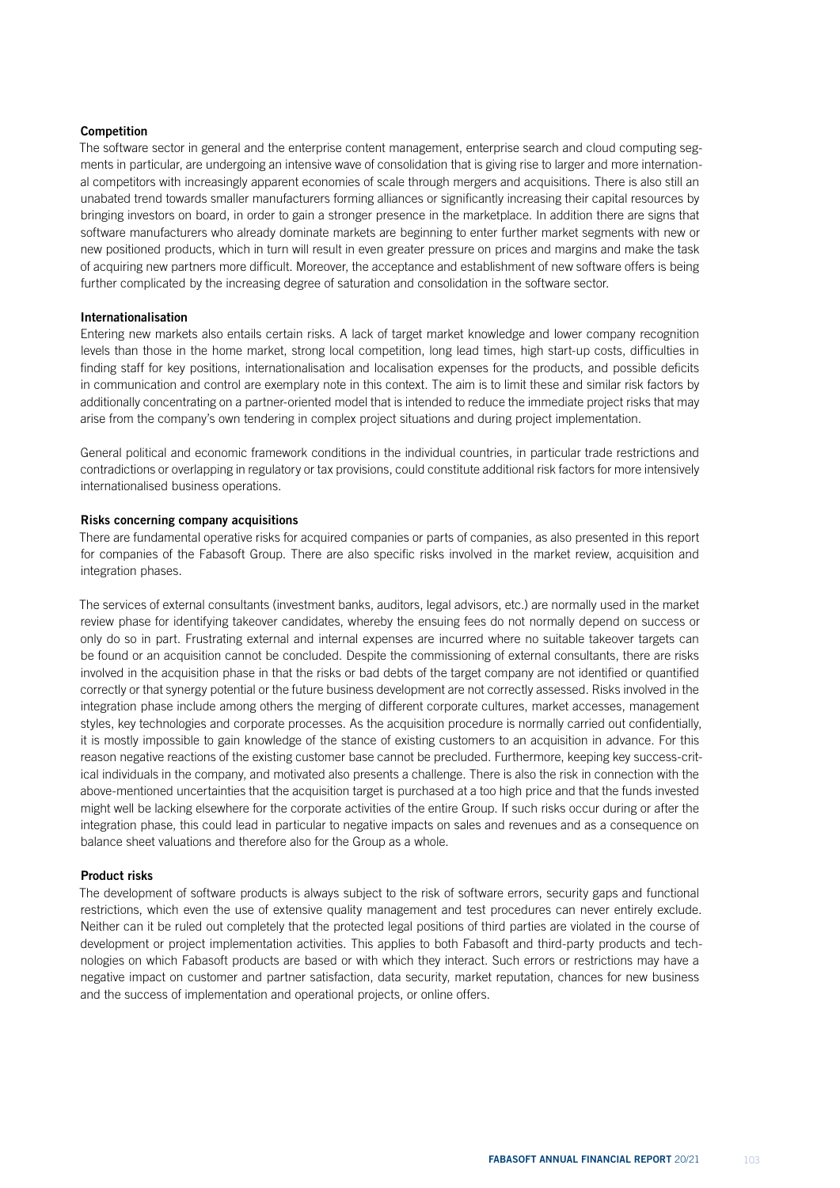**Competition**

The software sector in general and the enterprise content management, enterprise search and cloud computing segments in particular, are undergoing an intensive wave of consolidation that is giving rise to larger and more international competitors with increasingly apparent economies of scale through mergers and acquisitions. There is also still an unabated trend towards smaller manufacturers forming alliances or significantly increasing their capital resources by bringing investors on board, in order to gain a stronger presence in the marketplace. In addition there are signs that software manufacturers who already dominate markets are beginning to enter further market segments with new or new positioned products, which in turn will result in even greater pressure on prices and margins and make the task of acquiring new partners more difficult. Moreover, the acceptance and establishment of new software offers is being further complicated by the increasing degree of saturation and consolidation in the software sector.

**Internationalisation**

Entering new markets also entails certain risks. A lack of target market knowledge and lower company recognition levels than those in the home market, strong local competition, long lead times, high start-up costs, difficulties in finding staff for key positions, internationalisation and localisation expenses for the products, and possible deficits in communication and control are exemplary note in this context. The aim is to limit these and similar risk factors by additionally concentrating on a partner-oriented model that is intended to reduce the immediate project risks that may arise from the company's own tendering in complex project situations and during project implementation.

General political and economic framework conditions in the individual countries, in particular trade restrictions and contradictions or overlapping in regulatory or tax provisions, could constitute additional risk factors for more intensively internationalised business operations.

**Risks concerning company acquisitions**

There are fundamental operative risks for acquired companies or parts of companies, as also presented in this report for companies of the Fabasoft Group. There are also specific risks involved in the market review, acquisition and integration phases.

The services of external consultants (investment banks, auditors, legal advisors, etc.) are normally used in the market review phase for identifying takeover candidates, whereby the ensuing fees do not normally depend on success or only do so in part. Frustrating external and internal expenses are incurred where no suitable takeover targets can be found or an acquisition cannot be concluded. Despite the commissioning of external consultants, there are risks involved in the acquisition phase in that the risks or bad debts of the target company are not identified or quantified correctly or that synergy potential or the future business development are not correctly assessed. Risks involved in the integration phase include among others the merging of different corporate cultures, market accesses, management styles, key technologies and corporate processes. As the acquisition procedure is normally carried out confidentially, it is mostly impossible to gain knowledge of the stance of existing customers to an acquisition in advance. For this reason negative reactions of the existing customer base cannot be precluded. Furthermore, keeping key success-critical individuals in the company, and motivated also presents a challenge. There is also the risk in connection with the above-mentioned uncertainties that the acquisition target is purchased at a too high price and that the funds invested might well be lacking elsewhere for the corporate activities of the entire Group. If such risks occur during or after the integration phase, this could lead in particular to negative impacts on sales and revenues and as a consequence on balance sheet valuations and therefore also for the Group as a whole.

**Product risks**

The development of software products is always subject to the risk of software errors, security gaps and functional restrictions, which even the use of extensive quality management and test procedures can never entirely exclude. Neither can it be ruled out completely that the protected legal positions of third parties are violated in the course of development or project implementation activities. This applies to both Fabasoft and third-party products and technologies on which Fabasoft products are based or with which they interact. Such errors or restrictions may have a negative impact on customer and partner satisfaction, data security, market reputation, chances for new business and the success of implementation and operational projects, or online offers.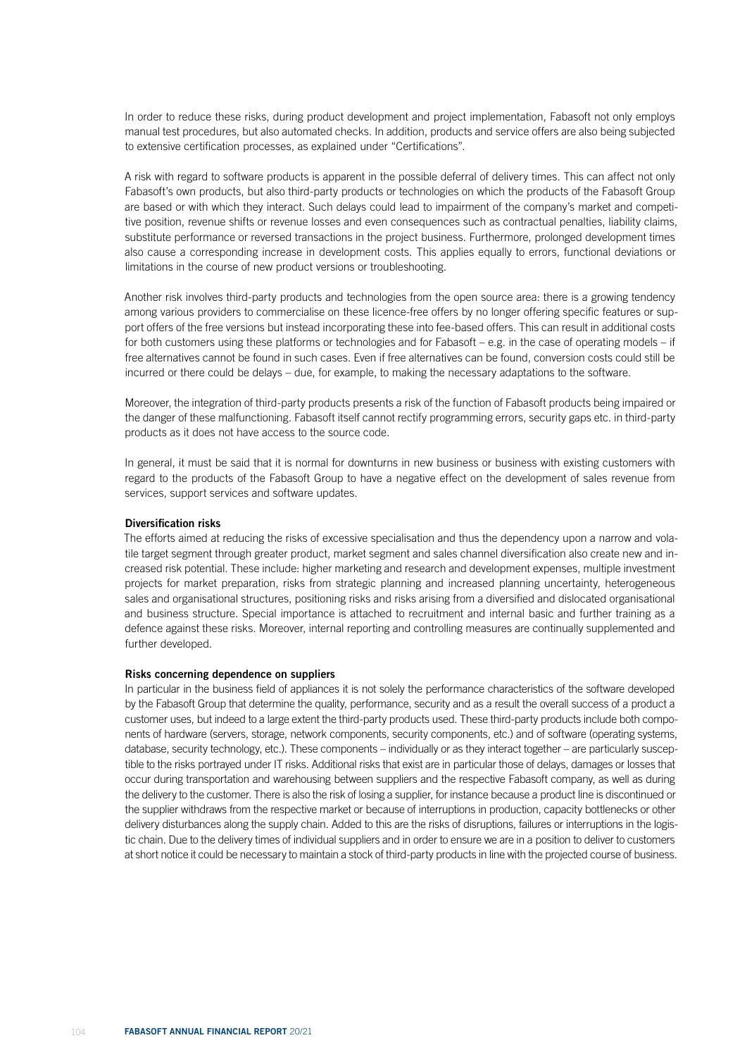In order to reduce these risks, during product development and project implementation, Fabasoft not only employs manual test procedures, but also automated checks. In addition, products and service offers are also being subjected to extensive certification processes, as explained under "Certifications".

A risk with regard to software products is apparent in the possible deferral of delivery times. This can affect not only Fabasoft's own products, but also third-party products or technologies on which the products of the Fabasoft Group are based or with which they interact. Such delays could lead to impairment of the company's market and competitive position, revenue shifts or revenue losses and even consequences such as contractual penalties, liability claims, substitute performance or reversed transactions in the project business. Furthermore, prolonged development times also cause a corresponding increase in development costs. This applies equally to errors, functional deviations or limitations in the course of new product versions or troubleshooting.

Another risk involves third-party products and technologies from the open source area: there is a growing tendency among various providers to commercialise on these licence-free offers by no longer offering specific features or support offers of the free versions but instead incorporating these into fee-based offers. This can result in additional costs for both customers using these platforms or technologies and for Fabasoft – e.g. in the case of operating models – if free alternatives cannot be found in such cases. Even if free alternatives can be found, conversion costs could still be incurred or there could be delays – due, for example, to making the necessary adaptations to the software.

Moreover, the integration of third-party products presents a risk of the function of Fabasoft products being impaired or the danger of these malfunctioning. Fabasoft itself cannot rectify programming errors, security gaps etc. in third-party products as it does not have access to the source code.

In general, it must be said that it is normal for downturns in new business or business with existing customers with regard to the products of the Fabasoft Group to have a negative effect on the development of sales revenue from services, support services and software updates.

**Diversification risks**

The efforts aimed at reducing the risks of excessive specialisation and thus the dependency upon a narrow and volatile target segment through greater product, market segment and sales channel diversification also create new and increased risk potential. These include: higher marketing and research and development expenses, multiple investment projects for market preparation, risks from strategic planning and increased planning uncertainty, heterogeneous sales and organisational structures, positioning risks and risks arising from a diversified and dislocated organisational and business structure. Special importance is attached to recruitment and internal basic and further training as a defence against these risks. Moreover, internal reporting and controlling measures are continually supplemented and further developed.

**Risks concerning dependence on suppliers**

In particular in the business field of appliances it is not solely the performance characteristics of the software developed by the Fabasoft Group that determine the quality, performance, security and as a result the overall success of a product a customer uses, but indeed to a large extent the third-party products used. These third-party products include both components of hardware (servers, storage, network components, security components, etc.) and of software (operating systems, database, security technology, etc.). These components – individually or as they interact together – are particularly susceptible to the risks portrayed under IT risks. Additional risks that exist are in particular those of delays, damages or losses that occur during transportation and warehousing between suppliers and the respective Fabasoft company, as well as during the delivery to the customer. There is also the risk of losing a supplier, for instance because a product line is discontinued or the supplier withdraws from the respective market or because of interruptions in production, capacity bottlenecks or other delivery disturbances along the supply chain. Added to this are the risks of disruptions, failures or interruptions in the logistic chain. Due to the delivery times of individual suppliers and in order to ensure we are in a position to deliver to customers at short notice it could be necessary to maintain a stock of third-party products in line with the projected course of business.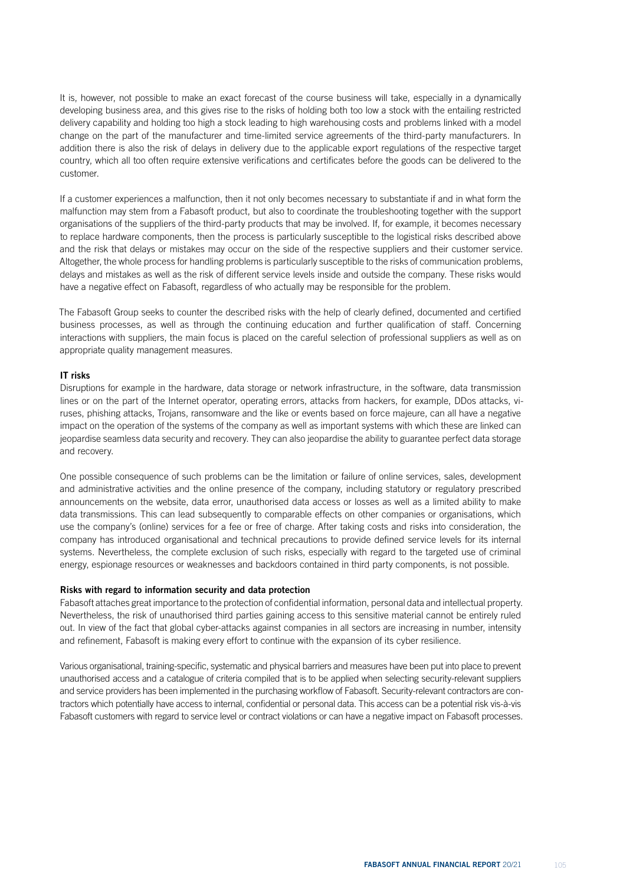It is, however, not possible to make an exact forecast of the course business will take, especially in a dynamically developing business area, and this gives rise to the risks of holding both too low a stock with the entailing restricted delivery capability and holding too high a stock leading to high warehousing costs and problems linked with a model change on the part of the manufacturer and time-limited service agreements of the third-party manufacturers. In addition there is also the risk of delays in delivery due to the applicable export regulations of the respective target country, which all too often require extensive verifications and certificates before the goods can be delivered to the customer.

If a customer experiences a malfunction, then it not only becomes necessary to substantiate if and in what form the malfunction may stem from a Fabasoft product, but also to coordinate the troubleshooting together with the support organisations of the suppliers of the third-party products that may be involved. If, for example, it becomes necessary to replace hardware components, then the process is particularly susceptible to the logistical risks described above and the risk that delays or mistakes may occur on the side of the respective suppliers and their customer service. Altogether, the whole process for handling problems is particularly susceptible to the risks of communication problems, delays and mistakes as well as the risk of different service levels inside and outside the company. These risks would have a negative effect on Fabasoft, regardless of who actually may be responsible for the problem.

The Fabasoft Group seeks to counter the described risks with the help of clearly defined, documented and certified business processes, as well as through the continuing education and further qualification of staff. Concerning interactions with suppliers, the main focus is placed on the careful selection of professional suppliers as well as on appropriate quality management measures.

**IT risks**

Disruptions for example in the hardware, data storage or network infrastructure, in the software, data transmission lines or on the part of the Internet operator, operating errors, attacks from hackers, for example, DDos attacks, viruses, phishing attacks, Trojans, ransomware and the like or events based on force majeure, can all have a negative impact on the operation of the systems of the company as well as important systems with which these are linked can jeopardise seamless data security and recovery. They can also jeopardise the ability to guarantee perfect data storage and recovery.

One possible consequence of such problems can be the limitation or failure of online services, sales, development and administrative activities and the online presence of the company, including statutory or regulatory prescribed announcements on the website, data error, unauthorised data access or losses as well as a limited ability to make data transmissions. This can lead subsequently to comparable effects on other companies or organisations, which use the company's (online) services for a fee or free of charge. After taking costs and risks into consideration, the company has introduced organisational and technical precautions to provide defined service levels for its internal systems. Nevertheless, the complete exclusion of such risks, especially with regard to the targeted use of criminal energy, espionage resources or weaknesses and backdoors contained in third party components, is not possible.

**Risks with regard to information security and data protection**

Fabasoft attaches great importance to the protection of confidential information, personal data and intellectual property. Nevertheless, the risk of unauthorised third parties gaining access to this sensitive material cannot be entirely ruled out. In view of the fact that global cyber-attacks against companies in all sectors are increasing in number, intensity and refinement, Fabasoft is making every effort to continue with the expansion of its cyber resilience.

Various organisational, training-specific, systematic and physical barriers and measures have been put into place to prevent unauthorised access and a catalogue of criteria compiled that is to be applied when selecting security-relevant suppliers and service providers has been implemented in the purchasing workflow of Fabasoft. Security-relevant contractors are contractors which potentially have access to internal, confidential or personal data. This access can be a potential risk vis-à-vis Fabasoft customers with regard to service level or contract violations or can have a negative impact on Fabasoft processes.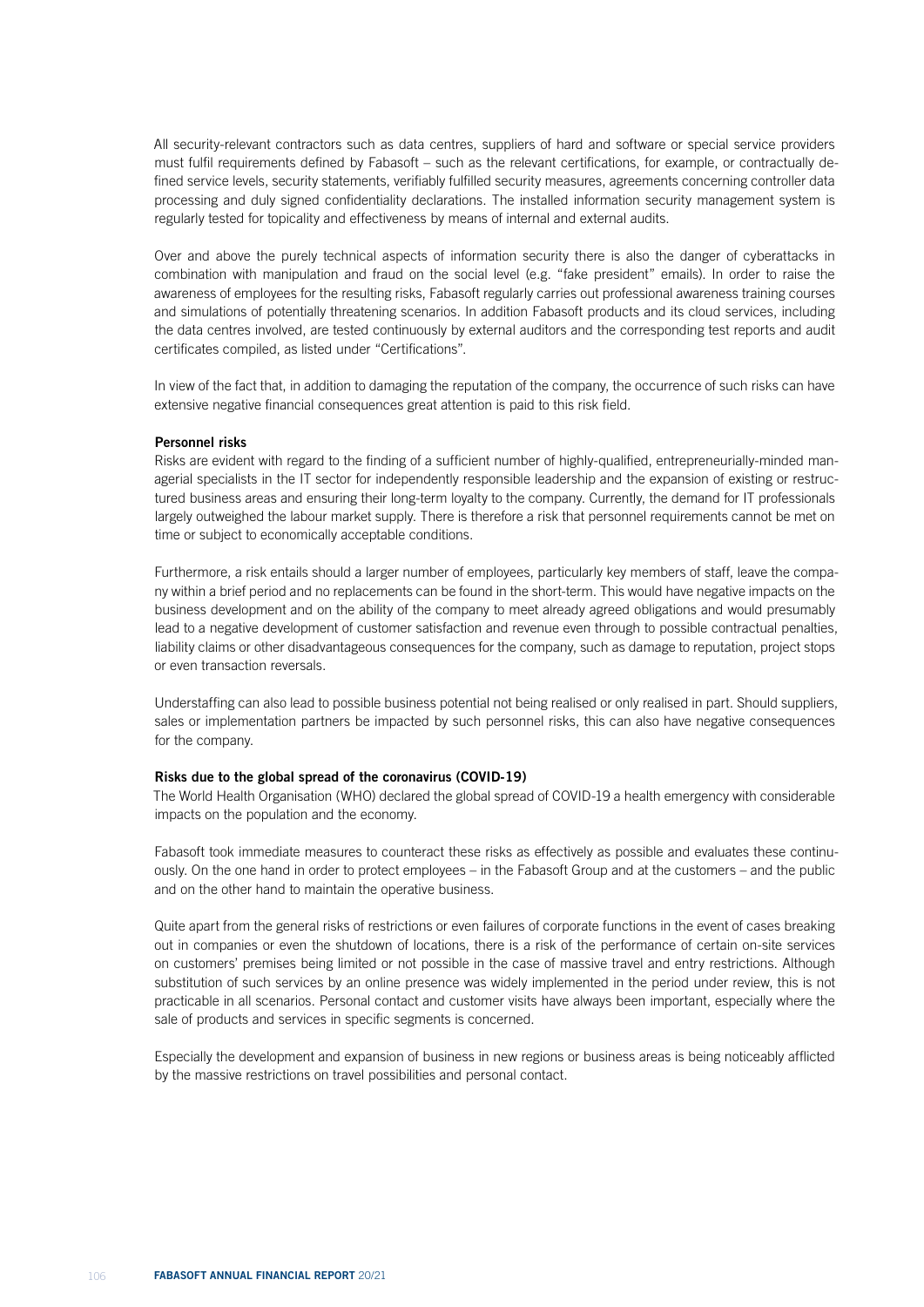All security-relevant contractors such as data centres, suppliers of hard and software or special service providers must fulfil requirements defined by Fabasoft – such as the relevant certifications, for example, or contractually defined service levels, security statements, verifiably fulfilled security measures, agreements concerning controller data processing and duly signed confidentiality declarations. The installed information security management system is regularly tested for topicality and effectiveness by means of internal and external audits.

Over and above the purely technical aspects of information security there is also the danger of cyberattacks in combination with manipulation and fraud on the social level (e.g. "fake president" emails). In order to raise the awareness of employees for the resulting risks, Fabasoft regularly carries out professional awareness training courses and simulations of potentially threatening scenarios. In addition Fabasoft products and its cloud services, including the data centres involved, are tested continuously by external auditors and the corresponding test reports and audit certificates compiled, as listed under "Certifications".

In view of the fact that, in addition to damaging the reputation of the company, the occurrence of such risks can have extensive negative financial consequences great attention is paid to this risk field.

**Personnel risks**

Risks are evident with regard to the finding of a sufficient number of highly-qualified, entrepreneurially-minded managerial specialists in the IT sector for independently responsible leadership and the expansion of existing or restructured business areas and ensuring their long-term loyalty to the company. Currently, the demand for IT professionals largely outweighed the labour market supply. There is therefore a risk that personnel requirements cannot be met on time or subject to economically acceptable conditions.

Furthermore, a risk entails should a larger number of employees, particularly key members of staff, leave the company within a brief period and no replacements can be found in the short-term. This would have negative impacts on the business development and on the ability of the company to meet already agreed obligations and would presumably lead to a negative development of customer satisfaction and revenue even through to possible contractual penalties, liability claims or other disadvantageous consequences for the company, such as damage to reputation, project stops or even transaction reversals.

Understaffing can also lead to possible business potential not being realised or only realised in part. Should suppliers, sales or implementation partners be impacted by such personnel risks, this can also have negative consequences for the company.

**Risks due to the global spread of the coronavirus (COVID-19)**

The World Health Organisation (WHO) declared the global spread of COVID-19 a health emergency with considerable impacts on the population and the economy.

Fabasoft took immediate measures to counteract these risks as effectively as possible and evaluates these continuously. On the one hand in order to protect employees – in the Fabasoft Group and at the customers – and the public and on the other hand to maintain the operative business.

Quite apart from the general risks of restrictions or even failures of corporate functions in the event of cases breaking out in companies or even the shutdown of locations, there is a risk of the performance of certain on-site services on customers' premises being limited or not possible in the case of massive travel and entry restrictions. Although substitution of such services by an online presence was widely implemented in the period under review, this is not practicable in all scenarios. Personal contact and customer visits have always been important, especially where the sale of products and services in specific segments is concerned.

Especially the development and expansion of business in new regions or business areas is being noticeably afflicted by the massive restrictions on travel possibilities and personal contact.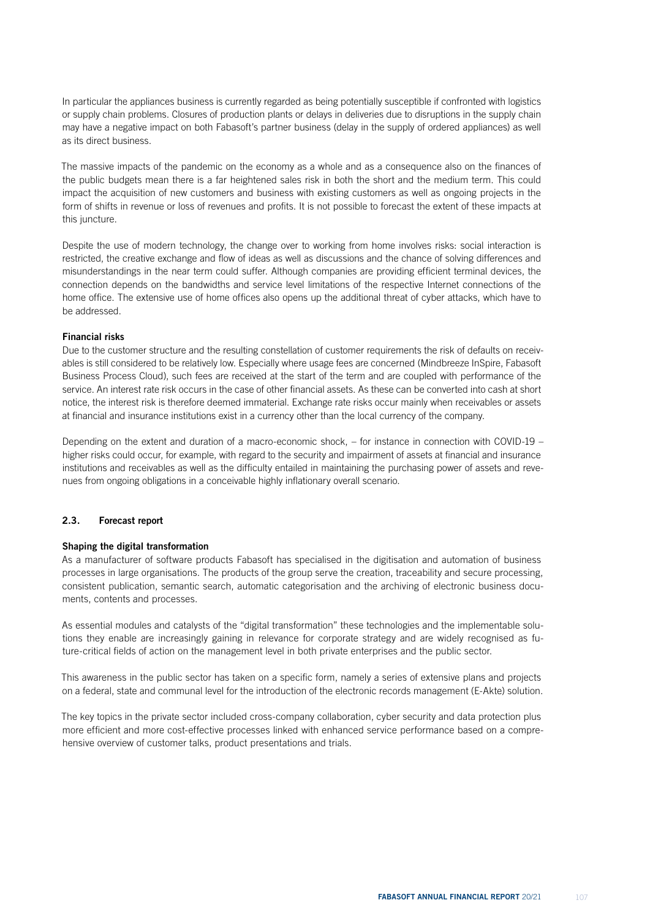In particular the appliances business is currently regarded as being potentially susceptible if confronted with logistics or supply chain problems. Closures of production plants or delays in deliveries due to disruptions in the supply chain may have a negative impact on both Fabasoft's partner business (delay in the supply of ordered appliances) as well as its direct business.

The massive impacts of the pandemic on the economy as a whole and as a consequence also on the finances of the public budgets mean there is a far heightened sales risk in both the short and the medium term. This could impact the acquisition of new customers and business with existing customers as well as ongoing projects in the form of shifts in revenue or loss of revenues and profits. It is not possible to forecast the extent of these impacts at this juncture.

Despite the use of modern technology, the change over to working from home involves risks: social interaction is restricted, the creative exchange and flow of ideas as well as discussions and the chance of solving differences and misunderstandings in the near term could suffer. Although companies are providing efficient terminal devices, the connection depends on the bandwidths and service level limitations of the respective Internet connections of the home office. The extensive use of home offices also opens up the additional threat of cyber attacks, which have to be addressed.

**Financial risks**

Due to the customer structure and the resulting constellation of customer requirements the risk of defaults on receivables is still considered to be relatively low. Especially where usage fees are concerned (Mindbreeze InSpire, Fabasoft Business Process Cloud), such fees are received at the start of the term and are coupled with performance of the service. An interest rate risk occurs in the case of other financial assets. As these can be converted into cash at short notice, the interest risk is therefore deemed immaterial. Exchange rate risks occur mainly when receivables or assets at financial and insurance institutions exist in a currency other than the local currency of the company.

Depending on the extent and duration of a macro-economic shock, – for instance in connection with COVID-19 – higher risks could occur, for example, with regard to the security and impairment of assets at financial and insurance institutions and receivables as well as the difficulty entailed in maintaining the purchasing power of assets and revenues from ongoing obligations in a conceivable highly inflationary overall scenario.

## 2.3. Forecast report

**Shaping the digital transformation**

As a manufacturer of software products Fabasoft has specialised in the digitisation and automation of business processes in large organisations. The products of the group serve the creation, traceability and secure processing, consistent publication, semantic search, automatic categorisation and the archiving of electronic business documents, contents and processes.

As essential modules and catalysts of the "digital transformation" these technologies and the implementable solutions they enable are increasingly gaining in relevance for corporate strategy and are widely recognised as future-critical fields of action on the management level in both private enterprises and the public sector.

This awareness in the public sector has taken on a specific form, namely a series of extensive plans and projects on a federal, state and communal level for the introduction of the electronic records management (E-Akte) solution.

The key topics in the private sector included cross-company collaboration, cyber security and data protection plus more efficient and more cost-effective processes linked with enhanced service performance based on a comprehensive overview of customer talks, product presentations and trials.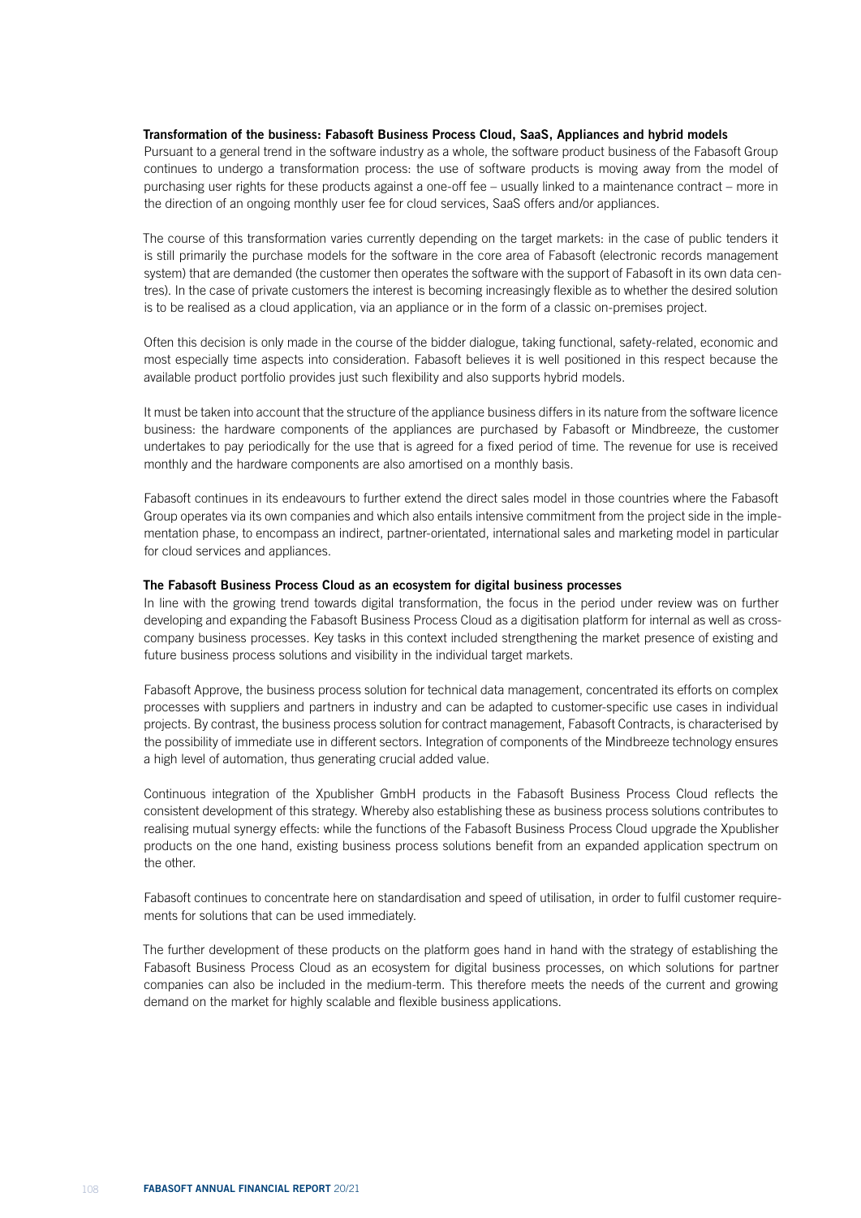**Transformation of the business: Fabasoft Business Process Cloud, SaaS, Appliances and hybrid models**

Pursuant to a general trend in the software industry as a whole, the software product business of the Fabasoft Group continues to undergo a transformation process: the use of software products is moving away from the model of purchasing user rights for these products against a one-off fee – usually linked to a maintenance contract – more in the direction of an ongoing monthly user fee for cloud services, SaaS offers and/or appliances.

The course of this transformation varies currently depending on the target markets: in the case of public tenders it is still primarily the purchase models for the software in the core area of Fabasoft (electronic records management system) that are demanded (the customer then operates the software with the support of Fabasoft in its own data centres). In the case of private customers the interest is becoming increasingly flexible as to whether the desired solution is to be realised as a cloud application, via an appliance or in the form of a classic on-premises project.

Often this decision is only made in the course of the bidder dialogue, taking functional, safety-related, economic and most especially time aspects into consideration. Fabasoft believes it is well positioned in this respect because the available product portfolio provides just such flexibility and also supports hybrid models.

It must be taken into account that the structure of the appliance business differs in its nature from the software licence business: the hardware components of the appliances are purchased by Fabasoft or Mindbreeze, the customer undertakes to pay periodically for the use that is agreed for a fixed period of time. The revenue for use is received monthly and the hardware components are also amortised on a monthly basis.

Fabasoft continues in its endeavours to further extend the direct sales model in those countries where the Fabasoft Group operates via its own companies and which also entails intensive commitment from the project side in the implementation phase, to encompass an indirect, partner-orientated, international sales and marketing model in particular for cloud services and appliances.

**The Fabasoft Business Process Cloud as an ecosystem for digital business processes**

In line with the growing trend towards digital transformation, the focus in the period under review was on further developing and expanding the Fabasoft Business Process Cloud as a digitisation platform for internal as well as cross-company business processes. Key tasks in this context included strengthening the market presence of existing and future business process solutions and visibility in the individual target markets.

Fabasoft Approve, the business process solution for technical data management, concentrated its efforts on complex processes with suppliers and partners in industry and can be adapted to customer-specific use cases in individual projects. By contrast, the business process solution for contract management, Fabasoft Contracts, is characterised by the possibility of immediate use in different sectors. Integration of components of the Mindbreeze technology ensures a high level of automation, thus generating crucial added value.

Continuous integration of the Xpublisher GmbH products in the Fabasoft Business Process Cloud reflects the consistent development of this strategy. Whereby also establishing these as business process solutions contributes to realising mutual synergy effects: while the functions of the Fabasoft Business Process Cloud upgrade the Xpublisher products on the one hand, existing business process solutions benefit from an expanded application spectrum on the other.

Fabasoft continues to concentrate here on standardisation and speed of utilisation, in order to fulfil customer requirements for solutions that can be used immediately.

The further development of these products on the platform goes hand in hand with the strategy of establishing the Fabasoft Business Process Cloud as an ecosystem for digital business processes, on which solutions for partner companies can also be included in the medium-term. This therefore meets the needs of the current and growing demand on the market for highly scalable and flexible business applications.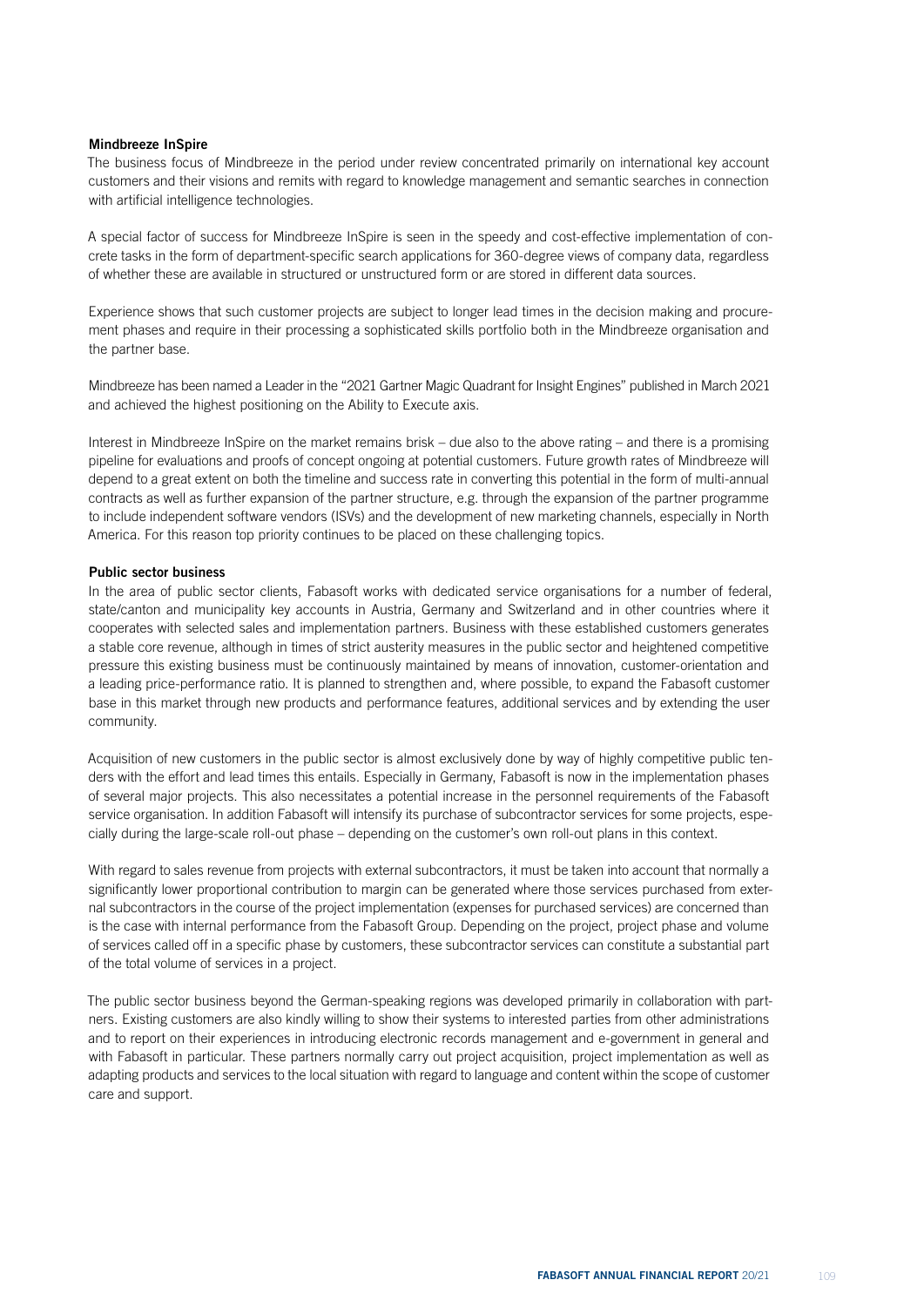**Mindbreeze InSpire**

The business focus of Mindbreeze in the period under review concentrated primarily on international key account customers and their visions and remits with regard to knowledge management and semantic searches in connection with artificial intelligence technologies.

A special factor of success for Mindbreeze InSpire is seen in the speedy and cost-effective implementation of concrete tasks in the form of department-specific search applications for 360-degree views of company data, regardless of whether these are available in structured or unstructured form or are stored in different data sources.

Experience shows that such customer projects are subject to longer lead times in the decision making and procurement phases and require in their processing a sophisticated skills portfolio both in the Mindbreeze organisation and the partner base.

Mindbreeze has been named a Leader in the "2021 Gartner Magic Quadrant for Insight Engines" published in March 2021 and achieved the highest positioning on the Ability to Execute axis.

Interest in Mindbreeze InSpire on the market remains brisk – due also to the above rating – and there is a promising pipeline for evaluations and proofs of concept ongoing at potential customers. Future growth rates of Mindbreeze will depend to a great extent on both the timeline and success rate in converting this potential in the form of multi-annual contracts as well as further expansion of the partner structure, e.g. through the expansion of the partner programme to include independent software vendors (ISVs) and the development of new marketing channels, especially in North America. For this reason top priority continues to be placed on these challenging topics.

**Public sector business**

In the area of public sector clients, Fabasoft works with dedicated service organisations for a number of federal, state/canton and municipality key accounts in Austria, Germany and Switzerland and in other countries where it cooperates with selected sales and implementation partners. Business with these established customers generates a stable core revenue, although in times of strict austerity measures in the public sector and heightened competitive pressure this existing business must be continuously maintained by means of innovation, customer-orientation and a leading price-performance ratio. It is planned to strengthen and, where possible, to expand the Fabasoft customer base in this market through new products and performance features, additional services and by extending the user community.

Acquisition of new customers in the public sector is almost exclusively done by way of highly competitive public tenders with the effort and lead times this entails. Especially in Germany, Fabasoft is now in the implementation phases of several major projects. This also necessitates a potential increase in the personnel requirements of the Fabasoft service organisation. In addition Fabasoft will intensify its purchase of subcontractor services for some projects, especially during the large-scale roll-out phase – depending on the customer's own roll-out plans in this context.

With regard to sales revenue from projects with external subcontractors, it must be taken into account that normally a significantly lower proportional contribution to margin can be generated where those services purchased from external subcontractors in the course of the project implementation (expenses for purchased services) are concerned than is the case with internal performance from the Fabasoft Group. Depending on the project, project phase and volume of services called off in a specific phase by customers, these subcontractor services can constitute a substantial part of the total volume of services in a project.

The public sector business beyond the German-speaking regions was developed primarily in collaboration with partners. Existing customers are also kindly willing to show their systems to interested parties from other administrations and to report on their experiences in introducing electronic records management and e-government in general and with Fabasoft in particular. These partners normally carry out project acquisition, project implementation as well as adapting products and services to the local situation with regard to language and content within the scope of customer care and support.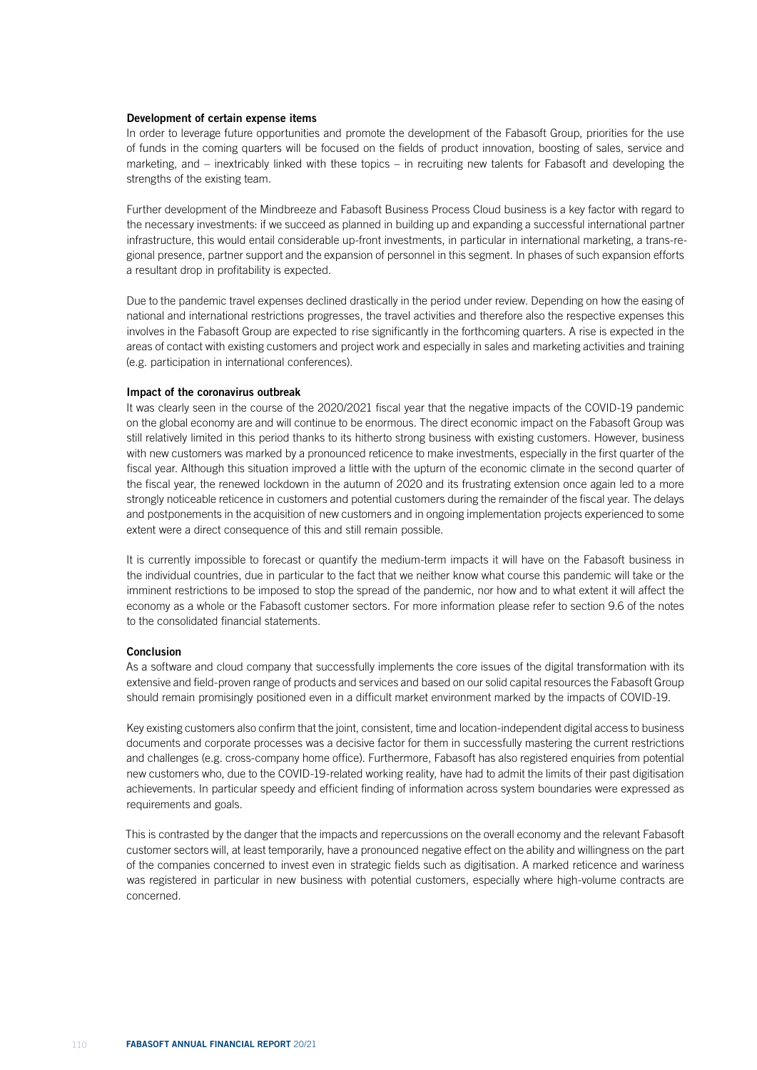**Development of certain expense items**

In order to leverage future opportunities and promote the development of the Fabasoft Group, priorities for the use of funds in the coming quarters will be focused on the fields of product innovation, boosting of sales, service and marketing, and – inextricably linked with these topics – in recruiting new talents for Fabasoft and developing the strengths of the existing team.

Further development of the Mindbreeze and Fabasoft Business Process Cloud business is a key factor with regard to the necessary investments: if we succeed as planned in building up and expanding a successful international partner infrastructure, this would entail considerable up-front investments, in particular in international marketing, a trans-regional presence, partner support and the expansion of personnel in this segment. In phases of such expansion efforts a resultant drop in profitability is expected.

Due to the pandemic travel expenses declined drastically in the period under review. Depending on how the easing of national and international restrictions progresses, the travel activities and therefore also the respective expenses this involves in the Fabasoft Group are expected to rise significantly in the forthcoming quarters. A rise is expected in the areas of contact with existing customers and project work and especially in sales and marketing activities and training (e.g. participation in international conferences).

**Impact of the coronavirus outbreak**

It was clearly seen in the course of the 2020/2021 fiscal year that the negative impacts of the COVID-19 pandemic on the global economy are and will continue to be enormous. The direct economic impact on the Fabasoft Group was still relatively limited in this period thanks to its hitherto strong business with existing customers. However, business with new customers was marked by a pronounced reticence to make investments, especially in the first quarter of the fiscal year. Although this situation improved a little with the upturn of the economic climate in the second quarter of the fiscal year, the renewed lockdown in the autumn of 2020 and its frustrating extension once again led to a more strongly noticeable reticence in customers and potential customers during the remainder of the fiscal year. The delays and postponements in the acquisition of new customers and in ongoing implementation projects experienced to some extent were a direct consequence of this and still remain possible.

It is currently impossible to forecast or quantify the medium-term impacts it will have on the Fabasoft business in the individual countries, due in particular to the fact that we neither know what course this pandemic will take or the imminent restrictions to be imposed to stop the spread of the pandemic, nor how and to what extent it will affect the economy as a whole or the Fabasoft customer sectors. For more information please refer to section 9.6 of the notes to the consolidated financial statements.

**Conclusion**

As a software and cloud company that successfully implements the core issues of the digital transformation with its extensive and field-proven range of products and services and based on our solid capital resources the Fabasoft Group should remain promisingly positioned even in a difficult market environment marked by the impacts of COVID-19.

Key existing customers also confirm that the joint, consistent, time and location-independent digital access to business documents and corporate processes was a decisive factor for them in successfully mastering the current restrictions and challenges (e.g. cross-company home office). Furthermore, Fabasoft has also registered enquiries from potential new customers who, due to the COVID-19-related working reality, have had to admit the limits of their past digitisation achievements. In particular speedy and efficient finding of information across system boundaries were expressed as requirements and goals.

This is contrasted by the danger that the impacts and repercussions on the overall economy and the relevant Fabasoft customer sectors will, at least temporarily, have a pronounced negative effect on the ability and willingness on the part of the companies concerned to invest even in strategic fields such as digitisation. A marked reticence and wariness was registered in particular in new business with potential customers, especially where high-volume contracts are concerned.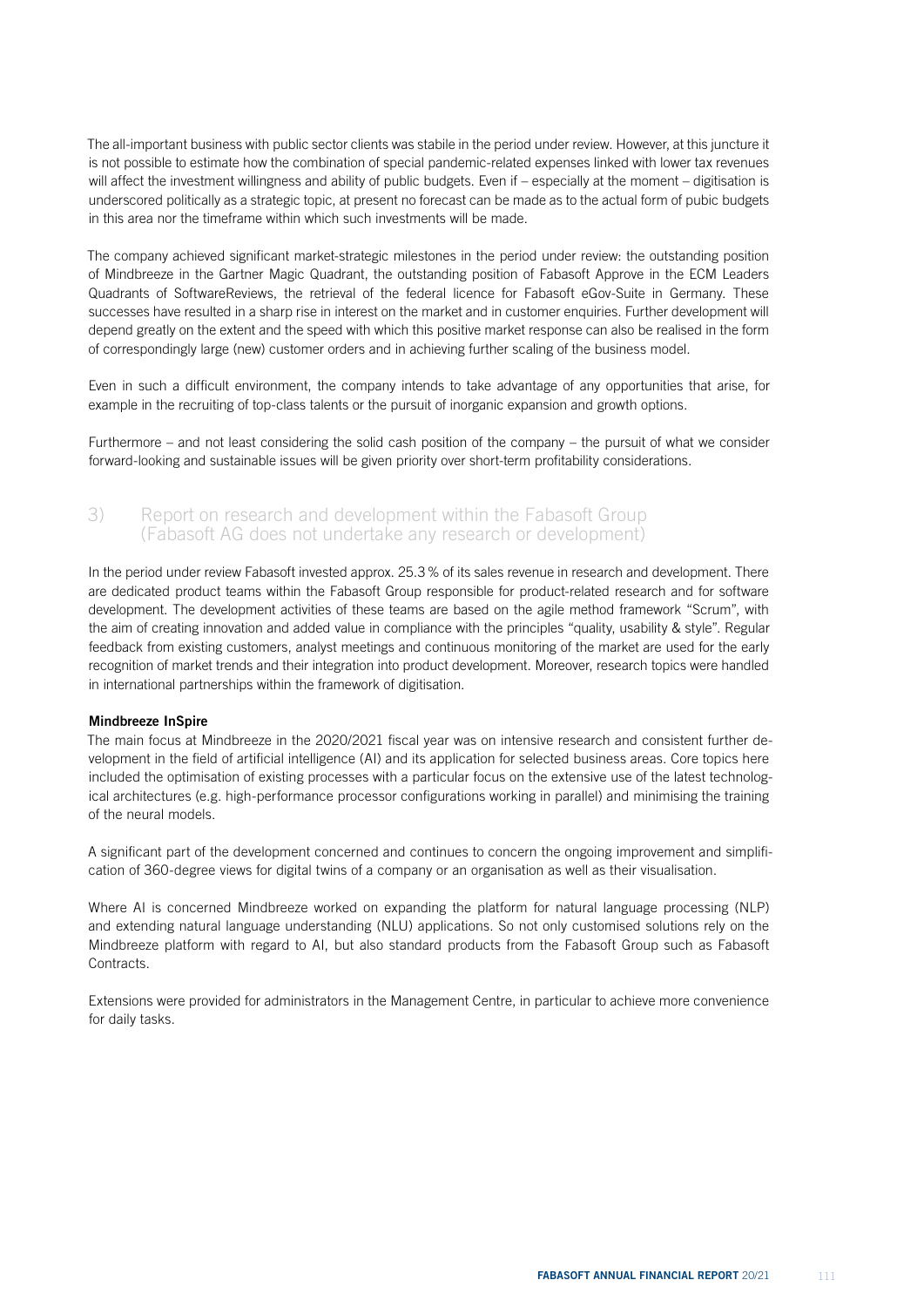The all-important business with public sector clients was stabile in the period under review. However, at this juncture it is not possible to estimate how the combination of special pandemic-related expenses linked with lower tax revenues will affect the investment willingness and ability of public budgets. Even if – especially at the moment – digitisation is underscored politically as a strategic topic, at present no forecast can be made as to the actual form of pubic budgets in this area nor the timeframe within which such investments will be made.

The company achieved significant market-strategic milestones in the period under review: the outstanding position of Mindbreeze in the Gartner Magic Quadrant, the outstanding position of Fabasoft Approve in the ECM Leaders Quadrants of SoftwareReviews, the retrieval of the federal licence for Fabasoft eGov-Suite in Germany. These successes have resulted in a sharp rise in interest on the market and in customer enquiries. Further development will depend greatly on the extent and the speed with which this positive market response can also be realised in the form of correspondingly large (new) customer orders and in achieving further scaling of the business model.

Even in such a difficult environment, the company intends to take advantage of any opportunities that arise, for example in the recruiting of top-class talents or the pursuit of inorganic expansion and growth options.

Furthermore – and not least considering the solid cash position of the company – the pursuit of what we consider forward-looking and sustainable issues will be given priority over short-term profitability considerations.

## 3) Report on research and development within the Fabasoft Group (Fabasoft AG does not undertake any research or development)

In the period under review Fabasoft invested approx. 25.3 % of its sales revenue in research and development. There are dedicated product teams within the Fabasoft Group responsible for product-related research and for software development. The development activities of these teams are based on the agile method framework "Scrum", with the aim of creating innovation and added value in compliance with the principles "quality, usability & style". Regular feedback from existing customers, analyst meetings and continuous monitoring of the market are used for the early recognition of market trends and their integration into product development. Moreover, research topics were handled in international partnerships within the framework of digitisation.

**Mindbreeze InSpire**

The main focus at Mindbreeze in the 2020/2021 fiscal year was on intensive research and consistent further development in the field of artificial intelligence (AI) and its application for selected business areas. Core topics here included the optimisation of existing processes with a particular focus on the extensive use of the latest technological architectures (e.g. high-performance processor configurations working in parallel) and minimising the training of the neural models.

A significant part of the development concerned and continues to concern the ongoing improvement and simplification of 360-degree views for digital twins of a company or an organisation as well as their visualisation.

Where AI is concerned Mindbreeze worked on expanding the platform for natural language processing (NLP) and extending natural language understanding (NLU) applications. So not only customised solutions rely on the Mindbreeze platform with regard to AI, but also standard products from the Fabasoft Group such as Fabasoft Contracts.

Extensions were provided for administrators in the Management Centre, in particular to achieve more convenience for daily tasks.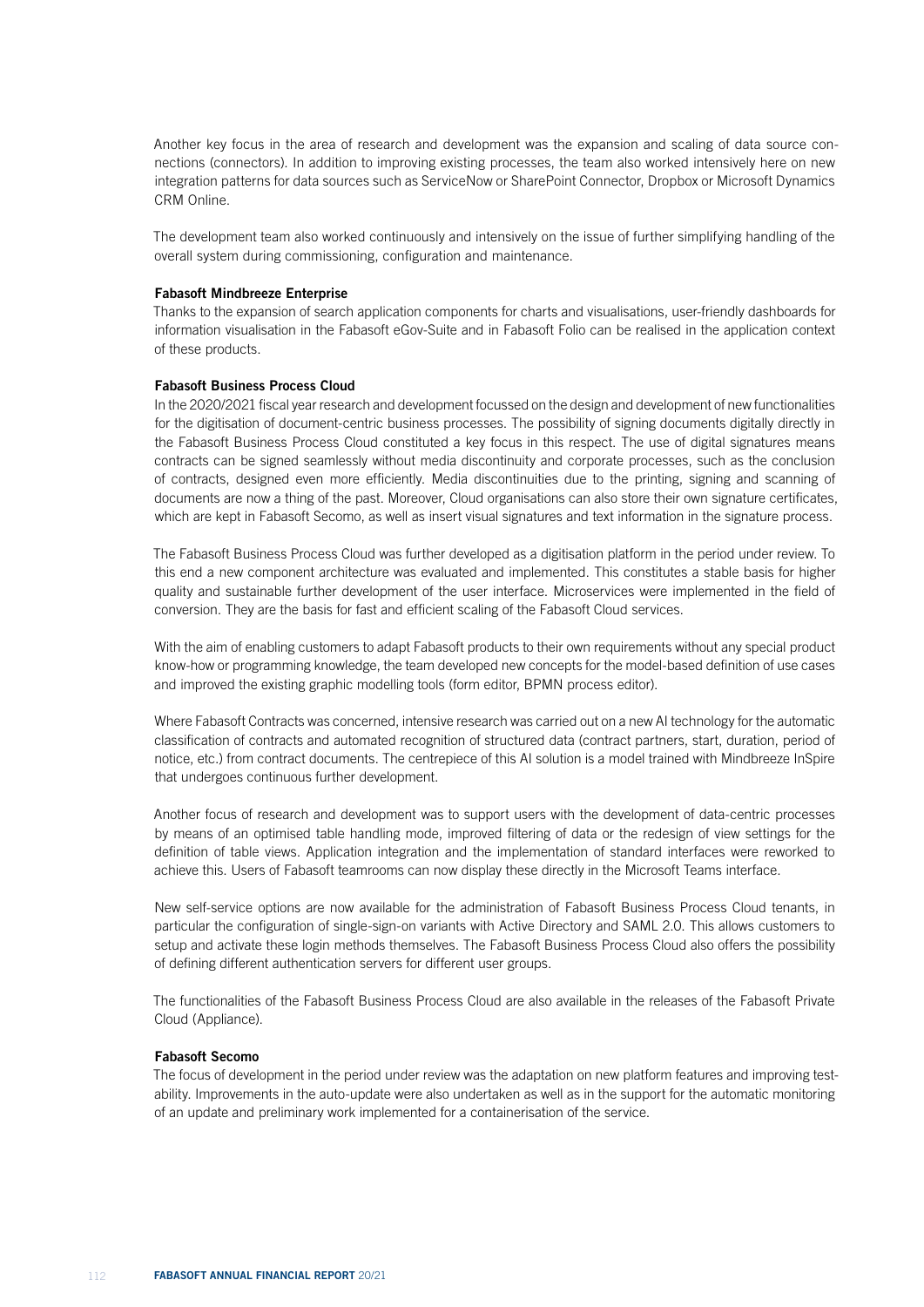Another key focus in the area of research and development was the expansion and scaling of data source connections (connectors). In addition to improving existing processes, the team also worked intensively here on new integration patterns for data sources such as ServiceNow or SharePoint Connector, Dropbox or Microsoft Dynamics CRM Online.

The development team also worked continuously and intensively on the issue of further simplifying handling of the overall system during commissioning, configuration and maintenance.

**Fabasoft Mindbreeze Enterprise**

Thanks to the expansion of search application components for charts and visualisations, user-friendly dashboards for information visualisation in the Fabasoft eGov-Suite and in Fabasoft Folio can be realised in the application context of these products.

**Fabasoft Business Process Cloud**

In the 2020/2021 fiscal year research and development focussed on the design and development of new functionalities for the digitisation of document-centric business processes. The possibility of signing documents digitally directly in the Fabasoft Business Process Cloud constituted a key focus in this respect. The use of digital signatures means contracts can be signed seamlessly without media discontinuity and corporate processes, such as the conclusion of contracts, designed even more efficiently. Media discontinuities due to the printing, signing and scanning of documents are now a thing of the past. Moreover, Cloud organisations can also store their own signature certificates, which are kept in Fabasoft Secomo, as well as insert visual signatures and text information in the signature process.

The Fabasoft Business Process Cloud was further developed as a digitisation platform in the period under review. To this end a new component architecture was evaluated and implemented. This constitutes a stable basis for higher quality and sustainable further development of the user interface. Microservices were implemented in the field of conversion. They are the basis for fast and efficient scaling of the Fabasoft Cloud services.

With the aim of enabling customers to adapt Fabasoft products to their own requirements without any special product know-how or programming knowledge, the team developed new concepts for the model-based definition of use cases and improved the existing graphic modelling tools (form editor, BPMN process editor).

Where Fabasoft Contracts was concerned, intensive research was carried out on a new AI technology for the automatic classification of contracts and automated recognition of structured data (contract partners, start, duration, period of notice, etc.) from contract documents. The centrepiece of this AI solution is a model trained with Mindbreeze InSpire that undergoes continuous further development.

Another focus of research and development was to support users with the development of data-centric processes by means of an optimised table handling mode, improved filtering of data or the redesign of view settings for the definition of table views. Application integration and the implementation of standard interfaces were reworked to achieve this. Users of Fabasoft teamrooms can now display these directly in the Microsoft Teams interface.

New self-service options are now available for the administration of Fabasoft Business Process Cloud tenants, in particular the configuration of single-sign-on variants with Active Directory and SAML 2.0. This allows customers to setup and activate these login methods themselves. The Fabasoft Business Process Cloud also offers the possibility of defining different authentication servers for different user groups.

The functionalities of the Fabasoft Business Process Cloud are also available in the releases of the Fabasoft Private Cloud (Appliance).

**Fabasoft Secomo**

The focus of development in the period under review was the adaptation on new platform features and improving testability. Improvements in the auto-update were also undertaken as well as in the support for the automatic monitoring of an update and preliminary work implemented for a containerisation of the service.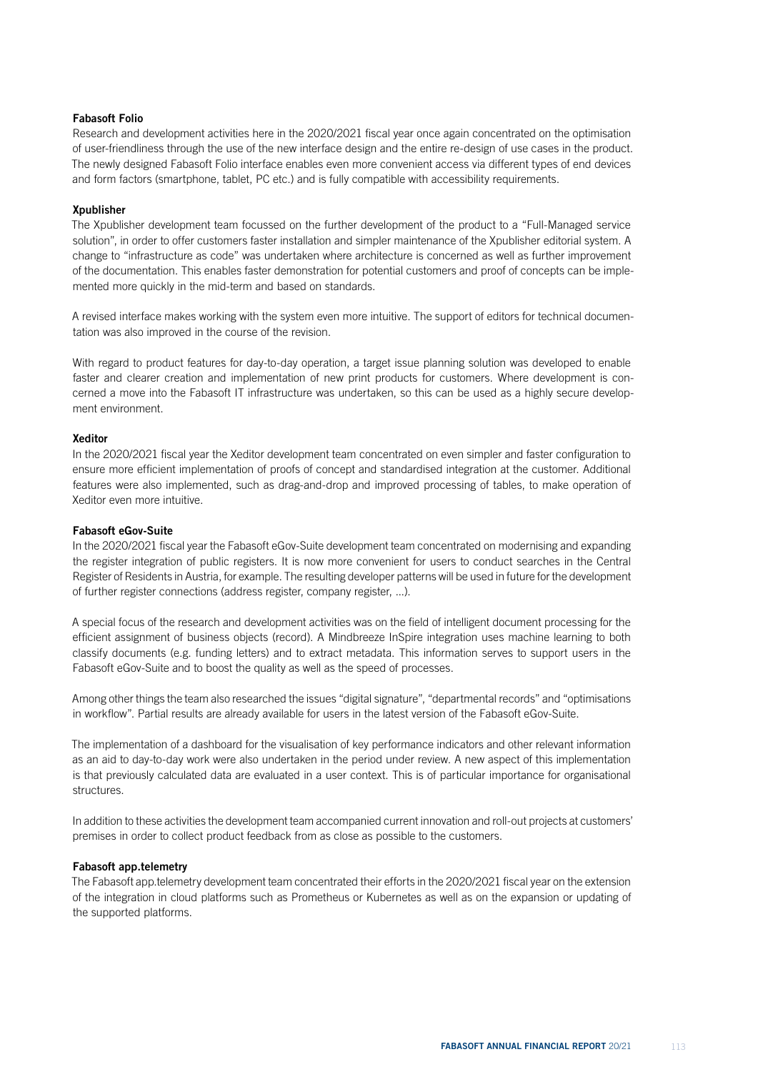**Fabasoft Folio**

Research and development activities here in the 2020/2021 fiscal year once again concentrated on the optimisation of user-friendliness through the use of the new interface design and the entire re-design of use cases in the product. The newly designed Fabasoft Folio interface enables even more convenient access via different types of end devices and form factors (smartphone, tablet, PC etc.) and is fully compatible with accessibility requirements.

**Xpublisher**

The Xpublisher development team focussed on the further development of the product to a "Full-Managed service solution", in order to offer customers faster installation and simpler maintenance of the Xpublisher editorial system. A change to "infrastructure as code" was undertaken where architecture is concerned as well as further improvement of the documentation. This enables faster demonstration for potential customers and proof of concepts can be implemented more quickly in the mid-term and based on standards.

A revised interface makes working with the system even more intuitive. The support of editors for technical documentation was also improved in the course of the revision.

With regard to product features for day-to-day operation, a target issue planning solution was developed to enable faster and clearer creation and implementation of new print products for customers. Where development is concerned a move into the Fabasoft IT infrastructure was undertaken, so this can be used as a highly secure development environment.

**Xeditor**

In the 2020/2021 fiscal year the Xeditor development team concentrated on even simpler and faster configuration to ensure more efficient implementation of proofs of concept and standardised integration at the customer. Additional features were also implemented, such as drag-and-drop and improved processing of tables, to make operation of Xeditor even more intuitive.

**Fabasoft eGov-Suite**

In the 2020/2021 fiscal year the Fabasoft eGov-Suite development team concentrated on modernising and expanding the register integration of public registers. It is now more convenient for users to conduct searches in the Central Register of Residents in Austria, for example. The resulting developer patterns will be used in future for the development of further register connections (address register, company register, ...).

A special focus of the research and development activities was on the field of intelligent document processing for the efficient assignment of business objects (record). A Mindbreeze InSpire integration uses machine learning to both classify documents (e.g. funding letters) and to extract metadata. This information serves to support users in the Fabasoft eGov-Suite and to boost the quality as well as the speed of processes.

Among other things the team also researched the issues "digital signature", "departmental records" and "optimisations in workflow". Partial results are already available for users in the latest version of the Fabasoft eGov-Suite.

The implementation of a dashboard for the visualisation of key performance indicators and other relevant information as an aid to day-to-day work were also undertaken in the period under review. A new aspect of this implementation is that previously calculated data are evaluated in a user context. This is of particular importance for organisational structures.

In addition to these activities the development team accompanied current innovation and roll-out projects at customers' premises in order to collect product feedback from as close as possible to the customers.

**Fabasoft app.telemetry**

The Fabasoft app.telemetry development team concentrated their efforts in the 2020/2021 fiscal year on the extension of the integration in cloud platforms such as Prometheus or Kubernetes as well as on the expansion or updating of the supported platforms.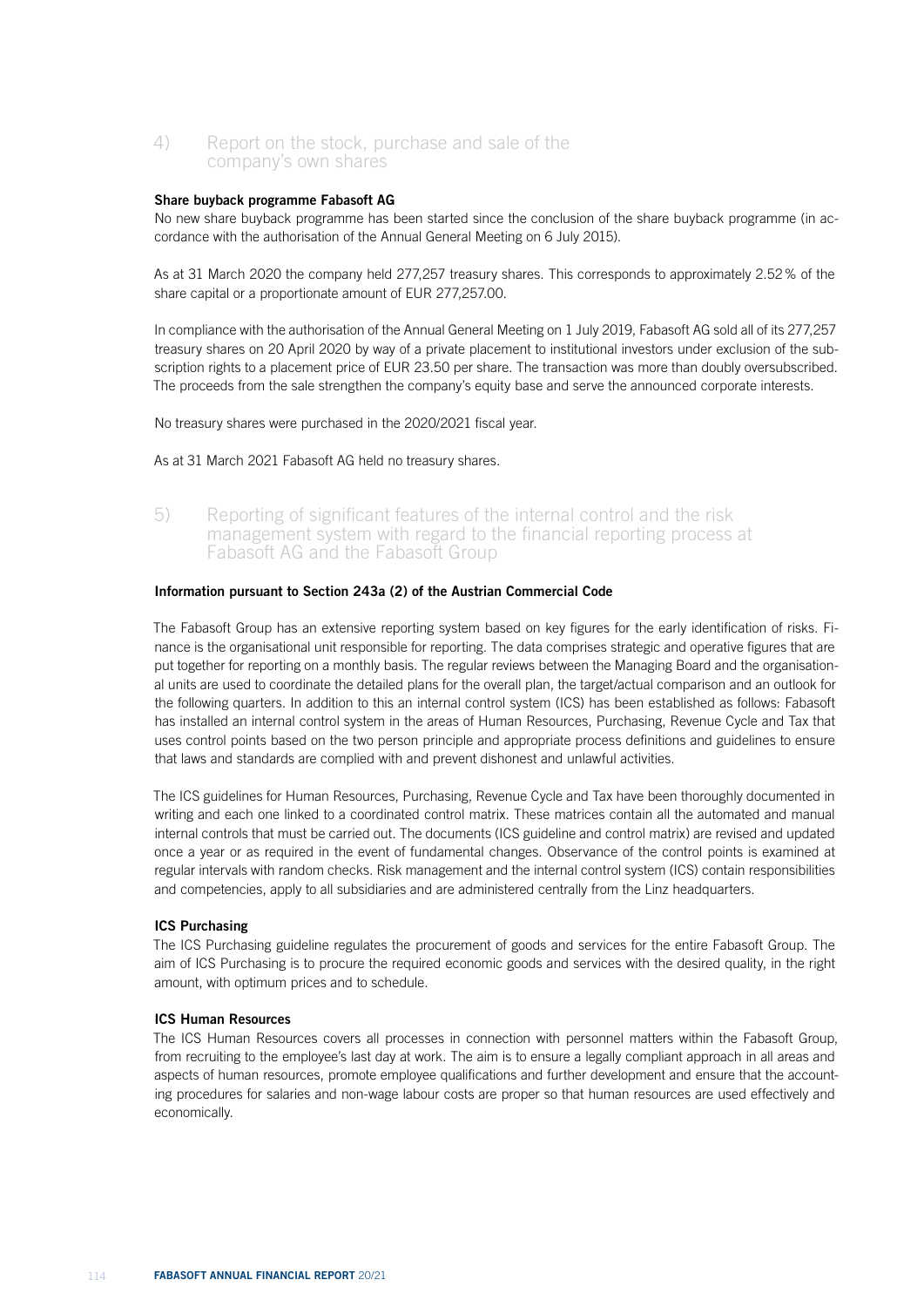## 4) Report on the stock, purchase and sale of the company's own shares

**Share buyback programme Fabasoft AG**

No new share buyback programme has been started since the conclusion of the share buyback programme (in accordance with the authorisation of the Annual General Meeting on 6 July 2015).

As at 31 March 2020 the company held 277,257 treasury shares. This corresponds to approximately 2.52 % of the share capital or a proportionate amount of EUR 277,257.00.

In compliance with the authorisation of the Annual General Meeting on 1 July 2019, Fabasoft AG sold all of its 277,257 treasury shares on 20 April 2020 by way of a private placement to institutional investors under exclusion of the subscription rights to a placement price of EUR 23.50 per share. The transaction was more than doubly oversubscribed. The proceeds from the sale strengthen the company's equity base and serve the announced corporate interests.

No treasury shares were purchased in the 2020/2021 fiscal year.

As at 31 March 2021 Fabasoft AG held no treasury shares.

## 5) Reporting of significant features of the internal control and the risk management system with regard to the financial reporting process at Fabasoft AG and the Fabasoft Group

**Information pursuant to Section 243a (2) of the Austrian Commercial Code**

The Fabasoft Group has an extensive reporting system based on key figures for the early identification of risks. Finance is the organisational unit responsible for reporting. The data comprises strategic and operative figures that are put together for reporting on a monthly basis. The regular reviews between the Managing Board and the organisational units are used to coordinate the detailed plans for the overall plan, the target/actual comparison and an outlook for the following quarters. In addition to this an internal control system (ICS) has been established as follows: Fabasoft has installed an internal control system in the areas of Human Resources, Purchasing, Revenue Cycle and Tax that uses control points based on the two person principle and appropriate process definitions and guidelines to ensure that laws and standards are complied with and prevent dishonest and unlawful activities.

The ICS guidelines for Human Resources, Purchasing, Revenue Cycle and Tax have been thoroughly documented in writing and each one linked to a coordinated control matrix. These matrices contain all the automated and manual internal controls that must be carried out. The documents (ICS guideline and control matrix) are revised and updated once a year or as required in the event of fundamental changes. Observance of the control points is examined at regular intervals with random checks. Risk management and the internal control system (ICS) contain responsibilities and competencies, apply to all subsidiaries and are administered centrally from the Linz headquarters.

**ICS Purchasing**

The ICS Purchasing guideline regulates the procurement of goods and services for the entire Fabasoft Group. The aim of ICS Purchasing is to procure the required economic goods and services with the desired quality, in the right amount, with optimum prices and to schedule.

**ICS Human Resources**

The ICS Human Resources covers all processes in connection with personnel matters within the Fabasoft Group, from recruiting to the employee's last day at work. The aim is to ensure a legally compliant approach in all areas and aspects of human resources, promote employee qualifications and further development and ensure that the accounting procedures for salaries and non-wage labour costs are proper so that human resources are used effectively and economically.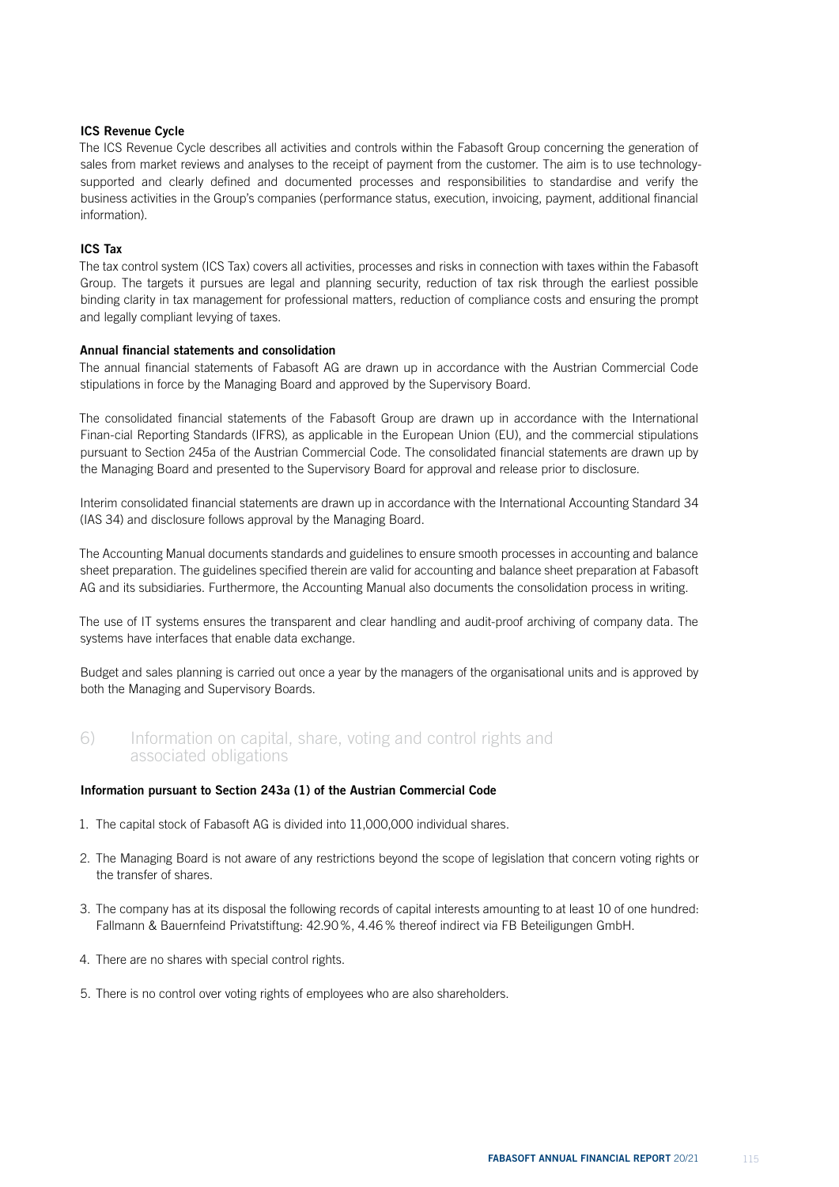**ICS Revenue Cycle**

The ICS Revenue Cycle describes all activities and controls within the Fabasoft Group concerning the generation of sales from market reviews and analyses to the receipt of payment from the customer. The aim is to use technology-supported and clearly defined and documented processes and responsibilities to standardise and verify the business activities in the Group's companies (performance status, execution, invoicing, payment, additional financial information).

**ICS Tax**

The tax control system (ICS Tax) covers all activities, processes and risks in connection with taxes within the Fabasoft Group. The targets it pursues are legal and planning security, reduction of tax risk through the earliest possible binding clarity in tax management for professional matters, reduction of compliance costs and ensuring the prompt and legally compliant levying of taxes.

**Annual financial statements and consolidation**

The annual financial statements of Fabasoft AG are drawn up in accordance with the Austrian Commercial Code stipulations in force by the Managing Board and approved by the Supervisory Board.

The consolidated financial statements of the Fabasoft Group are drawn up in accordance with the International Finan-cial Reporting Standards (IFRS), as applicable in the European Union (EU), and the commercial stipulations pursuant to Section 245a of the Austrian Commercial Code. The consolidated financial statements are drawn up by the Managing Board and presented to the Supervisory Board for approval and release prior to disclosure.

Interim consolidated financial statements are drawn up in accordance with the International Accounting Standard 34 (IAS 34) and disclosure follows approval by the Managing Board.

The Accounting Manual documents standards and guidelines to ensure smooth processes in accounting and balance sheet preparation. The guidelines specified therein are valid for accounting and balance sheet preparation at Fabasoft AG and its subsidiaries. Furthermore, the Accounting Manual also documents the consolidation process in writing.

The use of IT systems ensures the transparent and clear handling and audit-proof archiving of company data. The systems have interfaces that enable data exchange.

Budget and sales planning is carried out once a year by the managers of the organisational units and is approved by both the Managing and Supervisory Boards.

## 6) Information on capital, share, voting and control rights and associated obligations

**Information pursuant to Section 243a (1) of the Austrian Commercial Code**

1. The capital stock of Fabasoft AG is divided into 11,000,000 individual shares.
2. The Managing Board is not aware of any restrictions beyond the scope of legislation that concern voting rights or the transfer of shares.
3. The company has at its disposal the following records of capital interests amounting to at least 10 of one hundred: Fallmann & Bauernfeind Privatstiftung: 42.90 %, 4.46 % thereof indirect via FB Beteiligungen GmbH.
4. There are no shares with special control rights.
5. There is no control over voting rights of employees who are also shareholders.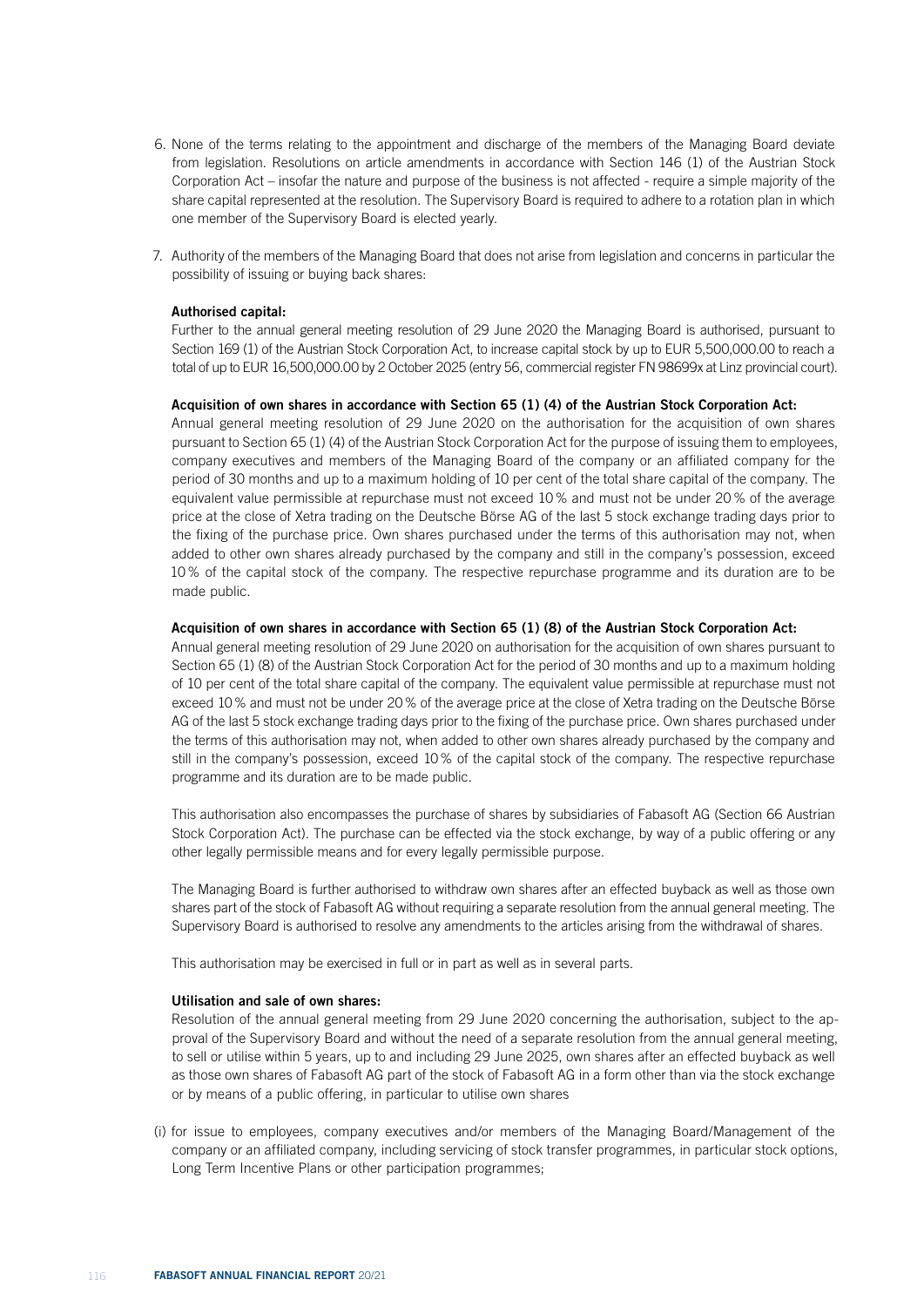6. None of the terms relating to the appointment and discharge of the members of the Managing Board deviate from legislation. Resolutions on article amendments in accordance with Section 146 (1) of the Austrian Stock Corporation Act – insofar the nature and purpose of the business is not affected - require a simple majority of the share capital represented at the resolution. The Supervisory Board is required to adhere to a rotation plan in which one member of the Supervisory Board is elected yearly.

7. Authority of the members of the Managing Board that does not arise from legislation and concerns in particular the possibility of issuing or buying back shares:

**Authorised capital:**
Further to the annual general meeting resolution of 29 June 2020 the Managing Board is authorised, pursuant to Section 169 (1) of the Austrian Stock Corporation Act, to increase capital stock by up to EUR 5,500,000.00 to reach a total of up to EUR 16,500,000.00 by 2 October 2025 (entry 56, commercial register FN 98699x at Linz provincial court).

**Acquisition of own shares in accordance with Section 65 (1) (4) of the Austrian Stock Corporation Act:**
Annual general meeting resolution of 29 June 2020 on the authorisation for the acquisition of own shares pursuant to Section 65 (1) (4) of the Austrian Stock Corporation Act for the purpose of issuing them to employees, company executives and members of the Managing Board of the company or an affiliated company for the period of 30 months and up to a maximum holding of 10 per cent of the total share capital of the company. The equivalent value permissible at repurchase must not exceed 10 % and must not be under 20 % of the average price at the close of Xetra trading on the Deutsche Börse AG of the last 5 stock exchange trading days prior to the fixing of the purchase price. Own shares purchased under the terms of this authorisation may not, when added to other own shares already purchased by the company and still in the company's possession, exceed 10 % of the capital stock of the company. The respective repurchase programme and its duration are to be made public.

**Acquisition of own shares in accordance with Section 65 (1) (8) of the Austrian Stock Corporation Act:**
Annual general meeting resolution of 29 June 2020 on authorisation for the acquisition of own shares pursuant to Section 65 (1) (8) of the Austrian Stock Corporation Act for the period of 30 months and up to a maximum holding of 10 per cent of the total share capital of the company. The equivalent value permissible at repurchase must not exceed 10 % and must not be under 20 % of the average price at the close of Xetra trading on the Deutsche Börse AG of the last 5 stock exchange trading days prior to the fixing of the purchase price. Own shares purchased under the terms of this authorisation may not, when added to other own shares already purchased by the company and still in the company's possession, exceed 10 % of the capital stock of the company. The respective repurchase programme and its duration are to be made public.

This authorisation also encompasses the purchase of shares by subsidiaries of Fabasoft AG (Section 66 Austrian Stock Corporation Act). The purchase can be effected via the stock exchange, by way of a public offering or any other legally permissible means and for every legally permissible purpose.

The Managing Board is further authorised to withdraw own shares after an effected buyback as well as those own shares part of the stock of Fabasoft AG without requiring a separate resolution from the annual general meeting. The Supervisory Board is authorised to resolve any amendments to the articles arising from the withdrawal of shares.

This authorisation may be exercised in full or in part as well as in several parts.

**Utilisation and sale of own shares:**
Resolution of the annual general meeting from 29 June 2020 concerning the authorisation, subject to the approval of the Supervisory Board and without the need of a separate resolution from the annual general meeting, to sell or utilise within 5 years, up to and including 29 June 2025, own shares after an effected buyback as well as those own shares of Fabasoft AG part of the stock of Fabasoft AG in a form other than via the stock exchange or by means of a public offering, in particular to utilise own shares

(i) for issue to employees, company executives and/or members of the Managing Board/Management of the company or an affiliated company, including servicing of stock transfer programmes, in particular stock options, Long Term Incentive Plans or other participation programmes;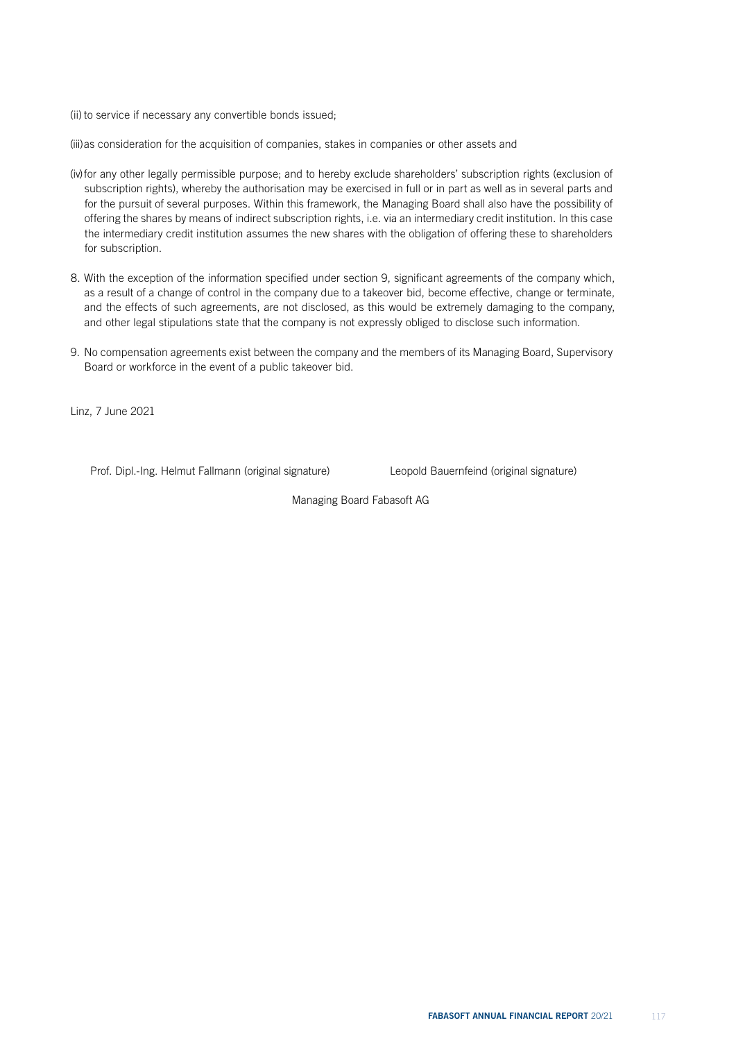(ii) to service if necessary any convertible bonds issued;

(iii) as consideration for the acquisition of companies, stakes in companies or other assets and

(iv) for any other legally permissible purpose; and to hereby exclude shareholders' subscription rights (exclusion of subscription rights), whereby the authorisation may be exercised in full or in part as well as in several parts and for the pursuit of several purposes. Within this framework, the Managing Board shall also have the possibility of offering the shares by means of indirect subscription rights, i.e. via an intermediary credit institution. In this case the intermediary credit institution assumes the new shares with the obligation of offering these to shareholders for subscription.

8. With the exception of the information specified under section 9, significant agreements of the company which, as a result of a change of control in the company due to a takeover bid, become effective, change or terminate, and the effects of such agreements, are not disclosed, as this would be extremely damaging to the company, and other legal stipulations state that the company is not expressly obliged to disclose such information.

9. No compensation agreements exist between the company and the members of its Managing Board, Supervisory Board or workforce in the event of a public takeover bid.

Linz, 7 June 2021

Prof. Dipl.-Ing. Helmut Fallmann (original signature) Leopold Bauernfeind (original signature)

Managing Board Fabasoft AG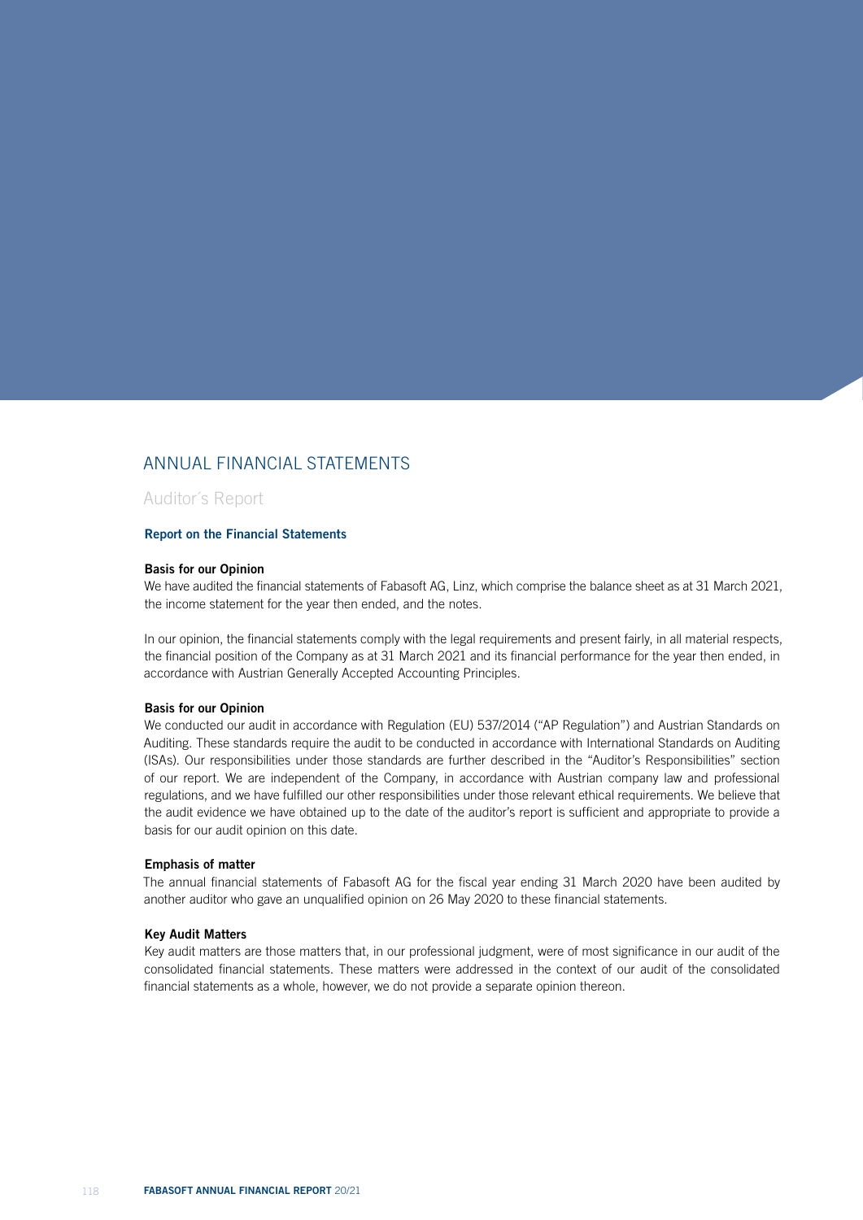# ANNUAL FINANCIAL STATEMENTS

## Auditor´s Report

### Report on the Financial Statements

**Basis for our Opinion**

We have audited the financial statements of Fabasoft AG, Linz, which comprise the balance sheet as at 31 March 2021, the income statement for the year then ended, and the notes.

In our opinion, the financial statements comply with the legal requirements and present fairly, in all material respects, the financial position of the Company as at 31 March 2021 and its financial performance for the year then ended, in accordance with Austrian Generally Accepted Accounting Principles.

**Basis for our Opinion**

We conducted our audit in accordance with Regulation (EU) 537/2014 ("AP Regulation") and Austrian Standards on Auditing. These standards require the audit to be conducted in accordance with International Standards on Auditing (ISAs). Our responsibilities under those standards are further described in the "Auditor's Responsibilities" section of our report. We are independent of the Company, in accordance with Austrian company law and professional regulations, and we have fulfilled our other responsibilities under those relevant ethical requirements. We believe that the audit evidence we have obtained up to the date of the auditor's report is sufficient and appropriate to provide a basis for our audit opinion on this date.

**Emphasis of matter**

The annual financial statements of Fabasoft AG for the fiscal year ending 31 March 2020 have been audited by another auditor who gave an unqualified opinion on 26 May 2020 to these financial statements.

**Key Audit Matters**

Key audit matters are those matters that, in our professional judgment, were of most significance in our audit of the consolidated financial statements. These matters were addressed in the context of our audit of the consolidated financial statements as a whole, however, we do not provide a separate opinion thereon.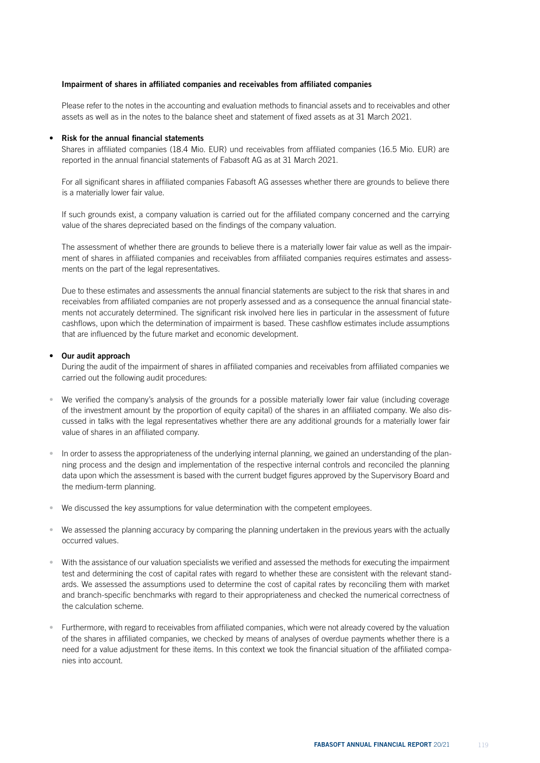**Impairment of shares in affiliated companies and receivables from affiliated companies**

Please refer to the notes in the accounting and evaluation methods to financial assets and to receivables and other assets as well as in the notes to the balance sheet and statement of fixed assets as at 31 March 2021.

- **Risk for the annual financial statements**

  Shares in affiliated companies (18.4 Mio. EUR) und receivables from affiliated companies (16.5 Mio. EUR) are reported in the annual financial statements of Fabasoft AG as at 31 March 2021.

  For all significant shares in affiliated companies Fabasoft AG assesses whether there are grounds to believe there is a materially lower fair value.

  If such grounds exist, a company valuation is carried out for the affiliated company concerned and the carrying value of the shares depreciated based on the findings of the company valuation.

  The assessment of whether there are grounds to believe there is a materially lower fair value as well as the impairment of shares in affiliated companies and receivables from affiliated companies requires estimates and assessments on the part of the legal representatives.

  Due to these estimates and assessments the annual financial statements are subject to the risk that shares in and receivables from affiliated companies are not properly assessed and as a consequence the annual financial statements not accurately determined. The significant risk involved here lies in particular in the assessment of future cashflows, upon which the determination of impairment is based. These cashflow estimates include assumptions that are influenced by the future market and economic development.

- **Our audit approach**

  During the audit of the impairment of shares in affiliated companies and receivables from affiliated companies we carried out the following audit procedures:

- We verified the company's analysis of the grounds for a possible materially lower fair value (including coverage of the investment amount by the proportion of equity capital) of the shares in an affiliated company. We also discussed in talks with the legal representatives whether there are any additional grounds for a materially lower fair value of shares in an affiliated company.

- In order to assess the appropriateness of the underlying internal planning, we gained an understanding of the planning process and the design and implementation of the respective internal controls and reconciled the planning data upon which the assessment is based with the current budget figures approved by the Supervisory Board and the medium-term planning.

- We discussed the key assumptions for value determination with the competent employees.

- We assessed the planning accuracy by comparing the planning undertaken in the previous years with the actually occurred values.

- With the assistance of our valuation specialists we verified and assessed the methods for executing the impairment test and determining the cost of capital rates with regard to whether these are consistent with the relevant standards. We assessed the assumptions used to determine the cost of capital rates by reconciling them with market and branch-specific benchmarks with regard to their appropriateness and checked the numerical correctness of the calculation scheme.

- Furthermore, with regard to receivables from affiliated companies, which were not already covered by the valuation of the shares in affiliated companies, we checked by means of analyses of overdue payments whether there is a need for a value adjustment for these items. In this context we took the financial situation of the affiliated companies into account.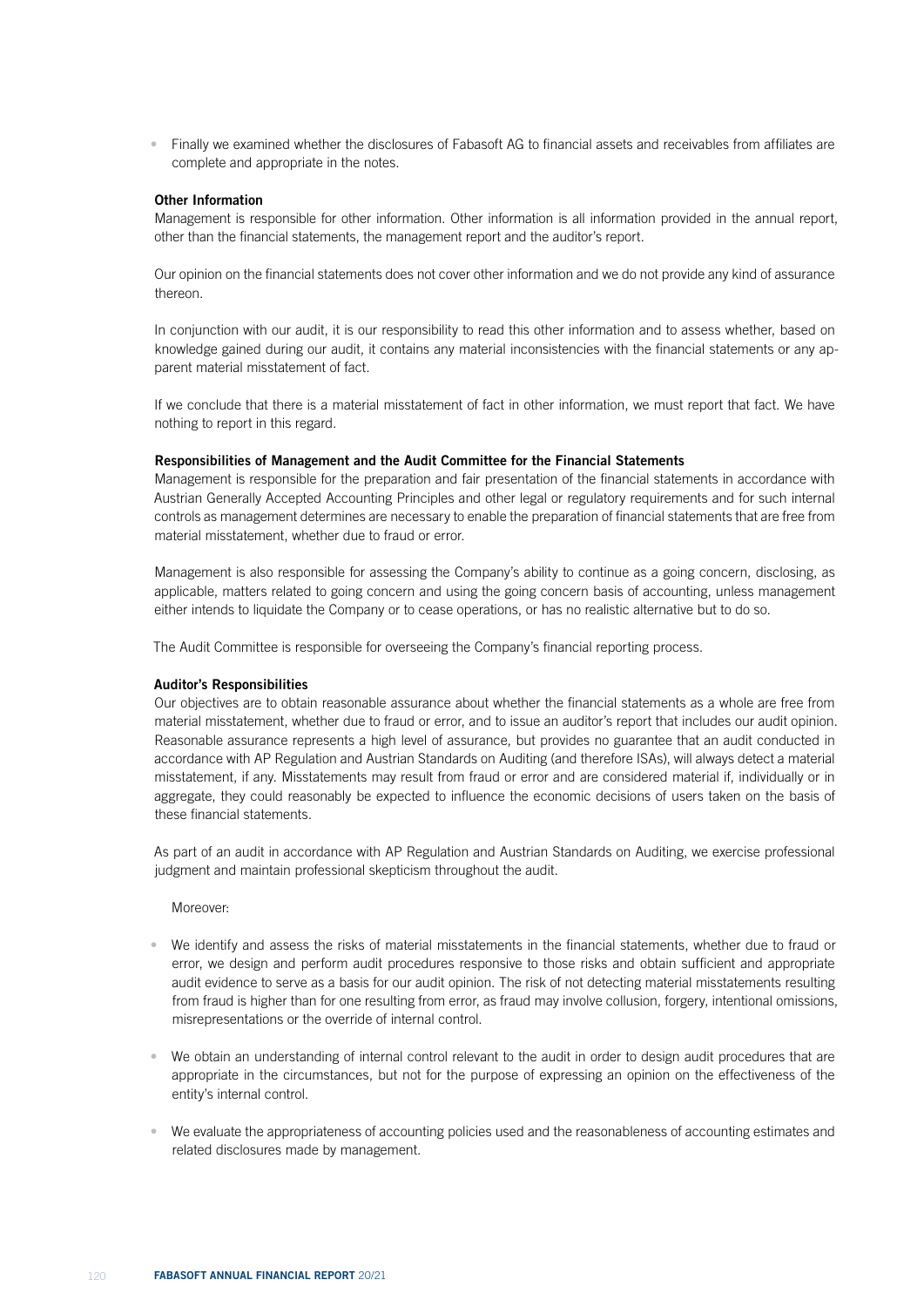- Finally we examined whether the disclosures of Fabasoft AG to financial assets and receivables from affiliates are complete and appropriate in the notes.

**Other Information**

Management is responsible for other information. Other information is all information provided in the annual report, other than the financial statements, the management report and the auditor's report.

Our opinion on the financial statements does not cover other information and we do not provide any kind of assurance thereon.

In conjunction with our audit, it is our responsibility to read this other information and to assess whether, based on knowledge gained during our audit, it contains any material inconsistencies with the financial statements or any apparent material misstatement of fact.

If we conclude that there is a material misstatement of fact in other information, we must report that fact. We have nothing to report in this regard.

**Responsibilities of Management and the Audit Committee for the Financial Statements**

Management is responsible for the preparation and fair presentation of the financial statements in accordance with Austrian Generally Accepted Accounting Principles and other legal or regulatory requirements and for such internal controls as management determines are necessary to enable the preparation of financial statements that are free from material misstatement, whether due to fraud or error.

Management is also responsible for assessing the Company's ability to continue as a going concern, disclosing, as applicable, matters related to going concern and using the going concern basis of accounting, unless management either intends to liquidate the Company or to cease operations, or has no realistic alternative but to do so.

The Audit Committee is responsible for overseeing the Company's financial reporting process.

**Auditor's Responsibilities**

Our objectives are to obtain reasonable assurance about whether the financial statements as a whole are free from material misstatement, whether due to fraud or error, and to issue an auditor's report that includes our audit opinion. Reasonable assurance represents a high level of assurance, but provides no guarantee that an audit conducted in accordance with AP Regulation and Austrian Standards on Auditing (and therefore ISAs), will always detect a material misstatement, if any. Misstatements may result from fraud or error and are considered material if, individually or in aggregate, they could reasonably be expected to influence the economic decisions of users taken on the basis of these financial statements.

As part of an audit in accordance with AP Regulation and Austrian Standards on Auditing, we exercise professional judgment and maintain professional skepticism throughout the audit.

Moreover:

- We identify and assess the risks of material misstatements in the financial statements, whether due to fraud or error, we design and perform audit procedures responsive to those risks and obtain sufficient and appropriate audit evidence to serve as a basis for our audit opinion. The risk of not detecting material misstatements resulting from fraud is higher than for one resulting from error, as fraud may involve collusion, forgery, intentional omissions, misrepresentations or the override of internal control.
- We obtain an understanding of internal control relevant to the audit in order to design audit procedures that are appropriate in the circumstances, but not for the purpose of expressing an opinion on the effectiveness of the entity's internal control.
- We evaluate the appropriateness of accounting policies used and the reasonableness of accounting estimates and related disclosures made by management.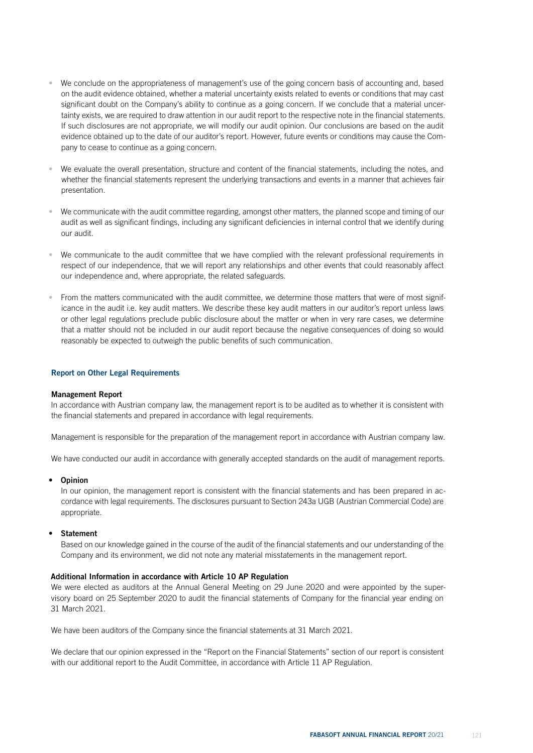- We conclude on the appropriateness of management's use of the going concern basis of accounting and, based on the audit evidence obtained, whether a material uncertainty exists related to events or conditions that may cast significant doubt on the Company's ability to continue as a going concern. If we conclude that a material uncertainty exists, we are required to draw attention in our audit report to the respective note in the financial statements. If such disclosures are not appropriate, we will modify our audit opinion. Our conclusions are based on the audit evidence obtained up to the date of our auditor's report. However, future events or conditions may cause the Company to cease to continue as a going concern.

- We evaluate the overall presentation, structure and content of the financial statements, including the notes, and whether the financial statements represent the underlying transactions and events in a manner that achieves fair presentation.

- We communicate with the audit committee regarding, amongst other matters, the planned scope and timing of our audit as well as significant findings, including any significant deficiencies in internal control that we identify during our audit.

- We communicate to the audit committee that we have complied with the relevant professional requirements in respect of our independence, that we will report any relationships and other events that could reasonably affect our independence and, where appropriate, the related safeguards.

- From the matters communicated with the audit committee, we determine those matters that were of most significance in the audit i.e. key audit matters. We describe these key audit matters in our auditor's report unless laws or other legal regulations preclude public disclosure about the matter or when in very rare cases, we determine that a matter should not be included in our audit report because the negative consequences of doing so would reasonably be expected to outweigh the public benefits of such communication.

## Report on Other Legal Requirements

**Management Report**

In accordance with Austrian company law, the management report is to be audited as to whether it is consistent with the financial statements and prepared in accordance with legal requirements.

Management is responsible for the preparation of the management report in accordance with Austrian company law.

We have conducted our audit in accordance with generally accepted standards on the audit of management reports.

- **Opinion**

  In our opinion, the management report is consistent with the financial statements and has been prepared in accordance with legal requirements. The disclosures pursuant to Section 243a UGB (Austrian Commercial Code) are appropriate.

- **Statement**

  Based on our knowledge gained in the course of the audit of the financial statements and our understanding of the Company and its environment, we did not note any material misstatements in the management report.

**Additional Information in accordance with Article 10 AP Regulation**

We were elected as auditors at the Annual General Meeting on 29 June 2020 and were appointed by the supervisory board on 25 September 2020 to audit the financial statements of Company for the financial year ending on 31 March 2021.

We have been auditors of the Company since the financial statements at 31 March 2021.

We declare that our opinion expressed in the "Report on the Financial Statements" section of our report is consistent with our additional report to the Audit Committee, in accordance with Article 11 AP Regulation.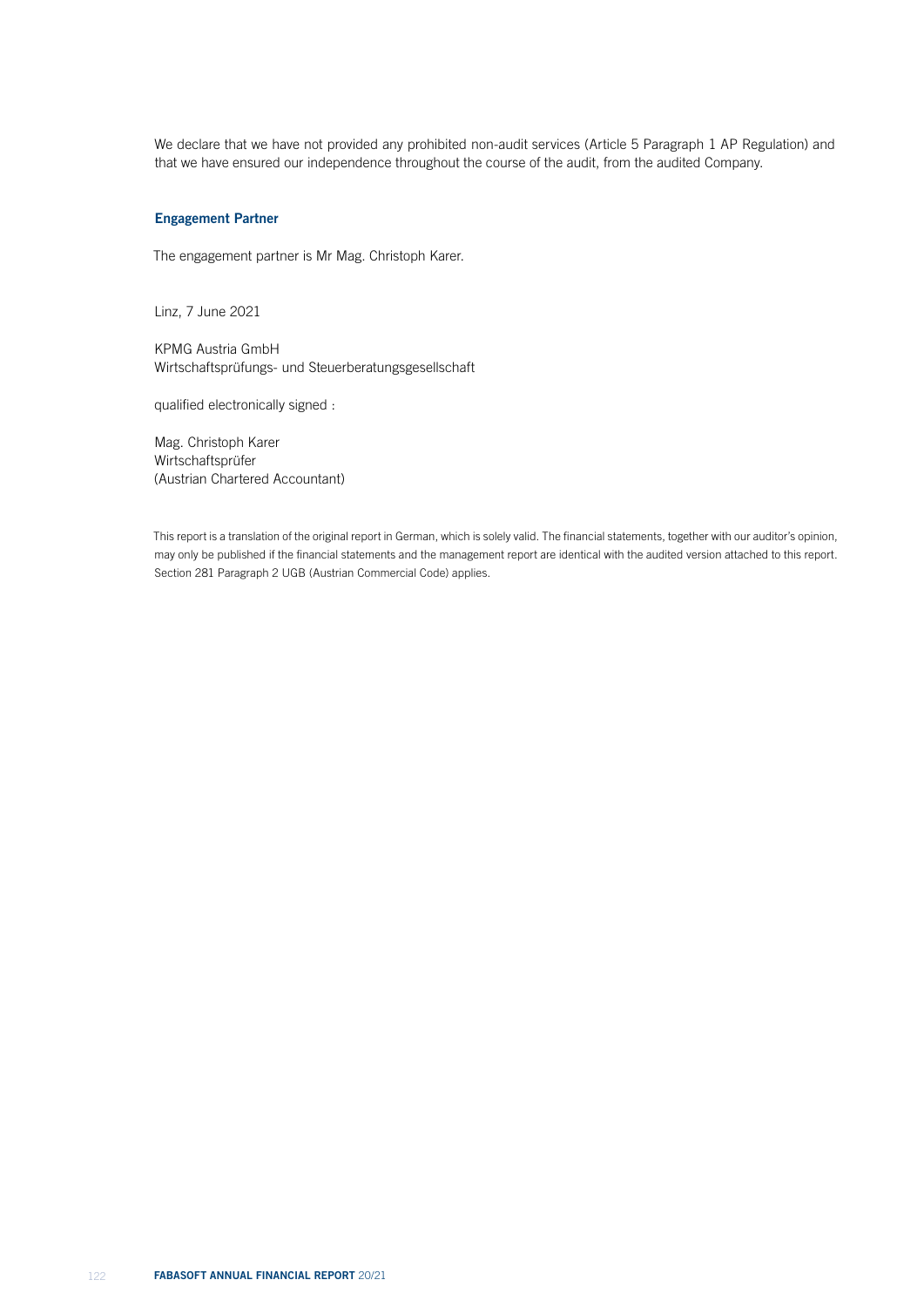We declare that we have not provided any prohibited non-audit services (Article 5 Paragraph 1 AP Regulation) and that we have ensured our independence throughout the course of the audit, from the audited Company.

### Engagement Partner

The engagement partner is Mr Mag. Christoph Karer.

Linz, 7 June 2021

KPMG Austria GmbH
Wirtschaftsprüfungs- und Steuerberatungsgesellschaft

qualified electronically signed :

Mag. Christoph Karer
Wirtschaftsprüfer
(Austrian Chartered Accountant)

This report is a translation of the original report in German, which is solely valid. The financial statements, together with our auditor's opinion, may only be published if the financial statements and the management report are identical with the audited version attached to this report. Section 281 Paragraph 2 UGB (Austrian Commercial Code) applies.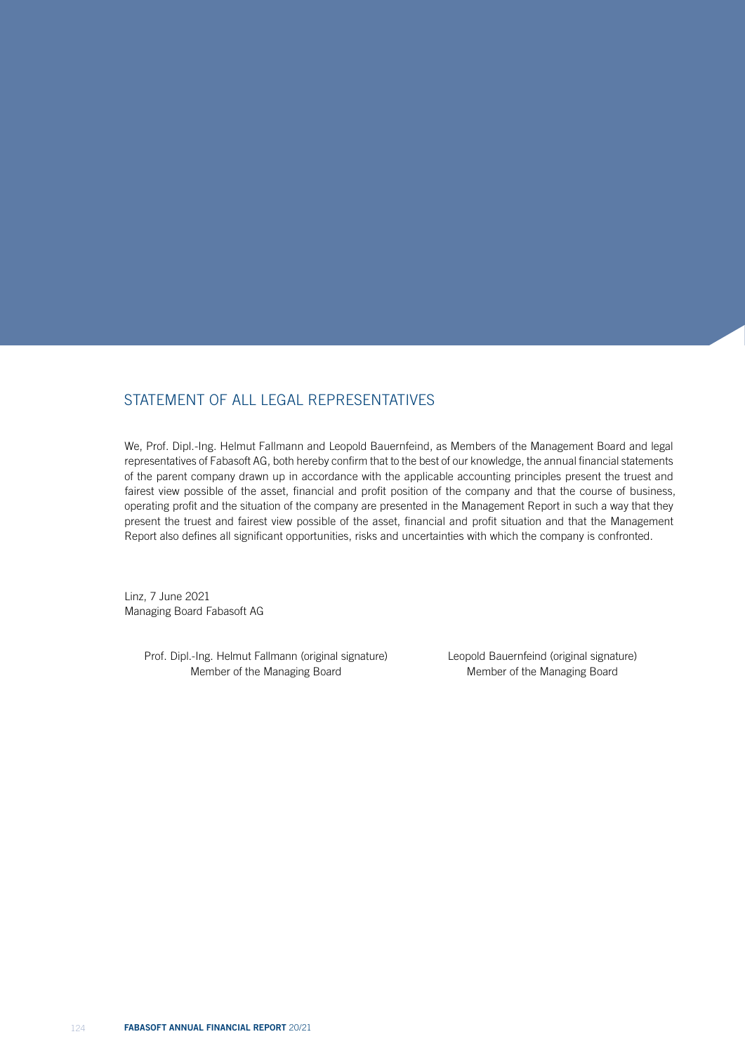## STATEMENT OF ALL LEGAL REPRESENTATIVES

We, Prof. Dipl.-Ing. Helmut Fallmann and Leopold Bauernfeind, as Members of the Management Board and legal representatives of Fabasoft AG, both hereby confirm that to the best of our knowledge, the annual financial statements of the parent company drawn up in accordance with the applicable accounting principles present the truest and fairest view possible of the asset, financial and profit position of the company and that the course of business, operating profit and the situation of the company are presented in the Management Report in such a way that they present the truest and fairest view possible of the asset, financial and profit situation and that the Management Report also defines all significant opportunities, risks and uncertainties with which the company is confronted.

Linz, 7 June 2021
Managing Board Fabasoft AG

Prof. Dipl.-Ing. Helmut Fallmann (original signature)
Member of the Managing Board

Leopold Bauernfeind (original signature)
Member of the Managing Board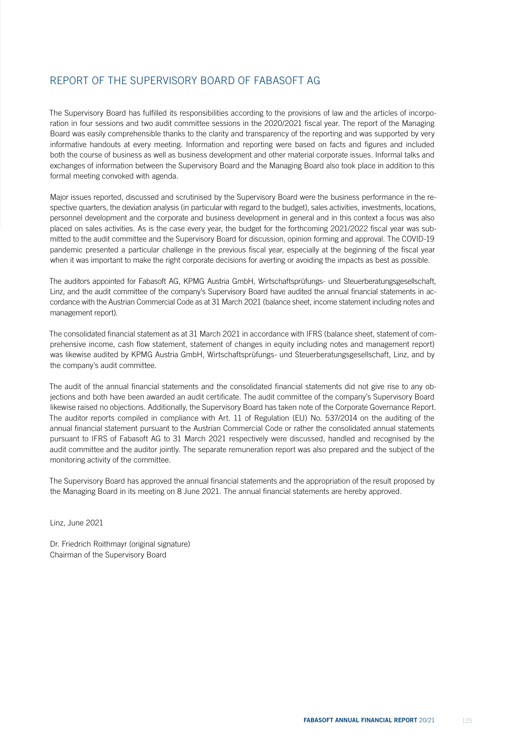# REPORT OF THE SUPERVISORY BOARD OF FABASOFT AG

The Supervisory Board has fulfilled its responsibilities according to the provisions of law and the articles of incorporation in four sessions and two audit committee sessions in the 2020/2021 fiscal year. The report of the Managing Board was easily comprehensible thanks to the clarity and transparency of the reporting and was supported by very informative handouts at every meeting. Information and reporting were based on facts and figures and included both the course of business as well as business development and other material corporate issues. Informal talks and exchanges of information between the Supervisory Board and the Managing Board also took place in addition to this formal meeting convoked with agenda.

Major issues reported, discussed and scrutinised by the Supervisory Board were the business performance in the respective quarters, the deviation analysis (in particular with regard to the budget), sales activities, investments, locations, personnel development and the corporate and business development in general and in this context a focus was also placed on sales activities. As is the case every year, the budget for the forthcoming 2021/2022 fiscal year was submitted to the audit committee and the Supervisory Board for discussion, opinion forming and approval. The COVID-19 pandemic presented a particular challenge in the previous fiscal year, especially at the beginning of the fiscal year when it was important to make the right corporate decisions for averting or avoiding the impacts as best as possible.

The auditors appointed for Fabasoft AG, KPMG Austria GmbH, Wirtschaftsprüfungs- und Steuerberatungsgesellschaft, Linz, and the audit committee of the company's Supervisory Board have audited the annual financial statements in accordance with the Austrian Commercial Code as at 31 March 2021 (balance sheet, income statement including notes and management report).

The consolidated financial statement as at 31 March 2021 in accordance with IFRS (balance sheet, statement of comprehensive income, cash flow statement, statement of changes in equity including notes and management report) was likewise audited by KPMG Austria GmbH, Wirtschaftsprüfungs- und Steuerberatungsgesellschaft, Linz, and by the company's audit committee.

The audit of the annual financial statements and the consolidated financial statements did not give rise to any objections and both have been awarded an audit certificate. The audit committee of the company's Supervisory Board likewise raised no objections. Additionally, the Supervisory Board has taken note of the Corporate Governance Report. The auditor reports compiled in compliance with Art. 11 of Regulation (EU) No. 537/2014 on the auditing of the annual financial statement pursuant to the Austrian Commercial Code or rather the consolidated annual statements pursuant to IFRS of Fabasoft AG to 31 March 2021 respectively were discussed, handled and recognised by the audit committee and the auditor jointly. The separate remuneration report was also prepared and the subject of the monitoring activity of the committee.

The Supervisory Board has approved the annual financial statements and the appropriation of the result proposed by the Managing Board in its meeting on 8 June 2021. The annual financial statements are hereby approved.

Linz, June 2021

Dr. Friedrich Roithmayr (original signature)
Chairman of the Supervisory Board